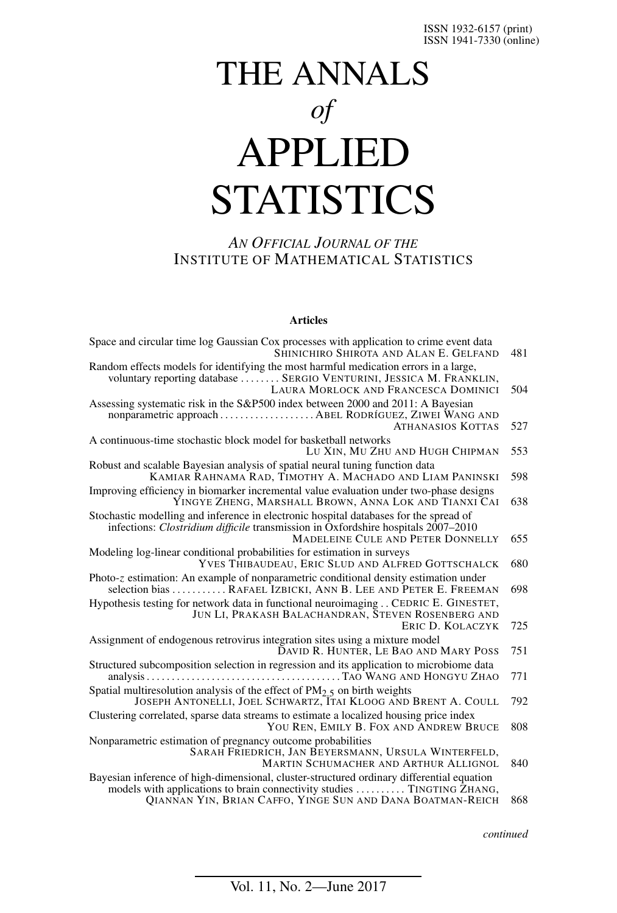ISSN 1932-6157 (print)
ISSN 1941-7330 (online)

# THE ANNALS *of* APPLIED STATISTICS

*AN OFFICIAL JOURNAL OF THE*
INSTITUTE OF MATHEMATICAL STATISTICS

**Articles**

Space and circular time log Gaussian Cox processes with application to crime event data
SHINICHIRO SHIROTA AND ALAN E. GELFAND 481

Random effects models for identifying the most harmful medication errors in a large, voluntary reporting database . . . . . . . . SERGIO VENTURINI, JESSICA M. FRANKLIN, LAURA MORLOCK AND FRANCESCA DOMINICI 504

Assessing systematic risk in the S&P500 index between 2000 and 2011: A Bayesian nonparametric approach . . . . . . . . . . . . . . . . . . . ABEL RODRÍGUEZ, ZIWEI WANG AND ATHANASIOS KOTTAS 527

A continuous-time stochastic block model for basketball networks
LU XIN, MU ZHU AND HUGH CHIPMAN 553

Robust and scalable Bayesian analysis of spatial neural tuning function data
KAMIAR RAHNAMA RAD, TIMOTHY A. MACHADO AND LIAM PANINSKI 598

Improving efficiency in biomarker incremental value evaluation under two-phase designs
YINGYE ZHENG, MARSHALL BROWN, ANNA LOK AND TIANXI CAI 638

Stochastic modelling and inference in electronic hospital databases for the spread of infections: *Clostridium difficile* transmission in Oxfordshire hospitals 2007–2010
MADELEINE CULE AND PETER DONNELLY 655

Modeling log-linear conditional probabilities for estimation in surveys
YVES THIBAUDEAU, ERIC SLUD AND ALFRED GOTTSCHALCK 680

Photo-$z$ estimation: An example of nonparametric conditional density estimation under selection bias . . . . . . . . . . . RAFAEL IZBICKI, ANN B. LEE AND PETER E. FREEMAN 698

Hypothesis testing for network data in functional neuroimaging . . CEDRIC E. GINESTET, JUN LI, PRAKASH BALACHANDRAN, STEVEN ROSENBERG AND ERIC D. KOLACZYK 725

Assignment of endogenous retrovirus integration sites using a mixture model
DAVID R. HUNTER, LE BAO AND MARY POSS 751

Structured subcomposition selection in regression and its application to microbiome data analysis . . . . . . . . . . . . . . . . . . . . . . . . . . . . . . . . . . . . . . TAO WANG AND HONGYU ZHAO 771

Spatial multiresolution analysis of the effect of $PM_{2.5}$ on birth weights
JOSEPH ANTONELLI, JOEL SCHWARTZ, ITAI KLOOG AND BRENT A. COULL 792

Clustering correlated, sparse data streams to estimate a localized housing price index
YOU REN, EMILY B. FOX AND ANDREW BRUCE 808

Nonparametric estimation of pregnancy outcome probabilities
SARAH FRIEDRICH, JAN BEYERSMANN, URSULA WINTERFELD, MARTIN SCHUMACHER AND ARTHUR ALLIGNOL 840

Bayesian inference of high-dimensional, cluster-structured ordinary differential equation models with applications to brain connectivity studies . . . . . . . . . . TINGTING ZHANG, QIANNAN YIN, BRIAN CAFFO, YINGE SUN AND DANA BOATMAN-REICH 868

*continued*

Vol. 11, No. 2—June 2017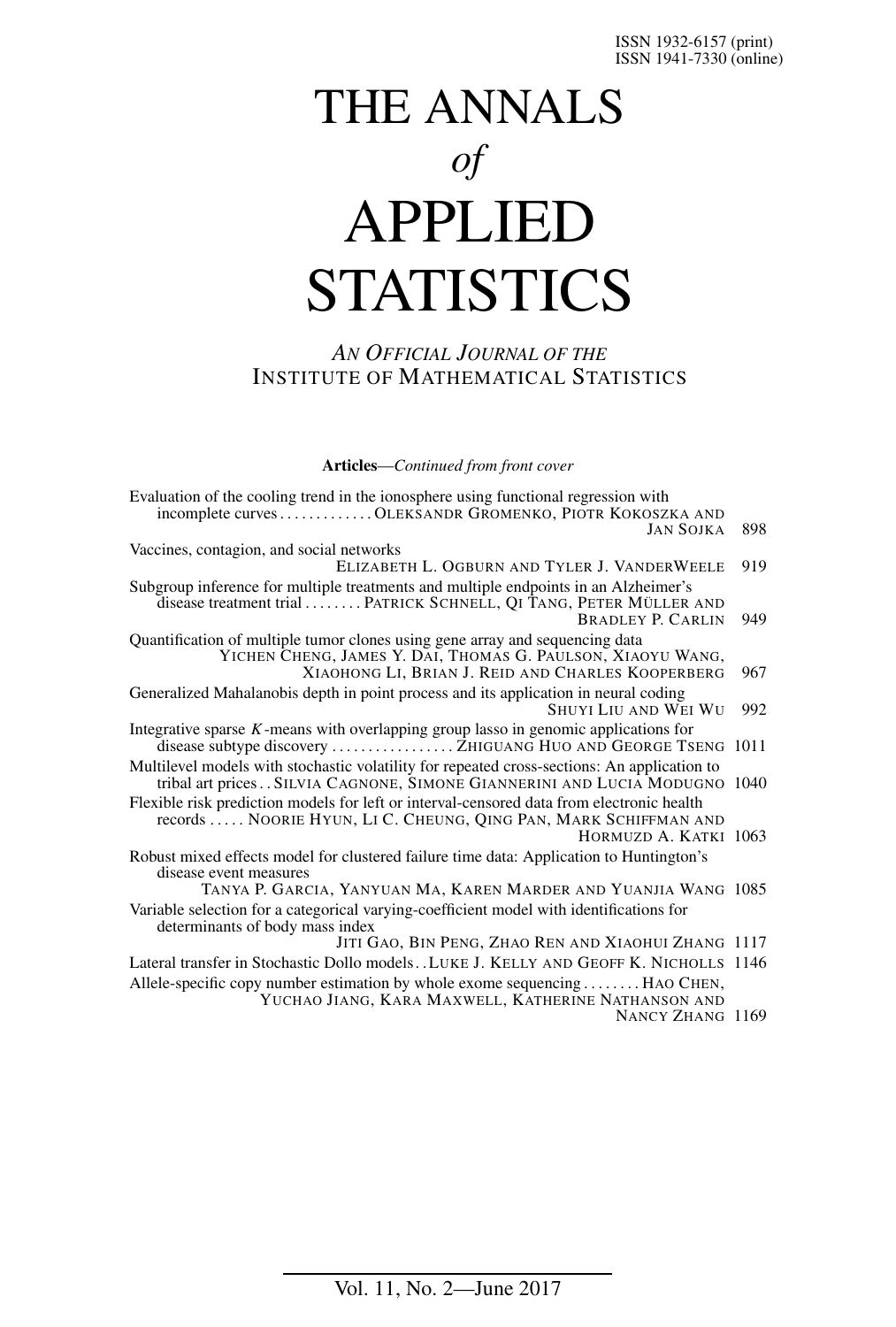ISSN 1932-6157 (print)
ISSN 1941-7330 (online)

# THE ANNALS *of* APPLIED STATISTICS

*AN OFFICIAL JOURNAL OF THE*
INSTITUTE OF MATHEMATICAL STATISTICS

**Articles**—*Continued from front cover*

Evaluation of the cooling trend in the ionosphere using functional regression with incomplete curves . . . . . . . . . . . . . OLEKSANDR GROMENKO, PIOTR KOKOSZKA AND JAN SOJKA 898

Vaccines, contagion, and social networks
ELIZABETH L. OGBURN AND TYLER J. VANDERWEELE 919

Subgroup inference for multiple treatments and multiple endpoints in an Alzheimer's disease treatment trial . . . . . . . . PATRICK SCHNELL, QI TANG, PETER MÜLLER AND BRADLEY P. CARLIN 949

Quantification of multiple tumor clones using gene array and sequencing data
YICHEN CHENG, JAMES Y. DAI, THOMAS G. PAULSON, XIAOYU WANG, XIAOHONG LI, BRIAN J. REID AND CHARLES KOOPERBERG 967

Generalized Mahalanobis depth in point process and its application in neural coding
SHUYI LIU AND WEI WU 992

Integrative sparse $K$-means with overlapping group lasso in genomic applications for disease subtype discovery . . . . . . . . . . . . . . . . . ZHIGUANG HUO AND GEORGE TSENG 1011

Multilevel models with stochastic volatility for repeated cross-sections: An application to tribal art prices . . SILVIA CAGNONE, SIMONE GIANNERINI AND LUCIA MODUGNO 1040

Flexible risk prediction models for left or interval-censored data from electronic health records . . . . . NOORIE HYUN, LI C. CHEUNG, QING PAN, MARK SCHIFFMAN AND HORMUZD A. KATKI 1063

Robust mixed effects model for clustered failure time data: Application to Huntington's disease event measures
TANYA P. GARCIA, YANYUAN MA, KAREN MARDER AND YUANJIA WANG 1085

Variable selection for a categorical varying-coefficient model with identifications for determinants of body mass index
JITI GAO, BIN PENG, ZHAO REN AND XIAOHUI ZHANG 1117

Lateral transfer in Stochastic Dollo models . . LUKE J. KELLY AND GEOFF K. NICHOLLS 1146

Allele-specific copy number estimation by whole exome sequencing . . . . . . . . HAO CHEN, YUCHAO JIANG, KARA MAXWELL, KATHERINE NATHANSON AND NANCY ZHANG 1169

Vol. 11, No. 2—June 2017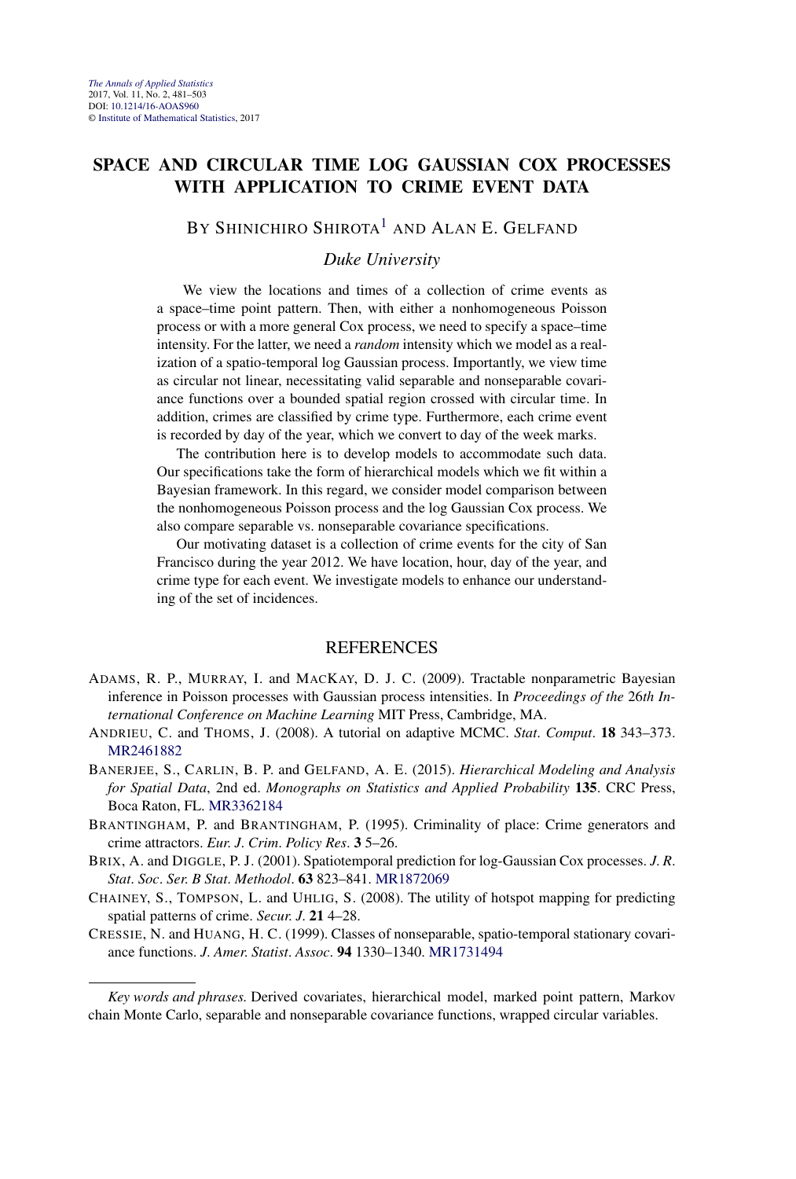# SPACE AND CIRCULAR TIME LOG GAUSSIAN COX PROCESSES WITH APPLICATION TO CRIME EVENT DATA

BY SHINICHIRO SHIROTA[1] AND ALAN E. GELFAND

*Duke University*

We view the locations and times of a collection of crime events as a space–time point pattern. Then, with either a nonhomogeneous Poisson process or with a more general Cox process, we need to specify a space–time intensity. For the latter, we need a *random* intensity which we model as a realization of a spatio-temporal log Gaussian process. Importantly, we view time as circular not linear, necessitating valid separable and nonseparable covariance functions over a bounded spatial region crossed with circular time. In addition, crimes are classified by crime type. Furthermore, each crime event is recorded by day of the year, which we convert to day of the week marks.

The contribution here is to develop models to accommodate such data. Our specifications take the form of hierarchical models which we fit within a Bayesian framework. In this regard, we consider model comparison between the nonhomogeneous Poisson process and the log Gaussian Cox process. We also compare separable vs. nonseparable covariance specifications.

Our motivating dataset is a collection of crime events for the city of San Francisco during the year 2012. We have location, hour, day of the year, and crime type for each event. We investigate models to enhance our understanding of the set of incidences.

## REFERENCES

ADAMS, R. P., MURRAY, I. and MACKAY, D. J. C. (2009). Tractable nonparametric Bayesian inference in Poisson processes with Gaussian process intensities. In *Proceedings of the* 26*th International Conference on Machine Learning* MIT Press, Cambridge, MA.

ANDRIEU, C. and THOMS, J. (2008). A tutorial on adaptive MCMC. *Stat*. *Comput*. **18** 343–373. MR2461882

BANERJEE, S., CARLIN, B. P. and GELFAND, A. E. (2015). *Hierarchical Modeling and Analysis for Spatial Data*, 2nd ed. *Monographs on Statistics and Applied Probability* **135**. CRC Press, Boca Raton, FL. MR3362184

BRANTINGHAM, P. and BRANTINGHAM, P. (1995). Criminality of place: Crime generators and crime attractors. *Eur*. *J*. *Crim*. *Policy Res*. **3** 5–26.

BRIX, A. and DIGGLE, P. J. (2001). Spatiotemporal prediction for log-Gaussian Cox processes. *J*. *R*. *Stat*. *Soc*. *Ser*. *B Stat*. *Methodol*. **63** 823–841. MR1872069

CHAINEY, S., TOMPSON, L. and UHLIG, S. (2008). The utility of hotspot mapping for predicting spatial patterns of crime. *Secur*. *J*. **21** 4–28.

CRESSIE, N. and HUANG, H. C. (1999). Classes of nonseparable, spatio-temporal stationary covariance functions. *J*. *Amer*. *Statist*. *Assoc*. **94** 1330–1340. MR1731494

*Key words and phrases.* Derived covariates, hierarchical model, marked point pattern, Markov chain Monte Carlo, separable and nonseparable covariance functions, wrapped circular variables.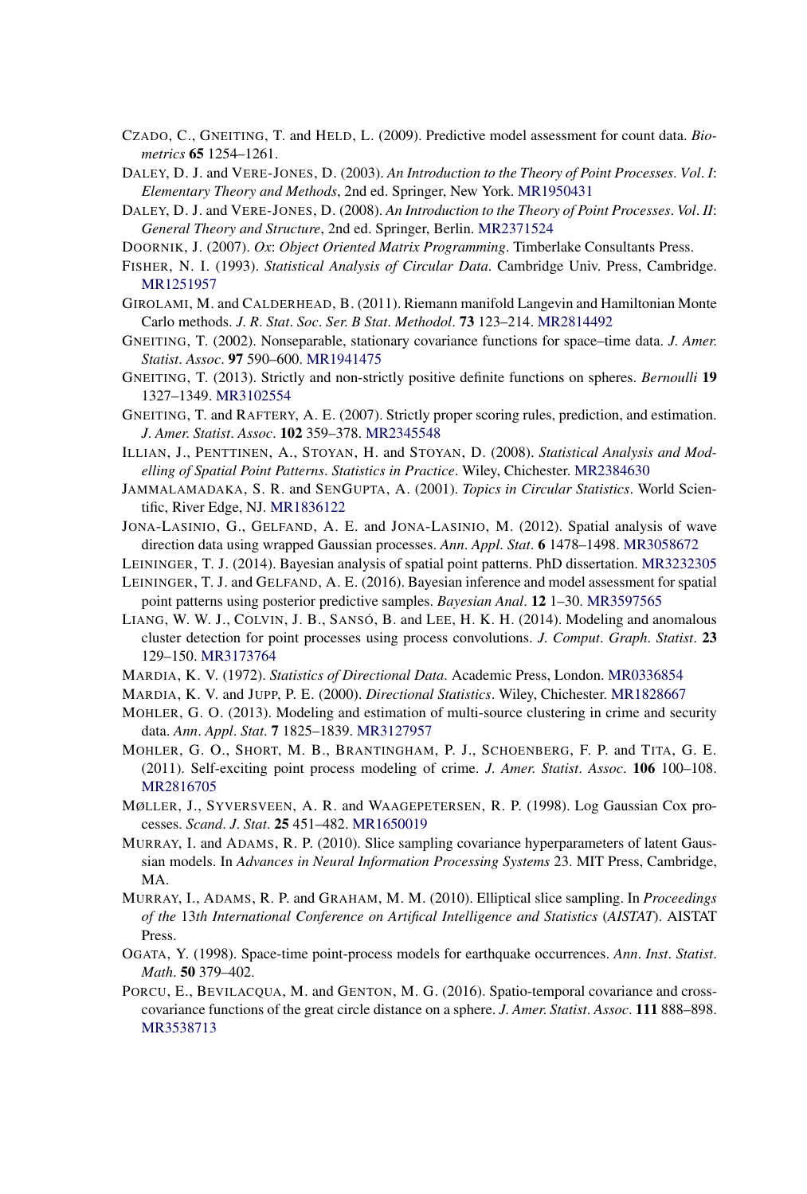CZADO, C., GNEITING, T. and HELD, L. (2009). Predictive model assessment for count data. *Biometrics* **65** 1254–1261.

DALEY, D. J. and VERE-JONES, D. (2003). *An Introduction to the Theory of Point Processes*. *Vol*. *I*: *Elementary Theory and Methods*, 2nd ed. Springer, New York. MR1950431

DALEY, D. J. and VERE-JONES, D. (2008). *An Introduction to the Theory of Point Processes*. *Vol*. *II*: *General Theory and Structure*, 2nd ed. Springer, Berlin. MR2371524

DOORNIK, J. (2007). *Ox*: *Object Oriented Matrix Programming*. Timberlake Consultants Press.

FISHER, N. I. (1993). *Statistical Analysis of Circular Data*. Cambridge Univ. Press, Cambridge. MR1251957

GIROLAMI, M. and CALDERHEAD, B. (2011). Riemann manifold Langevin and Hamiltonian Monte Carlo methods. *J*. *R*. *Stat*. *Soc*. *Ser*. *B Stat*. *Methodol*. **73** 123–214. MR2814492

GNEITING, T. (2002). Nonseparable, stationary covariance functions for space–time data. *J*. *Amer*. *Statist*. *Assoc*. **97** 590–600. MR1941475

GNEITING, T. (2013). Strictly and non-strictly positive definite functions on spheres. *Bernoulli* **19** 1327–1349. MR3102554

GNEITING, T. and RAFTERY, A. E. (2007). Strictly proper scoring rules, prediction, and estimation. *J*. *Amer*. *Statist*. *Assoc*. **102** 359–378. MR2345548

ILLIAN, J., PENTTINEN, A., STOYAN, H. and STOYAN, D. (2008). *Statistical Analysis and Modelling of Spatial Point Patterns*. *Statistics in Practice*. Wiley, Chichester. MR2384630

JAMMALAMADAKA, S. R. and SENGUPTA, A. (2001). *Topics in Circular Statistics*. World Scientific, River Edge, NJ. MR1836122

JONA-LASINIO, G., GELFAND, A. E. and JONA-LASINIO, M. (2012). Spatial analysis of wave direction data using wrapped Gaussian processes. *Ann*. *Appl*. *Stat*. **6** 1478–1498. MR3058672

LEININGER, T. J. (2014). Bayesian analysis of spatial point patterns. PhD dissertation. MR3232305

LEININGER, T. J. and GELFAND, A. E. (2016). Bayesian inference and model assessment for spatial point patterns using posterior predictive samples. *Bayesian Anal*. **12** 1–30. MR3597565

LIANG, W. W. J., COLVIN, J. B., SANSÓ, B. and LEE, H. K. H. (2014). Modeling and anomalous cluster detection for point processes using process convolutions. *J*. *Comput*. *Graph*. *Statist*. **23** 129–150. MR3173764

MARDIA, K. V. (1972). *Statistics of Directional Data*. Academic Press, London. MR0336854

MARDIA, K. V. and JUPP, P. E. (2000). *Directional Statistics*. Wiley, Chichester. MR1828667

MOHLER, G. O. (2013). Modeling and estimation of multi-source clustering in crime and security data. *Ann*. *Appl*. *Stat*. **7** 1825–1839. MR3127957

MOHLER, G. O., SHORT, M. B., BRANTINGHAM, P. J., SCHOENBERG, F. P. and TITA, G. E. (2011). Self-exciting point process modeling of crime. *J*. *Amer*. *Statist*. *Assoc*. **106** 100–108. MR2816705

MØLLER, J., SYVERSVEEN, A. R. and WAAGEPETERSEN, R. P. (1998). Log Gaussian Cox processes. *Scand*. *J*. *Stat*. **25** 451–482. MR1650019

MURRAY, I. and ADAMS, R. P. (2010). Slice sampling covariance hyperparameters of latent Gaussian models. In *Advances in Neural Information Processing Systems* 23. MIT Press, Cambridge, MA.

MURRAY, I., ADAMS, R. P. and GRAHAM, M. M. (2010). Elliptical slice sampling. In *Proceedings of the* 13*th International Conference on Artifical Intelligence and Statistics* (*AISTAT*). AISTAT Press.

OGATA, Y. (1998). Space-time point-process models for earthquake occurrences. *Ann*. *Inst*. *Statist*. *Math*. **50** 379–402.

PORCU, E., BEVILACQUA, M. and GENTON, M. G. (2016). Spatio-temporal covariance and cross-covariance functions of the great circle distance on a sphere. *J*. *Amer*. *Statist*. *Assoc*. **111** 888–898. MR3538713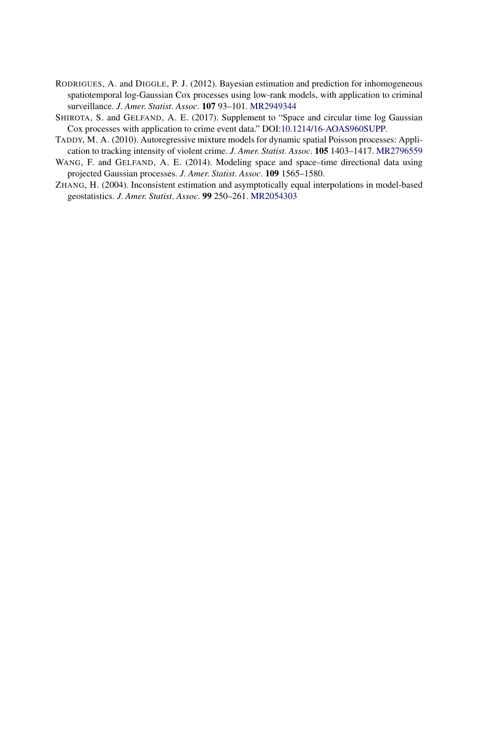RODRIGUES, A. and DIGGLE, P. J. (2012). Bayesian estimation and prediction for inhomogeneous spatiotemporal log-Gaussian Cox processes using low-rank models, with application to criminal surveillance. *J. Amer. Statist. Assoc.* **107** 93–101. MR2949344

SHIROTA, S. and GELFAND, A. E. (2017). Supplement to "Space and circular time log Gaussian Cox processes with application to crime event data." DOI:10.1214/16-AOAS960SUPP.

TADDY, M. A. (2010). Autoregressive mixture models for dynamic spatial Poisson processes: Application to tracking intensity of violent crime. *J. Amer. Statist. Assoc.* **105** 1403–1417. MR2796559

WANG, F. and GELFAND, A. E. (2014). Modeling space and space–time directional data using projected Gaussian processes. *J. Amer. Statist. Assoc.* **109** 1565–1580.

ZHANG, H. (2004). Inconsistent estimation and asymptotically equal interpolations in model-based geostatistics. *J. Amer. Statist. Assoc.* **99** 250–261. MR2054303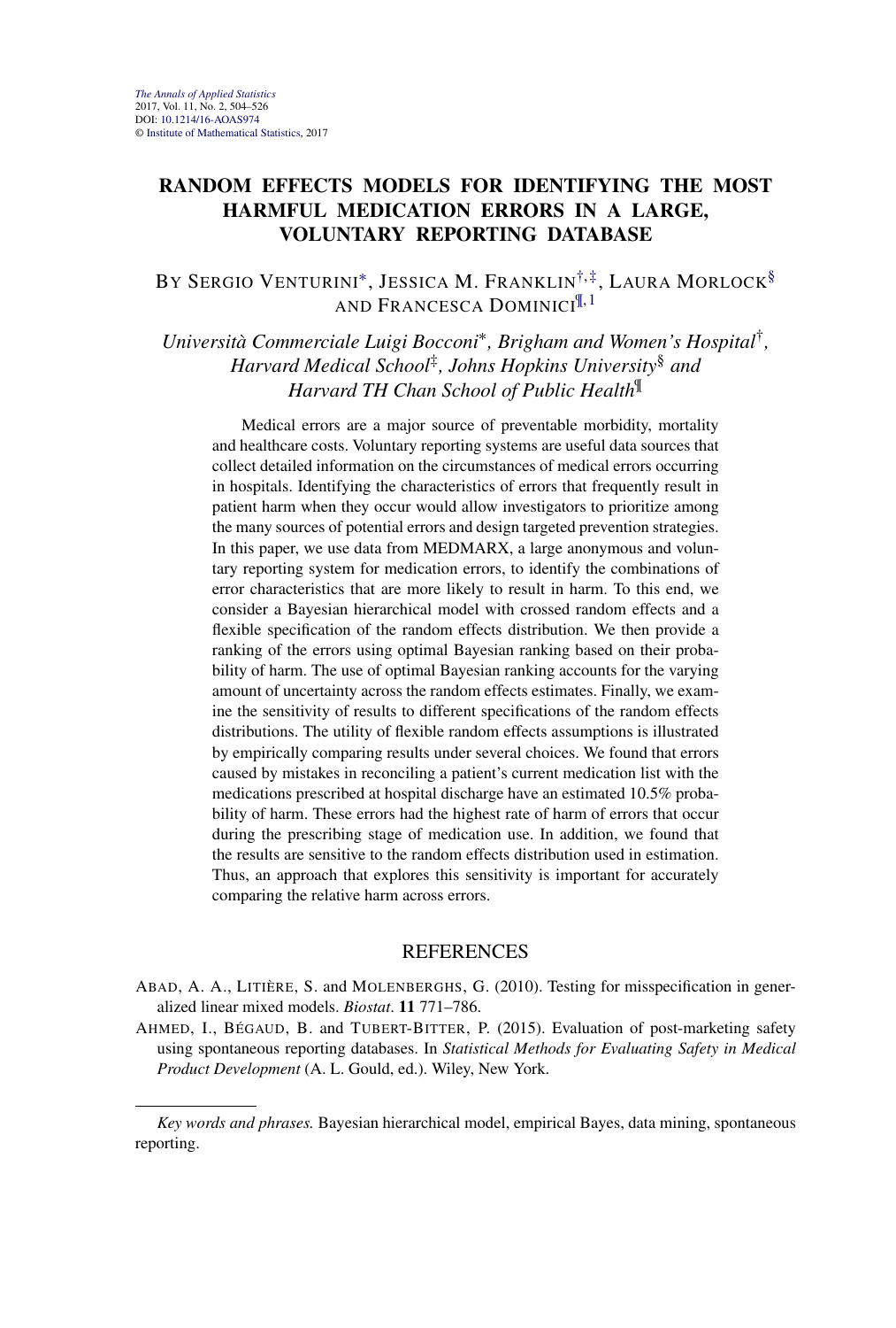# RANDOM EFFECTS MODELS FOR IDENTIFYING THE MOST HARMFUL MEDICATION ERRORS IN A LARGE, VOLUNTARY REPORTING DATABASE

BY SERGIO VENTURINI[*], JESSICA M. FRANKLIN[†,‡], LAURA MORLOCK[§] AND FRANCESCA DOMINICI[¶,1]

*Università Commerciale Luigi Bocconi*[*], *Brigham and Women's Hospital*[†], *Harvard Medical School*[‡], *Johns Hopkins University*[§] *and Harvard TH Chan School of Public Health*[¶]

Medical errors are a major source of preventable morbidity, mortality and healthcare costs. Voluntary reporting systems are useful data sources that collect detailed information on the circumstances of medical errors occurring in hospitals. Identifying the characteristics of errors that frequently result in patient harm when they occur would allow investigators to prioritize among the many sources of potential errors and design targeted prevention strategies. In this paper, we use data from MEDMARX, a large anonymous and voluntary reporting system for medication errors, to identify the combinations of error characteristics that are more likely to result in harm. To this end, we consider a Bayesian hierarchical model with crossed random effects and a flexible specification of the random effects distribution. We then provide a ranking of the errors using optimal Bayesian ranking based on their probability of harm. The use of optimal Bayesian ranking accounts for the varying amount of uncertainty across the random effects estimates. Finally, we examine the sensitivity of results to different specifications of the random effects distributions. The utility of flexible random effects assumptions is illustrated by empirically comparing results under several choices. We found that errors caused by mistakes in reconciling a patient's current medication list with the medications prescribed at hospital discharge have an estimated 10.5% probability of harm. These errors had the highest rate of harm of errors that occur during the prescribing stage of medication use. In addition, we found that the results are sensitive to the random effects distribution used in estimation. Thus, an approach that explores this sensitivity is important for accurately comparing the relative harm across errors.

## REFERENCES

ABAD, A. A., LITIÈRE, S. and MOLENBERGHS, G. (2010). Testing for misspecification in generalized linear mixed models. *Biostat*. **11** 771–786.

AHMED, I., BÉGAUD, B. and TUBERT-BITTER, P. (2015). Evaluation of post-marketing safety using spontaneous reporting databases. In *Statistical Methods for Evaluating Safety in Medical Product Development* (A. L. Gould, ed.). Wiley, New York.

---

*Key words and phrases.* Bayesian hierarchical model, empirical Bayes, data mining, spontaneous reporting.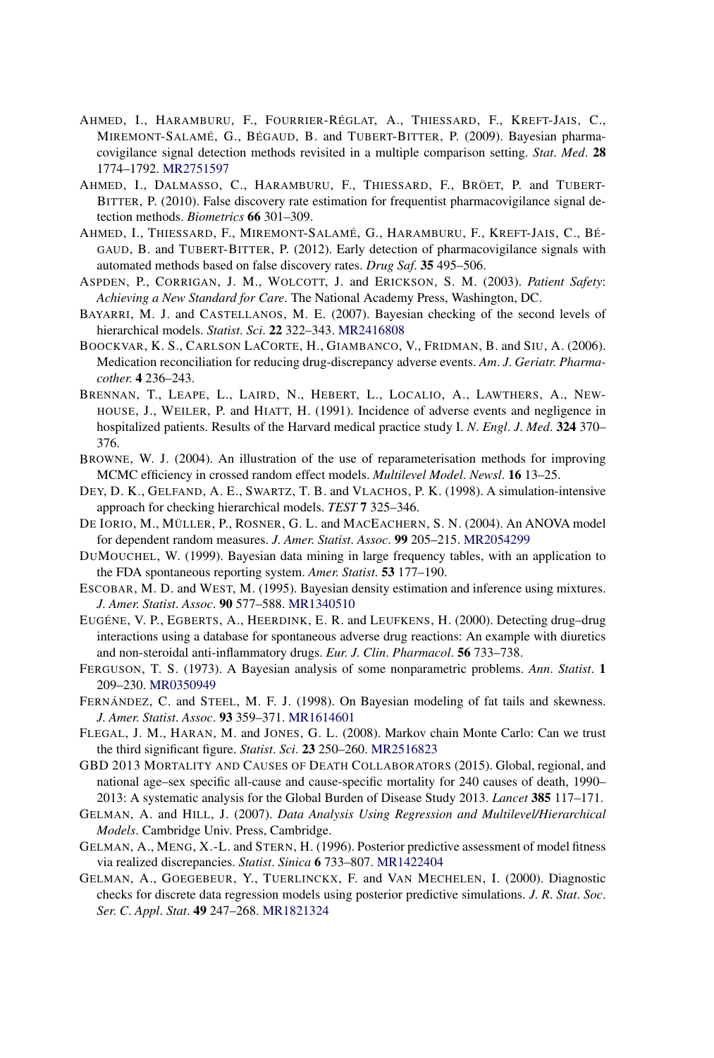AHMED, I., HARAMBURU, F., FOURRIER-RÉGLAT, A., THIESSARD, F., KREFT-JAIS, C., MIREMONT-SALAMÉ, G., BÉGAUD, B. and TUBERT-BITTER, P. (2009). Bayesian pharmacovigilance signal detection methods revisited in a multiple comparison setting. *Stat. Med.* **28** 1774–1792. MR2751597

AHMED, I., DALMASSO, C., HARAMBURU, F., THIESSARD, F., BRÖET, P. and TUBERT-BITTER, P. (2010). False discovery rate estimation for frequentist pharmacovigilance signal detection methods. *Biometrics* **66** 301–309.

AHMED, I., THIESSARD, F., MIREMONT-SALAMÉ, G., HARAMBURU, F., KREFT-JAIS, C., BÉGAUD, B. and TUBERT-BITTER, P. (2012). Early detection of pharmacovigilance signals with automated methods based on false discovery rates. *Drug Saf.* **35** 495–506.

ASPDEN, P., CORRIGAN, J. M., WOLCOTT, J. and ERICKSON, S. M. (2003). *Patient Safety: Achieving a New Standard for Care*. The National Academy Press, Washington, DC.

BAYARRI, M. J. and CASTELLANOS, M. E. (2007). Bayesian checking of the second levels of hierarchical models. *Statist. Sci.* **22** 322–343. MR2416808

BOOCKVAR, K. S., CARLSON LACORTE, H., GIAMBANCO, V., FRIDMAN, B. and SIU, A. (2006). Medication reconciliation for reducing drug-discrepancy adverse events. *Am. J. Geriatr. Pharmacother.* **4** 236–243.

BRENNAN, T., LEAPE, L., LAIRD, N., HEBERT, L., LOCALIO, A., LAWTHERS, A., NEWHOUSE, J., WEILER, P. and HIATT, H. (1991). Incidence of adverse events and negligence in hospitalized patients. Results of the Harvard medical practice study I. *N. Engl. J. Med.* **324** 370–376.

BROWNE, W. J. (2004). An illustration of the use of reparameterisation methods for improving MCMC efficiency in crossed random effect models. *Multilevel Model. Newsl.* **16** 13–25.

DEY, D. K., GELFAND, A. E., SWARTZ, T. B. and VLACHOS, P. K. (1998). A simulation-intensive approach for checking hierarchical models. *TEST* **7** 325–346.

DE IORIO, M., MÜLLER, P., ROSNER, G. L. and MACEACHERN, S. N. (2004). An ANOVA model for dependent random measures. *J. Amer. Statist. Assoc.* **99** 205–215. MR2054299

DUMOUCHEL, W. (1999). Bayesian data mining in large frequency tables, with an application to the FDA spontaneous reporting system. *Amer. Statist.* **53** 177–190.

ESCOBAR, M. D. and WEST, M. (1995). Bayesian density estimation and inference using mixtures. *J. Amer. Statist. Assoc.* **90** 577–588. MR1340510

EUGÉNE, V. P., EGBERTS, A., HEERDINK, E. R. and LEUFKENS, H. (2000). Detecting drug–drug interactions using a database for spontaneous adverse drug reactions: An example with diuretics and non-steroidal anti-inflammatory drugs. *Eur. J. Clin. Pharmacol.* **56** 733–738.

FERGUSON, T. S. (1973). A Bayesian analysis of some nonparametric problems. *Ann. Statist.* **1** 209–230. MR0350949

FERNÁNDEZ, C. and STEEL, M. F. J. (1998). On Bayesian modeling of fat tails and skewness. *J. Amer. Statist. Assoc.* **93** 359–371. MR1614601

FLEGAL, J. M., HARAN, M. and JONES, G. L. (2008). Markov chain Monte Carlo: Can we trust the third significant figure. *Statist. Sci.* **23** 250–260. MR2516823

GBD 2013 MORTALITY AND CAUSES OF DEATH COLLABORATORS (2015). Global, regional, and national age–sex specific all-cause and cause-specific mortality for 240 causes of death, 1990–2013: A systematic analysis for the Global Burden of Disease Study 2013. *Lancet* **385** 117–171.

GELMAN, A. and HILL, J. (2007). *Data Analysis Using Regression and Multilevel/Hierarchical Models*. Cambridge Univ. Press, Cambridge.

GELMAN, A., MENG, X.-L. and STERN, H. (1996). Posterior predictive assessment of model fitness via realized discrepancies. *Statist. Sinica* **6** 733–807. MR1422404

GELMAN, A., GOEGEBEUR, Y., TUERLINCKX, F. and VAN MECHELEN, I. (2000). Diagnostic checks for discrete data regression models using posterior predictive simulations. *J. R. Stat. Soc. Ser. C. Appl. Stat.* **49** 247–268. MR1821324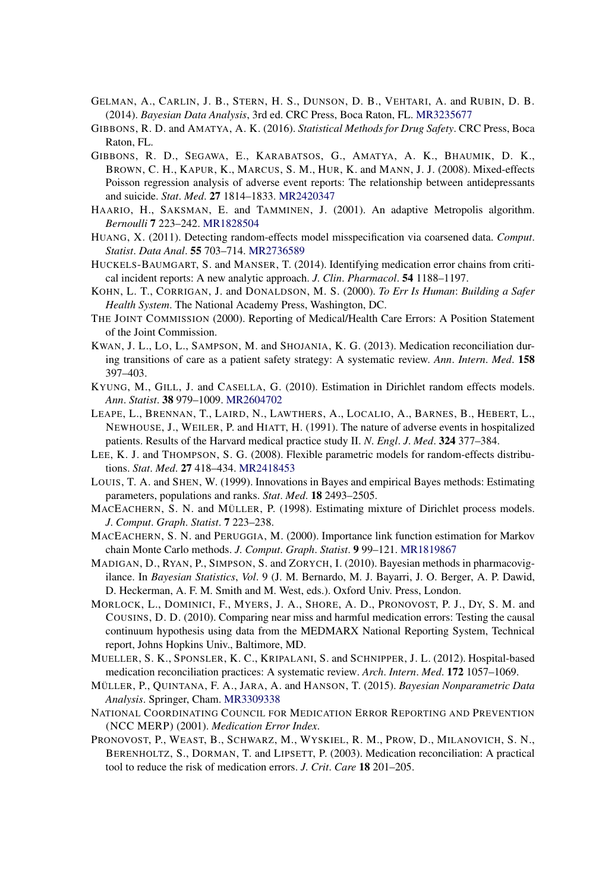GELMAN, A., CARLIN, J. B., STERN, H. S., DUNSON, D. B., VEHTARI, A. and RUBIN, D. B. (2014). *Bayesian Data Analysis*, 3rd ed. CRC Press, Boca Raton, FL. MR3235677

GIBBONS, R. D. and AMATYA, A. K. (2016). *Statistical Methods for Drug Safety*. CRC Press, Boca Raton, FL.

GIBBONS, R. D., SEGAWA, E., KARABATSOS, G., AMATYA, A. K., BHAUMIK, D. K., BROWN, C. H., KAPUR, K., MARCUS, S. M., HUR, K. and MANN, J. J. (2008). Mixed-effects Poisson regression analysis of adverse event reports: The relationship between antidepressants and suicide. *Stat. Med.* **27** 1814–1833. MR2420347

HAARIO, H., SAKSMAN, E. and TAMMINEN, J. (2001). An adaptive Metropolis algorithm. *Bernoulli* **7** 223–242. MR1828504

HUANG, X. (2011). Detecting random-effects model misspecification via coarsened data. *Comput. Statist. Data Anal.* **55** 703–714. MR2736589

HUCKELS-BAUMGART, S. and MANSER, T. (2014). Identifying medication error chains from critical incident reports: A new analytic approach. *J. Clin. Pharmacol.* **54** 1188–1197.

KOHN, L. T., CORRIGAN, J. and DONALDSON, M. S. (2000). *To Err Is Human*: *Building a Safer Health System*. The National Academy Press, Washington, DC.

THE JOINT COMMISSION (2000). Reporting of Medical/Health Care Errors: A Position Statement of the Joint Commission.

KWAN, J. L., LO, L., SAMPSON, M. and SHOJANIA, K. G. (2013). Medication reconciliation during transitions of care as a patient safety strategy: A systematic review. *Ann. Intern. Med.* **158** 397–403.

KYUNG, M., GILL, J. and CASELLA, G. (2010). Estimation in Dirichlet random effects models. *Ann. Statist.* **38** 979–1009. MR2604702

LEAPE, L., BRENNAN, T., LAIRD, N., LAWTHERS, A., LOCALIO, A., BARNES, B., HEBERT, L., NEWHOUSE, J., WEILER, P. and HIATT, H. (1991). The nature of adverse events in hospitalized patients. Results of the Harvard medical practice study II. *N. Engl. J. Med.* **324** 377–384.

LEE, K. J. and THOMPSON, S. G. (2008). Flexible parametric models for random-effects distributions. *Stat. Med.* **27** 418–434. MR2418453

LOUIS, T. A. and SHEN, W. (1999). Innovations in Bayes and empirical Bayes methods: Estimating parameters, populations and ranks. *Stat. Med.* **18** 2493–2505.

MACEACHERN, S. N. and MÜLLER, P. (1998). Estimating mixture of Dirichlet process models. *J. Comput. Graph. Statist.* **7** 223–238.

MACEACHERN, S. N. and PERUGGIA, M. (2000). Importance link function estimation for Markov chain Monte Carlo methods. *J. Comput. Graph. Statist.* **9** 99–121. MR1819867

MADIGAN, D., RYAN, P., SIMPSON, S. and ZORYCH, I. (2010). Bayesian methods in pharmacovigilance. In *Bayesian Statistics*, *Vol.* 9 (J. M. Bernardo, M. J. Bayarri, J. O. Berger, A. P. Dawid, D. Heckerman, A. F. M. Smith and M. West, eds.). Oxford Univ. Press, London.

MORLOCK, L., DOMINICI, F., MYERS, J. A., SHORE, A. D., PRONOVOST, P. J., DY, S. M. and COUSINS, D. D. (2010). Comparing near miss and harmful medication errors: Testing the causal continuum hypothesis using data from the MEDMARX National Reporting System, Technical report, Johns Hopkins Univ., Baltimore, MD.

MUELLER, S. K., SPONSLER, K. C., KRIPALANI, S. and SCHNIPPER, J. L. (2012). Hospital-based medication reconciliation practices: A systematic review. *Arch. Intern. Med.* **172** 1057–1069.

MÜLLER, P., QUINTANA, F. A., JARA, A. and HANSON, T. (2015). *Bayesian Nonparametric Data Analysis*. Springer, Cham. MR3309338

NATIONAL COORDINATING COUNCIL FOR MEDICATION ERROR REPORTING AND PREVENTION (NCC MERP) (2001). *Medication Error Index*.

PRONOVOST, P., WEAST, B., SCHWARZ, M., WYSKIEL, R. M., PROW, D., MILANOVICH, S. N., BERENHOLTZ, S., DORMAN, T. and LIPSETT, P. (2003). Medication reconciliation: A practical tool to reduce the risk of medication errors. *J. Crit. Care* **18** 201–205.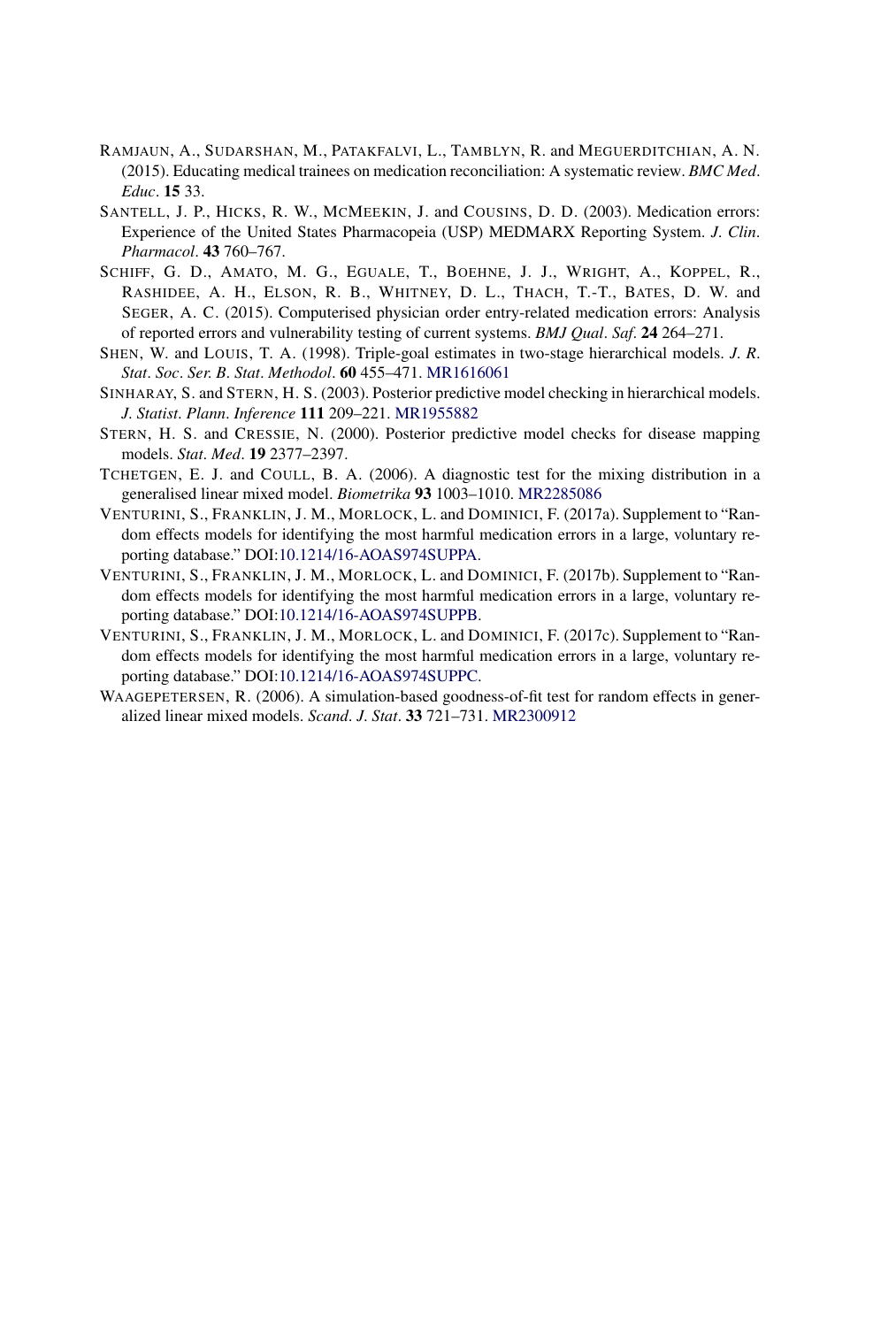RAMJAUN, A., SUDARSHAN, M., PATAKFALVI, L., TAMBLYN, R. and MEGUERDITCHIAN, A. N. (2015). Educating medical trainees on medication reconciliation: A systematic review. *BMC Med. Educ.* **15** 33.

SANTELL, J. P., HICKS, R. W., MCMEEKIN, J. and COUSINS, D. D. (2003). Medication errors: Experience of the United States Pharmacopeia (USP) MEDMARX Reporting System. *J. Clin. Pharmacol.* **43** 760–767.

SCHIFF, G. D., AMATO, M. G., EGUALE, T., BOEHNE, J. J., WRIGHT, A., KOPPEL, R., RASHIDEE, A. H., ELSON, R. B., WHITNEY, D. L., THACH, T.-T., BATES, D. W. and SEGER, A. C. (2015). Computerised physician order entry-related medication errors: Analysis of reported errors and vulnerability testing of current systems. *BMJ Qual. Saf.* **24** 264–271.

SHEN, W. and LOUIS, T. A. (1998). Triple-goal estimates in two-stage hierarchical models. *J. R. Stat. Soc. Ser. B. Stat. Methodol.* **60** 455–471. MR1616061

SINHARAY, S. and STERN, H. S. (2003). Posterior predictive model checking in hierarchical models. *J. Statist. Plann. Inference* **111** 209–221. MR1955882

STERN, H. S. and CRESSIE, N. (2000). Posterior predictive model checks for disease mapping models. *Stat. Med.* **19** 2377–2397.

TCHETGEN, E. J. and COULL, B. A. (2006). A diagnostic test for the mixing distribution in a generalised linear mixed model. *Biometrika* **93** 1003–1010. MR2285086

VENTURINI, S., FRANKLIN, J. M., MORLOCK, L. and DOMINICI, F. (2017a). Supplement to "Random effects models for identifying the most harmful medication errors in a large, voluntary reporting database." DOI:10.1214/16-AOAS974SUPPA.

VENTURINI, S., FRANKLIN, J. M., MORLOCK, L. and DOMINICI, F. (2017b). Supplement to "Random effects models for identifying the most harmful medication errors in a large, voluntary reporting database." DOI:10.1214/16-AOAS974SUPPB.

VENTURINI, S., FRANKLIN, J. M., MORLOCK, L. and DOMINICI, F. (2017c). Supplement to "Random effects models for identifying the most harmful medication errors in a large, voluntary reporting database." DOI:10.1214/16-AOAS974SUPPC.

WAAGEPETERSEN, R. (2006). A simulation-based goodness-of-fit test for random effects in generalized linear mixed models. *Scand. J. Stat.* **33** 721–731. MR2300912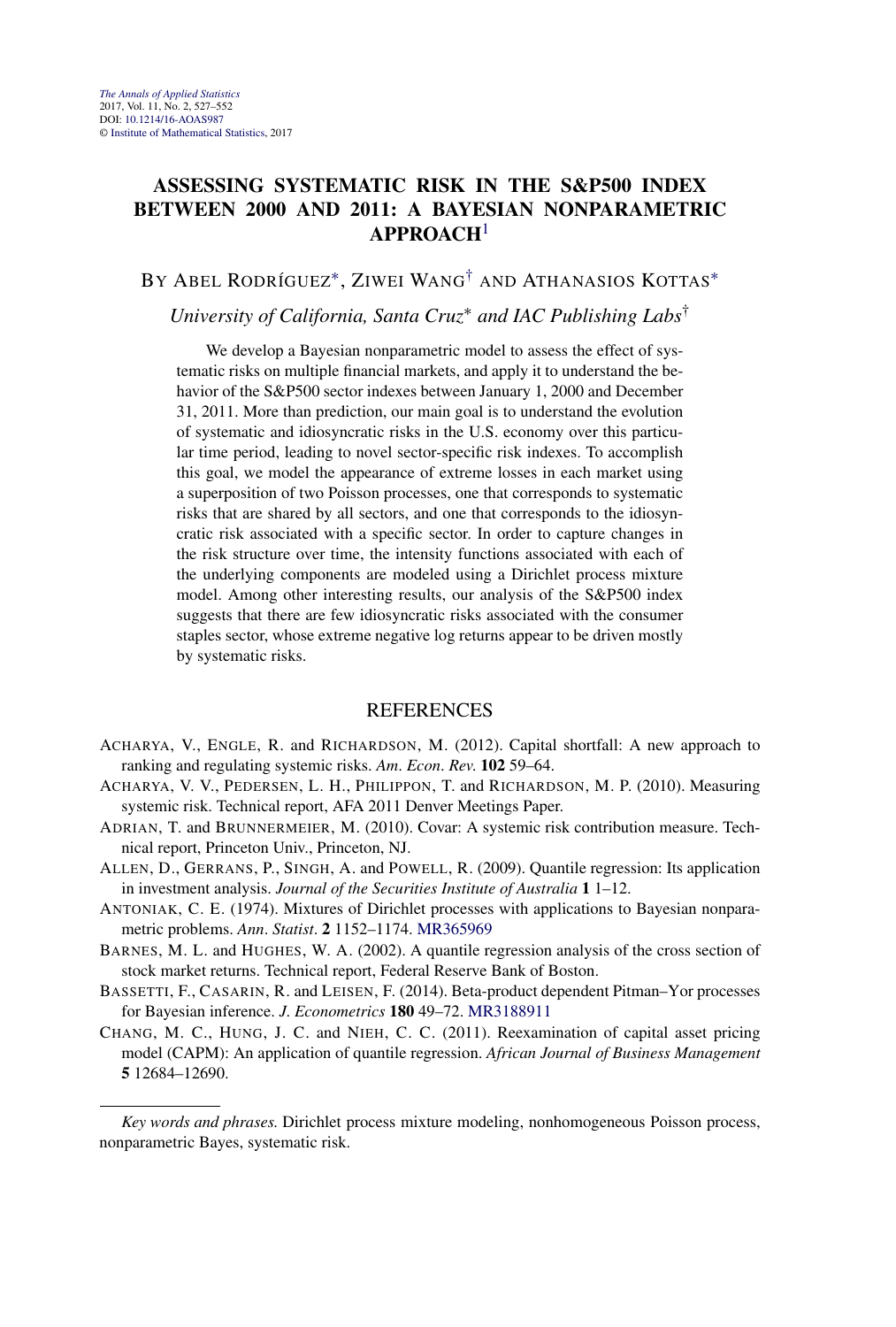# ASSESSING SYSTEMATIC RISK IN THE S&P500 INDEX BETWEEN 2000 AND 2011: A BAYESIAN NONPARAMETRIC APPROACH[1]

BY ABEL RODRÍGUEZ[*], ZIWEI WANG[†] AND ATHANASIOS KOTTAS[*]

*University of California, Santa Cruz*[*] *and IAC Publishing Labs*[†]

We develop a Bayesian nonparametric model to assess the effect of systematic risks on multiple financial markets, and apply it to understand the behavior of the S&P500 sector indexes between January 1, 2000 and December 31, 2011. More than prediction, our main goal is to understand the evolution of systematic and idiosyncratic risks in the U.S. economy over this particular time period, leading to novel sector-specific risk indexes. To accomplish this goal, we model the appearance of extreme losses in each market using a superposition of two Poisson processes, one that corresponds to systematic risks that are shared by all sectors, and one that corresponds to the idiosyncratic risk associated with a specific sector. In order to capture changes in the risk structure over time, the intensity functions associated with each of the underlying components are modeled using a Dirichlet process mixture model. Among other interesting results, our analysis of the S&P500 index suggests that there are few idiosyncratic risks associated with the consumer staples sector, whose extreme negative log returns appear to be driven mostly by systematic risks.

## REFERENCES

ACHARYA, V., ENGLE, R. and RICHARDSON, M. (2012). Capital shortfall: A new approach to ranking and regulating systemic risks. *Am. Econ. Rev.* **102** 59–64.

ACHARYA, V. V., PEDERSEN, L. H., PHILIPPON, T. and RICHARDSON, M. P. (2010). Measuring systemic risk. Technical report, AFA 2011 Denver Meetings Paper.

ADRIAN, T. and BRUNNERMEIER, M. (2010). Covar: A systemic risk contribution measure. Technical report, Princeton Univ., Princeton, NJ.

ALLEN, D., GERRANS, P., SINGH, A. and POWELL, R. (2009). Quantile regression: Its application in investment analysis. *Journal of the Securities Institute of Australia* **1** 1–12.

ANTONIAK, C. E. (1974). Mixtures of Dirichlet processes with applications to Bayesian nonparametric problems. *Ann. Statist.* **2** 1152–1174. MR365969

BARNES, M. L. and HUGHES, W. A. (2002). A quantile regression analysis of the cross section of stock market returns. Technical report, Federal Reserve Bank of Boston.

BASSETTI, F., CASARIN, R. and LEISEN, F. (2014). Beta-product dependent Pitman–Yor processes for Bayesian inference. *J. Econometrics* **180** 49–72. MR3188911

CHANG, M. C., HUNG, J. C. and NIEH, C. C. (2011). Reexamination of capital asset pricing model (CAPM): An application of quantile regression. *African Journal of Business Management* **5** 12684–12690.

*Key words and phrases.* Dirichlet process mixture modeling, nonhomogeneous Poisson process, nonparametric Bayes, systematic risk.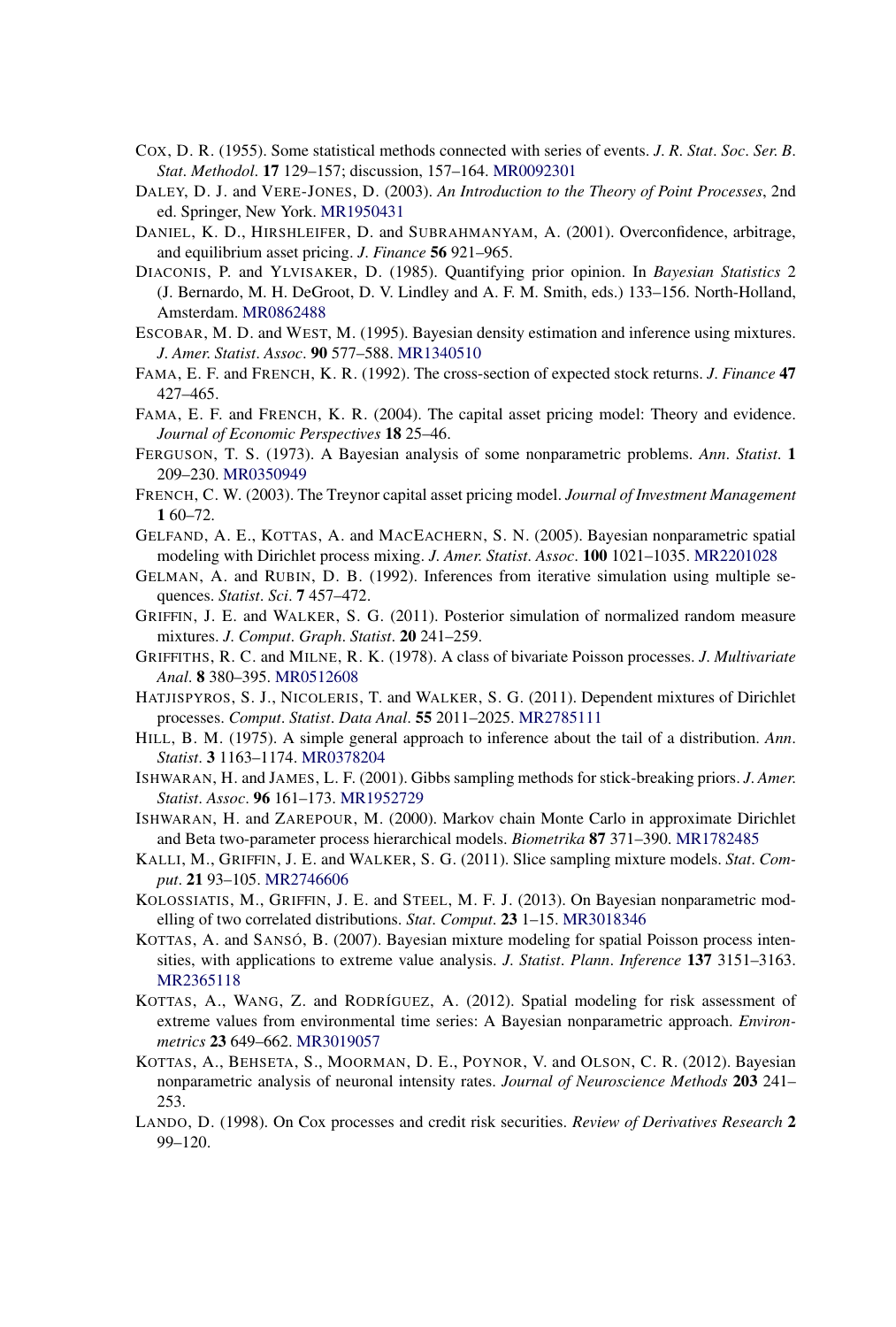Cox, D. R. (1955). Some statistical methods connected with series of events. *J. R. Stat. Soc. Ser. B. Stat. Methodol.* **17** 129–157; discussion, 157–164. MR0092301

Daley, D. J. and Vere-Jones, D. (2003). *An Introduction to the Theory of Point Processes*, 2nd ed. Springer, New York. MR1950431

Daniel, K. D., Hirshleifer, D. and Subrahmanyam, A. (2001). Overconfidence, arbitrage, and equilibrium asset pricing. *J. Finance* **56** 921–965.

Diaconis, P. and Ylvisaker, D. (1985). Quantifying prior opinion. In *Bayesian Statistics* 2 (J. Bernardo, M. H. DeGroot, D. V. Lindley and A. F. M. Smith, eds.) 133–156. North-Holland, Amsterdam. MR0862488

Escobar, M. D. and West, M. (1995). Bayesian density estimation and inference using mixtures. *J. Amer. Statist. Assoc.* **90** 577–588. MR1340510

Fama, E. F. and French, K. R. (1992). The cross-section of expected stock returns. *J. Finance* **47** 427–465.

Fama, E. F. and French, K. R. (2004). The capital asset pricing model: Theory and evidence. *Journal of Economic Perspectives* **18** 25–46.

Ferguson, T. S. (1973). A Bayesian analysis of some nonparametric problems. *Ann. Statist.* **1** 209–230. MR0350949

French, C. W. (2003). The Treynor capital asset pricing model. *Journal of Investment Management* **1** 60–72.

Gelfand, A. E., Kottas, A. and MacEachern, S. N. (2005). Bayesian nonparametric spatial modeling with Dirichlet process mixing. *J. Amer. Statist. Assoc.* **100** 1021–1035. MR2201028

Gelman, A. and Rubin, D. B. (1992). Inferences from iterative simulation using multiple sequences. *Statist. Sci.* **7** 457–472.

Griffin, J. E. and Walker, S. G. (2011). Posterior simulation of normalized random measure mixtures. *J. Comput. Graph. Statist.* **20** 241–259.

Griffiths, R. C. and Milne, R. K. (1978). A class of bivariate Poisson processes. *J. Multivariate Anal.* **8** 380–395. MR0512608

Hatjispyros, S. J., Nicoleris, T. and Walker, S. G. (2011). Dependent mixtures of Dirichlet processes. *Comput. Statist. Data Anal.* **55** 2011–2025. MR2785111

Hill, B. M. (1975). A simple general approach to inference about the tail of a distribution. *Ann. Statist.* **3** 1163–1174. MR0378204

Ishwaran, H. and James, L. F. (2001). Gibbs sampling methods for stick-breaking priors. *J. Amer. Statist. Assoc.* **96** 161–173. MR1952729

Ishwaran, H. and Zarepour, M. (2000). Markov chain Monte Carlo in approximate Dirichlet and Beta two-parameter process hierarchical models. *Biometrika* **87** 371–390. MR1782485

Kalli, M., Griffin, J. E. and Walker, S. G. (2011). Slice sampling mixture models. *Stat. Comput.* **21** 93–105. MR2746606

Kolossiatis, M., Griffin, J. E. and Steel, M. F. J. (2013). On Bayesian nonparametric modelling of two correlated distributions. *Stat. Comput.* **23** 1–15. MR3018346

Kottas, A. and Sansó, B. (2007). Bayesian mixture modeling for spatial Poisson process intensities, with applications to extreme value analysis. *J. Statist. Plann. Inference* **137** 3151–3163. MR2365118

Kottas, A., Wang, Z. and Rodríguez, A. (2012). Spatial modeling for risk assessment of extreme values from environmental time series: A Bayesian nonparametric approach. *Environmetrics* **23** 649–662. MR3019057

Kottas, A., Behseta, S., Moorman, D. E., Poynor, V. and Olson, C. R. (2012). Bayesian nonparametric analysis of neuronal intensity rates. *Journal of Neuroscience Methods* **203** 241–253.

Lando, D. (1998). On Cox processes and credit risk securities. *Review of Derivatives Research* **2** 99–120.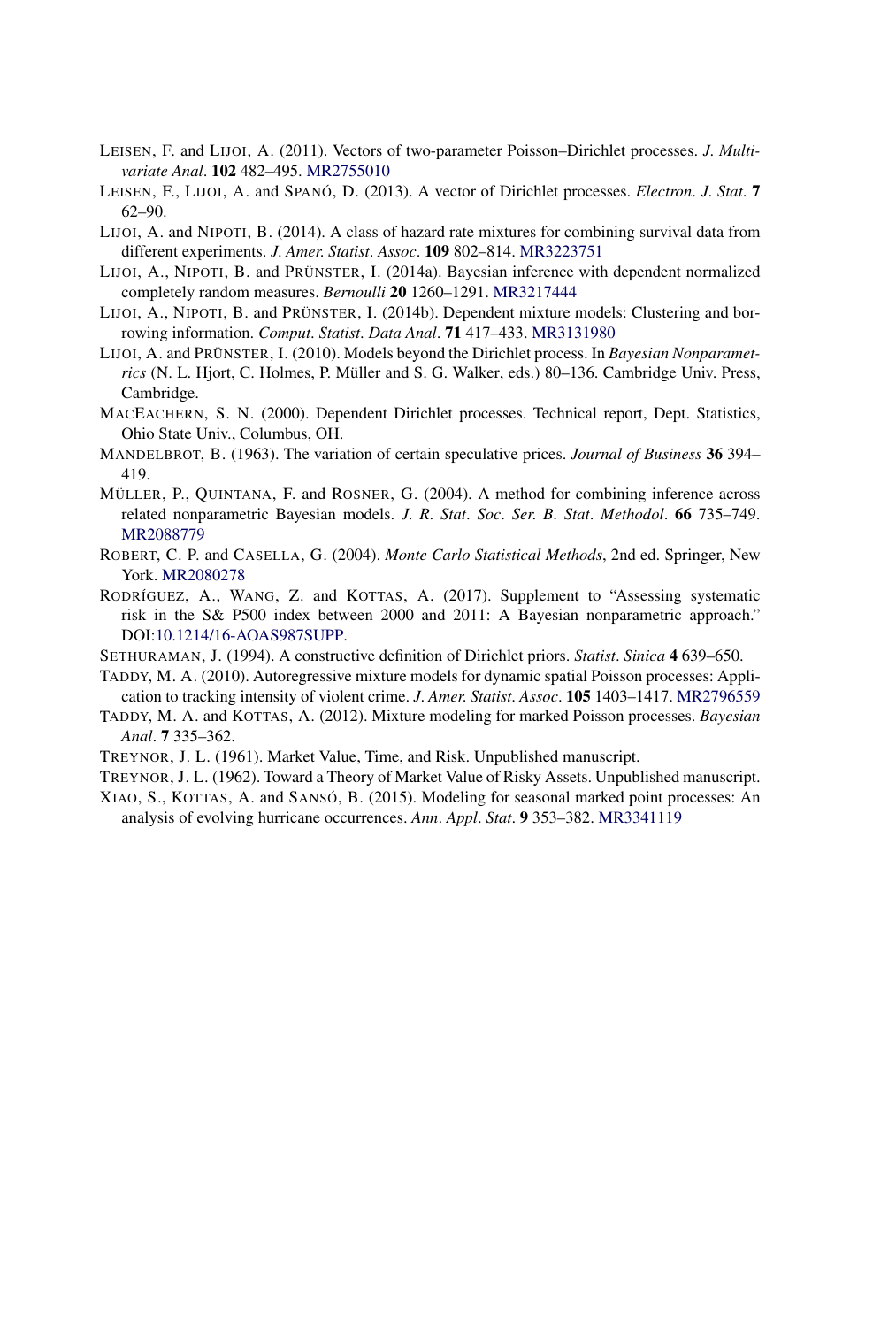LEISEN, F. and LIJOI, A. (2011). Vectors of two-parameter Poisson–Dirichlet processes. *J. Multivariate Anal*. **102** 482–495. MR2755010

LEISEN, F., LIJOI, A. and SPANÓ, D. (2013). A vector of Dirichlet processes. *Electron. J. Stat*. **7** 62–90.

LIJOI, A. and NIPOTI, B. (2014). A class of hazard rate mixtures for combining survival data from different experiments. *J. Amer. Statist. Assoc*. **109** 802–814. MR3223751

LIJOI, A., NIPOTI, B. and PRÜNSTER, I. (2014a). Bayesian inference with dependent normalized completely random measures. *Bernoulli* **20** 1260–1291. MR3217444

LIJOI, A., NIPOTI, B. and PRÜNSTER, I. (2014b). Dependent mixture models: Clustering and borrowing information. *Comput. Statist. Data Anal*. **71** 417–433. MR3131980

LIJOI, A. and PRÜNSTER, I. (2010). Models beyond the Dirichlet process. In *Bayesian Nonparametrics* (N. L. Hjort, C. Holmes, P. Müller and S. G. Walker, eds.) 80–136. Cambridge Univ. Press, Cambridge.

MACEACHERN, S. N. (2000). Dependent Dirichlet processes. Technical report, Dept. Statistics, Ohio State Univ., Columbus, OH.

MANDELBROT, B. (1963). The variation of certain speculative prices. *Journal of Business* **36** 394–419.

MÜLLER, P., QUINTANA, F. and ROSNER, G. (2004). A method for combining inference across related nonparametric Bayesian models. *J. R. Stat. Soc. Ser. B. Stat. Methodol*. **66** 735–749. MR2088779

ROBERT, C. P. and CASELLA, G. (2004). *Monte Carlo Statistical Methods*, 2nd ed. Springer, New York. MR2080278

RODRÍGUEZ, A., WANG, Z. and KOTTAS, A. (2017). Supplement to "Assessing systematic risk in the S& P500 index between 2000 and 2011: A Bayesian nonparametric approach." DOI:10.1214/16-AOAS987SUPP.

SETHURAMAN, J. (1994). A constructive definition of Dirichlet priors. *Statist. Sinica* **4** 639–650.

TADDY, M. A. (2010). Autoregressive mixture models for dynamic spatial Poisson processes: Application to tracking intensity of violent crime. *J. Amer. Statist. Assoc*. **105** 1403–1417. MR2796559

TADDY, M. A. and KOTTAS, A. (2012). Mixture modeling for marked Poisson processes. *Bayesian Anal*. **7** 335–362.

TREYNOR, J. L. (1961). Market Value, Time, and Risk. Unpublished manuscript.

TREYNOR, J. L. (1962). Toward a Theory of Market Value of Risky Assets. Unpublished manuscript.

XIAO, S., KOTTAS, A. and SANSÓ, B. (2015). Modeling for seasonal marked point processes: An analysis of evolving hurricane occurrences. *Ann. Appl. Stat*. **9** 353–382. MR3341119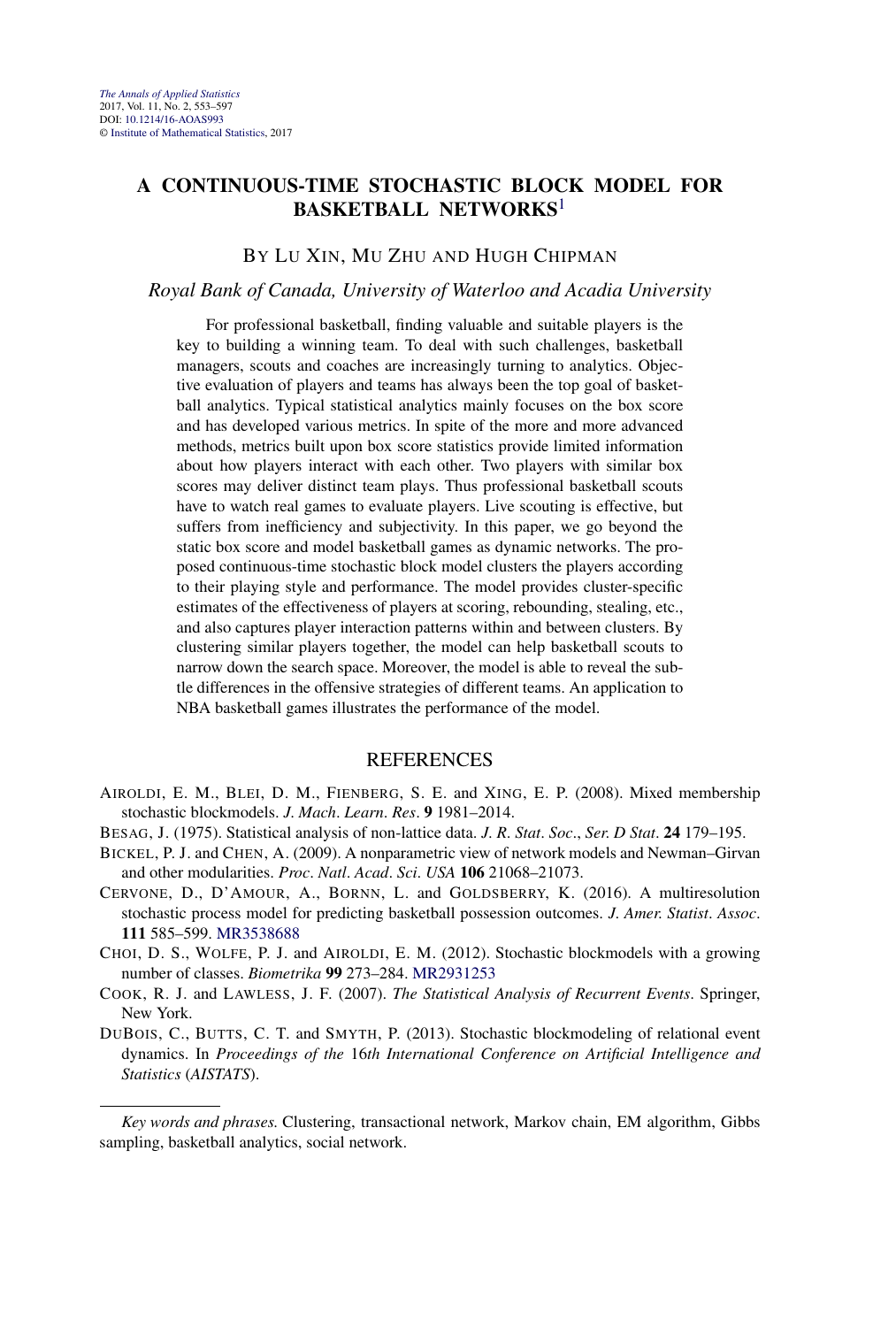*The Annals of Applied Statistics*
2017, Vol. 11, No. 2, 553–597
DOI: 10.1214/16-AOAS993
© Institute of Mathematical Statistics, 2017

# A CONTINUOUS-TIME STOCHASTIC BLOCK MODEL FOR BASKETBALL NETWORKS[1]

BY LU XIN, MU ZHU AND HUGH CHIPMAN

*Royal Bank of Canada, University of Waterloo and Acadia University*

For professional basketball, finding valuable and suitable players is the key to building a winning team. To deal with such challenges, basketball managers, scouts and coaches are increasingly turning to analytics. Objective evaluation of players and teams has always been the top goal of basketball analytics. Typical statistical analytics mainly focuses on the box score and has developed various metrics. In spite of the more and more advanced methods, metrics built upon box score statistics provide limited information about how players interact with each other. Two players with similar box scores may deliver distinct team plays. Thus professional basketball scouts have to watch real games to evaluate players. Live scouting is effective, but suffers from inefficiency and subjectivity. In this paper, we go beyond the static box score and model basketball games as dynamic networks. The proposed continuous-time stochastic block model clusters the players according to their playing style and performance. The model provides cluster-specific estimates of the effectiveness of players at scoring, rebounding, stealing, etc., and also captures player interaction patterns within and between clusters. By clustering similar players together, the model can help basketball scouts to narrow down the search space. Moreover, the model is able to reveal the subtle differences in the offensive strategies of different teams. An application to NBA basketball games illustrates the performance of the model.

## REFERENCES

AIROLDI, E. M., BLEI, D. M., FIENBERG, S. E. and XING, E. P. (2008). Mixed membership stochastic blockmodels. *J. Mach. Learn. Res.* **9** 1981–2014.

BESAG, J. (1975). Statistical analysis of non-lattice data. *J. R. Stat. Soc., Ser. D Stat.* **24** 179–195.

BICKEL, P. J. and CHEN, A. (2009). A nonparametric view of network models and Newman–Girvan and other modularities. *Proc. Natl. Acad. Sci. USA* **106** 21068–21073.

CERVONE, D., D'AMOUR, A., BORNN, L. and GOLDSBERRY, K. (2016). A multiresolution stochastic process model for predicting basketball possession outcomes. *J. Amer. Statist. Assoc.* **111** 585–599. MR3538688

CHOI, D. S., WOLFE, P. J. and AIROLDI, E. M. (2012). Stochastic blockmodels with a growing number of classes. *Biometrika* **99** 273–284. MR2931253

COOK, R. J. and LAWLESS, J. F. (2007). *The Statistical Analysis of Recurrent Events*. Springer, New York.

DUBOIS, C., BUTTS, C. T. and SMYTH, P. (2013). Stochastic blockmodeling of relational event dynamics. In *Proceedings of the 16th International Conference on Artificial Intelligence and Statistics (AISTATS)*.

*Key words and phrases.* Clustering, transactional network, Markov chain, EM algorithm, Gibbs sampling, basketball analytics, social network.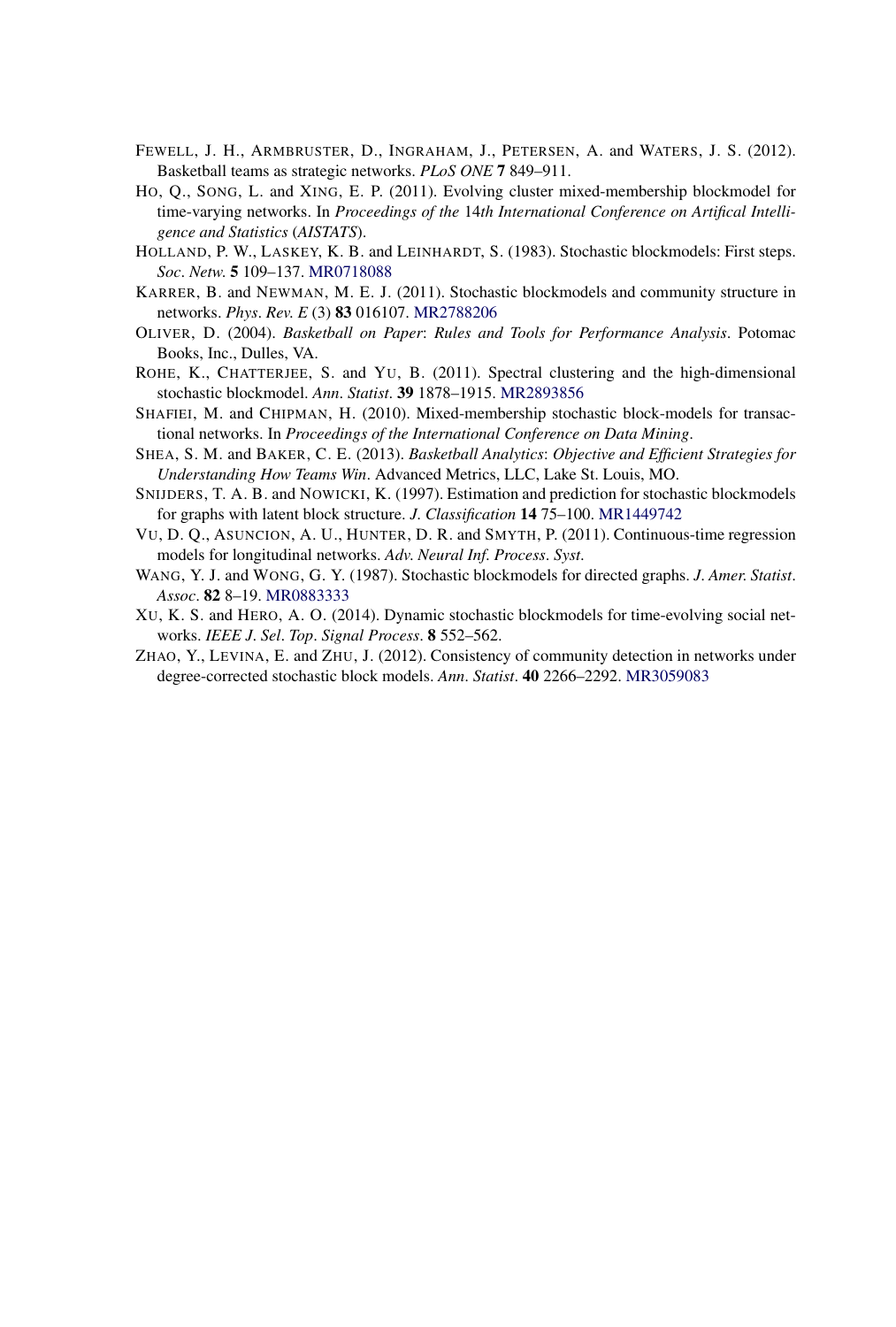FEWELL, J. H., ARMBRUSTER, D., INGRAHAM, J., PETERSEN, A. and WATERS, J. S. (2012). Basketball teams as strategic networks. *PLoS ONE* **7** 849–911.

HO, Q., SONG, L. and XING, E. P. (2011). Evolving cluster mixed-membership blockmodel for time-varying networks. In *Proceedings of the* 14*th International Conference on Artifical Intelligence and Statistics* (*AISTATS*).

HOLLAND, P. W., LASKEY, K. B. and LEINHARDT, S. (1983). Stochastic blockmodels: First steps. *Soc*. *Netw*. **5** 109–137. MR0718088

KARRER, B. and NEWMAN, M. E. J. (2011). Stochastic blockmodels and community structure in networks. *Phys*. *Rev*. *E* (3) **83** 016107. MR2788206

OLIVER, D. (2004). *Basketball on Paper*: *Rules and Tools for Performance Analysis*. Potomac Books, Inc., Dulles, VA.

ROHE, K., CHATTERJEE, S. and YU, B. (2011). Spectral clustering and the high-dimensional stochastic blockmodel. *Ann*. *Statist*. **39** 1878–1915. MR2893856

SHAFIEI, M. and CHIPMAN, H. (2010). Mixed-membership stochastic block-models for transactional networks. In *Proceedings of the International Conference on Data Mining*.

SHEA, S. M. and BAKER, C. E. (2013). *Basketball Analytics*: *Objective and Efficient Strategies for Understanding How Teams Win*. Advanced Metrics, LLC, Lake St. Louis, MO.

SNIJDERS, T. A. B. and NOWICKI, K. (1997). Estimation and prediction for stochastic blockmodels for graphs with latent block structure. *J*. *Classification* **14** 75–100. MR1449742

VU, D. Q., ASUNCION, A. U., HUNTER, D. R. and SMYTH, P. (2011). Continuous-time regression models for longitudinal networks. *Adv*. *Neural Inf*. *Process*. *Syst*.

WANG, Y. J. and WONG, G. Y. (1987). Stochastic blockmodels for directed graphs. *J*. *Amer*. *Statist*. *Assoc*. **82** 8–19. MR0883333

XU, K. S. and HERO, A. O. (2014). Dynamic stochastic blockmodels for time-evolving social networks. *IEEE J*. *Sel*. *Top*. *Signal Process*. **8** 552–562.

ZHAO, Y., LEVINA, E. and ZHU, J. (2012). Consistency of community detection in networks under degree-corrected stochastic block models. *Ann*. *Statist*. **40** 2266–2292. MR3059083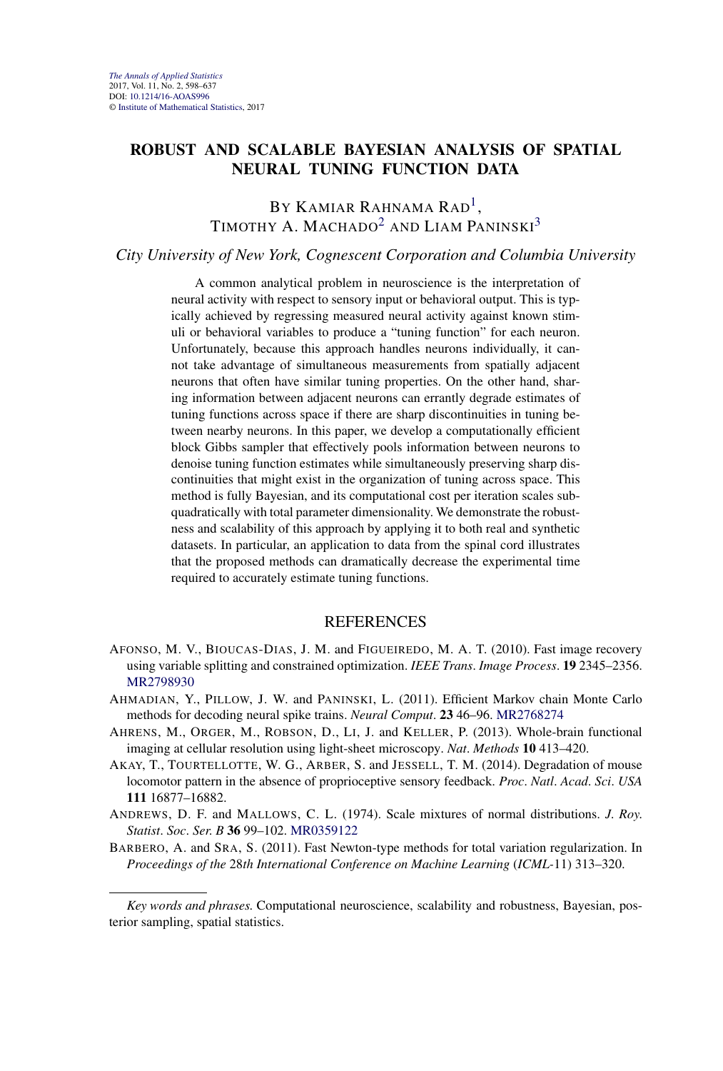*The Annals of Applied Statistics*
2017, Vol. 11, No. 2, 598–637
DOI: 10.1214/16-AOAS996
© Institute of Mathematical Statistics, 2017

# ROBUST AND SCALABLE BAYESIAN ANALYSIS OF SPATIAL NEURAL TUNING FUNCTION DATA

BY KAMIAR RAHNAMA RAD[1], TIMOTHY A. MACHADO[2] AND LIAM PANINSKI[3]

*City University of New York, Cognescent Corporation and Columbia University*

A common analytical problem in neuroscience is the interpretation of neural activity with respect to sensory input or behavioral output. This is typically achieved by regressing measured neural activity against known stimuli or behavioral variables to produce a "tuning function" for each neuron. Unfortunately, because this approach handles neurons individually, it cannot take advantage of simultaneous measurements from spatially adjacent neurons that often have similar tuning properties. On the other hand, sharing information between adjacent neurons can errantly degrade estimates of tuning functions across space if there are sharp discontinuities in tuning between nearby neurons. In this paper, we develop a computationally efficient block Gibbs sampler that effectively pools information between neurons to denoise tuning function estimates while simultaneously preserving sharp discontinuities that might exist in the organization of tuning across space. This method is fully Bayesian, and its computational cost per iteration scales subquadratically with total parameter dimensionality. We demonstrate the robustness and scalability of this approach by applying it to both real and synthetic datasets. In particular, an application to data from the spinal cord illustrates that the proposed methods can dramatically decrease the experimental time required to accurately estimate tuning functions.

## REFERENCES

AFONSO, M. V., BIOUCAS-DIAS, J. M. and FIGUEIREDO, M. A. T. (2010). Fast image recovery using variable splitting and constrained optimization. *IEEE Trans. Image Process.* **19** 2345–2356. MR2798930

AHMADIAN, Y., PILLOW, J. W. and PANINSKI, L. (2011). Efficient Markov chain Monte Carlo methods for decoding neural spike trains. *Neural Comput.* **23** 46–96. MR2768274

AHRENS, M., ORGER, M., ROBSON, D., LI, J. and KELLER, P. (2013). Whole-brain functional imaging at cellular resolution using light-sheet microscopy. *Nat. Methods* **10** 413–420.

AKAY, T., TOURTELLOTTE, W. G., ARBER, S. and JESSELL, T. M. (2014). Degradation of mouse locomotor pattern in the absence of proprioceptive sensory feedback. *Proc. Natl. Acad. Sci. USA* **111** 16877–16882.

ANDREWS, D. F. and MALLOWS, C. L. (1974). Scale mixtures of normal distributions. *J. Roy. Statist. Soc. Ser. B* **36** 99–102. MR0359122

BARBERO, A. and SRA, S. (2011). Fast Newton-type methods for total variation regularization. In *Proceedings of the 28th International Conference on Machine Learning* (*ICML-11*) 313–320.

---

*Key words and phrases.* Computational neuroscience, scalability and robustness, Bayesian, posterior sampling, spatial statistics.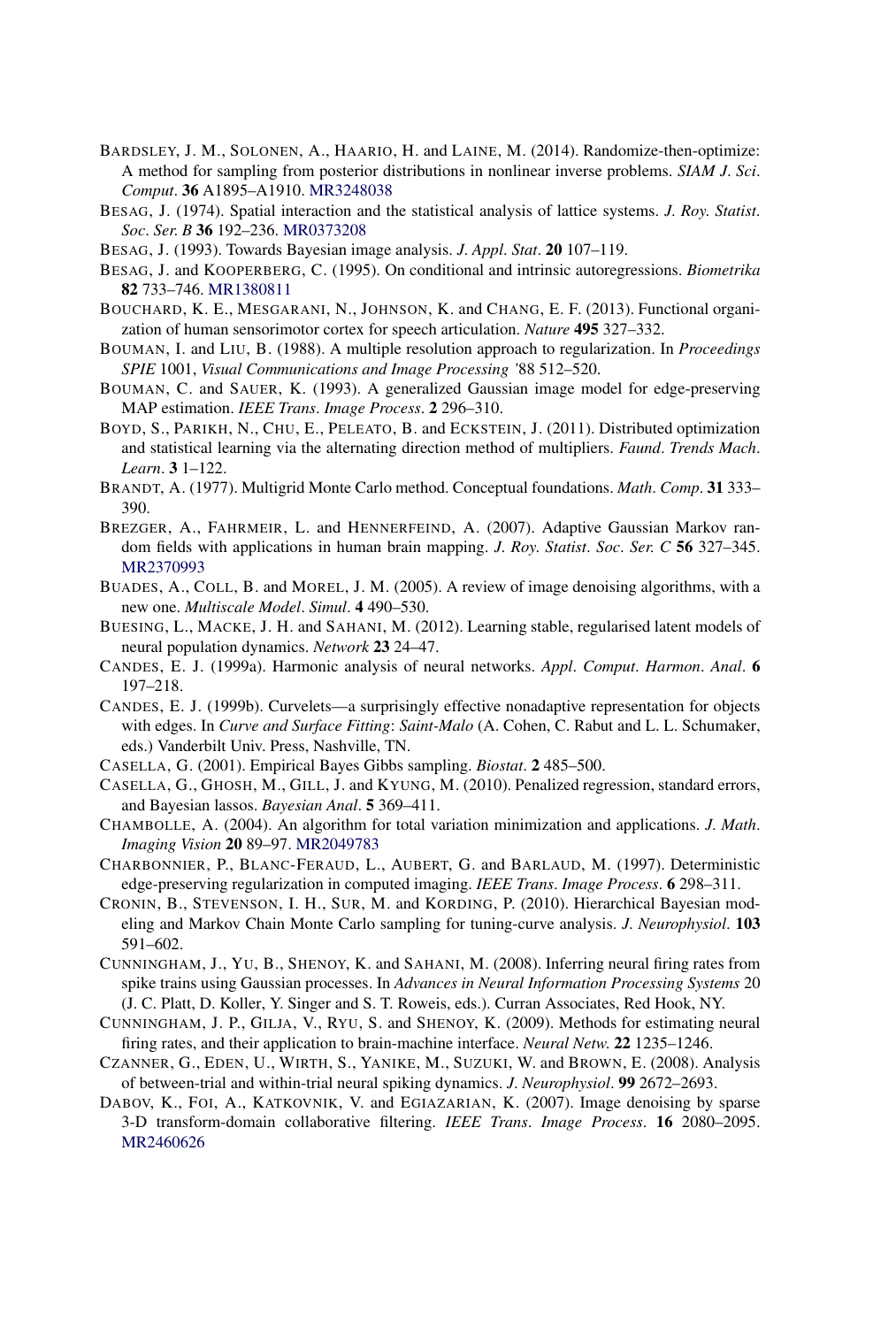BARDSLEY, J. M., SOLONEN, A., HAARIO, H. and LAINE, M. (2014). Randomize-then-optimize: A method for sampling from posterior distributions in nonlinear inverse problems. *SIAM J. Sci. Comput.* **36** A1895–A1910. MR3248038

BESAG, J. (1974). Spatial interaction and the statistical analysis of lattice systems. *J. Roy. Statist. Soc. Ser. B* **36** 192–236. MR0373208

BESAG, J. (1993). Towards Bayesian image analysis. *J. Appl. Stat.* **20** 107–119.

BESAG, J. and KOOPERBERG, C. (1995). On conditional and intrinsic autoregressions. *Biometrika* **82** 733–746. MR1380811

BOUCHARD, K. E., MESGARANI, N., JOHNSON, K. and CHANG, E. F. (2013). Functional organization of human sensorimotor cortex for speech articulation. *Nature* **495** 327–332.

BOUMAN, I. and LIU, B. (1988). A multiple resolution approach to regularization. In *Proceedings SPIE* 1001, *Visual Communications and Image Processing '88* 512–520.

BOUMAN, C. and SAUER, K. (1993). A generalized Gaussian image model for edge-preserving MAP estimation. *IEEE Trans. Image Process.* **2** 296–310.

BOYD, S., PARIKH, N., CHU, E., PELEATO, B. and ECKSTEIN, J. (2011). Distributed optimization and statistical learning via the alternating direction method of multipliers. *Faund. Trends Mach. Learn.* **3** 1–122.

BRANDT, A. (1977). Multigrid Monte Carlo method. Conceptual foundations. *Math. Comp.* **31** 333–390.

BREZGER, A., FAHRMEIR, L. and HENNERFEIND, A. (2007). Adaptive Gaussian Markov random fields with applications in human brain mapping. *J. Roy. Statist. Soc. Ser. C* **56** 327–345. MR2370993

BUADES, A., COLL, B. and MOREL, J. M. (2005). A review of image denoising algorithms, with a new one. *Multiscale Model. Simul.* **4** 490–530.

BUESING, L., MACKE, J. H. and SAHANI, M. (2012). Learning stable, regularised latent models of neural population dynamics. *Network* **23** 24–47.

CANDES, E. J. (1999a). Harmonic analysis of neural networks. *Appl. Comput. Harmon. Anal.* **6** 197–218.

CANDES, E. J. (1999b). Curvelets—a surprisingly effective nonadaptive representation for objects with edges. In *Curve and Surface Fitting*: *Saint-Malo* (A. Cohen, C. Rabut and L. L. Schumaker, eds.) Vanderbilt Univ. Press, Nashville, TN.

CASELLA, G. (2001). Empirical Bayes Gibbs sampling. *Biostat.* **2** 485–500.

CASELLA, G., GHOSH, M., GILL, J. and KYUNG, M. (2010). Penalized regression, standard errors, and Bayesian lassos. *Bayesian Anal.* **5** 369–411.

CHAMBOLLE, A. (2004). An algorithm for total variation minimization and applications. *J. Math. Imaging Vision* **20** 89–97. MR2049783

CHARBONNIER, P., BLANC-FERAUD, L., AUBERT, G. and BARLAUD, M. (1997). Deterministic edge-preserving regularization in computed imaging. *IEEE Trans. Image Process.* **6** 298–311.

CRONIN, B., STEVENSON, I. H., SUR, M. and KORDING, P. (2010). Hierarchical Bayesian modeling and Markov Chain Monte Carlo sampling for tuning-curve analysis. *J. Neurophysiol.* **103** 591–602.

CUNNINGHAM, J., YU, B., SHENOY, K. and SAHANI, M. (2008). Inferring neural firing rates from spike trains using Gaussian processes. In *Advances in Neural Information Processing Systems* 20 (J. C. Platt, D. Koller, Y. Singer and S. T. Roweis, eds.). Curran Associates, Red Hook, NY.

CUNNINGHAM, J. P., GILJA, V., RYU, S. and SHENOY, K. (2009). Methods for estimating neural firing rates, and their application to brain-machine interface. *Neural Netw.* **22** 1235–1246.

CZANNER, G., EDEN, U., WIRTH, S., YANIKE, M., SUZUKI, W. and BROWN, E. (2008). Analysis of between-trial and within-trial neural spiking dynamics. *J. Neurophysiol.* **99** 2672–2693.

DABOV, K., FOI, A., KATKOVNIK, V. and EGIAZARIAN, K. (2007). Image denoising by sparse 3-D transform-domain collaborative filtering. *IEEE Trans. Image Process.* **16** 2080–2095. MR2460626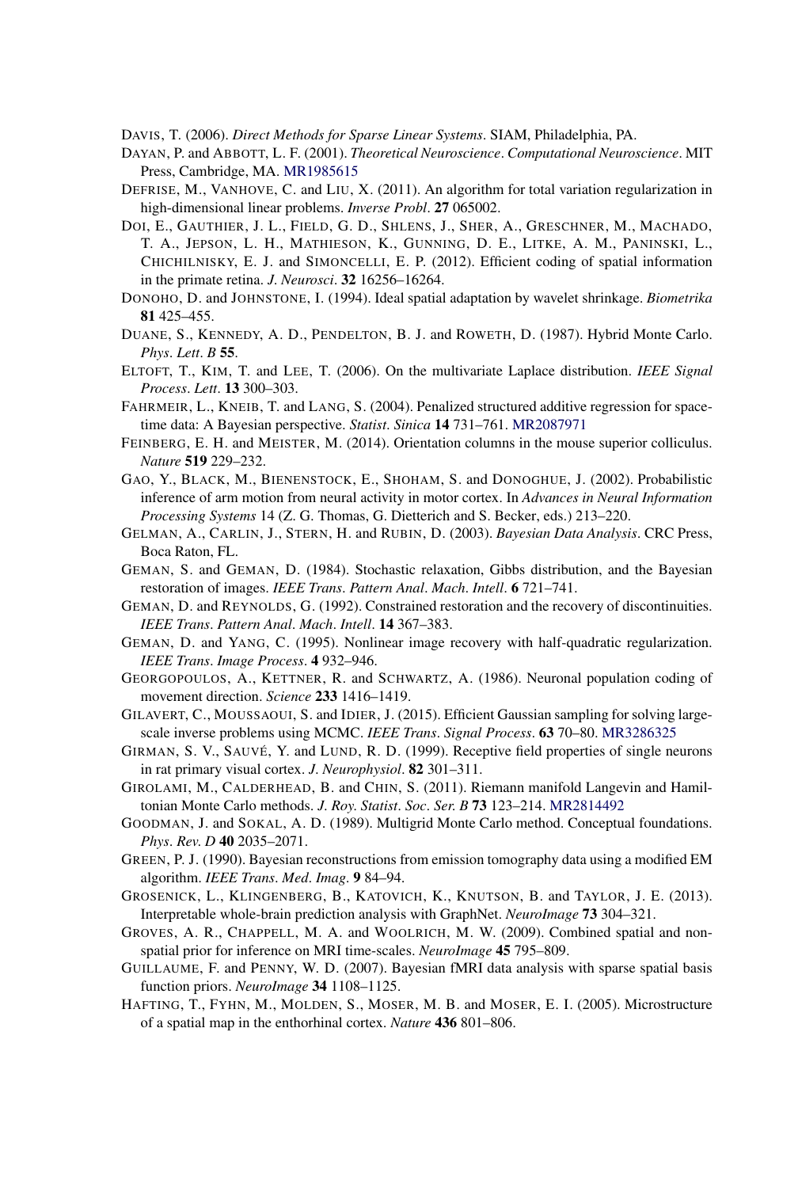DAVIS, T. (2006). *Direct Methods for Sparse Linear Systems*. SIAM, Philadelphia, PA.

DAYAN, P. and ABBOTT, L. F. (2001). *Theoretical Neuroscience*. *Computational Neuroscience*. MIT Press, Cambridge, MA. MR1985615

DEFRISE, M., VANHOVE, C. and LIU, X. (2011). An algorithm for total variation regularization in high-dimensional linear problems. *Inverse Probl*. **27** 065002.

DOI, E., GAUTHIER, J. L., FIELD, G. D., SHLENS, J., SHER, A., GRESCHNER, M., MACHADO, T. A., JEPSON, L. H., MATHIESON, K., GUNNING, D. E., LITKE, A. M., PANINSKI, L., CHICHILNISKY, E. J. and SIMONCELLI, E. P. (2012). Efficient coding of spatial information in the primate retina. *J. Neurosci*. **32** 16256–16264.

DONOHO, D. and JOHNSTONE, I. (1994). Ideal spatial adaptation by wavelet shrinkage. *Biometrika* **81** 425–455.

DUANE, S., KENNEDY, A. D., PENDELTON, B. J. and ROWETH, D. (1987). Hybrid Monte Carlo. *Phys. Lett. B* **55**.

ELTOFT, T., KIM, T. and LEE, T. (2006). On the multivariate Laplace distribution. *IEEE Signal Process. Lett*. **13** 300–303.

FAHRMEIR, L., KNEIB, T. and LANG, S. (2004). Penalized structured additive regression for space-time data: A Bayesian perspective. *Statist. Sinica* **14** 731–761. MR2087971

FEINBERG, E. H. and MEISTER, M. (2014). Orientation columns in the mouse superior colliculus. *Nature* **519** 229–232.

GAO, Y., BLACK, M., BIENENSTOCK, E., SHOHAM, S. and DONOGHUE, J. (2002). Probabilistic inference of arm motion from neural activity in motor cortex. In *Advances in Neural Information Processing Systems* 14 (Z. G. Thomas, G. Dietterich and S. Becker, eds.) 213–220.

GELMAN, A., CARLIN, J., STERN, H. and RUBIN, D. (2003). *Bayesian Data Analysis*. CRC Press, Boca Raton, FL.

GEMAN, S. and GEMAN, D. (1984). Stochastic relaxation, Gibbs distribution, and the Bayesian restoration of images. *IEEE Trans. Pattern Anal. Mach. Intell*. **6** 721–741.

GEMAN, D. and REYNOLDS, G. (1992). Constrained restoration and the recovery of discontinuities. *IEEE Trans. Pattern Anal. Mach. Intell*. **14** 367–383.

GEMAN, D. and YANG, C. (1995). Nonlinear image recovery with half-quadratic regularization. *IEEE Trans. Image Process*. **4** 932–946.

GEORGOPOULOS, A., KETTNER, R. and SCHWARTZ, A. (1986). Neuronal population coding of movement direction. *Science* **233** 1416–1419.

GILAVERT, C., MOUSSAOUI, S. and IDIER, J. (2015). Efficient Gaussian sampling for solving large-scale inverse problems using MCMC. *IEEE Trans. Signal Process*. **63** 70–80. MR3286325

GIRMAN, S. V., SAUVÉ, Y. and LUND, R. D. (1999). Receptive field properties of single neurons in rat primary visual cortex. *J. Neurophysiol*. **82** 301–311.

GIROLAMI, M., CALDERHEAD, B. and CHIN, S. (2011). Riemann manifold Langevin and Hamiltonian Monte Carlo methods. *J. Roy. Statist. Soc. Ser. B* **73** 123–214. MR2814492

GOODMAN, J. and SOKAL, A. D. (1989). Multigrid Monte Carlo method. Conceptual foundations. *Phys. Rev. D* **40** 2035–2071.

GREEN, P. J. (1990). Bayesian reconstructions from emission tomography data using a modified EM algorithm. *IEEE Trans. Med. Imag*. **9** 84–94.

GROSENICK, L., KLINGENBERG, B., KATOVICH, K., KNUTSON, B. and TAYLOR, J. E. (2013). Interpretable whole-brain prediction analysis with GraphNet. *NeuroImage* **73** 304–321.

GROVES, A. R., CHAPPELL, M. A. and WOOLRICH, M. W. (2009). Combined spatial and non-spatial prior for inference on MRI time-scales. *NeuroImage* **45** 795–809.

GUILLAUME, F. and PENNY, W. D. (2007). Bayesian fMRI data analysis with sparse spatial basis function priors. *NeuroImage* **34** 1108–1125.

HAFTING, T., FYHN, M., MOLDEN, S., MOSER, M. B. and MOSER, E. I. (2005). Microstructure of a spatial map in the enthorhinal cortex. *Nature* **436** 801–806.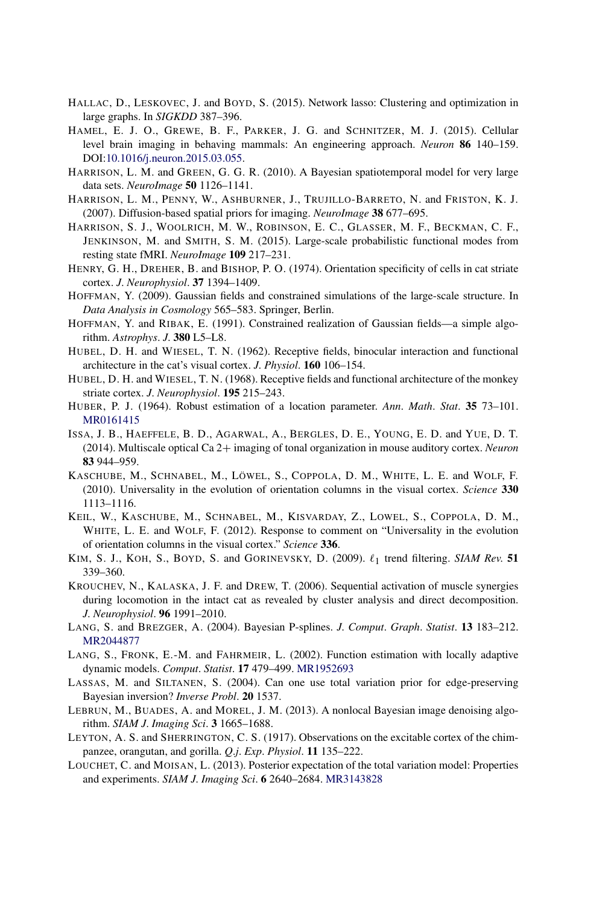HALLAC, D., LESKOVEC, J. and BOYD, S. (2015). Network lasso: Clustering and optimization in large graphs. In *SIGKDD* 387–396.

HAMEL, E. J. O., GREWE, B. F., PARKER, J. G. and SCHNITZER, M. J. (2015). Cellular level brain imaging in behaving mammals: An engineering approach. *Neuron* **86** 140–159. DOI:10.1016/j.neuron.2015.03.055.

HARRISON, L. M. and GREEN, G. G. R. (2010). A Bayesian spatiotemporal model for very large data sets. *NeuroImage* **50** 1126–1141.

HARRISON, L. M., PENNY, W., ASHBURNER, J., TRUJILLO-BARRETO, N. and FRISTON, K. J. (2007). Diffusion-based spatial priors for imaging. *NeuroImage* **38** 677–695.

HARRISON, S. J., WOOLRICH, M. W., ROBINSON, E. C., GLASSER, M. F., BECKMAN, C. F., JENKINSON, M. and SMITH, S. M. (2015). Large-scale probabilistic functional modes from resting state fMRI. *NeuroImage* **109** 217–231.

HENRY, G. H., DREHER, B. and BISHOP, P. O. (1974). Orientation specificity of cells in cat striate cortex. *J. Neurophysiol*. **37** 1394–1409.

HOFFMAN, Y. (2009). Gaussian fields and constrained simulations of the large-scale structure. In *Data Analysis in Cosmology* 565–583. Springer, Berlin.

HOFFMAN, Y. and RIBAK, E. (1991). Constrained realization of Gaussian fields—a simple algorithm. *Astrophys. J*. **380** L5–L8.

HUBEL, D. H. and WIESEL, T. N. (1962). Receptive fields, binocular interaction and functional architecture in the cat's visual cortex. *J. Physiol*. **160** 106–154.

HUBEL, D. H. and WIESEL, T. N. (1968). Receptive fields and functional architecture of the monkey striate cortex. *J. Neurophysiol*. **195** 215–243.

HUBER, P. J. (1964). Robust estimation of a location parameter. *Ann. Math. Stat*. **35** 73–101. MR0161415

ISSA, J. B., HAEFFELE, B. D., AGARWAL, A., BERGLES, D. E., YOUNG, E. D. and YUE, D. T. (2014). Multiscale optical Ca 2+ imaging of tonal organization in mouse auditory cortex. *Neuron* **83** 944–959.

KASCHUBE, M., SCHNABEL, M., LÖWEL, S., COPPOLA, D. M., WHITE, L. E. and WOLF, F. (2010). Universality in the evolution of orientation columns in the visual cortex. *Science* **330** 1113–1116.

KEIL, W., KASCHUBE, M., SCHNABEL, M., KISVARDAY, Z., LOWEL, S., COPPOLA, D. M., WHITE, L. E. and WOLF, F. (2012). Response to comment on "Universality in the evolution of orientation columns in the visual cortex." *Science* **336**.

KIM, S. J., KOH, S., BOYD, S. and GORINEVSKY, D. (2009). $\ell_1$ trend filtering. *SIAM Rev.* **51** 339–360.

KROUCHEV, N., KALASKA, J. F. and DREW, T. (2006). Sequential activation of muscle synergies during locomotion in the intact cat as revealed by cluster analysis and direct decomposition. *J. Neurophysiol*. **96** 1991–2010.

LANG, S. and BREZGER, A. (2004). Bayesian P-splines. *J. Comput. Graph. Statist*. **13** 183–212. MR2044877

LANG, S., FRONK, E.-M. and FAHRMEIR, L. (2002). Function estimation with locally adaptive dynamic models. *Comput. Statist*. **17** 479–499. MR1952693

LASSAS, M. and SILTANEN, S. (2004). Can one use total variation prior for edge-preserving Bayesian inversion? *Inverse Probl*. **20** 1537.

LEBRUN, M., BUADES, A. and MOREL, J. M. (2013). A nonlocal Bayesian image denoising algorithm. *SIAM J. Imaging Sci*. **3** 1665–1688.

LEYTON, A. S. and SHERRINGTON, C. S. (1917). Observations on the excitable cortex of the chimpanzee, orangutan, and gorilla. *Q.j. Exp. Physiol*. **11** 135–222.

LOUCHET, C. and MOISAN, L. (2013). Posterior expectation of the total variation model: Properties and experiments. *SIAM J. Imaging Sci*. **6** 2640–2684. MR3143828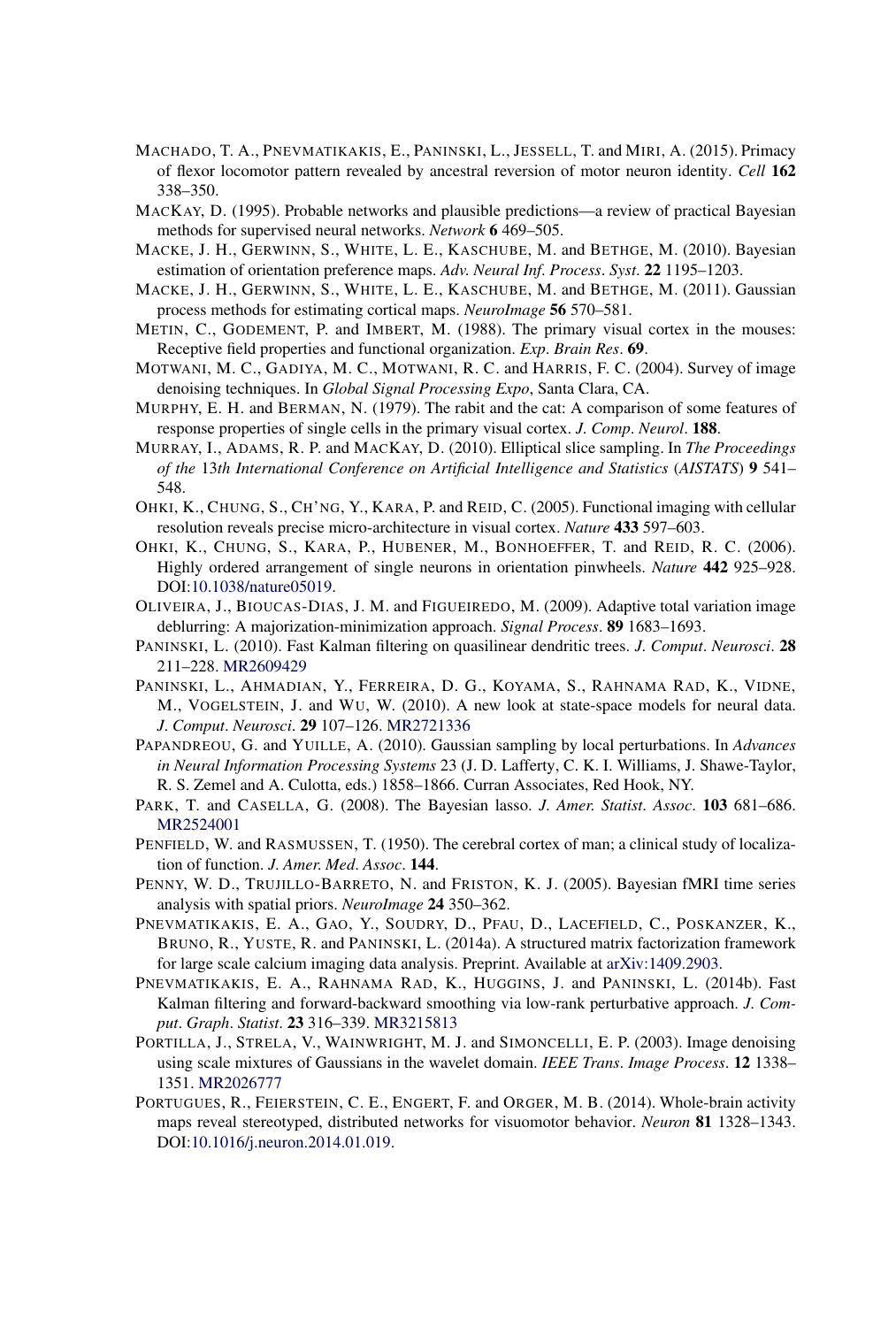MACHADO, T. A., PNEVMATIKAKIS, E., PANINSKI, L., JESSELL, T. and MIRI, A. (2015). Primacy of flexor locomotor pattern revealed by ancestral reversion of motor neuron identity. *Cell* **162** 338–350.

MACKAY, D. (1995). Probable networks and plausible predictions—a review of practical Bayesian methods for supervised neural networks. *Network* **6** 469–505.

MACKE, J. H., GERWINN, S., WHITE, L. E., KASCHUBE, M. and BETHGE, M. (2010). Bayesian estimation of orientation preference maps. *Adv. Neural Inf. Process. Syst.* **22** 1195–1203.

MACKE, J. H., GERWINN, S., WHITE, L. E., KASCHUBE, M. and BETHGE, M. (2011). Gaussian process methods for estimating cortical maps. *NeuroImage* **56** 570–581.

METIN, C., GODEMENT, P. and IMBERT, M. (1988). The primary visual cortex in the mouses: Receptive field properties and functional organization. *Exp. Brain Res.* **69**.

MOTWANI, M. C., GADIYA, M. C., MOTWANI, R. C. and HARRIS, F. C. (2004). Survey of image denoising techniques. In *Global Signal Processing Expo*, Santa Clara, CA.

MURPHY, E. H. and BERMAN, N. (1979). The rabit and the cat: A comparison of some features of response properties of single cells in the primary visual cortex. *J. Comp. Neurol.* **188**.

MURRAY, I., ADAMS, R. P. and MACKAY, D. (2010). Elliptical slice sampling. In *The Proceedings of the 13th International Conference on Artificial Intelligence and Statistics (AISTATS)* **9** 541–548.

OHKI, K., CHUNG, S., CH'NG, Y., KARA, P. and REID, C. (2005). Functional imaging with cellular resolution reveals precise micro-architecture in visual cortex. *Nature* **433** 597–603.

OHKI, K., CHUNG, S., KARA, P., HUBENER, M., BONHOEFFER, T. and REID, R. C. (2006). Highly ordered arrangement of single neurons in orientation pinwheels. *Nature* **442** 925–928. DOI:10.1038/nature05019.

OLIVEIRA, J., BIOUCAS-DIAS, J. M. and FIGUEIREDO, M. (2009). Adaptive total variation image deblurring: A majorization-minimization approach. *Signal Process.* **89** 1683–1693.

PANINSKI, L. (2010). Fast Kalman filtering on quasilinear dendritic trees. *J. Comput. Neurosci.* **28** 211–228. MR2609429

PANINSKI, L., AHMADIAN, Y., FERREIRA, D. G., KOYAMA, S., RAHNAMA RAD, K., VIDNE, M., VOGELSTEIN, J. and WU, W. (2010). A new look at state-space models for neural data. *J. Comput. Neurosci.* **29** 107–126. MR2721336

PAPANDREOU, G. and YUILLE, A. (2010). Gaussian sampling by local perturbations. In *Advances in Neural Information Processing Systems* 23 (J. D. Lafferty, C. K. I. Williams, J. Shawe-Taylor, R. S. Zemel and A. Culotta, eds.) 1858–1866. Curran Associates, Red Hook, NY.

PARK, T. and CASELLA, G. (2008). The Bayesian lasso. *J. Amer. Statist. Assoc.* **103** 681–686. MR2524001

PENFIELD, W. and RASMUSSEN, T. (1950). The cerebral cortex of man; a clinical study of localization of function. *J. Amer. Med. Assoc.* **144**.

PENNY, W. D., TRUJILLO-BARRETO, N. and FRISTON, K. J. (2005). Bayesian fMRI time series analysis with spatial priors. *NeuroImage* **24** 350–362.

PNEVMATIKAKIS, E. A., GAO, Y., SOUDRY, D., PFAU, D., LACEFIELD, C., POSKANZER, K., BRUNO, R., YUSTE, R. and PANINSKI, L. (2014a). A structured matrix factorization framework for large scale calcium imaging data analysis. Preprint. Available at arXiv:1409.2903.

PNEVMATIKAKIS, E. A., RAHNAMA RAD, K., HUGGINS, J. and PANINSKI, L. (2014b). Fast Kalman filtering and forward-backward smoothing via low-rank perturbative approach. *J. Comput. Graph. Statist.* **23** 316–339. MR3215813

PORTILLA, J., STRELA, V., WAINWRIGHT, M. J. and SIMONCELLI, E. P. (2003). Image denoising using scale mixtures of Gaussians in the wavelet domain. *IEEE Trans. Image Process.* **12** 1338–1351. MR2026777

PORTUGUES, R., FEIERSTEIN, C. E., ENGERT, F. and ORGER, M. B. (2014). Whole-brain activity maps reveal stereotyped, distributed networks for visuomotor behavior. *Neuron* **81** 1328–1343. DOI:10.1016/j.neuron.2014.01.019.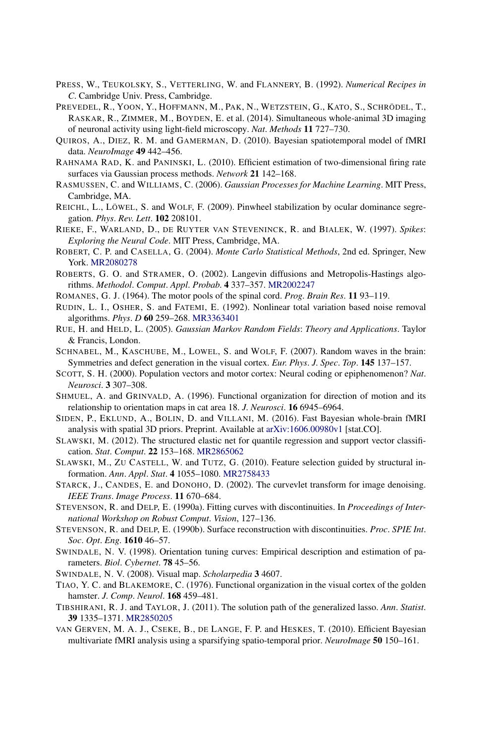PRESS, W., TEUKOLSKY, S., VETTERLING, W. and FLANNERY, B. (1992). *Numerical Recipes in C*. Cambridge Univ. Press, Cambridge.

PREVEDEL, R., YOON, Y., HOFFMANN, M., PAK, N., WETZSTEIN, G., KATO, S., SCHRÖDEL, T., RASKAR, R., ZIMMER, M., BOYDEN, E. et al. (2014). Simultaneous whole-animal 3D imaging of neuronal activity using light-field microscopy. *Nat. Methods* **11** 727–730.

QUIROS, A., DIEZ, R. M. and GAMERMAN, D. (2010). Bayesian spatiotemporal model of fMRI data. *NeuroImage* **49** 442–456.

RAHNAMA RAD, K. and PANINSKI, L. (2010). Efficient estimation of two-dimensional firing rate surfaces via Gaussian process methods. *Network* **21** 142–168.

RASMUSSEN, C. and WILLIAMS, C. (2006). *Gaussian Processes for Machine Learning*. MIT Press, Cambridge, MA.

REICHL, L., LÖWEL, S. and WOLF, F. (2009). Pinwheel stabilization by ocular dominance segregation. *Phys. Rev. Lett.* **102** 208101.

RIEKE, F., WARLAND, D., DE RUYTER VAN STEVENINCK, R. and BIALEK, W. (1997). *Spikes: Exploring the Neural Code*. MIT Press, Cambridge, MA.

ROBERT, C. P. and CASELLA, G. (2004). *Monte Carlo Statistical Methods*, 2nd ed. Springer, New York. MR2080278

ROBERTS, G. O. and STRAMER, O. (2002). Langevin diffusions and Metropolis-Hastings algorithms. *Methodol. Comput. Appl. Probab.* **4** 337–357. MR2002247

ROMANES, G. J. (1964). The motor pools of the spinal cord. *Prog. Brain Res.* **11** 93–119.

RUDIN, L. I., OSHER, S. and FATEMI, E. (1992). Nonlinear total variation based noise removal algorithms. *Phys. D* **60** 259–268. MR3363401

RUE, H. and HELD, L. (2005). *Gaussian Markov Random Fields: Theory and Applications*. Taylor & Francis, London.

SCHNABEL, M., KASCHUBE, M., LOWEL, S. and WOLF, F. (2007). Random waves in the brain: Symmetries and defect generation in the visual cortex. *Eur. Phys. J. Spec. Top.* **145** 137–157.

SCOTT, S. H. (2000). Population vectors and motor cortex: Neural coding or epiphenomenon? *Nat. Neurosci.* **3** 307–308.

SHMUEL, A. and GRINVALD, A. (1996). Functional organization for direction of motion and its relationship to orientation maps in cat area 18. *J. Neurosci.* **16** 6945–6964.

SIDEN, P., EKLUND, A., BOLIN, D. and VILLANI, M. (2016). Fast Bayesian whole-brain fMRI analysis with spatial 3D priors. Preprint. Available at arXiv:1606.00980v1 [stat.CO].

SLAWSKI, M. (2012). The structured elastic net for quantile regression and support vector classification. *Stat. Comput.* **22** 153–168. MR2865062

SLAWSKI, M., ZU CASTELL, W. and TUTZ, G. (2010). Feature selection guided by structural information. *Ann. Appl. Stat.* **4** 1055–1080. MR2758433

STARCK, J., CANDES, E. and DONOHO, D. (2002). The curvevlet transform for image denoising. *IEEE Trans. Image Process.* **11** 670–684.

STEVENSON, R. and DELP, E. (1990a). Fitting curves with discontinuities. In *Proceedings of International Workshop on Robust Comput. Vision*, 127–136.

STEVENSON, R. and DELP, E. (1990b). Surface reconstruction with discontinuities. *Proc. SPIE Int. Soc. Opt. Eng.* **1610** 46–57.

SWINDALE, N. V. (1998). Orientation tuning curves: Empirical description and estimation of parameters. *Biol. Cybernet.* **78** 45–56.

SWINDALE, N. V. (2008). Visual map. *Scholarpedia* **3** 4607.

TIAO, Y. C. and BLAKEMORE, C. (1976). Functional organization in the visual cortex of the golden hamster. *J. Comp. Neurol.* **168** 459–481.

TIBSHIRANI, R. J. and TAYLOR, J. (2011). The solution path of the generalized lasso. *Ann. Statist.* **39** 1335–1371. MR2850205

VAN GERVEN, M. A. J., CSEKE, B., DE LANGE, F. P. and HESKES, T. (2010). Efficient Bayesian multivariate fMRI analysis using a sparsifying spatio-temporal prior. *NeuroImage* **50** 150–161.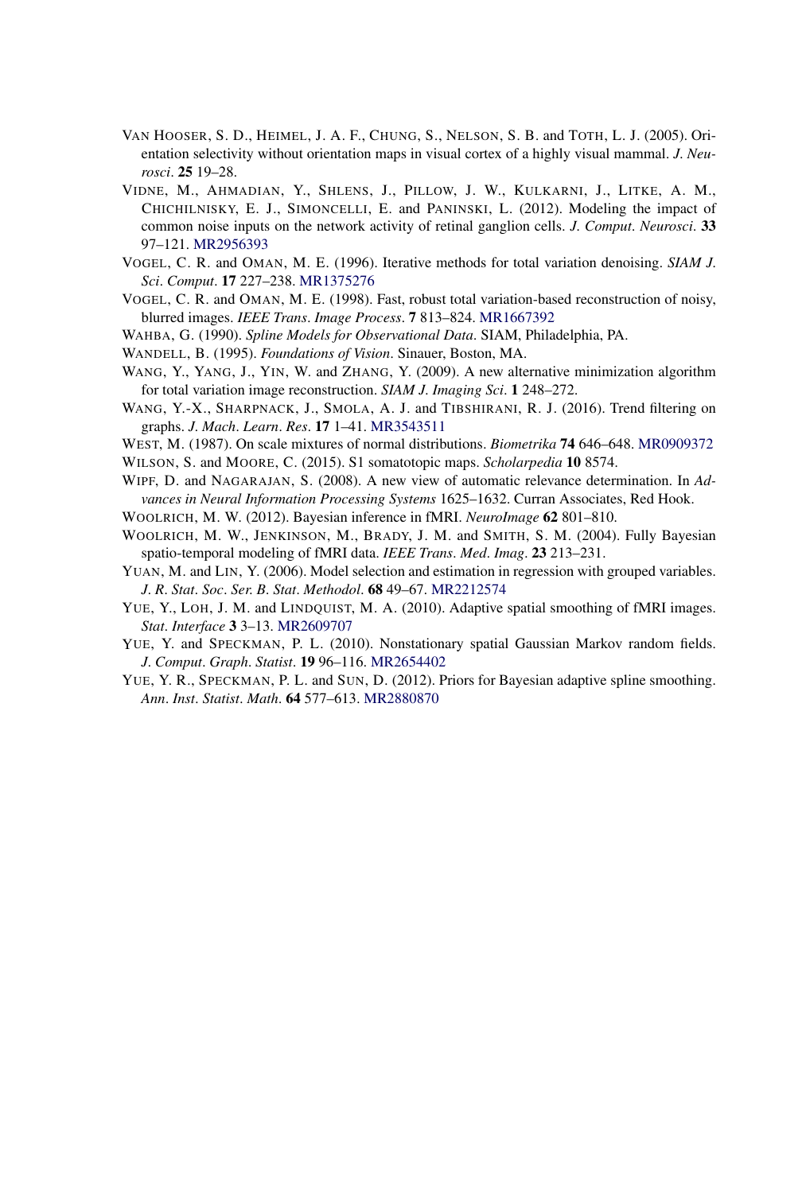VAN HOOSER, S. D., HEIMEL, J. A. F., CHUNG, S., NELSON, S. B. and TOTH, L. J. (2005). Orientation selectivity without orientation maps in visual cortex of a highly visual mammal. *J. Neurosci*. **25** 19–28.

VIDNE, M., AHMADIAN, Y., SHLENS, J., PILLOW, J. W., KULKARNI, J., LITKE, A. M., CHICHILNISKY, E. J., SIMONCELLI, E. and PANINSKI, L. (2012). Modeling the impact of common noise inputs on the network activity of retinal ganglion cells. *J. Comput. Neurosci*. **33** 97–121. MR2956393

VOGEL, C. R. and OMAN, M. E. (1996). Iterative methods for total variation denoising. *SIAM J. Sci. Comput*. **17** 227–238. MR1375276

VOGEL, C. R. and OMAN, M. E. (1998). Fast, robust total variation-based reconstruction of noisy, blurred images. *IEEE Trans. Image Process*. **7** 813–824. MR1667392

WAHBA, G. (1990). *Spline Models for Observational Data*. SIAM, Philadelphia, PA.

WANDELL, B. (1995). *Foundations of Vision*. Sinauer, Boston, MA.

WANG, Y., YANG, J., YIN, W. and ZHANG, Y. (2009). A new alternative minimization algorithm for total variation image reconstruction. *SIAM J. Imaging Sci*. **1** 248–272.

WANG, Y.-X., SHARPNACK, J., SMOLA, A. J. and TIBSHIRANI, R. J. (2016). Trend filtering on graphs. *J. Mach. Learn. Res*. **17** 1–41. MR3543511

WEST, M. (1987). On scale mixtures of normal distributions. *Biometrika* **74** 646–648. MR0909372

WILSON, S. and MOORE, C. (2015). S1 somatotopic maps. *Scholarpedia* **10** 8574.

WIPF, D. and NAGARAJAN, S. (2008). A new view of automatic relevance determination. In *Advances in Neural Information Processing Systems* 1625–1632. Curran Associates, Red Hook.

WOOLRICH, M. W. (2012). Bayesian inference in fMRI. *NeuroImage* **62** 801–810.

WOOLRICH, M. W., JENKINSON, M., BRADY, J. M. and SMITH, S. M. (2004). Fully Bayesian spatio-temporal modeling of fMRI data. *IEEE Trans. Med. Imag*. **23** 213–231.

YUAN, M. and LIN, Y. (2006). Model selection and estimation in regression with grouped variables. *J. R. Stat. Soc. Ser. B. Stat. Methodol*. **68** 49–67. MR2212574

YUE, Y., LOH, J. M. and LINDQUIST, M. A. (2010). Adaptive spatial smoothing of fMRI images. *Stat. Interface* **3** 3–13. MR2609707

YUE, Y. and SPECKMAN, P. L. (2010). Nonstationary spatial Gaussian Markov random fields. *J. Comput. Graph. Statist*. **19** 96–116. MR2654402

YUE, Y. R., SPECKMAN, P. L. and SUN, D. (2012). Priors for Bayesian adaptive spline smoothing. *Ann. Inst. Statist. Math*. **64** 577–613. MR2880870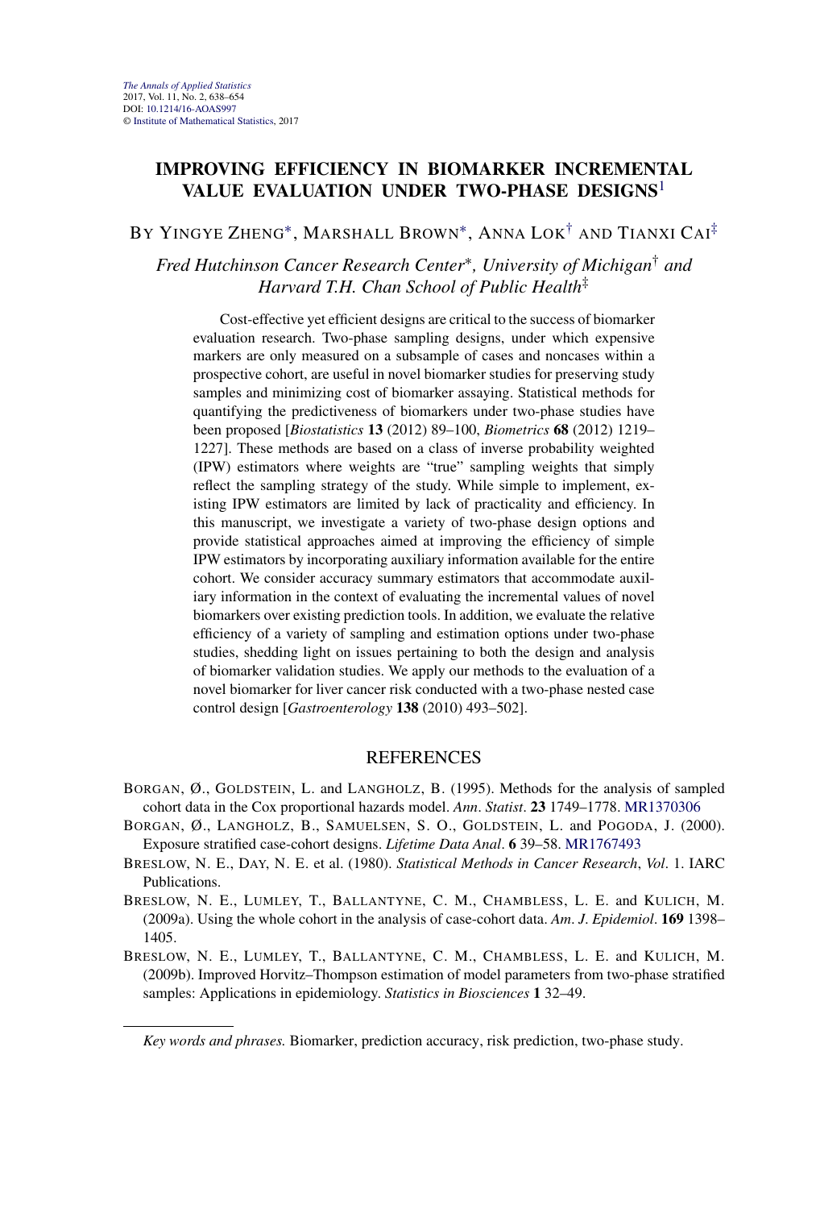*The Annals of Applied Statistics*
2017, Vol. 11, No. 2, 638–654
DOI: 10.1214/16-AOAS997
© Institute of Mathematical Statistics, 2017

# IMPROVING EFFICIENCY IN BIOMARKER INCREMENTAL VALUE EVALUATION UNDER TWO-PHASE DESIGNS[1]

BY YINGYE ZHENG*, MARSHALL BROWN*, ANNA LOK† AND TIANXI CAI‡

*Fred Hutchinson Cancer Research Center*, University of Michigan† and Harvard T.H. Chan School of Public Health‡*

Cost-effective yet efficient designs are critical to the success of biomarker evaluation research. Two-phase sampling designs, under which expensive markers are only measured on a subsample of cases and noncases within a prospective cohort, are useful in novel biomarker studies for preserving study samples and minimizing cost of biomarker assaying. Statistical methods for quantifying the predictiveness of biomarkers under two-phase studies have been proposed [*Biostatistics* **13** (2012) 89–100, *Biometrics* **68** (2012) 1219–1227]. These methods are based on a class of inverse probability weighted (IPW) estimators where weights are "true" sampling weights that simply reflect the sampling strategy of the study. While simple to implement, existing IPW estimators are limited by lack of practicality and efficiency. In this manuscript, we investigate a variety of two-phase design options and provide statistical approaches aimed at improving the efficiency of simple IPW estimators by incorporating auxiliary information available for the entire cohort. We consider accuracy summary estimators that accommodate auxiliary information in the context of evaluating the incremental values of novel biomarkers over existing prediction tools. In addition, we evaluate the relative efficiency of a variety of sampling and estimation options under two-phase studies, shedding light on issues pertaining to both the design and analysis of biomarker validation studies. We apply our methods to the evaluation of a novel biomarker for liver cancer risk conducted with a two-phase nested case control design [*Gastroenterology* **138** (2010) 493–502].

## REFERENCES

BORGAN, Ø., GOLDSTEIN, L. and LANGHOLZ, B. (1995). Methods for the analysis of sampled cohort data in the Cox proportional hazards model. *Ann. Statist.* **23** 1749–1778. MR1370306

BORGAN, Ø., LANGHOLZ, B., SAMUELSEN, S. O., GOLDSTEIN, L. and POGODA, J. (2000). Exposure stratified case-cohort designs. *Lifetime Data Anal.* **6** 39–58. MR1767493

BRESLOW, N. E., DAY, N. E. et al. (1980). *Statistical Methods in Cancer Research*, *Vol.* 1. IARC Publications.

BRESLOW, N. E., LUMLEY, T., BALLANTYNE, C. M., CHAMBLESS, L. E. and KULICH, M. (2009a). Using the whole cohort in the analysis of case-cohort data. *Am. J. Epidemiol.* **169** 1398–1405.

BRESLOW, N. E., LUMLEY, T., BALLANTYNE, C. M., CHAMBLESS, L. E. and KULICH, M. (2009b). Improved Horvitz–Thompson estimation of model parameters from two-phase stratified samples: Applications in epidemiology. *Statistics in Biosciences* **1** 32–49.

*Key words and phrases.* Biomarker, prediction accuracy, risk prediction, two-phase study.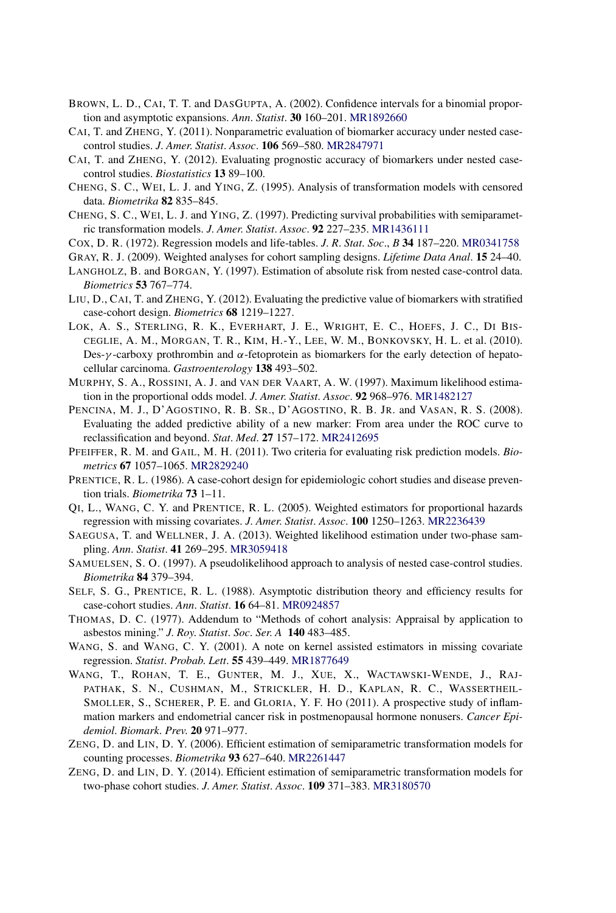BROWN, L. D., CAI, T. T. and DASGUPTA, A. (2002). Confidence intervals for a binomial proportion and asymptotic expansions. *Ann. Statist*. **30** 160–201. MR1892660

CAI, T. and ZHENG, Y. (2011). Nonparametric evaluation of biomarker accuracy under nested case-control studies. *J. Amer. Statist. Assoc*. **106** 569–580. MR2847971

CAI, T. and ZHENG, Y. (2012). Evaluating prognostic accuracy of biomarkers under nested case-control studies. *Biostatistics* **13** 89–100.

CHENG, S. C., WEI, L. J. and YING, Z. (1995). Analysis of transformation models with censored data. *Biometrika* **82** 835–845.

CHENG, S. C., WEI, L. J. and YING, Z. (1997). Predicting survival probabilities with semiparametric transformation models. *J. Amer. Statist. Assoc*. **92** 227–235. MR1436111

COX, D. R. (1972). Regression models and life-tables. *J. R. Stat. Soc., B* **34** 187–220. MR0341758

GRAY, R. J. (2009). Weighted analyses for cohort sampling designs. *Lifetime Data Anal*. **15** 24–40.

LANGHOLZ, B. and BORGAN, Y. (1997). Estimation of absolute risk from nested case-control data. *Biometrics* **53** 767–774.

LIU, D., CAI, T. and ZHENG, Y. (2012). Evaluating the predictive value of biomarkers with stratified case-cohort design. *Biometrics* **68** 1219–1227.

LOK, A. S., STERLING, R. K., EVERHART, J. E., WRIGHT, E. C., HOEFS, J. C., DI BISCEGLIE, A. M., MORGAN, T. R., KIM, H.-Y., LEE, W. M., BONKOVSKY, H. L. et al. (2010). Des-$\gamma$-carboxy prothrombin and $\alpha$-fetoprotein as biomarkers for the early detection of hepatocellular carcinoma. *Gastroenterology* **138** 493–502.

MURPHY, S. A., ROSSINI, A. J. and VAN DER VAART, A. W. (1997). Maximum likelihood estimation in the proportional odds model. *J. Amer. Statist. Assoc*. **92** 968–976. MR1482127

PENCINA, M. J., D'AGOSTINO, R. B. SR., D'AGOSTINO, R. B. JR. and VASAN, R. S. (2008). Evaluating the added predictive ability of a new marker: From area under the ROC curve to reclassification and beyond. *Stat. Med*. **27** 157–172. MR2412695

PFEIFFER, R. M. and GAIL, M. H. (2011). Two criteria for evaluating risk prediction models. *Biometrics* **67** 1057–1065. MR2829240

PRENTICE, R. L. (1986). A case-cohort design for epidemiologic cohort studies and disease prevention trials. *Biometrika* **73** 1–11.

QI, L., WANG, C. Y. and PRENTICE, R. L. (2005). Weighted estimators for proportional hazards regression with missing covariates. *J. Amer. Statist. Assoc*. **100** 1250–1263. MR2236439

SAEGUSA, T. and WELLNER, J. A. (2013). Weighted likelihood estimation under two-phase sampling. *Ann. Statist*. **41** 269–295. MR3059418

SAMUELSEN, S. O. (1997). A pseudolikelihood approach to analysis of nested case-control studies. *Biometrika* **84** 379–394.

SELF, S. G., PRENTICE, R. L. (1988). Asymptotic distribution theory and efficiency results for case-cohort studies. *Ann. Statist*. **16** 64–81. MR0924857

THOMAS, D. C. (1977). Addendum to "Methods of cohort analysis: Appraisal by application to asbestos mining." *J. Roy. Statist. Soc. Ser. A* **140** 483–485.

WANG, S. and WANG, C. Y. (2001). A note on kernel assisted estimators in missing covariate regression. *Statist. Probab. Lett*. **55** 439–449. MR1877649

WANG, T., ROHAN, T. E., GUNTER, M. J., XUE, X., WACTAWSKI-WENDE, J., RAJPATHAK, S. N., CUSHMAN, M., STRICKLER, H. D., KAPLAN, R. C., WASSERTHEIL-SMOLLER, S., SCHERER, P. E. and GLORIA, Y. F. HO (2011). A prospective study of inflammation markers and endometrial cancer risk in postmenopausal hormone nonusers. *Cancer Epidemiol. Biomark. Prev.* **20** 971–977.

ZENG, D. and LIN, D. Y. (2006). Efficient estimation of semiparametric transformation models for counting processes. *Biometrika* **93** 627–640. MR2261447

ZENG, D. and LIN, D. Y. (2014). Efficient estimation of semiparametric transformation models for two-phase cohort studies. *J. Amer. Statist. Assoc*. **109** 371–383. MR3180570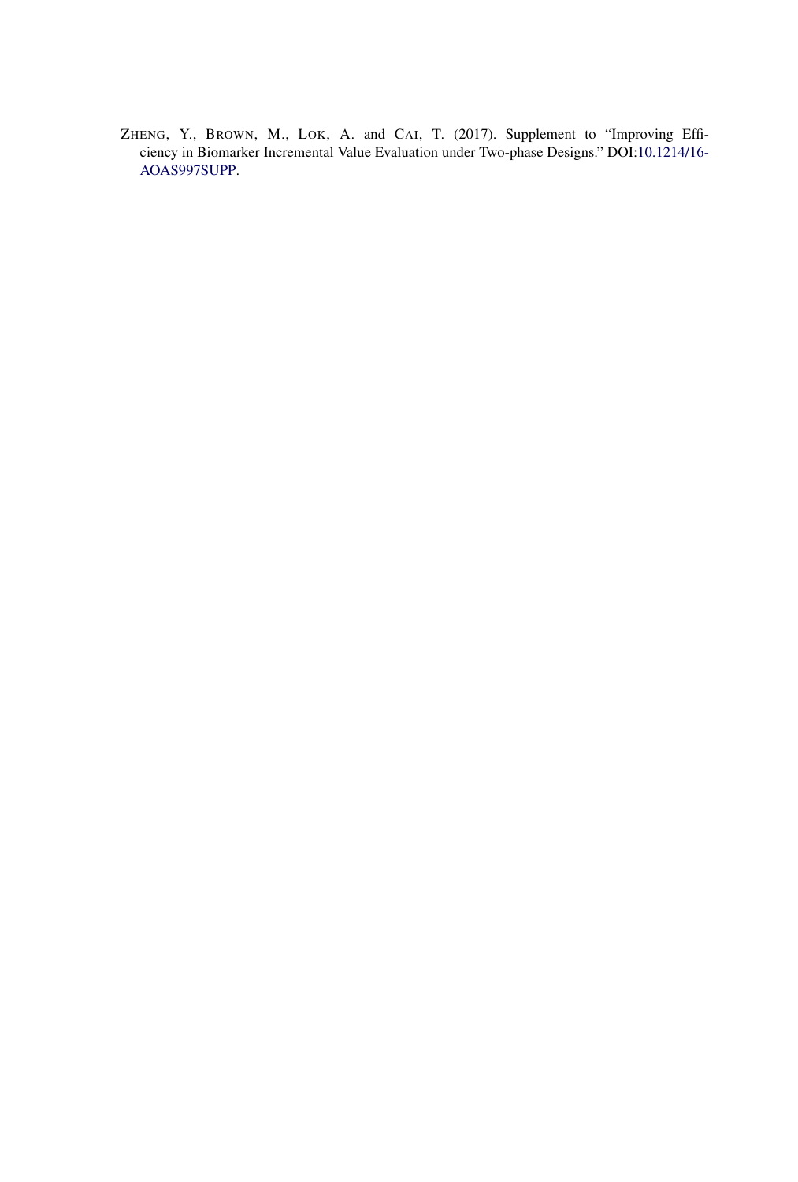ZHENG, Y., BROWN, M., LOK, A. and CAI, T. (2017). Supplement to "Improving Efficiency in Biomarker Incremental Value Evaluation under Two-phase Designs." DOI:10.1214/16-AOAS997SUPP.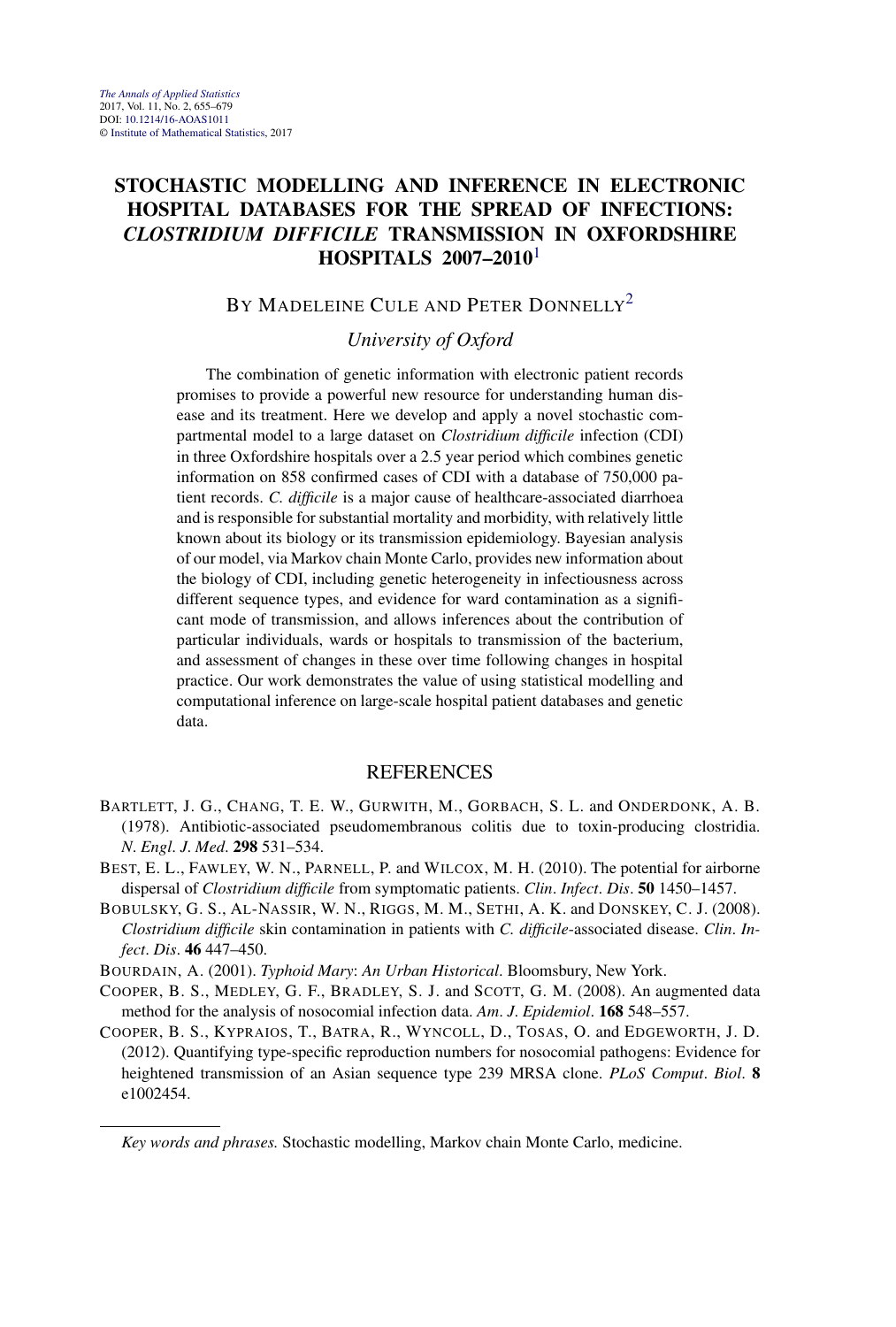# STOCHASTIC MODELLING AND INFERENCE IN ELECTRONIC HOSPITAL DATABASES FOR THE SPREAD OF INFECTIONS: *CLOSTRIDIUM DIFFICILE* TRANSMISSION IN OXFORDSHIRE HOSPITALS 2007–2010[1]

BY MADELEINE CULE AND PETER DONNELLY[2]

*University of Oxford*

The combination of genetic information with electronic patient records promises to provide a powerful new resource for understanding human disease and its treatment. Here we develop and apply a novel stochastic compartmental model to a large dataset on *Clostridium difficile* infection (CDI) in three Oxfordshire hospitals over a 2.5 year period which combines genetic information on 858 confirmed cases of CDI with a database of 750,000 patient records. *C. difficile* is a major cause of healthcare-associated diarrhoea and is responsible for substantial mortality and morbidity, with relatively little known about its biology or its transmission epidemiology. Bayesian analysis of our model, via Markov chain Monte Carlo, provides new information about the biology of CDI, including genetic heterogeneity in infectiousness across different sequence types, and evidence for ward contamination as a significant mode of transmission, and allows inferences about the contribution of particular individuals, wards or hospitals to transmission of the bacterium, and assessment of changes in these over time following changes in hospital practice. Our work demonstrates the value of using statistical modelling and computational inference on large-scale hospital patient databases and genetic data.

## REFERENCES

BARTLETT, J. G., CHANG, T. E. W., GURWITH, M., GORBACH, S. L. and ONDERDONK, A. B. (1978). Antibiotic-associated pseudomembranous colitis due to toxin-producing clostridia. *N. Engl. J. Med.* **298** 531–534.

BEST, E. L., FAWLEY, W. N., PARNELL, P. and WILCOX, M. H. (2010). The potential for airborne dispersal of *Clostridium difficile* from symptomatic patients. *Clin. Infect. Dis.* **50** 1450–1457.

BOBULSKY, G. S., AL-NASSIR, W. N., RIGGS, M. M., SETHI, A. K. and DONSKEY, C. J. (2008). *Clostridium difficile* skin contamination in patients with *C. difficile*-associated disease. *Clin. Infect. Dis.* **46** 447–450.

BOURDAIN, A. (2001). *Typhoid Mary: An Urban Historical*. Bloomsbury, New York.

COOPER, B. S., MEDLEY, G. F., BRADLEY, S. J. and SCOTT, G. M. (2008). An augmented data method for the analysis of nosocomial infection data. *Am. J. Epidemiol.* **168** 548–557.

COOPER, B. S., KYPRAIOS, T., BATRA, R., WYNCOLL, D., TOSAS, O. and EDGEWORTH, J. D. (2012). Quantifying type-specific reproduction numbers for nosocomial pathogens: Evidence for heightened transmission of an Asian sequence type 239 MRSA clone. *PLoS Comput. Biol.* **8** e1002454.

*Key words and phrases.* Stochastic modelling, Markov chain Monte Carlo, medicine.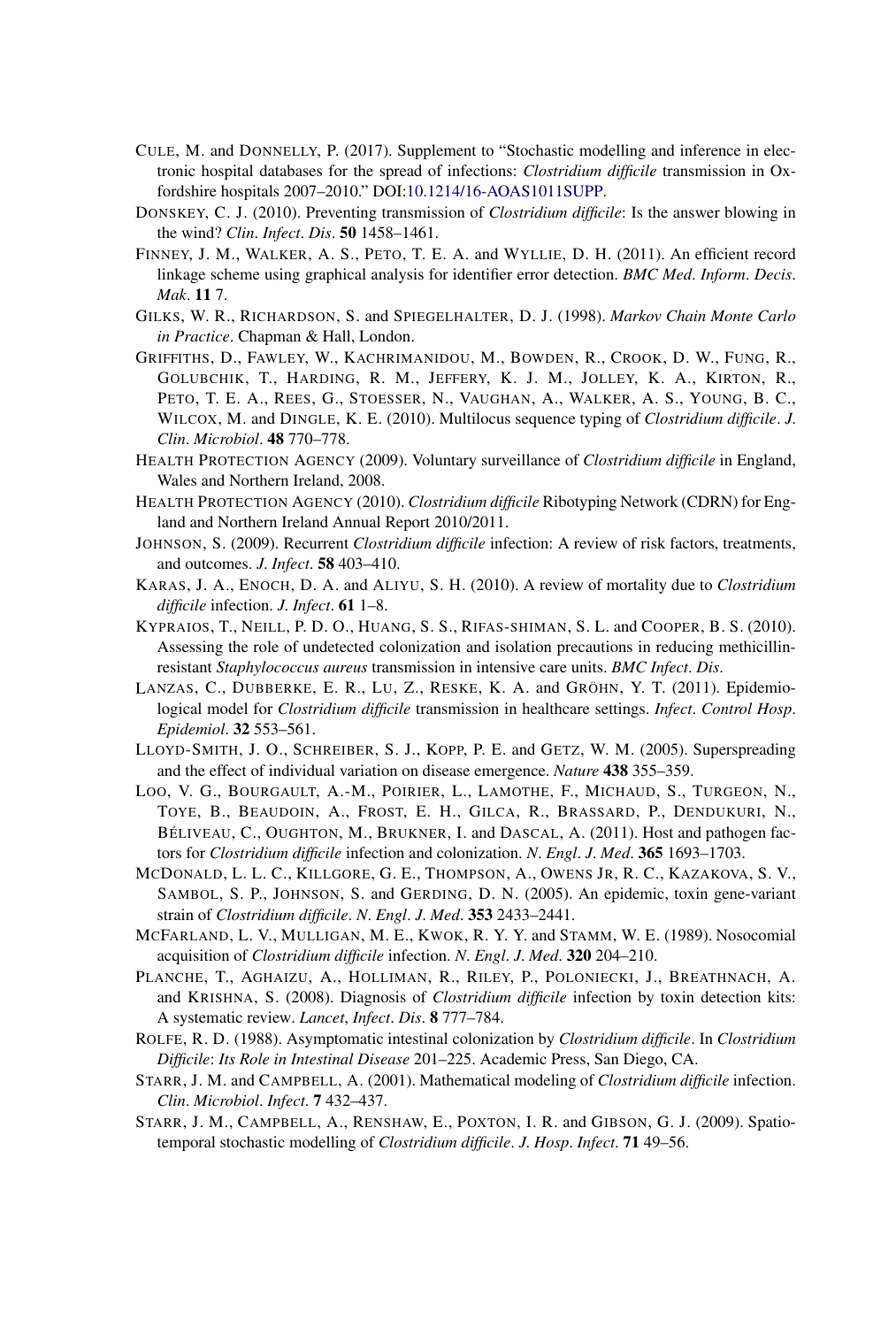CULE, M. and DONNELLY, P. (2017). Supplement to "Stochastic modelling and inference in electronic hospital databases for the spread of infections: *Clostridium difficile* transmission in Oxfordshire hospitals 2007–2010." DOI:10.1214/16-AOAS1011SUPP.

DONSKEY, C. J. (2010). Preventing transmission of *Clostridium difficile*: Is the answer blowing in the wind? *Clin. Infect. Dis.* **50** 1458–1461.

FINNEY, J. M., WALKER, A. S., PETO, T. E. A. and WYLLIE, D. H. (2011). An efficient record linkage scheme using graphical analysis for identifier error detection. *BMC Med. Inform. Decis. Mak.* **11** 7.

GILKS, W. R., RICHARDSON, S. and SPIEGELHALTER, D. J. (1998). *Markov Chain Monte Carlo in Practice*. Chapman & Hall, London.

GRIFFITHS, D., FAWLEY, W., KACHRIMANIDOU, M., BOWDEN, R., CROOK, D. W., FUNG, R., GOLUBCHIK, T., HARDING, R. M., JEFFERY, K. J. M., JOLLEY, K. A., KIRTON, R., PETO, T. E. A., REES, G., STOESSER, N., VAUGHAN, A., WALKER, A. S., YOUNG, B. C., WILCOX, M. and DINGLE, K. E. (2010). Multilocus sequence typing of *Clostridium difficile*. *J. Clin. Microbiol.* **48** 770–778.

HEALTH PROTECTION AGENCY (2009). Voluntary surveillance of *Clostridium difficile* in England, Wales and Northern Ireland, 2008.

HEALTH PROTECTION AGENCY (2010). *Clostridium difficile* Ribotyping Network (CDRN) for England and Northern Ireland Annual Report 2010/2011.

JOHNSON, S. (2009). Recurrent *Clostridium difficile* infection: A review of risk factors, treatments, and outcomes. *J. Infect.* **58** 403–410.

KARAS, J. A., ENOCH, D. A. and ALIYU, S. H. (2010). A review of mortality due to *Clostridium difficile* infection. *J. Infect.* **61** 1–8.

KYPRAIOS, T., NEILL, P. D. O., HUANG, S. S., RIFAS-SHIMAN, S. L. and COOPER, B. S. (2010). Assessing the role of undetected colonization and isolation precautions in reducing methicillin-resistant *Staphylococcus aureus* transmission in intensive care units. *BMC Infect. Dis.*

LANZAS, C., DUBBERKE, E. R., LU, Z., RESKE, K. A. and GRÖHN, Y. T. (2011). Epidemiological model for *Clostridium difficile* transmission in healthcare settings. *Infect. Control Hosp. Epidemiol.* **32** 553–561.

LLOYD-SMITH, J. O., SCHREIBER, S. J., KOPP, P. E. and GETZ, W. M. (2005). Superspreading and the effect of individual variation on disease emergence. *Nature* **438** 355–359.

LOO, V. G., BOURGAULT, A.-M., POIRIER, L., LAMOTHE, F., MICHAUD, S., TURGEON, N., TOYE, B., BEAUDOIN, A., FROST, E. H., GILCA, R., BRASSARD, P., DENDUKURI, N., BÉLIVEAU, C., OUGHTON, M., BRUKNER, I. and DASCAL, A. (2011). Host and pathogen factors for *Clostridium difficile* infection and colonization. *N. Engl. J. Med.* **365** 1693–1703.

MCDONALD, L. L. C., KILLGORE, G. E., THOMPSON, A., OWENS JR, R. C., KAZAKOVA, S. V., SAMBOL, S. P., JOHNSON, S. and GERDING, D. N. (2005). An epidemic, toxin gene-variant strain of *Clostridium difficile*. *N. Engl. J. Med.* **353** 2433–2441.

MCFARLAND, L. V., MULLIGAN, M. E., KWOK, R. Y. Y. and STAMM, W. E. (1989). Nosocomial acquisition of *Clostridium difficile* infection. *N. Engl. J. Med.* **320** 204–210.

PLANCHE, T., AGHAIZU, A., HOLLIMAN, R., RILEY, P., POLONIECKI, J., BREATHNACH, A. and KRISHNA, S. (2008). Diagnosis of *Clostridium difficile* infection by toxin detection kits: A systematic review. *Lancet, Infect. Dis.* **8** 777–784.

ROLFE, R. D. (1988). Asymptomatic intestinal colonization by *Clostridium difficile*. In *Clostridium Difficile: Its Role in Intestinal Disease* 201–225. Academic Press, San Diego, CA.

STARR, J. M. and CAMPBELL, A. (2001). Mathematical modeling of *Clostridium difficile* infection. *Clin. Microbiol. Infect.* **7** 432–437.

STARR, J. M., CAMPBELL, A., RENSHAW, E., POXTON, I. R. and GIBSON, G. J. (2009). Spatio-temporal stochastic modelling of *Clostridium difficile*. *J. Hosp. Infect.* **71** 49–56.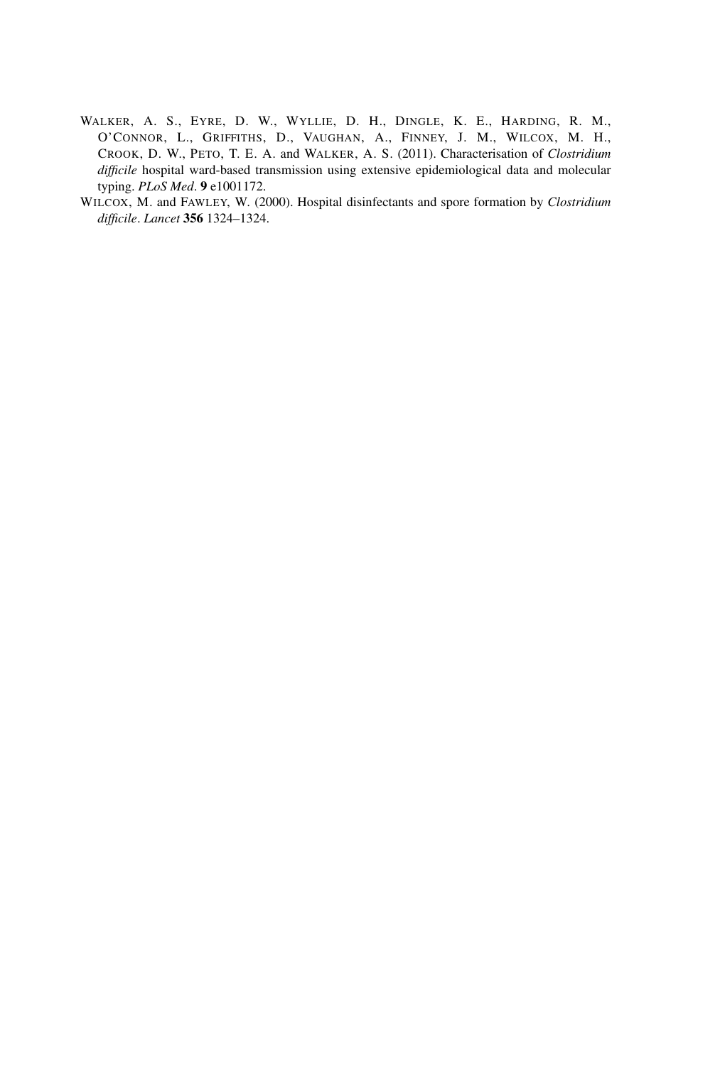WALKER, A. S., EYRE, D. W., WYLLIE, D. H., DINGLE, K. E., HARDING, R. M., O'CONNOR, L., GRIFFITHS, D., VAUGHAN, A., FINNEY, J. M., WILCOX, M. H., CROOK, D. W., PETO, T. E. A. and WALKER, A. S. (2011). Characterisation of *Clostridium difficile* hospital ward-based transmission using extensive epidemiological data and molecular typing. *PLoS Med*. **9** e1001172.

WILCOX, M. and FAWLEY, W. (2000). Hospital disinfectants and spore formation by *Clostridium difficile*. *Lancet* **356** 1324–1324.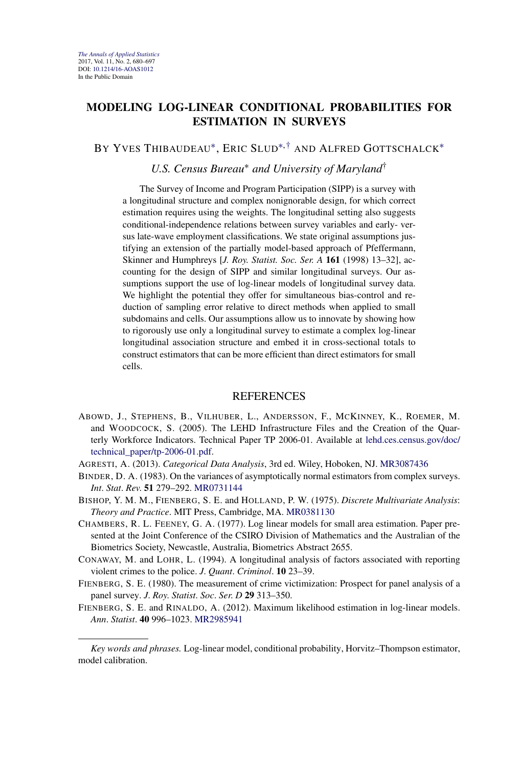*The Annals of Applied Statistics*
2017, Vol. 11, No. 2, 680–697
DOI: 10.1214/16-AOAS1012
In the Public Domain

# MODELING LOG-LINEAR CONDITIONAL PROBABILITIES FOR ESTIMATION IN SURVEYS

BY YVES THIBAUDEAU[*], ERIC SLUD[*,†] AND ALFRED GOTTSCHALCK[*]

*U.S. Census Bureau[*] and University of Maryland[†]*

The Survey of Income and Program Participation (SIPP) is a survey with a longitudinal structure and complex nonignorable design, for which correct estimation requires using the weights. The longitudinal setting also suggests conditional-independence relations between survey variables and early- versus late-wave employment classifications. We state original assumptions justifying an extension of the partially model-based approach of Pfeffermann, Skinner and Humphreys [*J. Roy. Statist. Soc. Ser. A* **161** (1998) 13–32], accounting for the design of SIPP and similar longitudinal surveys. Our assumptions support the use of log-linear models of longitudinal survey data. We highlight the potential they offer for simultaneous bias-control and reduction of sampling error relative to direct methods when applied to small subdomains and cells. Our assumptions allow us to innovate by showing how to rigorously use only a longitudinal survey to estimate a complex log-linear longitudinal association structure and embed it in cross-sectional totals to construct estimators that can be more efficient than direct estimators for small cells.

## REFERENCES

ABOWD, J., STEPHENS, B., VILHUBER, L., ANDERSSON, F., MCKINNEY, K., ROEMER, M. and WOODCOCK, S. (2005). The LEHD Infrastructure Files and the Creation of the Quarterly Workforce Indicators. Technical Paper TP 2006-01. Available at lehd.ces.census.gov/doc/technical_paper/tp-2006-01.pdf.

AGRESTI, A. (2013). *Categorical Data Analysis*, 3rd ed. Wiley, Hoboken, NJ. MR3087436

BINDER, D. A. (1983). On the variances of asymptotically normal estimators from complex surveys. *Int. Stat. Rev.* **51** 279–292. MR0731144

BISHOP, Y. M. M., FIENBERG, S. E. and HOLLAND, P. W. (1975). *Discrete Multivariate Analysis: Theory and Practice*. MIT Press, Cambridge, MA. MR0381130

CHAMBERS, R. L. FEENEY, G. A. (1977). Log linear models for small area estimation. Paper presented at the Joint Conference of the CSIRO Division of Mathematics and the Australian of the Biometrics Society, Newcastle, Australia, Biometrics Abstract 2655.

CONAWAY, M. and LOHR, L. (1994). A longitudinal analysis of factors associated with reporting violent crimes to the police. *J. Quant. Criminol.* **10** 23–39.

FIENBERG, S. E. (1980). The measurement of crime victimization: Prospect for panel analysis of a panel survey. *J. Roy. Statist. Soc. Ser. D* **29** 313–350.

FIENBERG, S. E. and RINALDO, A. (2012). Maximum likelihood estimation in log-linear models. *Ann. Statist.* **40** 996–1023. MR2985941

---

*Key words and phrases.* Log-linear model, conditional probability, Horvitz–Thompson estimator, model calibration.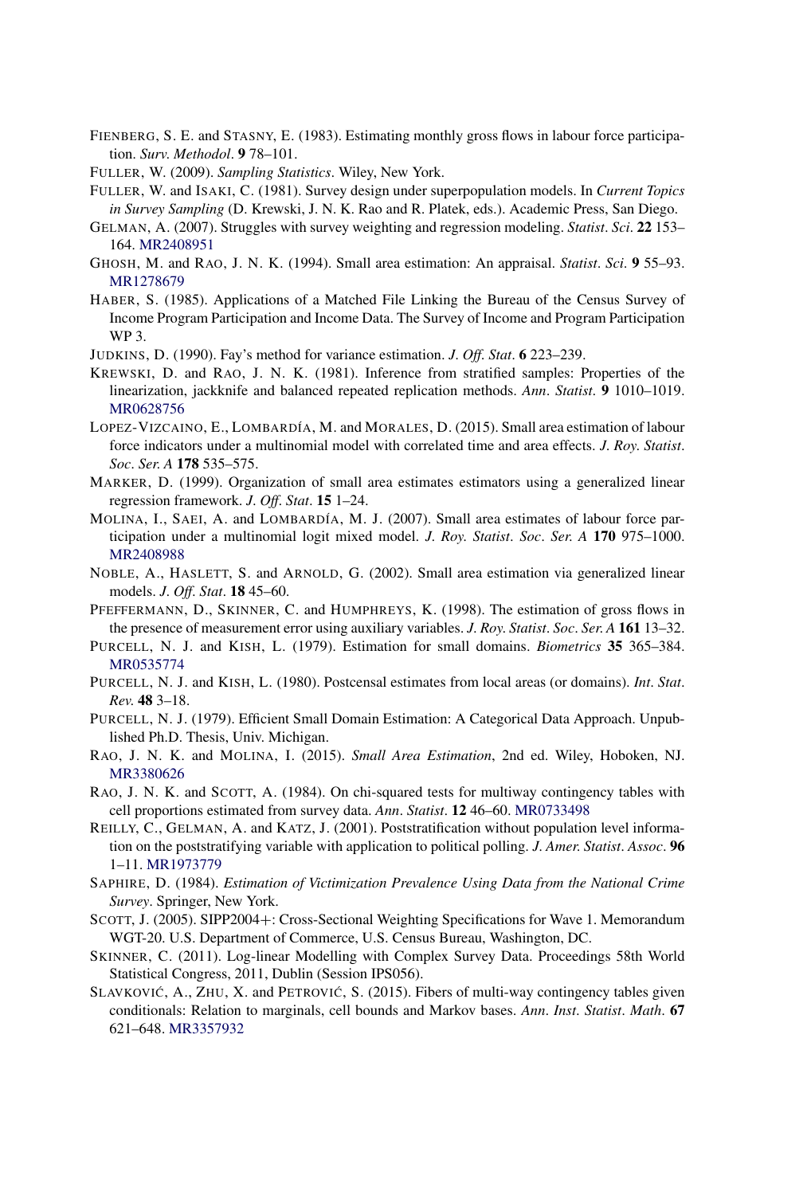FIENBERG, S. E. and STASNY, E. (1983). Estimating monthly gross flows in labour force participation. *Surv. Methodol*. **9** 78–101.

FULLER, W. (2009). *Sampling Statistics*. Wiley, New York.

FULLER, W. and ISAKI, C. (1981). Survey design under superpopulation models. In *Current Topics in Survey Sampling* (D. Krewski, J. N. K. Rao and R. Platek, eds.). Academic Press, San Diego.

GELMAN, A. (2007). Struggles with survey weighting and regression modeling. *Statist. Sci*. **22** 153–164. MR2408951

GHOSH, M. and RAO, J. N. K. (1994). Small area estimation: An appraisal. *Statist. Sci*. **9** 55–93. MR1278679

HABER, S. (1985). Applications of a Matched File Linking the Bureau of the Census Survey of Income Program Participation and Income Data. The Survey of Income and Program Participation WP 3.

JUDKINS, D. (1990). Fay's method for variance estimation. *J. Off. Stat*. **6** 223–239.

KREWSKI, D. and RAO, J. N. K. (1981). Inference from stratified samples: Properties of the linearization, jackknife and balanced repeated replication methods. *Ann. Statist*. **9** 1010–1019. MR0628756

LOPEZ-VIZCAINO, E., LOMBARDÍA, M. and MORALES, D. (2015). Small area estimation of labour force indicators under a multinomial model with correlated time and area effects. *J. Roy. Statist. Soc. Ser. A* **178** 535–575.

MARKER, D. (1999). Organization of small area estimates estimators using a generalized linear regression framework. *J. Off. Stat*. **15** 1–24.

MOLINA, I., SAEI, A. and LOMBARDÍA, M. J. (2007). Small area estimates of labour force participation under a multinomial logit mixed model. *J. Roy. Statist. Soc. Ser. A* **170** 975–1000. MR2408988

NOBLE, A., HASLETT, S. and ARNOLD, G. (2002). Small area estimation via generalized linear models. *J. Off. Stat*. **18** 45–60.

PFEFFERMANN, D., SKINNER, C. and HUMPHREYS, K. (1998). The estimation of gross flows in the presence of measurement error using auxiliary variables. *J. Roy. Statist. Soc. Ser. A* **161** 13–32.

PURCELL, N. J. and KISH, L. (1979). Estimation for small domains. *Biometrics* **35** 365–384. MR0535774

PURCELL, N. J. and KISH, L. (1980). Postcensal estimates from local areas (or domains). *Int. Stat. Rev.* **48** 3–18.

PURCELL, N. J. (1979). Efficient Small Domain Estimation: A Categorical Data Approach. Unpublished Ph.D. Thesis, Univ. Michigan.

RAO, J. N. K. and MOLINA, I. (2015). *Small Area Estimation*, 2nd ed. Wiley, Hoboken, NJ. MR3380626

RAO, J. N. K. and SCOTT, A. (1984). On chi-squared tests for multiway contingency tables with cell proportions estimated from survey data. *Ann. Statist*. **12** 46–60. MR0733498

REILLY, C., GELMAN, A. and KATZ, J. (2001). Poststratification without population level information on the poststratifying variable with application to political polling. *J. Amer. Statist. Assoc*. **96** 1–11. MR1973779

SAPHIRE, D. (1984). *Estimation of Victimization Prevalence Using Data from the National Crime Survey*. Springer, New York.

SCOTT, J. (2005). SIPP2004+: Cross-Sectional Weighting Specifications for Wave 1. Memorandum WGT-20. U.S. Department of Commerce, U.S. Census Bureau, Washington, DC.

SKINNER, C. (2011). Log-linear Modelling with Complex Survey Data. Proceedings 58th World Statistical Congress, 2011, Dublin (Session IPS056).

SLAVKOVIĆ, A., ZHU, X. and PETROVIĆ, S. (2015). Fibers of multi-way contingency tables given conditionals: Relation to marginals, cell bounds and Markov bases. *Ann. Inst. Statist. Math*. **67** 621–648. MR3357932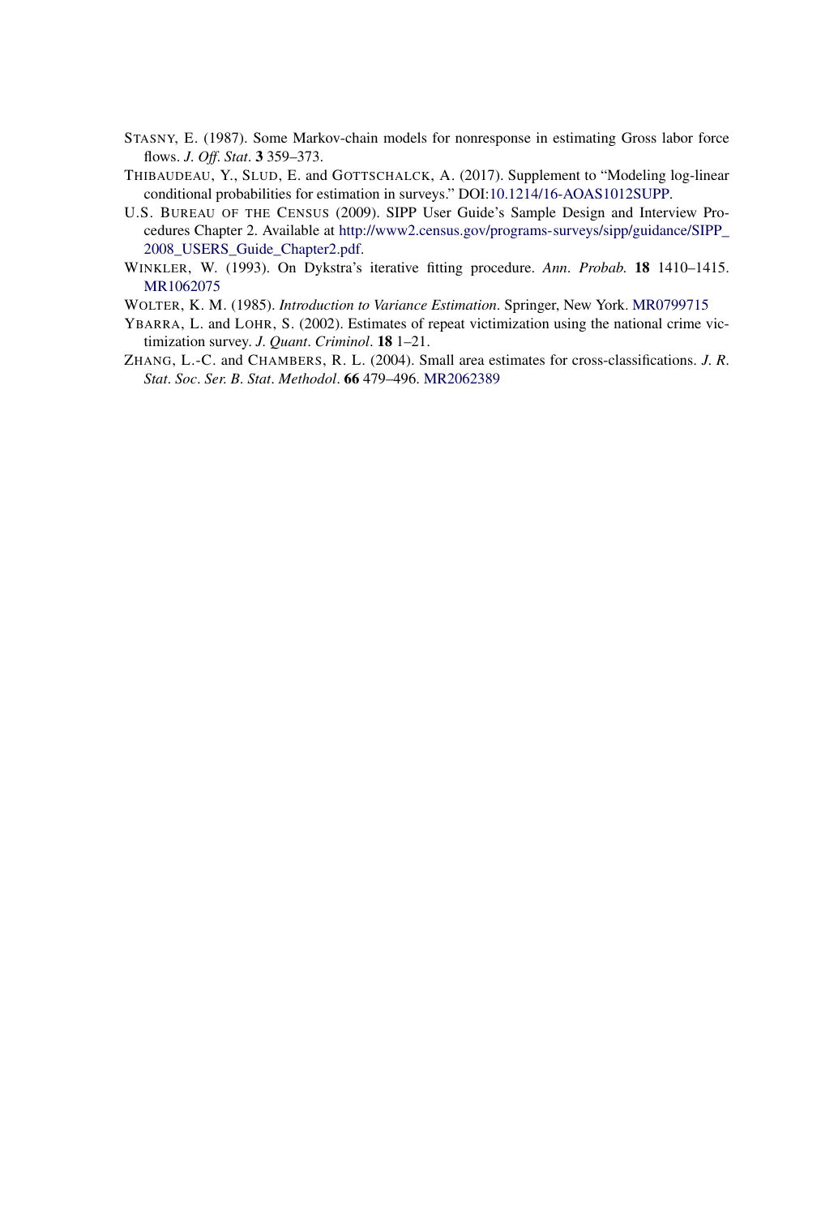STASNY, E. (1987). Some Markov-chain models for nonresponse in estimating Gross labor force flows. *J. Off. Stat.* **3** 359–373.

THIBAUDEAU, Y., SLUD, E. and GOTTSCHALCK, A. (2017). Supplement to "Modeling log-linear conditional probabilities for estimation in surveys." DOI:10.1214/16-AOAS1012SUPP.

U.S. BUREAU OF THE CENSUS (2009). SIPP User Guide's Sample Design and Interview Procedures Chapter 2. Available at http://www2.census.gov/programs-surveys/sipp/guidance/SIPP_2008_USERS_Guide_Chapter2.pdf.

WINKLER, W. (1993). On Dykstra's iterative fitting procedure. *Ann. Probab.* **18** 1410–1415. MR1062075

WOLTER, K. M. (1985). *Introduction to Variance Estimation*. Springer, New York. MR0799715

YBARRA, L. and LOHR, S. (2002). Estimates of repeat victimization using the national crime victimization survey. *J. Quant. Criminol.* **18** 1–21.

ZHANG, L.-C. and CHAMBERS, R. L. (2004). Small area estimates for cross-classifications. *J. R. Stat. Soc. Ser. B. Stat. Methodol.* **66** 479–496. MR2062389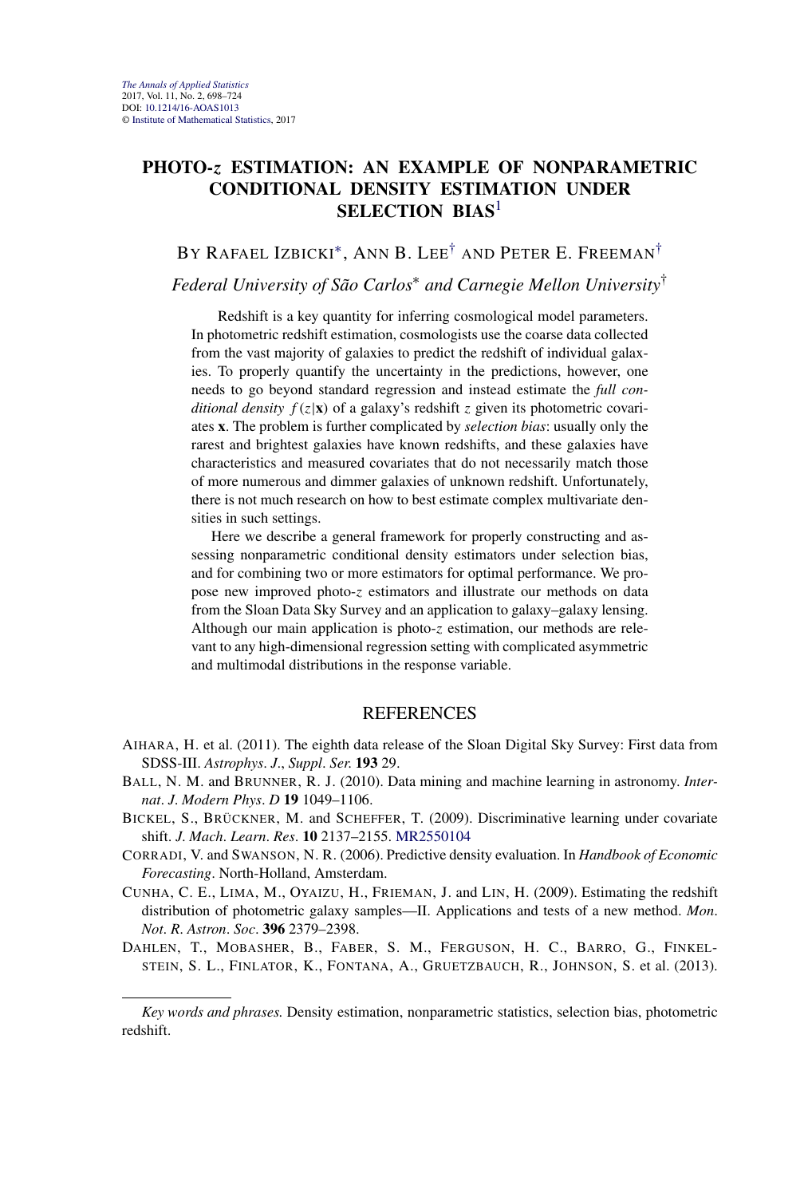# PHOTO-z ESTIMATION: AN EXAMPLE OF NONPARAMETRIC CONDITIONAL DENSITY ESTIMATION UNDER SELECTION BIAS[1]

BY RAFAEL IZBICKI*, ANN B. LEE† AND PETER E. FREEMAN†

*Federal University of São Carlos* and Carnegie Mellon University*†

Redshift is a key quantity for inferring cosmological model parameters. In photometric redshift estimation, cosmologists use the coarse data collected from the vast majority of galaxies to predict the redshift of individual galaxies. To properly quantify the uncertainty in the predictions, however, one needs to go beyond standard regression and instead estimate the *full conditional density* $f(z|\mathbf{x})$ of a galaxy's redshift $z$ given its photometric covariates $\mathbf{x}$. The problem is further complicated by *selection bias*: usually only the rarest and brightest galaxies have known redshifts, and these galaxies have characteristics and measured covariates that do not necessarily match those of more numerous and dimmer galaxies of unknown redshift. Unfortunately, there is not much research on how to best estimate complex multivariate densities in such settings.

Here we describe a general framework for properly constructing and assessing nonparametric conditional density estimators under selection bias, and for combining two or more estimators for optimal performance. We propose new improved photo-$z$ estimators and illustrate our methods on data from the Sloan Data Sky Survey and an application to galaxy–galaxy lensing. Although our main application is photo-$z$ estimation, our methods are relevant to any high-dimensional regression setting with complicated asymmetric and multimodal distributions in the response variable.

## REFERENCES

AIHARA, H. et al. (2011). The eighth data release of the Sloan Digital Sky Survey: First data from SDSS-III. *Astrophys. J., Suppl. Ser.* **193** 29.

BALL, N. M. and BRUNNER, R. J. (2010). Data mining and machine learning in astronomy. *Internat. J. Modern Phys. D* **19** 1049–1106.

BICKEL, S., BRÜCKNER, M. and SCHEFFER, T. (2009). Discriminative learning under covariate shift. *J. Mach. Learn. Res.* **10** 2137–2155. MR2550104

CORRADI, V. and SWANSON, N. R. (2006). Predictive density evaluation. In *Handbook of Economic Forecasting*. North-Holland, Amsterdam.

CUNHA, C. E., LIMA, M., OYAIZU, H., FRIEMAN, J. and LIN, H. (2009). Estimating the redshift distribution of photometric galaxy samples—II. Applications and tests of a new method. *Mon. Not. R. Astron. Soc.* **396** 2379–2398.

DAHLEN, T., MOBASHER, B., FABER, S. M., FERGUSON, H. C., BARRO, G., FINKELSTEIN, S. L., FINLATOR, K., FONTANA, A., GRUETZBAUCH, R., JOHNSON, S. et al. (2013).

*Key words and phrases.* Density estimation, nonparametric statistics, selection bias, photometric redshift.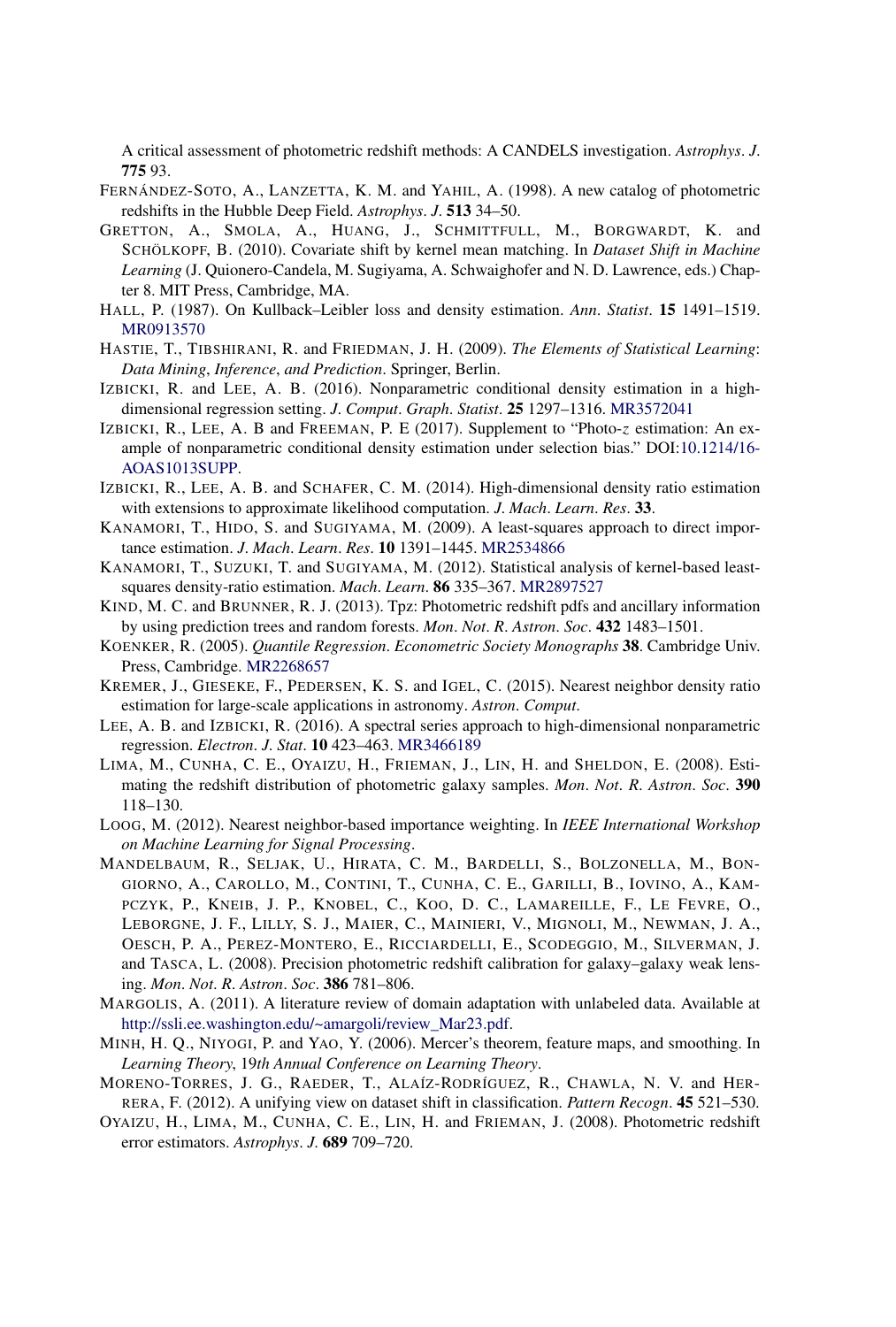A critical assessment of photometric redshift methods: A CANDELS investigation. *Astrophys. J.* **775** 93.

FERNÁNDEZ-SOTO, A., LANZETTA, K. M. and YAHIL, A. (1998). A new catalog of photometric redshifts in the Hubble Deep Field. *Astrophys. J.* **513** 34–50.

GRETTON, A., SMOLA, A., HUANG, J., SCHMITTFULL, M., BORGWARDT, K. and SCHÖLKOPF, B. (2010). Covariate shift by kernel mean matching. In *Dataset Shift in Machine Learning* (J. Quionero-Candela, M. Sugiyama, A. Schwaighofer and N. D. Lawrence, eds.) Chapter 8. MIT Press, Cambridge, MA.

HALL, P. (1987). On Kullback–Leibler loss and density estimation. *Ann. Statist.* **15** 1491–1519. MR0913570

HASTIE, T., TIBSHIRANI, R. and FRIEDMAN, J. H. (2009). *The Elements of Statistical Learning: Data Mining, Inference, and Prediction*. Springer, Berlin.

IZBICKI, R. and LEE, A. B. (2016). Nonparametric conditional density estimation in a high-dimensional regression setting. *J. Comput. Graph. Statist.* **25** 1297–1316. MR3572041

IZBICKI, R., LEE, A. B and FREEMAN, P. E (2017). Supplement to "Photo-$z$ estimation: An example of nonparametric conditional density estimation under selection bias." DOI:10.1214/16-AOAS1013SUPP.

IZBICKI, R., LEE, A. B. and SCHAFER, C. M. (2014). High-dimensional density ratio estimation with extensions to approximate likelihood computation. *J. Mach. Learn. Res.* **33**.

KANAMORI, T., HIDO, S. and SUGIYAMA, M. (2009). A least-squares approach to direct importance estimation. *J. Mach. Learn. Res.* **10** 1391–1445. MR2534866

KANAMORI, T., SUZUKI, T. and SUGIYAMA, M. (2012). Statistical analysis of kernel-based least-squares density-ratio estimation. *Mach. Learn.* **86** 335–367. MR2897527

KIND, M. C. and BRUNNER, R. J. (2013). Tpz: Photometric redshift pdfs and ancillary information by using prediction trees and random forests. *Mon. Not. R. Astron. Soc.* **432** 1483–1501.

KOENKER, R. (2005). *Quantile Regression. Econometric Society Monographs* **38**. Cambridge Univ. Press, Cambridge. MR2268657

KREMER, J., GIESEKE, F., PEDERSEN, K. S. and IGEL, C. (2015). Nearest neighbor density ratio estimation for large-scale applications in astronomy. *Astron. Comput.*

LEE, A. B. and IZBICKI, R. (2016). A spectral series approach to high-dimensional nonparametric regression. *Electron. J. Stat.* **10** 423–463. MR3466189

LIMA, M., CUNHA, C. E., OYAIZU, H., FRIEMAN, J., LIN, H. and SHELDON, E. (2008). Estimating the redshift distribution of photometric galaxy samples. *Mon. Not. R. Astron. Soc.* **390** 118–130.

LOOG, M. (2012). Nearest neighbor-based importance weighting. In *IEEE International Workshop on Machine Learning for Signal Processing*.

MANDELBAUM, R., SELJAK, U., HIRATA, C. M., BARDELLI, S., BOLZONELLA, M., BONGIORNO, A., CAROLLO, M., CONTINI, T., CUNHA, C. E., GARILLI, B., IOVINO, A., KAMPCZYK, P., KNEIB, J. P., KNOBEL, C., KOO, D. C., LAMAREILLE, F., LE FEVRE, O., LEBORGNE, J. F., LILLY, S. J., MAIER, C., MAINIERI, V., MIGNOLI, M., NEWMAN, J. A., OESCH, P. A., PEREZ-MONTERO, E., RICCIARDELLI, E., SCODEGGIO, M., SILVERMAN, J. and TASCA, L. (2008). Precision photometric redshift calibration for galaxy–galaxy weak lensing. *Mon. Not. R. Astron. Soc.* **386** 781–806.

MARGOLIS, A. (2011). A literature review of domain adaptation with unlabeled data. Available at http://ssli.ee.washington.edu/~amargoli/review_Mar23.pdf.

MINH, H. Q., NIYOGI, P. and YAO, Y. (2006). Mercer's theorem, feature maps, and smoothing. In *Learning Theory*, 19*th Annual Conference on Learning Theory*.

MORENO-TORRES, J. G., RAEDER, T., ALAÍZ-RODRÍGUEZ, R., CHAWLA, N. V. and HERRERA, F. (2012). A unifying view on dataset shift in classification. *Pattern Recogn.* **45** 521–530.

OYAIZU, H., LIMA, M., CUNHA, C. E., LIN, H. and FRIEMAN, J. (2008). Photometric redshift error estimators. *Astrophys. J.* **689** 709–720.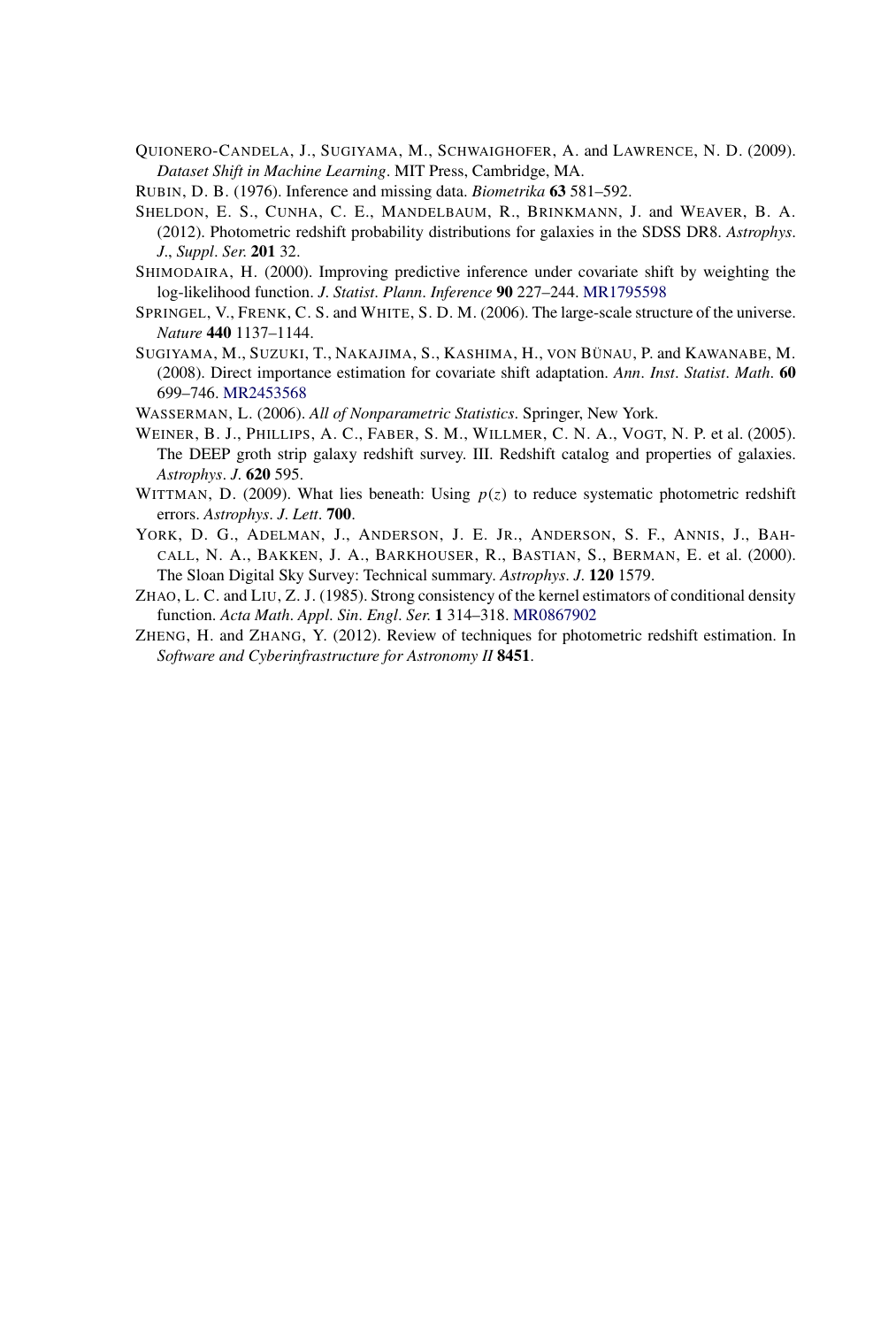QUIONERO-CANDELA, J., SUGIYAMA, M., SCHWAIGHOFER, A. and LAWRENCE, N. D. (2009). *Dataset Shift in Machine Learning*. MIT Press, Cambridge, MA.

RUBIN, D. B. (1976). Inference and missing data. *Biometrika* **63** 581–592.

SHELDON, E. S., CUNHA, C. E., MANDELBAUM, R., BRINKMANN, J. and WEAVER, B. A. (2012). Photometric redshift probability distributions for galaxies in the SDSS DR8. *Astrophys. J., Suppl. Ser.* **201** 32.

SHIMODAIRA, H. (2000). Improving predictive inference under covariate shift by weighting the log-likelihood function. *J. Statist. Plann. Inference* **90** 227–244. MR1795598

SPRINGEL, V., FRENK, C. S. and WHITE, S. D. M. (2006). The large-scale structure of the universe. *Nature* **440** 1137–1144.

SUGIYAMA, M., SUZUKI, T., NAKAJIMA, S., KASHIMA, H., VON BÜNAU, P. and KAWANABE, M. (2008). Direct importance estimation for covariate shift adaptation. *Ann. Inst. Statist. Math.* **60** 699–746. MR2453568

WASSERMAN, L. (2006). *All of Nonparametric Statistics*. Springer, New York.

WEINER, B. J., PHILLIPS, A. C., FABER, S. M., WILLMER, C. N. A., VOGT, N. P. et al. (2005). The DEEP groth strip galaxy redshift survey. III. Redshift catalog and properties of galaxies. *Astrophys. J.* **620** 595.

WITTMAN, D. (2009). What lies beneath: Using $p(z)$ to reduce systematic photometric redshift errors. *Astrophys. J. Lett.* **700**.

YORK, D. G., ADELMAN, J., ANDERSON, J. E. JR., ANDERSON, S. F., ANNIS, J., BAHCALL, N. A., BAKKEN, J. A., BARKHOUSER, R., BASTIAN, S., BERMAN, E. et al. (2000). The Sloan Digital Sky Survey: Technical summary. *Astrophys. J.* **120** 1579.

ZHAO, L. C. and LIU, Z. J. (1985). Strong consistency of the kernel estimators of conditional density function. *Acta Math. Appl. Sin. Engl. Ser.* **1** 314–318. MR0867902

ZHENG, H. and ZHANG, Y. (2012). Review of techniques for photometric redshift estimation. In *Software and Cyberinfrastructure for Astronomy II* **8451**.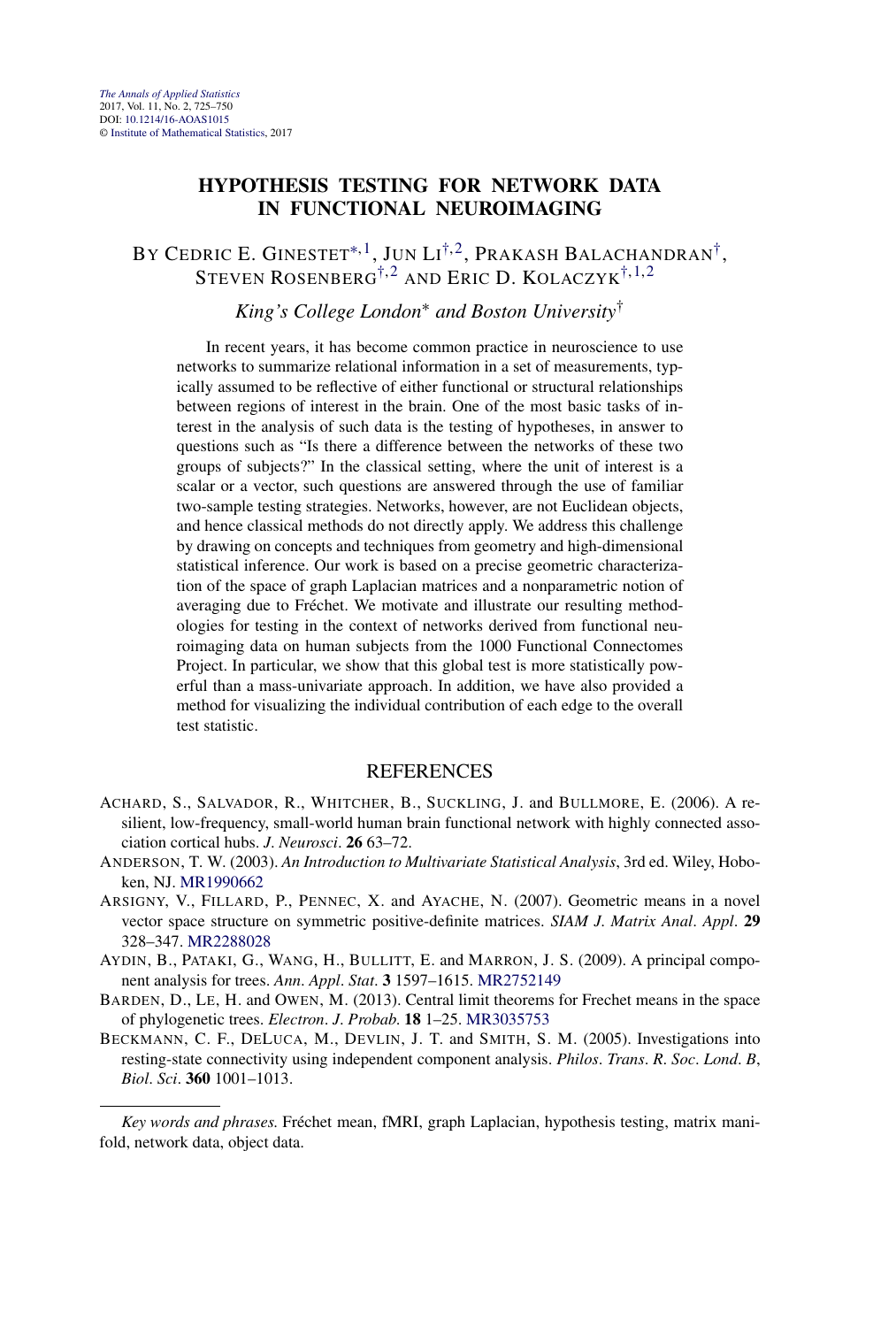*The Annals of Applied Statistics*
2017, Vol. 11, No. 2, 725–750
DOI: 10.1214/16-AOAS1015
© Institute of Mathematical Statistics, 2017

# HYPOTHESIS TESTING FOR NETWORK DATA IN FUNCTIONAL NEUROIMAGING

BY CEDRIC E. GINESTET[*,1], JUN LI[†,2], PRAKASH BALACHANDRAN[†], STEVEN ROSENBERG[†,2] AND ERIC D. KOLACZYK[†,1,2]

*King's College London*[*] *and Boston University*[†]

In recent years, it has become common practice in neuroscience to use networks to summarize relational information in a set of measurements, typically assumed to be reflective of either functional or structural relationships between regions of interest in the brain. One of the most basic tasks of interest in the analysis of such data is the testing of hypotheses, in answer to questions such as "Is there a difference between the networks of these two groups of subjects?" In the classical setting, where the unit of interest is a scalar or a vector, such questions are answered through the use of familiar two-sample testing strategies. Networks, however, are not Euclidean objects, and hence classical methods do not directly apply. We address this challenge by drawing on concepts and techniques from geometry and high-dimensional statistical inference. Our work is based on a precise geometric characterization of the space of graph Laplacian matrices and a nonparametric notion of averaging due to Fréchet. We motivate and illustrate our resulting methodologies for testing in the context of networks derived from functional neuroimaging data on human subjects from the 1000 Functional Connectomes Project. In particular, we show that this global test is more statistically powerful than a mass-univariate approach. In addition, we have also provided a method for visualizing the individual contribution of each edge to the overall test statistic.

## REFERENCES

ACHARD, S., SALVADOR, R., WHITCHER, B., SUCKLING, J. and BULLMORE, E. (2006). A resilient, low-frequency, small-world human brain functional network with highly connected association cortical hubs. *J. Neurosci.* **26** 63–72.

ANDERSON, T. W. (2003). *An Introduction to Multivariate Statistical Analysis*, 3rd ed. Wiley, Hoboken, NJ. MR1990662

ARSIGNY, V., FILLARD, P., PENNEC, X. and AYACHE, N. (2007). Geometric means in a novel vector space structure on symmetric positive-definite matrices. *SIAM J. Matrix Anal. Appl.* **29** 328–347. MR2288028

AYDIN, B., PATAKI, G., WANG, H., BULLITT, E. and MARRON, J. S. (2009). A principal component analysis for trees. *Ann. Appl. Stat.* **3** 1597–1615. MR2752149

BARDEN, D., LE, H. and OWEN, M. (2013). Central limit theorems for Frechet means in the space of phylogenetic trees. *Electron. J. Probab.* **18** 1–25. MR3035753

BECKMANN, C. F., DELUCA, M., DEVLIN, J. T. and SMITH, S. M. (2005). Investigations into resting-state connectivity using independent component analysis. *Philos. Trans. R. Soc. Lond. B, Biol. Sci.* **360** 1001–1013.

*Key words and phrases.* Fréchet mean, fMRI, graph Laplacian, hypothesis testing, matrix manifold, network data, object data.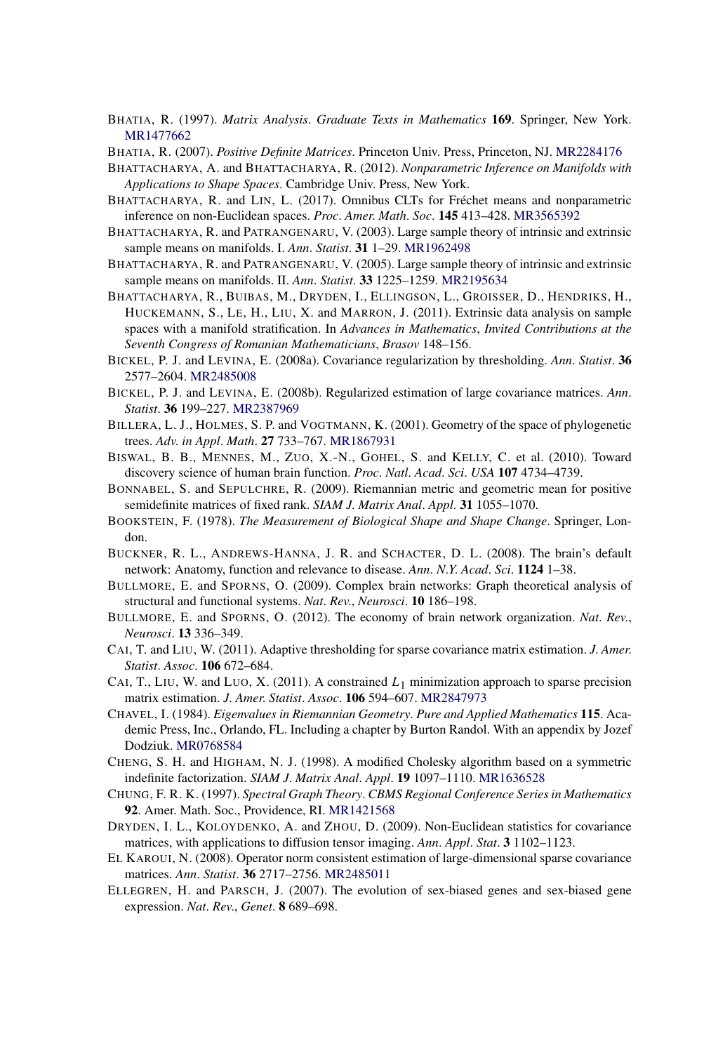BHATIA, R. (1997). *Matrix Analysis*. *Graduate Texts in Mathematics* **169**. Springer, New York. MR1477662

BHATIA, R. (2007). *Positive Definite Matrices*. Princeton Univ. Press, Princeton, NJ. MR2284176

BHATTACHARYA, A. and BHATTACHARYA, R. (2012). *Nonparametric Inference on Manifolds with Applications to Shape Spaces*. Cambridge Univ. Press, New York.

BHATTACHARYA, R. and LIN, L. (2017). Omnibus CLTs for Fréchet means and nonparametric inference on non-Euclidean spaces. *Proc*. *Amer*. *Math*. *Soc*. **145** 413–428. MR3565392

BHATTACHARYA, R. and PATRANGENARU, V. (2003). Large sample theory of intrinsic and extrinsic sample means on manifolds. I. *Ann*. *Statist*. **31** 1–29. MR1962498

BHATTACHARYA, R. and PATRANGENARU, V. (2005). Large sample theory of intrinsic and extrinsic sample means on manifolds. II. *Ann*. *Statist*. **33** 1225–1259. MR2195634

BHATTACHARYA, R., BUIBAS, M., DRYDEN, I., ELLINGSON, L., GROISSER, D., HENDRIKS, H., HUCKEMANN, S., LE, H., LIU, X. and MARRON, J. (2011). Extrinsic data analysis on sample spaces with a manifold stratification. In *Advances in Mathematics*, *Invited Contributions at the Seventh Congress of Romanian Mathematicians*, *Brasov* 148–156.

BICKEL, P. J. and LEVINA, E. (2008a). Covariance regularization by thresholding. *Ann*. *Statist*. **36** 2577–2604. MR2485008

BICKEL, P. J. and LEVINA, E. (2008b). Regularized estimation of large covariance matrices. *Ann*. *Statist*. **36** 199–227. MR2387969

BILLERA, L. J., HOLMES, S. P. and VOGTMANN, K. (2001). Geometry of the space of phylogenetic trees. *Adv*. *in Appl*. *Math*. **27** 733–767. MR1867931

BISWAL, B. B., MENNES, M., ZUO, X.-N., GOHEL, S. and KELLY, C. et al. (2010). Toward discovery science of human brain function. *Proc*. *Natl*. *Acad*. *Sci*. *USA* **107** 4734–4739.

BONNABEL, S. and SEPULCHRE, R. (2009). Riemannian metric and geometric mean for positive semidefinite matrices of fixed rank. *SIAM J*. *Matrix Anal*. *Appl*. **31** 1055–1070.

BOOKSTEIN, F. (1978). *The Measurement of Biological Shape and Shape Change*. Springer, London.

BUCKNER, R. L., ANDREWS-HANNA, J. R. and SCHACTER, D. L. (2008). The brain's default network: Anatomy, function and relevance to disease. *Ann*. *N*.*Y*. *Acad*. *Sci*. **1124** 1–38.

BULLMORE, E. and SPORNS, O. (2009). Complex brain networks: Graph theoretical analysis of structural and functional systems. *Nat*. *Rev*., *Neurosci*. **10** 186–198.

BULLMORE, E. and SPORNS, O. (2012). The economy of brain network organization. *Nat*. *Rev*., *Neurosci*. **13** 336–349.

CAI, T. and LIU, W. (2011). Adaptive thresholding for sparse covariance matrix estimation. *J*. *Amer*. *Statist*. *Assoc*. **106** 672–684.

CAI, T., LIU, W. and LUO, X. (2011). A constrained $L_1$ minimization approach to sparse precision matrix estimation. *J*. *Amer*. *Statist*. *Assoc*. **106** 594–607. MR2847973

CHAVEL, I. (1984). *Eigenvalues in Riemannian Geometry*. *Pure and Applied Mathematics* **115**. Academic Press, Inc., Orlando, FL. Including a chapter by Burton Randol. With an appendix by Jozef Dodziuk. MR0768584

CHENG, S. H. and HIGHAM, N. J. (1998). A modified Cholesky algorithm based on a symmetric indefinite factorization. *SIAM J*. *Matrix Anal*. *Appl*. **19** 1097–1110. MR1636528

CHUNG, F. R. K. (1997). *Spectral Graph Theory*. *CBMS Regional Conference Series in Mathematics* **92**. Amer. Math. Soc., Providence, RI. MR1421568

DRYDEN, I. L., KOLOYDENKO, A. and ZHOU, D. (2009). Non-Euclidean statistics for covariance matrices, with applications to diffusion tensor imaging. *Ann*. *Appl*. *Stat*. **3** 1102–1123.

EL KAROUI, N. (2008). Operator norm consistent estimation of large-dimensional sparse covariance matrices. *Ann*. *Statist*. **36** 2717–2756. MR2485011

ELLEGREN, H. and PARSCH, J. (2007). The evolution of sex-biased genes and sex-biased gene expression. *Nat*. *Rev*., *Genet*. **8** 689–698.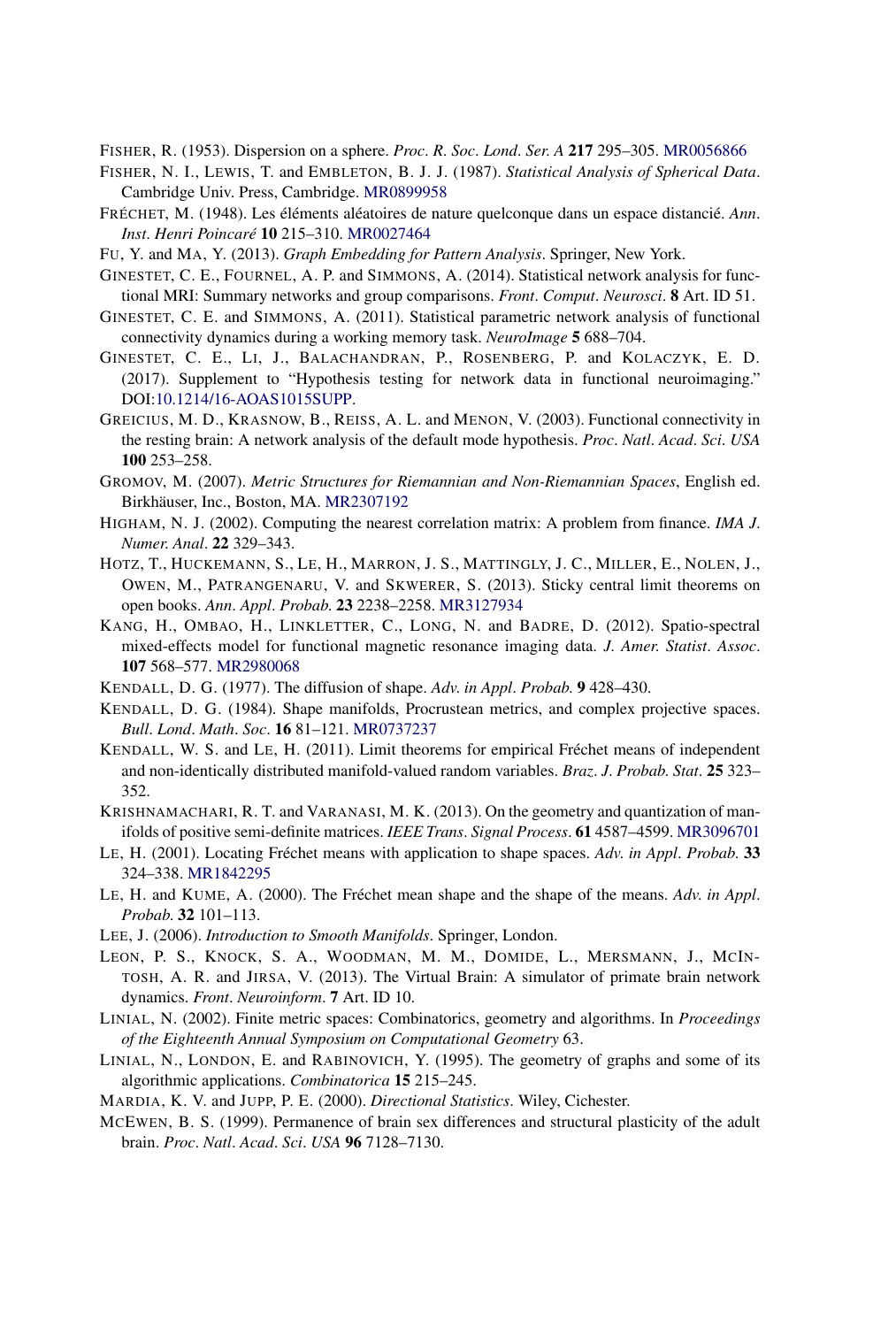FISHER, R. (1953). Dispersion on a sphere. *Proc. R. Soc. Lond. Ser. A* **217** 295–305. MR0056866

FISHER, N. I., LEWIS, T. and EMBLETON, B. J. J. (1987). *Statistical Analysis of Spherical Data*. Cambridge Univ. Press, Cambridge. MR0899958

FRÉCHET, M. (1948). Les éléments aléatoires de nature quelconque dans un espace distancié. *Ann. Inst. Henri Poincaré* **10** 215–310. MR0027464

FU, Y. and MA, Y. (2013). *Graph Embedding for Pattern Analysis*. Springer, New York.

GINESTET, C. E., FOURNEL, A. P. and SIMMONS, A. (2014). Statistical network analysis for functional MRI: Summary networks and group comparisons. *Front. Comput. Neurosci.* **8** Art. ID 51.

GINESTET, C. E. and SIMMONS, A. (2011). Statistical parametric network analysis of functional connectivity dynamics during a working memory task. *NeuroImage* **5** 688–704.

GINESTET, C. E., LI, J., BALACHANDRAN, P., ROSENBERG, P. and KOLACZYK, E. D. (2017). Supplement to "Hypothesis testing for network data in functional neuroimaging." DOI:10.1214/16-AOAS1015SUPP.

GREICIUS, M. D., KRASNOW, B., REISS, A. L. and MENON, V. (2003). Functional connectivity in the resting brain: A network analysis of the default mode hypothesis. *Proc. Natl. Acad. Sci. USA* **100** 253–258.

GROMOV, M. (2007). *Metric Structures for Riemannian and Non-Riemannian Spaces*, English ed. Birkhäuser, Inc., Boston, MA. MR2307192

HIGHAM, N. J. (2002). Computing the nearest correlation matrix: A problem from finance. *IMA J. Numer. Anal.* **22** 329–343.

HOTZ, T., HUCKEMANN, S., LE, H., MARRON, J. S., MATTINGLY, J. C., MILLER, E., NOLEN, J., OWEN, M., PATRANGENARU, V. and SKWERER, S. (2013). Sticky central limit theorems on open books. *Ann. Appl. Probab.* **23** 2238–2258. MR3127934

KANG, H., OMBAO, H., LINKLETTER, C., LONG, N. and BADRE, D. (2012). Spatio-spectral mixed-effects model for functional magnetic resonance imaging data. *J. Amer. Statist. Assoc.* **107** 568–577. MR2980068

KENDALL, D. G. (1977). The diffusion of shape. *Adv. in Appl. Probab.* **9** 428–430.

KENDALL, D. G. (1984). Shape manifolds, Procrustean metrics, and complex projective spaces. *Bull. Lond. Math. Soc.* **16** 81–121. MR0737237

KENDALL, W. S. and LE, H. (2011). Limit theorems for empirical Fréchet means of independent and non-identically distributed manifold-valued random variables. *Braz. J. Probab. Stat.* **25** 323–352.

KRISHNAMACHARI, R. T. and VARANASI, M. K. (2013). On the geometry and quantization of manifolds of positive semi-definite matrices. *IEEE Trans. Signal Process.* **61** 4587–4599. MR3096701

LE, H. (2001). Locating Fréchet means with application to shape spaces. *Adv. in Appl. Probab.* **33** 324–338. MR1842295

LE, H. and KUME, A. (2000). The Fréchet mean shape and the shape of the means. *Adv. in Appl. Probab.* **32** 101–113.

LEE, J. (2006). *Introduction to Smooth Manifolds*. Springer, London.

LEON, P. S., KNOCK, S. A., WOODMAN, M. M., DOMIDE, L., MERSMANN, J., MCINTOSH, A. R. and JIRSA, V. (2013). The Virtual Brain: A simulator of primate brain network dynamics. *Front. Neuroinform.* **7** Art. ID 10.

LINIAL, N. (2002). Finite metric spaces: Combinatorics, geometry and algorithms. In *Proceedings of the Eighteenth Annual Symposium on Computational Geometry* 63.

LINIAL, N., LONDON, E. and RABINOVICH, Y. (1995). The geometry of graphs and some of its algorithmic applications. *Combinatorica* **15** 215–245.

MARDIA, K. V. and JUPP, P. E. (2000). *Directional Statistics*. Wiley, Cichester.

MCEWEN, B. S. (1999). Permanence of brain sex differences and structural plasticity of the adult brain. *Proc. Natl. Acad. Sci. USA* **96** 7128–7130.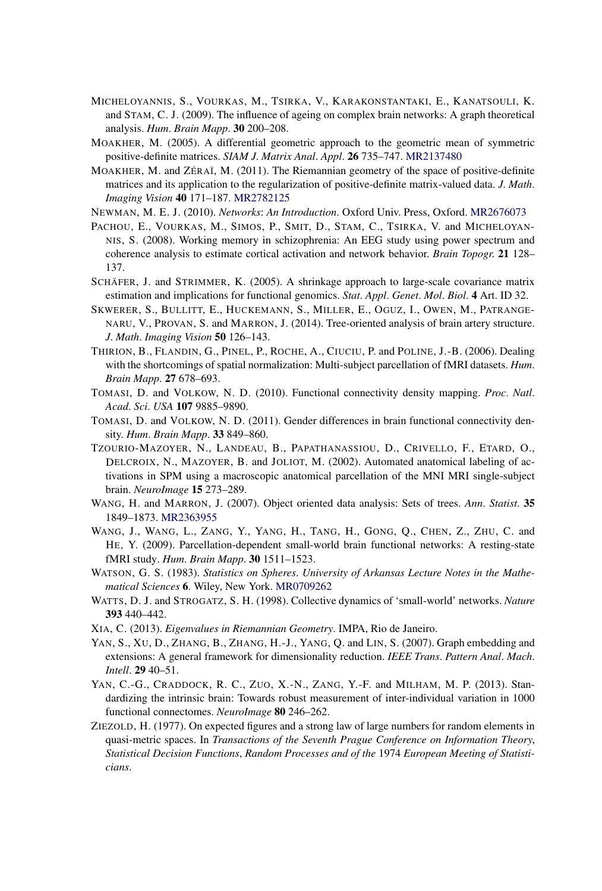MICHELOYANNIS, S., VOURKAS, M., TSIRKA, V., KARAKONSTANTAKI, E., KANATSOULI, K. and STAM, C. J. (2009). The influence of ageing on complex brain networks: A graph theoretical analysis. *Hum. Brain Mapp.* **30** 200–208.

MOAKHER, M. (2005). A differential geometric approach to the geometric mean of symmetric positive-definite matrices. *SIAM J. Matrix Anal. Appl.* **26** 735–747. MR2137480

MOAKHER, M. and ZÉRAÏ, M. (2011). The Riemannian geometry of the space of positive-definite matrices and its application to the regularization of positive-definite matrix-valued data. *J. Math. Imaging Vision* **40** 171–187. MR2782125

NEWMAN, M. E. J. (2010). *Networks: An Introduction*. Oxford Univ. Press, Oxford. MR2676073

PACHOU, E., VOURKAS, M., SIMOS, P., SMIT, D., STAM, C., TSIRKA, V. and MICHELOYANNIS, S. (2008). Working memory in schizophrenia: An EEG study using power spectrum and coherence analysis to estimate cortical activation and network behavior. *Brain Topogr.* **21** 128–137.

SCHÄFER, J. and STRIMMER, K. (2005). A shrinkage approach to large-scale covariance matrix estimation and implications for functional genomics. *Stat. Appl. Genet. Mol. Biol.* **4** Art. ID 32.

SKWERER, S., BULLITT, E., HUCKEMANN, S., MILLER, E., OGUZ, I., OWEN, M., PATRANGENARU, V., PROVAN, S. and MARRON, J. (2014). Tree-oriented analysis of brain artery structure. *J. Math. Imaging Vision* **50** 126–143.

THIRION, B., FLANDIN, G., PINEL, P., ROCHE, A., CIUCIU, P. and POLINE, J.-B. (2006). Dealing with the shortcomings of spatial normalization: Multi-subject parcellation of fMRI datasets. *Hum. Brain Mapp.* **27** 678–693.

TOMASI, D. and VOLKOW, N. D. (2010). Functional connectivity density mapping. *Proc. Natl. Acad. Sci. USA* **107** 9885–9890.

TOMASI, D. and VOLKOW, N. D. (2011). Gender differences in brain functional connectivity density. *Hum. Brain Mapp.* **33** 849–860.

TZOURIO-MAZOYER, N., LANDEAU, B., PAPATHANASSIOU, D., CRIVELLO, F., ETARD, O., DELCROIX, N., MAZOYER, B. and JOLIOT, M. (2002). Automated anatomical labeling of activations in SPM using a macroscopic anatomical parcellation of the MNI MRI single-subject brain. *NeuroImage* **15** 273–289.

WANG, H. and MARRON, J. (2007). Object oriented data analysis: Sets of trees. *Ann. Statist.* **35** 1849–1873. MR2363955

WANG, J., WANG, L., ZANG, Y., YANG, H., TANG, H., GONG, Q., CHEN, Z., ZHU, C. and HE, Y. (2009). Parcellation-dependent small-world brain functional networks: A resting-state fMRI study. *Hum. Brain Mapp.* **30** 1511–1523.

WATSON, G. S. (1983). *Statistics on Spheres. University of Arkansas Lecture Notes in the Mathematical Sciences* **6**. Wiley, New York. MR0709262

WATTS, D. J. and STROGATZ, S. H. (1998). Collective dynamics of 'small-world' networks. *Nature* **393** 440–442.

XIA, C. (2013). *Eigenvalues in Riemannian Geometry*. IMPA, Rio de Janeiro.

YAN, S., XU, D., ZHANG, B., ZHANG, H.-J., YANG, Q. and LIN, S. (2007). Graph embedding and extensions: A general framework for dimensionality reduction. *IEEE Trans. Pattern Anal. Mach. Intell.* **29** 40–51.

YAN, C.-G., CRADDOCK, R. C., ZUO, X.-N., ZANG, Y.-F. and MILHAM, M. P. (2013). Standardizing the intrinsic brain: Towards robust measurement of inter-individual variation in 1000 functional connectomes. *NeuroImage* **80** 246–262.

ZIEZOLD, H. (1977). On expected figures and a strong law of large numbers for random elements in quasi-metric spaces. In *Transactions of the Seventh Prague Conference on Information Theory, Statistical Decision Functions, Random Processes and of the* 1974 *European Meeting of Statisticians*.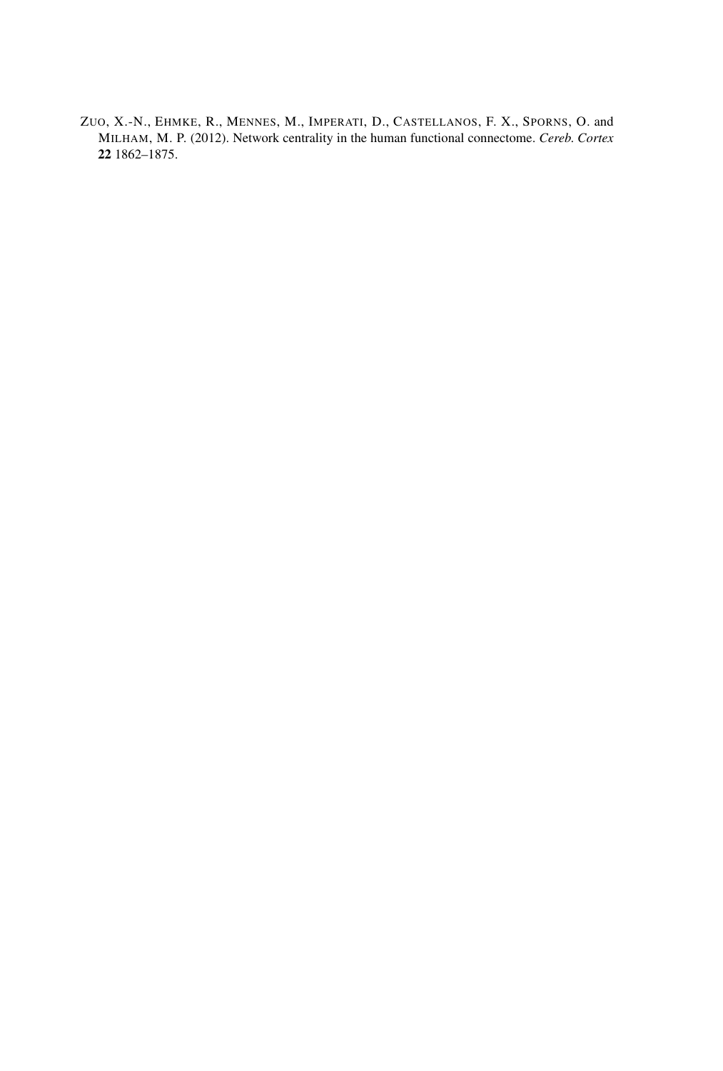ZUO, X.-N., EHMKE, R., MENNES, M., IMPERATI, D., CASTELLANOS, F. X., SPORNS, O. and MILHAM, M. P. (2012). Network centrality in the human functional connectome. *Cereb. Cortex* **22** 1862–1875.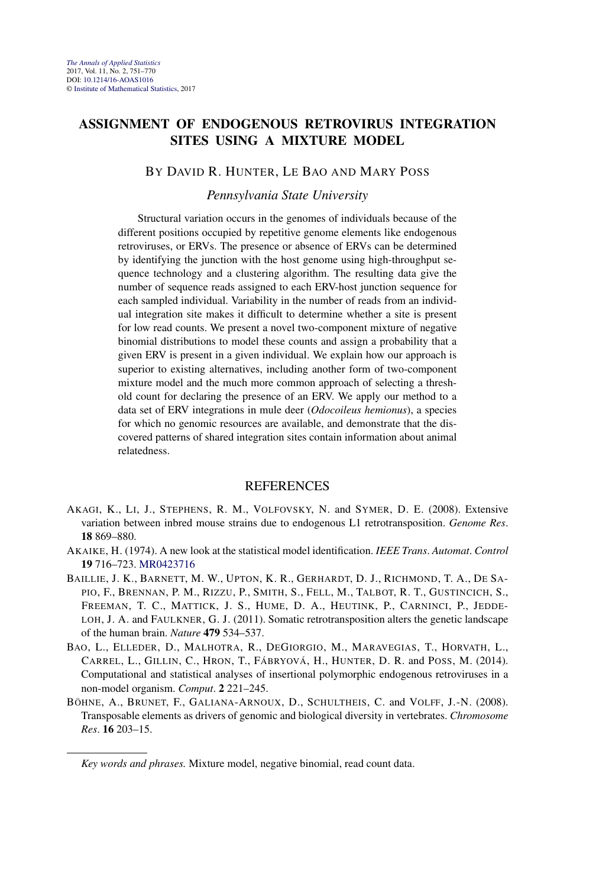*The Annals of Applied Statistics*
2017, Vol. 11, No. 2, 751–770
DOI: 10.1214/16-AOAS1016
© Institute of Mathematical Statistics, 2017

# ASSIGNMENT OF ENDOGENOUS RETROVIRUS INTEGRATION SITES USING A MIXTURE MODEL

BY DAVID R. HUNTER, LE BAO AND MARY POSS

*Pennsylvania State University*

Structural variation occurs in the genomes of individuals because of the different positions occupied by repetitive genome elements like endogenous retroviruses, or ERVs. The presence or absence of ERVs can be determined by identifying the junction with the host genome using high-throughput sequence technology and a clustering algorithm. The resulting data give the number of sequence reads assigned to each ERV-host junction sequence for each sampled individual. Variability in the number of reads from an individual integration site makes it difficult to determine whether a site is present for low read counts. We present a novel two-component mixture of negative binomial distributions to model these counts and assign a probability that a given ERV is present in a given individual. We explain how our approach is superior to existing alternatives, including another form of two-component mixture model and the much more common approach of selecting a threshold count for declaring the presence of an ERV. We apply our method to a data set of ERV integrations in mule deer (*Odocoileus hemionus*), a species for which no genomic resources are available, and demonstrate that the discovered patterns of shared integration sites contain information about animal relatedness.

## REFERENCES

AKAGI, K., LI, J., STEPHENS, R. M., VOLFOVSKY, N. and SYMER, D. E. (2008). Extensive variation between inbred mouse strains due to endogenous L1 retrotransposition. *Genome Res*. **18** 869–880.

AKAIKE, H. (1974). A new look at the statistical model identification. *IEEE Trans*. *Automat*. *Control* **19** 716–723. MR0423716

BAILLIE, J. K., BARNETT, M. W., UPTON, K. R., GERHARDT, D. J., RICHMOND, T. A., DE SAPIO, F., BRENNAN, P. M., RIZZU, P., SMITH, S., FELL, M., TALBOT, R. T., GUSTINCICH, S., FREEMAN, T. C., MATTICK, J. S., HUME, D. A., HEUTINK, P., CARNINCI, P., JEDDELOH, J. A. and FAULKNER, G. J. (2011). Somatic retrotransposition alters the genetic landscape of the human brain. *Nature* **479** 534–537.

BAO, L., ELLEDER, D., MALHOTRA, R., DEGIORGIO, M., MARAVEGIAS, T., HORVATH, L., CARREL, L., GILLIN, C., HRON, T., FÁBRYOVÁ, H., HUNTER, D. R. and POSS, M. (2014). Computational and statistical analyses of insertional polymorphic endogenous retroviruses in a non-model organism. *Comput*. **2** 221–245.

BÖHNE, A., BRUNET, F., GALIANA-ARNOUX, D., SCHULTHEIS, C. and VOLFF, J.-N. (2008). Transposable elements as drivers of genomic and biological diversity in vertebrates. *Chromosome Res*. **16** 203–15.

*Key words and phrases.* Mixture model, negative binomial, read count data.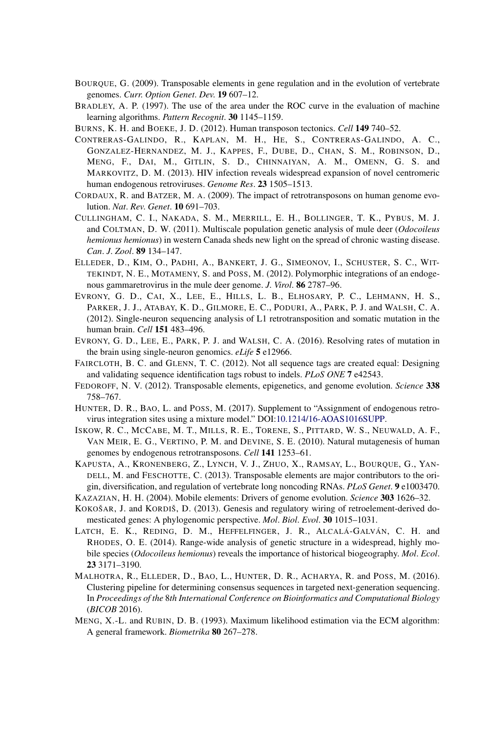BOURQUE, G. (2009). Transposable elements in gene regulation and in the evolution of vertebrate genomes. *Curr. Option Genet. Dev.* **19** 607–12.

BRADLEY, A. P. (1997). The use of the area under the ROC curve in the evaluation of machine learning algorithms. *Pattern Recognit.* **30** 1145–1159.

BURNS, K. H. and BOEKE, J. D. (2012). Human transposon tectonics. *Cell* **149** 740–52.

CONTRERAS-GALINDO, R., KAPLAN, M. H., HE, S., CONTRERAS-GALINDO, A. C., GONZALEZ-HERNANDEZ, M. J., KAPPES, F., DUBE, D., CHAN, S. M., ROBINSON, D., MENG, F., DAI, M., GITLIN, S. D., CHINNAIYAN, A. M., OMENN, G. S. and MARKOVITZ, D. M. (2013). HIV infection reveals widespread expansion of novel centromeric human endogenous retroviruses. *Genome Res.* **23** 1505–1513.

CORDAUX, R. and BATZER, M. A. (2009). The impact of retrotransposons on human genome evolution. *Nat. Rev. Genet.* **10** 691–703.

CULLINGHAM, C. I., NAKADA, S. M., MERRILL, E. H., BOLLINGER, T. K., PYBUS, M. J. and COLTMAN, D. W. (2011). Multiscale population genetic analysis of mule deer (*Odocoileus hemionus hemionus*) in western Canada sheds new light on the spread of chronic wasting disease. *Can. J. Zool.* **89** 134–147.

ELLEDER, D., KIM, O., PADHI, A., BANKERT, J. G., SIMEONOV, I., SCHUSTER, S. C., WITTEKINDT, N. E., MOTAMENY, S. and POSS, M. (2012). Polymorphic integrations of an endogenous gammaretrovirus in the mule deer genome. *J. Virol.* **86** 2787–96.

EVRONY, G. D., CAI, X., LEE, E., HILLS, L. B., ELHOSARY, P. C., LEHMANN, H. S., PARKER, J. J., ATABAY, K. D., GILMORE, E. C., PODURI, A., PARK, P. J. and WALSH, C. A. (2012). Single-neuron sequencing analysis of L1 retrotransposition and somatic mutation in the human brain. *Cell* **151** 483–496.

EVRONY, G. D., LEE, E., PARK, P. J. and WALSH, C. A. (2016). Resolving rates of mutation in the brain using single-neuron genomics. *eLife* **5** e12966.

FAIRCLOTH, B. C. and GLENN, T. C. (2012). Not all sequence tags are created equal: Designing and validating sequence identification tags robust to indels. *PLoS ONE* **7** e42543.

FEDOROFF, N. V. (2012). Transposable elements, epigenetics, and genome evolution. *Science* **338** 758–767.

HUNTER, D. R., BAO, L. and POSS, M. (2017). Supplement to "Assignment of endogenous retrovirus integration sites using a mixture model." DOI:10.1214/16-AOAS1016SUPP.

ISKOW, R. C., MCCABE, M. T., MILLS, R. E., TORENE, S., PITTARD, W. S., NEUWALD, A. F., VAN MEIR, E. G., VERTINO, P. M. and DEVINE, S. E. (2010). Natural mutagenesis of human genomes by endogenous retrotransposons. *Cell* **141** 1253–61.

KAPUSTA, A., KRONENBERG, Z., LYNCH, V. J., ZHUO, X., RAMSAY, L., BOURQUE, G., YANDELL, M. and FESCHOTTE, C. (2013). Transposable elements are major contributors to the origin, diversification, and regulation of vertebrate long noncoding RNAs. *PLoS Genet.* **9** e1003470.

KAZAZIAN, H. H. (2004). Mobile elements: Drivers of genome evolution. *Science* **303** 1626–32.

KOKOŠAR, J. and KORDIŠ, D. (2013). Genesis and regulatory wiring of retroelement-derived domesticated genes: A phylogenomic perspective. *Mol. Biol. Evol.* **30** 1015–1031.

LATCH, E. K., REDING, D. M., HEFFELFINGER, J. R., ALCALÁ-GALVÁN, C. H. and RHODES, O. E. (2014). Range-wide analysis of genetic structure in a widespread, highly mobile species (*Odocoileus hemionus*) reveals the importance of historical biogeography. *Mol. Ecol.* **23** 3171–3190.

MALHOTRA, R., ELLEDER, D., BAO, L., HUNTER, D. R., ACHARYA, R. and POSS, M. (2016). Clustering pipeline for determining consensus sequences in targeted next-generation sequencing. In *Proceedings of the* 8*th International Conference on Bioinformatics and Computational Biology* (*BICOB* 2016).

MENG, X.-L. and RUBIN, D. B. (1993). Maximum likelihood estimation via the ECM algorithm: A general framework. *Biometrika* **80** 267–278.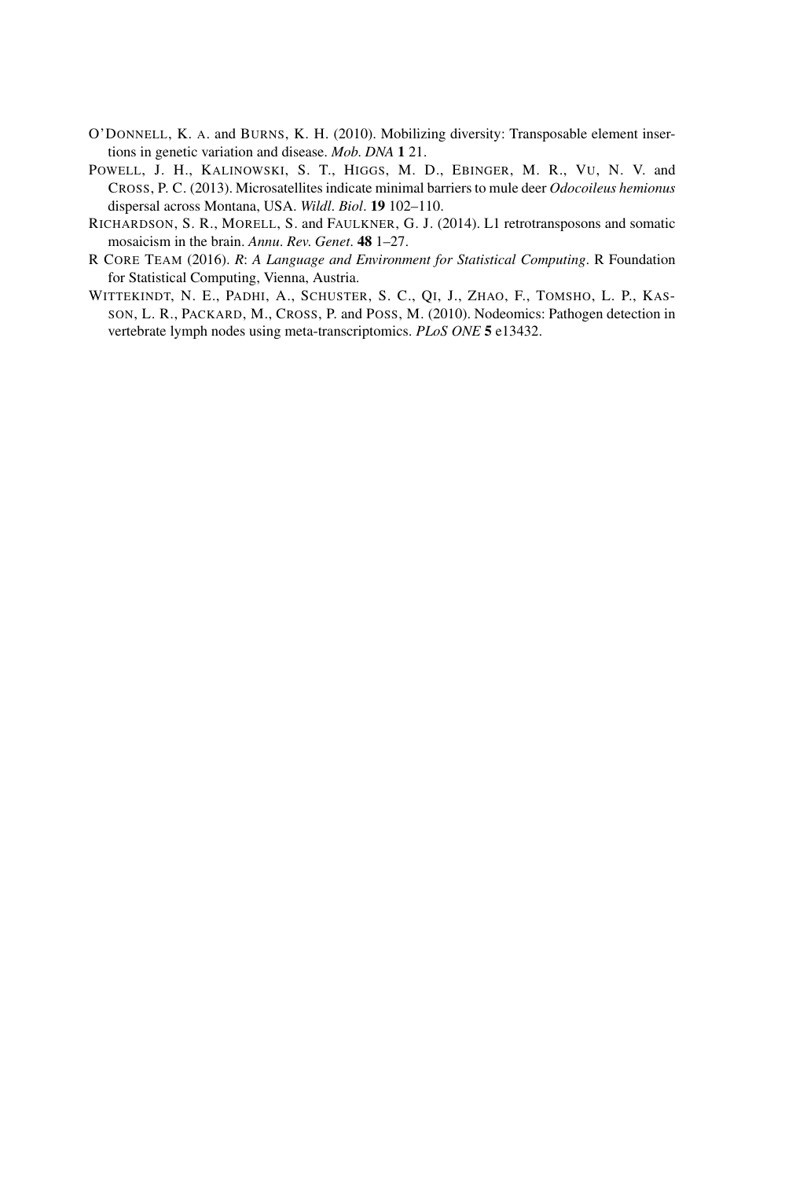O'Donnell, K. A. and Burns, K. H. (2010). Mobilizing diversity: Transposable element insertions in genetic variation and disease. *Mob. DNA* **1** 21.

Powell, J. H., Kalinowski, S. T., Higgs, M. D., Ebinger, M. R., Vu, N. V. and Cross, P. C. (2013). Microsatellites indicate minimal barriers to mule deer *Odocoileus hemionus* dispersal across Montana, USA. *Wildl. Biol.* **19** 102–110.

Richardson, S. R., Morell, S. and Faulkner, G. J. (2014). L1 retrotransposons and somatic mosaicism in the brain. *Annu. Rev. Genet.* **48** 1–27.

R Core Team (2016). *R: A Language and Environment for Statistical Computing*. R Foundation for Statistical Computing, Vienna, Austria.

Wittekindt, N. E., Padhi, A., Schuster, S. C., Qi, J., Zhao, F., Tomsho, L. P., Kasson, L. R., Packard, M., Cross, P. and Poss, M. (2010). Nodeomics: Pathogen detection in vertebrate lymph nodes using meta-transcriptomics. *PLoS ONE* **5** e13432.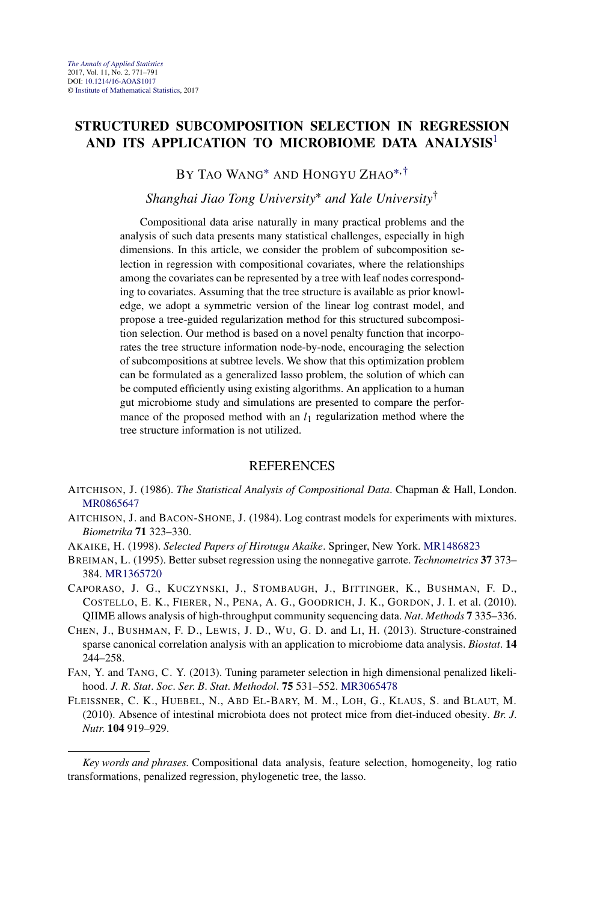*The Annals of Applied Statistics*
2017, Vol. 11, No. 2, 771–791
DOI: 10.1214/16-AOAS1017
© Institute of Mathematical Statistics, 2017

# STRUCTURED SUBCOMPOSITION SELECTION IN REGRESSION AND ITS APPLICATION TO MICROBIOME DATA ANALYSIS[1]

BY TAO WANG[*] AND HONGYU ZHAO[*,†]

*Shanghai Jiao Tong University*[*] *and Yale University*[†]

Compositional data arise naturally in many practical problems and the analysis of such data presents many statistical challenges, especially in high dimensions. In this article, we consider the problem of subcomposition selection in regression with compositional covariates, where the relationships among the covariates can be represented by a tree with leaf nodes corresponding to covariates. Assuming that the tree structure is available as prior knowledge, we adopt a symmetric version of the linear log contrast model, and propose a tree-guided regularization method for this structured subcomposition selection. Our method is based on a novel penalty function that incorporates the tree structure information node-by-node, encouraging the selection of subcompositions at subtree levels. We show that this optimization problem can be formulated as a generalized lasso problem, the solution of which can be computed efficiently using existing algorithms. An application to a human gut microbiome study and simulations are presented to compare the performance of the proposed method with an $l_1$ regularization method where the tree structure information is not utilized.

## REFERENCES

AITCHISON, J. (1986). *The Statistical Analysis of Compositional Data*. Chapman & Hall, London. MR0865647

AITCHISON, J. and BACON-SHONE, J. (1984). Log contrast models for experiments with mixtures. *Biometrika* **71** 323–330.

AKAIKE, H. (1998). *Selected Papers of Hirotugu Akaike*. Springer, New York. MR1486823

BREIMAN, L. (1995). Better subset regression using the nonnegative garrote. *Technometrics* **37** 373–384. MR1365720

CAPORASO, J. G., KUCZYNSKI, J., STOMBAUGH, J., BITTINGER, K., BUSHMAN, F. D., COSTELLO, E. K., FIERER, N., PENA, A. G., GOODRICH, J. K., GORDON, J. I. et al. (2010). QIIME allows analysis of high-throughput community sequencing data. *Nat. Methods* **7** 335–336.

CHEN, J., BUSHMAN, F. D., LEWIS, J. D., WU, G. D. and LI, H. (2013). Structure-constrained sparse canonical correlation analysis with an application to microbiome data analysis. *Biostat.* **14** 244–258.

FAN, Y. and TANG, C. Y. (2013). Tuning parameter selection in high dimensional penalized likelihood. *J. R. Stat. Soc. Ser. B. Stat. Methodol.* **75** 531–552. MR3065478

FLEISSNER, C. K., HUEBEL, N., ABD EL-BARY, M. M., LOH, G., KLAUS, S. and BLAUT, M. (2010). Absence of intestinal microbiota does not protect mice from diet-induced obesity. *Br. J. Nutr.* **104** 919–929.

*Key words and phrases.* Compositional data analysis, feature selection, homogeneity, log ratio transformations, penalized regression, phylogenetic tree, the lasso.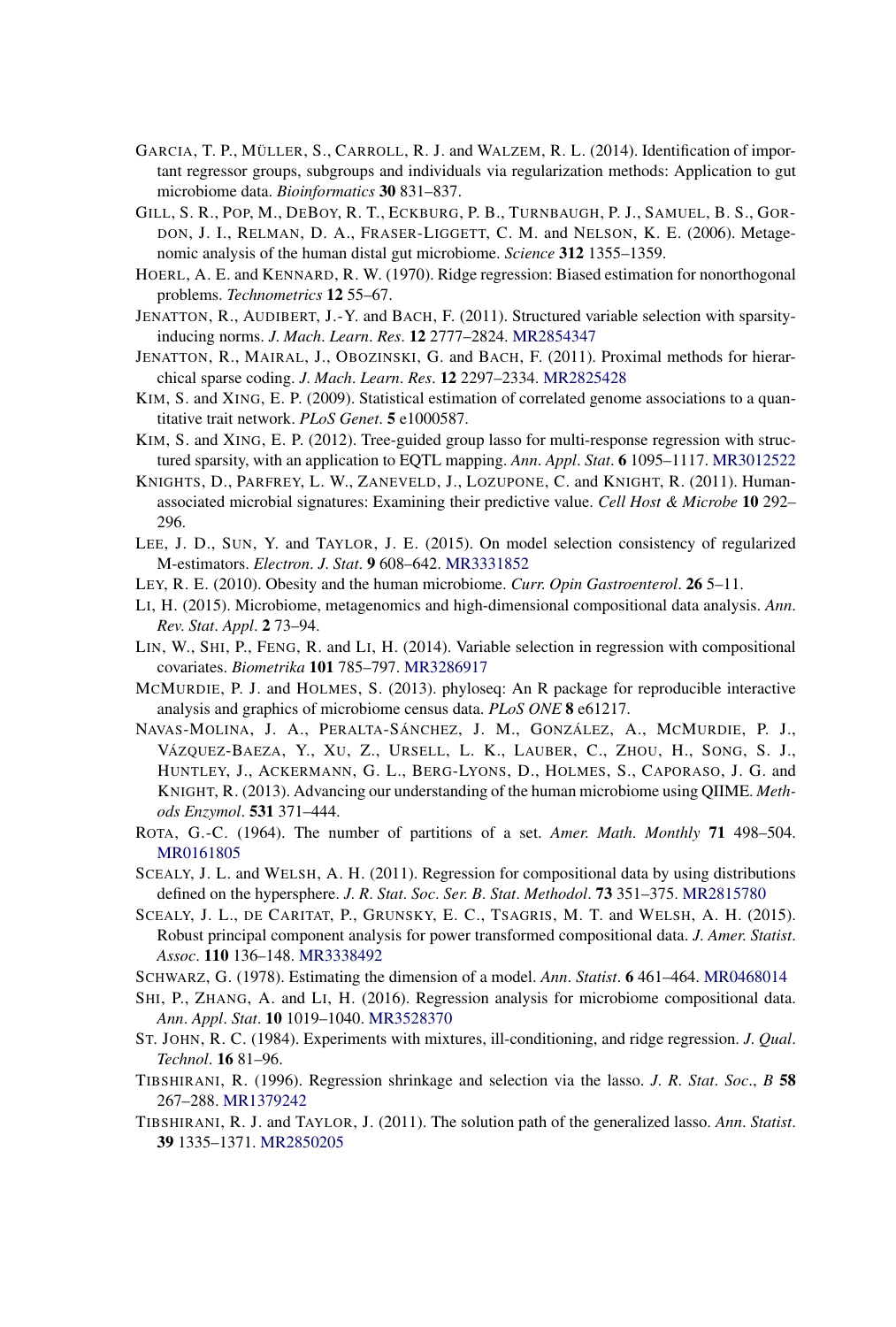GARCIA, T. P., MÜLLER, S., CARROLL, R. J. and WALZEM, R. L. (2014). Identification of important regressor groups, subgroups and individuals via regularization methods: Application to gut microbiome data. *Bioinformatics* **30** 831–837.

GILL, S. R., POP, M., DEBOY, R. T., ECKBURG, P. B., TURNBAUGH, P. J., SAMUEL, B. S., GORDON, J. I., RELMAN, D. A., FRASER-LIGGETT, C. M. and NELSON, K. E. (2006). Metagenomic analysis of the human distal gut microbiome. *Science* **312** 1355–1359.

HOERL, A. E. and KENNARD, R. W. (1970). Ridge regression: Biased estimation for nonorthogonal problems. *Technometrics* **12** 55–67.

JENATTON, R., AUDIBERT, J.-Y. and BACH, F. (2011). Structured variable selection with sparsity-inducing norms. *J. Mach. Learn. Res.* **12** 2777–2824. MR2854347

JENATTON, R., MAIRAL, J., OBOZINSKI, G. and BACH, F. (2011). Proximal methods for hierarchical sparse coding. *J. Mach. Learn. Res.* **12** 2297–2334. MR2825428

KIM, S. and XING, E. P. (2009). Statistical estimation of correlated genome associations to a quantitative trait network. *PLoS Genet.* **5** e1000587.

KIM, S. and XING, E. P. (2012). Tree-guided group lasso for multi-response regression with structured sparsity, with an application to EQTL mapping. *Ann. Appl. Stat.* **6** 1095–1117. MR3012522

KNIGHTS, D., PARFREY, L. W., ZANEVELD, J., LOZUPONE, C. and KNIGHT, R. (2011). Human-associated microbial signatures: Examining their predictive value. *Cell Host & Microbe* **10** 292–296.

LEE, J. D., SUN, Y. and TAYLOR, J. E. (2015). On model selection consistency of regularized M-estimators. *Electron. J. Stat.* **9** 608–642. MR3331852

LEY, R. E. (2010). Obesity and the human microbiome. *Curr. Opin Gastroenterol.* **26** 5–11.

LI, H. (2015). Microbiome, metagenomics and high-dimensional compositional data analysis. *Ann. Rev. Stat. Appl.* **2** 73–94.

LIN, W., SHI, P., FENG, R. and LI, H. (2014). Variable selection in regression with compositional covariates. *Biometrika* **101** 785–797. MR3286917

MCMURDIE, P. J. and HOLMES, S. (2013). phyloseq: An R package for reproducible interactive analysis and graphics of microbiome census data. *PLoS ONE* **8** e61217.

NAVAS-MOLINA, J. A., PERALTA-SÁNCHEZ, J. M., GONZÁLEZ, A., MCMURDIE, P. J., VÁZQUEZ-BAEZA, Y., XU, Z., URSELL, L. K., LAUBER, C., ZHOU, H., SONG, S. J., HUNTLEY, J., ACKERMANN, G. L., BERG-LYONS, D., HOLMES, S., CAPORASO, J. G. and KNIGHT, R. (2013). Advancing our understanding of the human microbiome using QIIME. *Methods Enzymol.* **531** 371–444.

ROTA, G.-C. (1964). The number of partitions of a set. *Amer. Math. Monthly* **71** 498–504. MR0161805

SCEALY, J. L. and WELSH, A. H. (2011). Regression for compositional data by using distributions defined on the hypersphere. *J. R. Stat. Soc. Ser. B. Stat. Methodol.* **73** 351–375. MR2815780

SCEALY, J. L., DE CARITAT, P., GRUNSKY, E. C., TSAGRIS, M. T. and WELSH, A. H. (2015). Robust principal component analysis for power transformed compositional data. *J. Amer. Statist. Assoc.* **110** 136–148. MR3338492

SCHWARZ, G. (1978). Estimating the dimension of a model. *Ann. Statist.* **6** 461–464. MR0468014

SHI, P., ZHANG, A. and LI, H. (2016). Regression analysis for microbiome compositional data. *Ann. Appl. Stat.* **10** 1019–1040. MR3528370

ST. JOHN, R. C. (1984). Experiments with mixtures, ill-conditioning, and ridge regression. *J. Qual. Technol.* **16** 81–96.

TIBSHIRANI, R. (1996). Regression shrinkage and selection via the lasso. *J. R. Stat. Soc., B* **58** 267–288. MR1379242

TIBSHIRANI, R. J. and TAYLOR, J. (2011). The solution path of the generalized lasso. *Ann. Statist.* **39** 1335–1371. MR2850205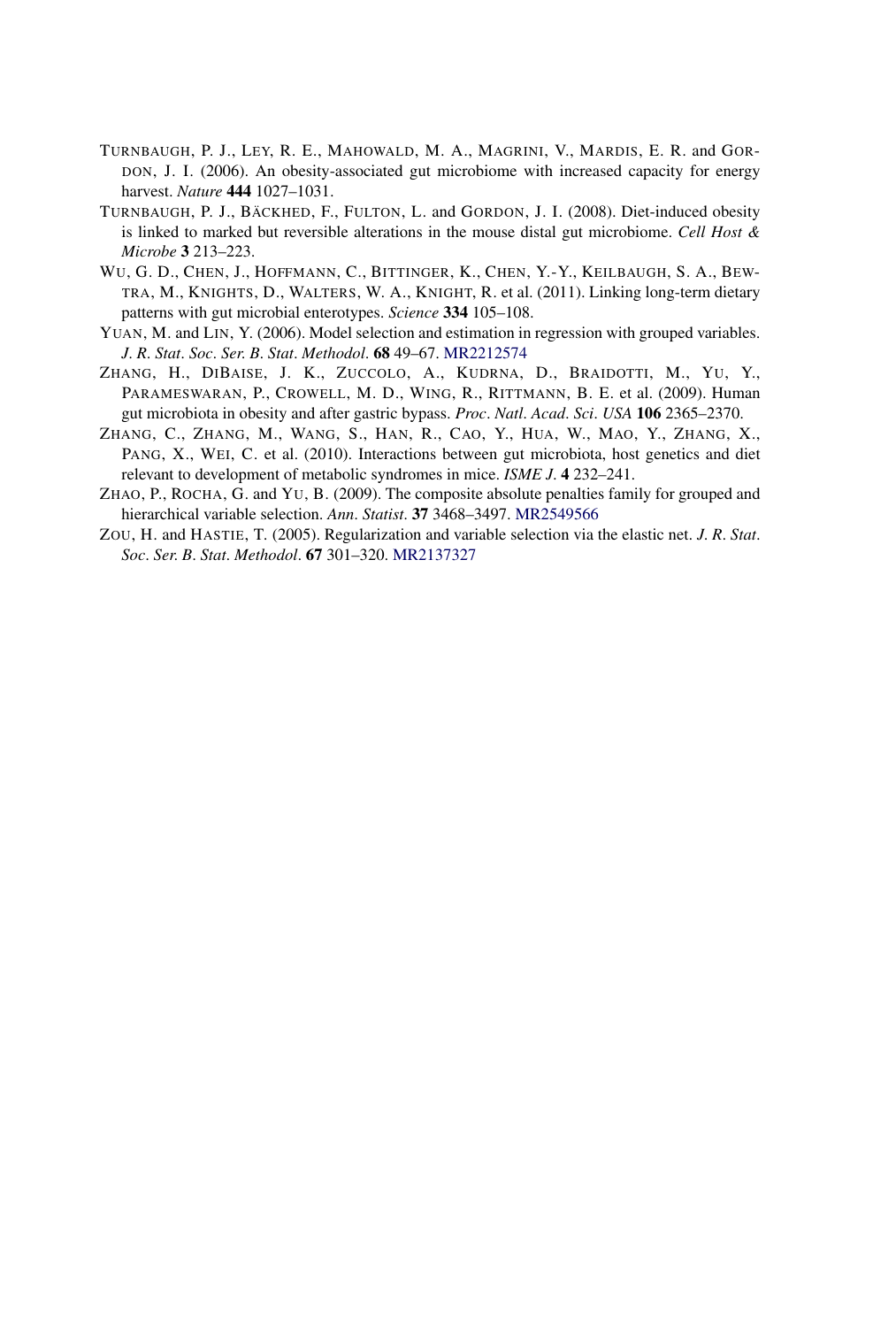TURNBAUGH, P. J., LEY, R. E., MAHOWALD, M. A., MAGRINI, V., MARDIS, E. R. and GORDON, J. I. (2006). An obesity-associated gut microbiome with increased capacity for energy harvest. *Nature* **444** 1027–1031.

TURNBAUGH, P. J., BÄCKHED, F., FULTON, L. and GORDON, J. I. (2008). Diet-induced obesity is linked to marked but reversible alterations in the mouse distal gut microbiome. *Cell Host & Microbe* **3** 213–223.

WU, G. D., CHEN, J., HOFFMANN, C., BITTINGER, K., CHEN, Y.-Y., KEILBAUGH, S. A., BEWTRA, M., KNIGHTS, D., WALTERS, W. A., KNIGHT, R. et al. (2011). Linking long-term dietary patterns with gut microbial enterotypes. *Science* **334** 105–108.

YUAN, M. and LIN, Y. (2006). Model selection and estimation in regression with grouped variables. *J. R. Stat. Soc. Ser. B. Stat. Methodol.* **68** 49–67. MR2212574

ZHANG, H., DIBAISE, J. K., ZUCCOLO, A., KUDRNA, D., BRAIDOTTI, M., YU, Y., PARAMESWARAN, P., CROWELL, M. D., WING, R., RITTMANN, B. E. et al. (2009). Human gut microbiota in obesity and after gastric bypass. *Proc. Natl. Acad. Sci. USA* **106** 2365–2370.

ZHANG, C., ZHANG, M., WANG, S., HAN, R., CAO, Y., HUA, W., MAO, Y., ZHANG, X., PANG, X., WEI, C. et al. (2010). Interactions between gut microbiota, host genetics and diet relevant to development of metabolic syndromes in mice. *ISME J.* **4** 232–241.

ZHAO, P., ROCHA, G. and YU, B. (2009). The composite absolute penalties family for grouped and hierarchical variable selection. *Ann. Statist.* **37** 3468–3497. MR2549566

ZOU, H. and HASTIE, T. (2005). Regularization and variable selection via the elastic net. *J. R. Stat. Soc. Ser. B. Stat. Methodol.* **67** 301–320. MR2137327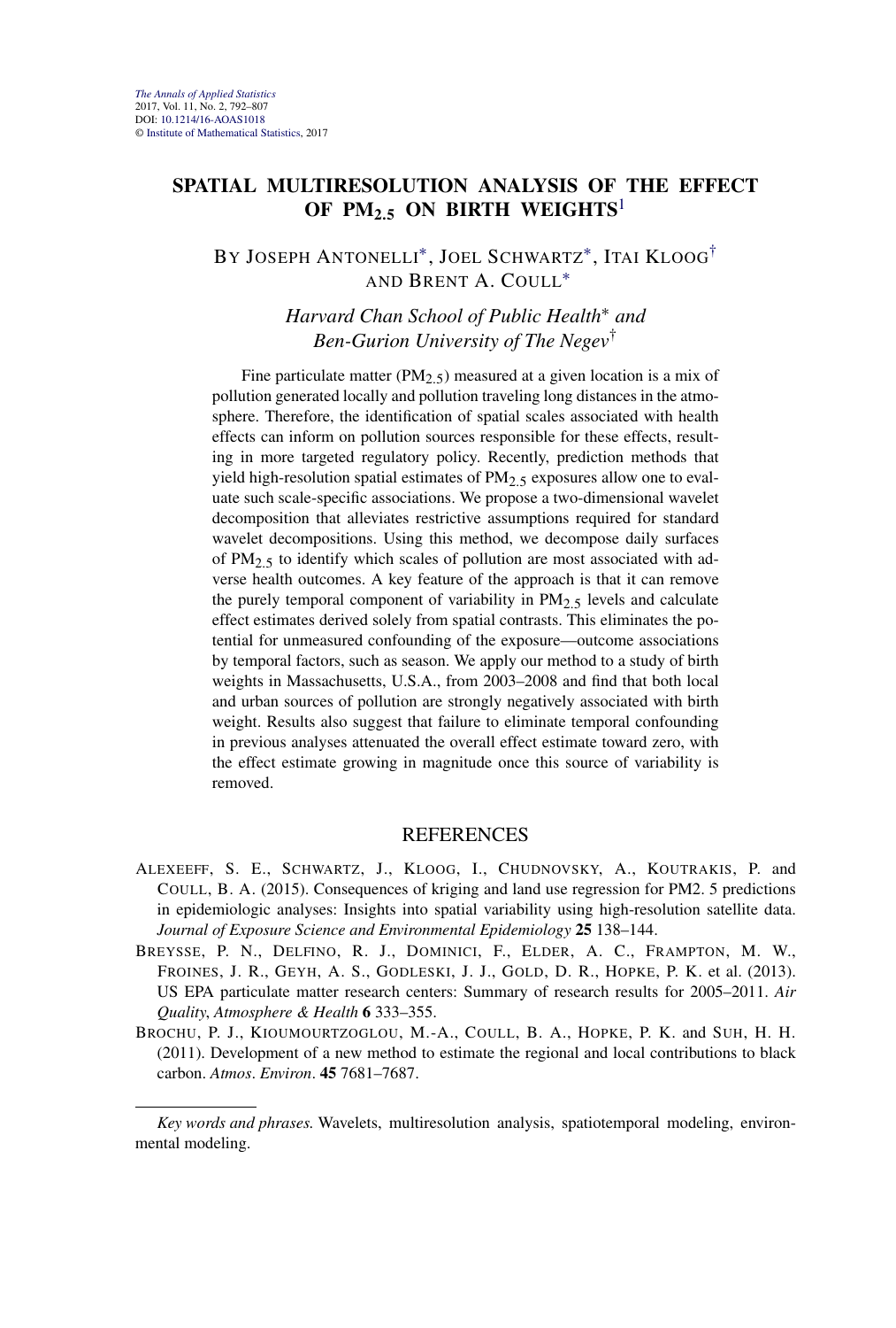*The Annals of Applied Statistics*
2017, Vol. 11, No. 2, 792–807
DOI: 10.1214/16-AOAS1018
© Institute of Mathematical Statistics, 2017

# SPATIAL MULTIRESOLUTION ANALYSIS OF THE EFFECT OF $PM_{2.5}$ ON BIRTH WEIGHTS[1]

BY JOSEPH ANTONELLI[*], JOEL SCHWARTZ[*], ITAI KLOOG[†] AND BRENT A. COULL[*]

*Harvard Chan School of Public Health*[*] *and Ben-Gurion University of The Negev*[†]

Fine particulate matter ($PM_{2.5}$) measured at a given location is a mix of pollution generated locally and pollution traveling long distances in the atmosphere. Therefore, the identification of spatial scales associated with health effects can inform on pollution sources responsible for these effects, resulting in more targeted regulatory policy. Recently, prediction methods that yield high-resolution spatial estimates of $PM_{2.5}$ exposures allow one to evaluate such scale-specific associations. We propose a two-dimensional wavelet decomposition that alleviates restrictive assumptions required for standard wavelet decompositions. Using this method, we decompose daily surfaces of $PM_{2.5}$ to identify which scales of pollution are most associated with adverse health outcomes. A key feature of the approach is that it can remove the purely temporal component of variability in $PM_{2.5}$ levels and calculate effect estimates derived solely from spatial contrasts. This eliminates the potential for unmeasured confounding of the exposure—outcome associations by temporal factors, such as season. We apply our method to a study of birth weights in Massachusetts, U.S.A., from 2003–2008 and find that both local and urban sources of pollution are strongly negatively associated with birth weight. Results also suggest that failure to eliminate temporal confounding in previous analyses attenuated the overall effect estimate toward zero, with the effect estimate growing in magnitude once this source of variability is removed.

## REFERENCES

ALEXEEFF, S. E., SCHWARTZ, J., KLOOG, I., CHUDNOVSKY, A., KOUTRAKIS, P. and COULL, B. A. (2015). Consequences of kriging and land use regression for PM2. 5 predictions in epidemiologic analyses: Insights into spatial variability using high-resolution satellite data. *Journal of Exposure Science and Environmental Epidemiology* **25** 138–144.

BREYSSE, P. N., DELFINO, R. J., DOMINICI, F., ELDER, A. C., FRAMPTON, M. W., FROINES, J. R., GEYH, A. S., GODLESKI, J. J., GOLD, D. R., HOPKE, P. K. et al. (2013). US EPA particulate matter research centers: Summary of research results for 2005–2011. *Air Quality, Atmosphere & Health* **6** 333–355.

BROCHU, P. J., KIOUMOURTZOGLOU, M.-A., COULL, B. A., HOPKE, P. K. and SUH, H. H. (2011). Development of a new method to estimate the regional and local contributions to black carbon. *Atmos. Environ.* **45** 7681–7687.

---

*Key words and phrases.* Wavelets, multiresolution analysis, spatiotemporal modeling, environmental modeling.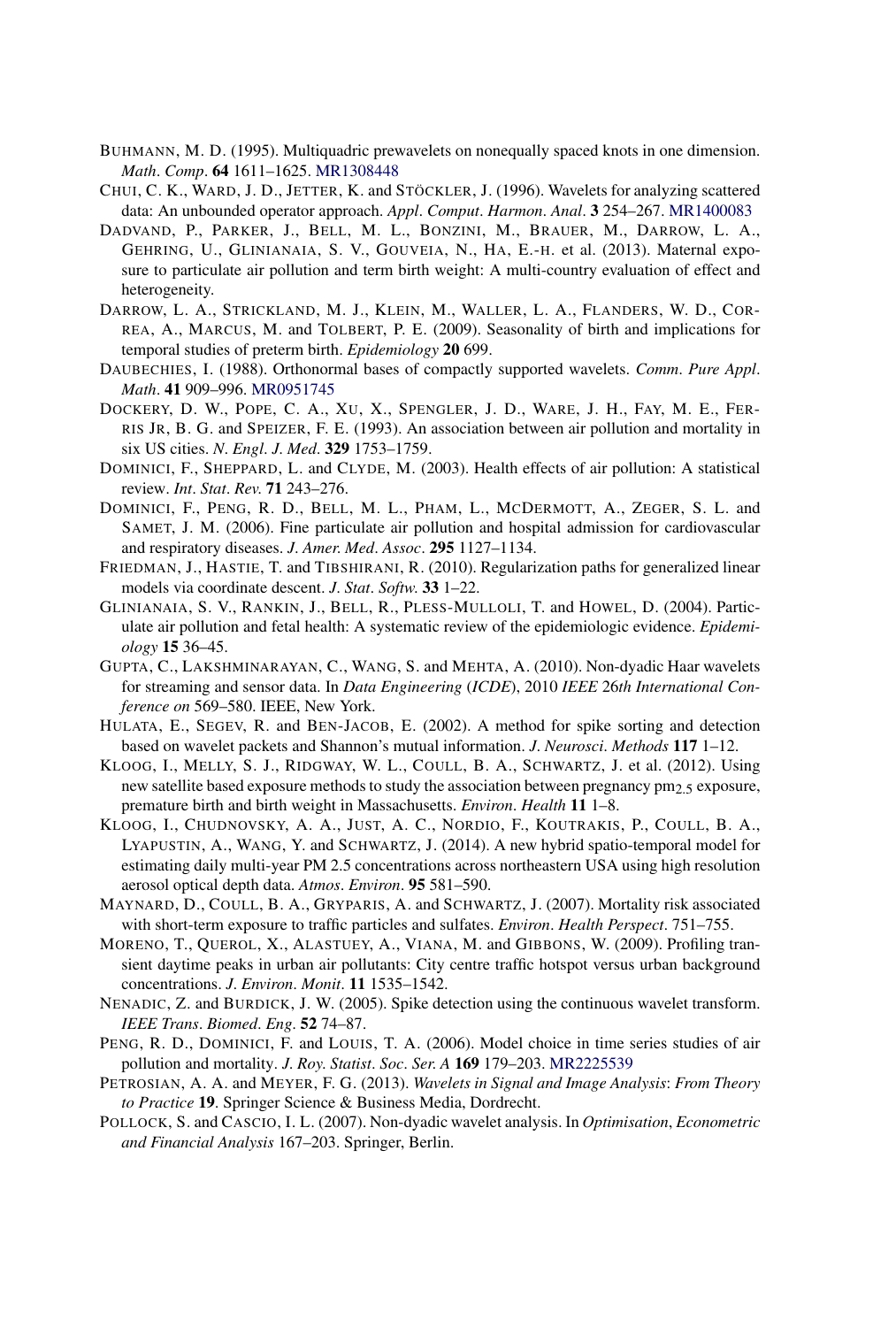BUHMANN, M. D. (1995). Multiquadric prewavelets on nonequally spaced knots in one dimension. *Math. Comp.* **64** 1611–1625. MR1308448

CHUI, C. K., WARD, J. D., JETTER, K. and STÖCKLER, J. (1996). Wavelets for analyzing scattered data: An unbounded operator approach. *Appl. Comput. Harmon. Anal.* **3** 254–267. MR1400083

DADVAND, P., PARKER, J., BELL, M. L., BONZINI, M., BRAUER, M., DARROW, L. A., GEHRING, U., GLINIANAIA, S. V., GOUVEIA, N., HA, E.-H. et al. (2013). Maternal exposure to particulate air pollution and term birth weight: A multi-country evaluation of effect and heterogeneity.

DARROW, L. A., STRICKLAND, M. J., KLEIN, M., WALLER, L. A., FLANDERS, W. D., CORREA, A., MARCUS, M. and TOLBERT, P. E. (2009). Seasonality of birth and implications for temporal studies of preterm birth. *Epidemiology* **20** 699.

DAUBECHIES, I. (1988). Orthonormal bases of compactly supported wavelets. *Comm. Pure Appl. Math.* **41** 909–996. MR0951745

DOCKERY, D. W., POPE, C. A., XU, X., SPENGLER, J. D., WARE, J. H., FAY, M. E., FERRIS JR, B. G. and SPEIZER, F. E. (1993). An association between air pollution and mortality in six US cities. *N. Engl. J. Med.* **329** 1753–1759.

DOMINICI, F., SHEPPARD, L. and CLYDE, M. (2003). Health effects of air pollution: A statistical review. *Int. Stat. Rev.* **71** 243–276.

DOMINICI, F., PENG, R. D., BELL, M. L., PHAM, L., MCDERMOTT, A., ZEGER, S. L. and SAMET, J. M. (2006). Fine particulate air pollution and hospital admission for cardiovascular and respiratory diseases. *J. Amer. Med. Assoc.* **295** 1127–1134.

FRIEDMAN, J., HASTIE, T. and TIBSHIRANI, R. (2010). Regularization paths for generalized linear models via coordinate descent. *J. Stat. Softw.* **33** 1–22.

GLINIANAIA, S. V., RANKIN, J., BELL, R., PLESS-MULLOLI, T. and HOWEL, D. (2004). Particulate air pollution and fetal health: A systematic review of the epidemiologic evidence. *Epidemiology* **15** 36–45.

GUPTA, C., LAKSHMINARAYAN, C., WANG, S. and MEHTA, A. (2010). Non-dyadic Haar wavelets for streaming and sensor data. In *Data Engineering* (*ICDE*), 2010 *IEEE* 26*th International Conference on* 569–580. IEEE, New York.

HULATA, E., SEGEV, R. and BEN-JACOB, E. (2002). A method for spike sorting and detection based on wavelet packets and Shannon's mutual information. *J. Neurosci. Methods* **117** 1–12.

KLOOG, I., MELLY, S. J., RIDGWAY, W. L., COULL, B. A., SCHWARTZ, J. et al. (2012). Using new satellite based exposure methods to study the association between pregnancy $pm_{2.5}$ exposure, premature birth and birth weight in Massachusetts. *Environ. Health* **11** 1–8.

KLOOG, I., CHUDNOVSKY, A. A., JUST, A. C., NORDIO, F., KOUTRAKIS, P., COULL, B. A., LYAPUSTIN, A., WANG, Y. and SCHWARTZ, J. (2014). A new hybrid spatio-temporal model for estimating daily multi-year PM 2.5 concentrations across northeastern USA using high resolution aerosol optical depth data. *Atmos. Environ.* **95** 581–590.

MAYNARD, D., COULL, B. A., GRYPARIS, A. and SCHWARTZ, J. (2007). Mortality risk associated with short-term exposure to traffic particles and sulfates. *Environ. Health Perspect.* 751–755.

MORENO, T., QUEROL, X., ALASTUEY, A., VIANA, M. and GIBBONS, W. (2009). Profiling transient daytime peaks in urban air pollutants: City centre traffic hotspot versus urban background concentrations. *J. Environ. Monit.* **11** 1535–1542.

NENADIC, Z. and BURDICK, J. W. (2005). Spike detection using the continuous wavelet transform. *IEEE Trans. Biomed. Eng.* **52** 74–87.

PENG, R. D., DOMINICI, F. and LOUIS, T. A. (2006). Model choice in time series studies of air pollution and mortality. *J. Roy. Statist. Soc. Ser. A* **169** 179–203. MR2225539

PETROSIAN, A. A. and MEYER, F. G. (2013). *Wavelets in Signal and Image Analysis*: *From Theory to Practice* **19**. Springer Science & Business Media, Dordrecht.

POLLOCK, S. and CASCIO, I. L. (2007). Non-dyadic wavelet analysis. In *Optimisation*, *Econometric and Financial Analysis* 167–203. Springer, Berlin.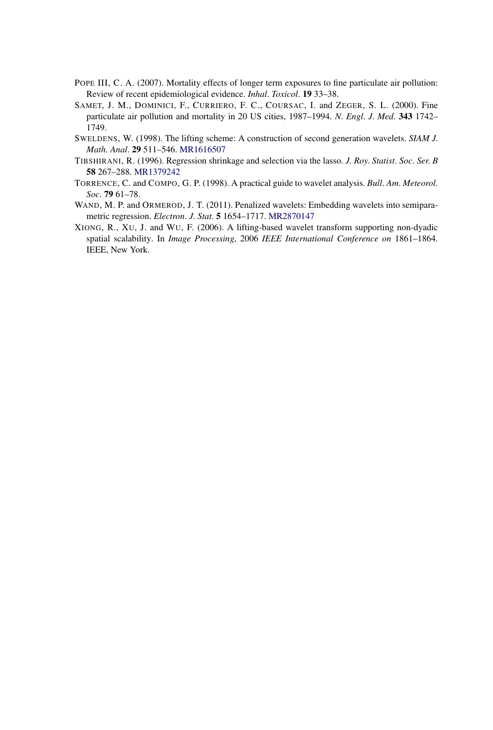POPE III, C. A. (2007). Mortality effects of longer term exposures to fine particulate air pollution: Review of recent epidemiological evidence. *Inhal. Toxicol.* **19** 33–38.

SAMET, J. M., DOMINICI, F., CURRIERO, F. C., COURSAC, I. and ZEGER, S. L. (2000). Fine particulate air pollution and mortality in 20 US cities, 1987–1994. *N. Engl. J. Med.* **343** 1742–1749.

SWELDENS, W. (1998). The lifting scheme: A construction of second generation wavelets. *SIAM J. Math. Anal.* **29** 511–546. MR1616507

TIBSHIRANI, R. (1996). Regression shrinkage and selection via the lasso. *J. Roy. Statist. Soc. Ser. B* **58** 267–288. MR1379242

TORRENCE, C. and COMPO, G. P. (1998). A practical guide to wavelet analysis. *Bull. Am. Meteorol. Soc.* **79** 61–78.

WAND, M. P. and ORMEROD, J. T. (2011). Penalized wavelets: Embedding wavelets into semiparametric regression. *Electron. J. Stat.* **5** 1654–1717. MR2870147

XIONG, R., XU, J. and WU, F. (2006). A lifting-based wavelet transform supporting non-dyadic spatial scalability. In *Image Processing*, 2006 *IEEE International Conference on* 1861–1864. IEEE, New York.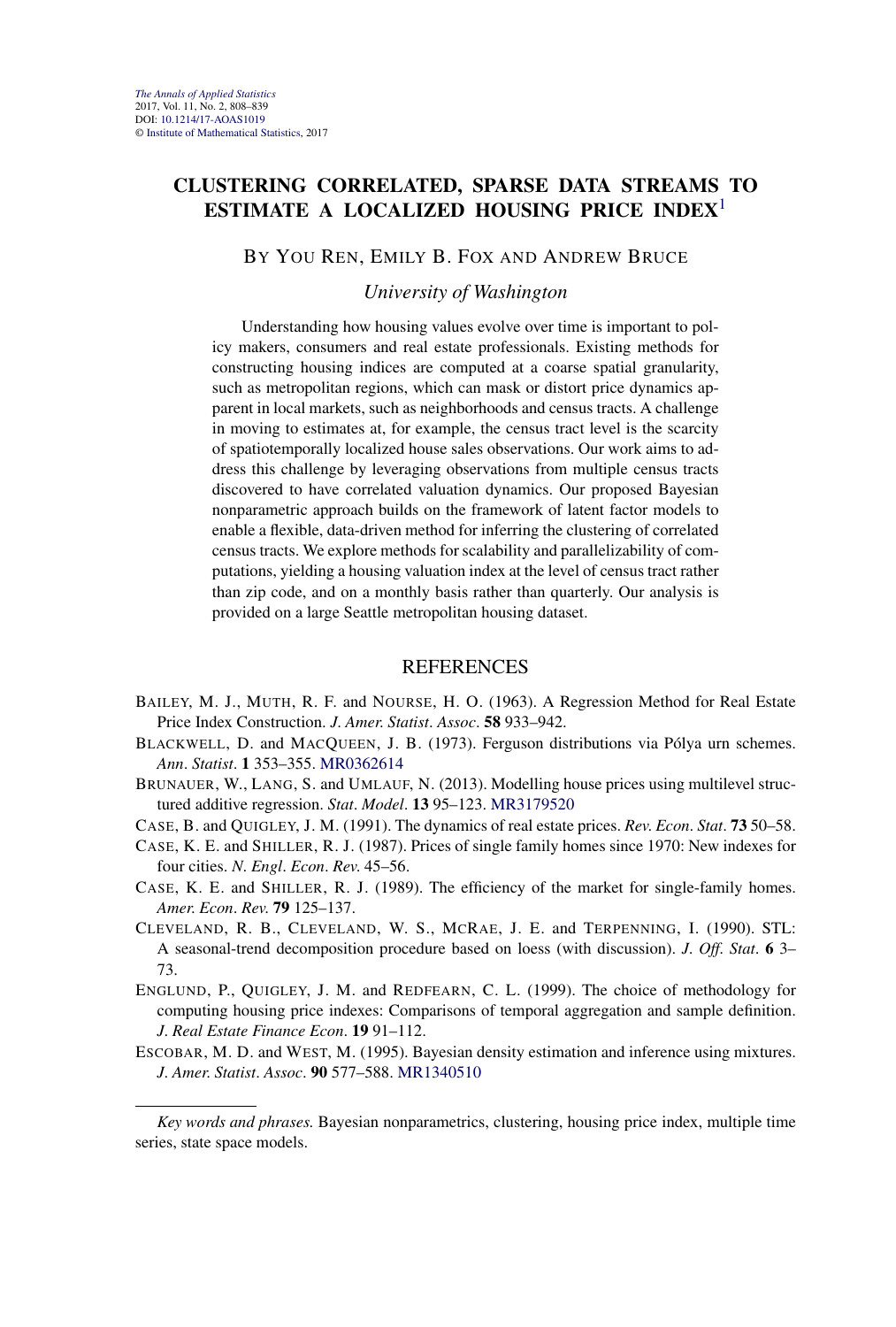*The Annals of Applied Statistics*
2017, Vol. 11, No. 2, 808–839
DOI: 10.1214/17-AOAS1019
© Institute of Mathematical Statistics, 2017

# CLUSTERING CORRELATED, SPARSE DATA STREAMS TO ESTIMATE A LOCALIZED HOUSING PRICE INDEX[1]

BY YOU REN, EMILY B. FOX AND ANDREW BRUCE

*University of Washington*

Understanding how housing values evolve over time is important to policy makers, consumers and real estate professionals. Existing methods for constructing housing indices are computed at a coarse spatial granularity, such as metropolitan regions, which can mask or distort price dynamics apparent in local markets, such as neighborhoods and census tracts. A challenge in moving to estimates at, for example, the census tract level is the scarcity of spatiotemporally localized house sales observations. Our work aims to address this challenge by leveraging observations from multiple census tracts discovered to have correlated valuation dynamics. Our proposed Bayesian nonparametric approach builds on the framework of latent factor models to enable a flexible, data-driven method for inferring the clustering of correlated census tracts. We explore methods for scalability and parallelizability of computations, yielding a housing valuation index at the level of census tract rather than zip code, and on a monthly basis rather than quarterly. Our analysis is provided on a large Seattle metropolitan housing dataset.

## REFERENCES

BAILEY, M. J., MUTH, R. F. and NOURSE, H. O. (1963). A Regression Method for Real Estate Price Index Construction. *J. Amer. Statist. Assoc.* **58** 933–942.

BLACKWELL, D. and MACQUEEN, J. B. (1973). Ferguson distributions via Pólya urn schemes. *Ann. Statist.* **1** 353–355. MR0362614

BRUNAUER, W., LANG, S. and UMLAUF, N. (2013). Modelling house prices using multilevel structured additive regression. *Stat. Model.* **13** 95–123. MR3179520

CASE, B. and QUIGLEY, J. M. (1991). The dynamics of real estate prices. *Rev. Econ. Stat.* **73** 50–58.

CASE, K. E. and SHILLER, R. J. (1987). Prices of single family homes since 1970: New indexes for four cities. *N. Engl. Econ. Rev.* 45–56.

CASE, K. E. and SHILLER, R. J. (1989). The efficiency of the market for single-family homes. *Amer. Econ. Rev.* **79** 125–137.

CLEVELAND, R. B., CLEVELAND, W. S., MCRAE, J. E. and TERPENNING, I. (1990). STL: A seasonal-trend decomposition procedure based on loess (with discussion). *J. Off. Stat.* **6** 3–73.

ENGLUND, P., QUIGLEY, J. M. and REDFEARN, C. L. (1999). The choice of methodology for computing housing price indexes: Comparisons of temporal aggregation and sample definition. *J. Real Estate Finance Econ.* **19** 91–112.

ESCOBAR, M. D. and WEST, M. (1995). Bayesian density estimation and inference using mixtures. *J. Amer. Statist. Assoc.* **90** 577–588. MR1340510

*Key words and phrases.* Bayesian nonparametrics, clustering, housing price index, multiple time series, state space models.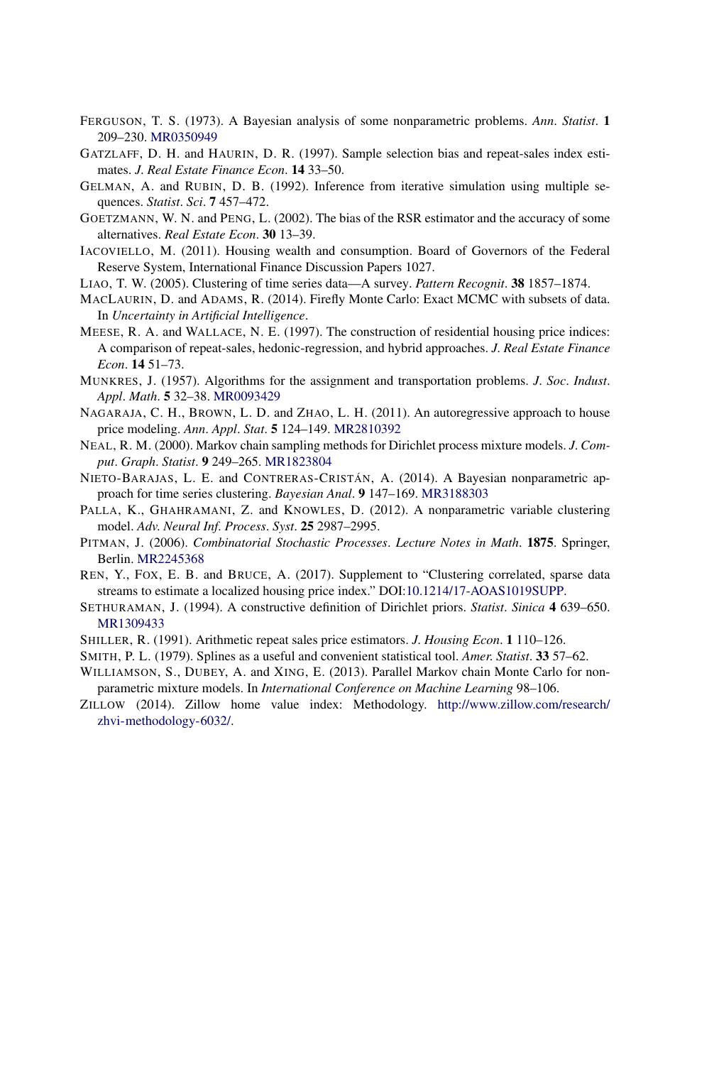FERGUSON, T. S. (1973). A Bayesian analysis of some nonparametric problems. *Ann. Statist.* **1** 209–230. MR0350949

GATZLAFF, D. H. and HAURIN, D. R. (1997). Sample selection bias and repeat-sales index estimates. *J. Real Estate Finance Econ.* **14** 33–50.

GELMAN, A. and RUBIN, D. B. (1992). Inference from iterative simulation using multiple sequences. *Statist. Sci.* **7** 457–472.

GOETZMANN, W. N. and PENG, L. (2002). The bias of the RSR estimator and the accuracy of some alternatives. *Real Estate Econ.* **30** 13–39.

IACOVIELLO, M. (2011). Housing wealth and consumption. Board of Governors of the Federal Reserve System, International Finance Discussion Papers 1027.

LIAO, T. W. (2005). Clustering of time series data—A survey. *Pattern Recognit.* **38** 1857–1874.

MACLAURIN, D. and ADAMS, R. (2014). Firefly Monte Carlo: Exact MCMC with subsets of data. In *Uncertainty in Artificial Intelligence*.

MEESE, R. A. and WALLACE, N. E. (1997). The construction of residential housing price indices: A comparison of repeat-sales, hedonic-regression, and hybrid approaches. *J. Real Estate Finance Econ.* **14** 51–73.

MUNKRES, J. (1957). Algorithms for the assignment and transportation problems. *J. Soc. Indust. Appl. Math.* **5** 32–38. MR0093429

NAGARAJA, C. H., BROWN, L. D. and ZHAO, L. H. (2011). An autoregressive approach to house price modeling. *Ann. Appl. Stat.* **5** 124–149. MR2810392

NEAL, R. M. (2000). Markov chain sampling methods for Dirichlet process mixture models. *J. Comput. Graph. Statist.* **9** 249–265. MR1823804

NIETO-BARAJAS, L. E. and CONTRERAS-CRISTÁN, A. (2014). A Bayesian nonparametric approach for time series clustering. *Bayesian Anal.* **9** 147–169. MR3188303

PALLA, K., GHAHRAMANI, Z. and KNOWLES, D. (2012). A nonparametric variable clustering model. *Adv. Neural Inf. Process. Syst.* **25** 2987–2995.

PITMAN, J. (2006). *Combinatorial Stochastic Processes. Lecture Notes in Math.* **1875**. Springer, Berlin. MR2245368

REN, Y., FOX, E. B. and BRUCE, A. (2017). Supplement to "Clustering correlated, sparse data streams to estimate a localized housing price index." DOI:10.1214/17-AOAS1019SUPP.

SETHURAMAN, J. (1994). A constructive definition of Dirichlet priors. *Statist. Sinica* **4** 639–650. MR1309433

SHILLER, R. (1991). Arithmetic repeat sales price estimators. *J. Housing Econ.* **1** 110–126.

SMITH, P. L. (1979). Splines as a useful and convenient statistical tool. *Amer. Statist.* **33** 57–62.

WILLIAMSON, S., DUBEY, A. and XING, E. (2013). Parallel Markov chain Monte Carlo for nonparametric mixture models. In *International Conference on Machine Learning* 98–106.

ZILLOW (2014). Zillow home value index: Methodology. http://www.zillow.com/research/zhvi-methodology-6032/.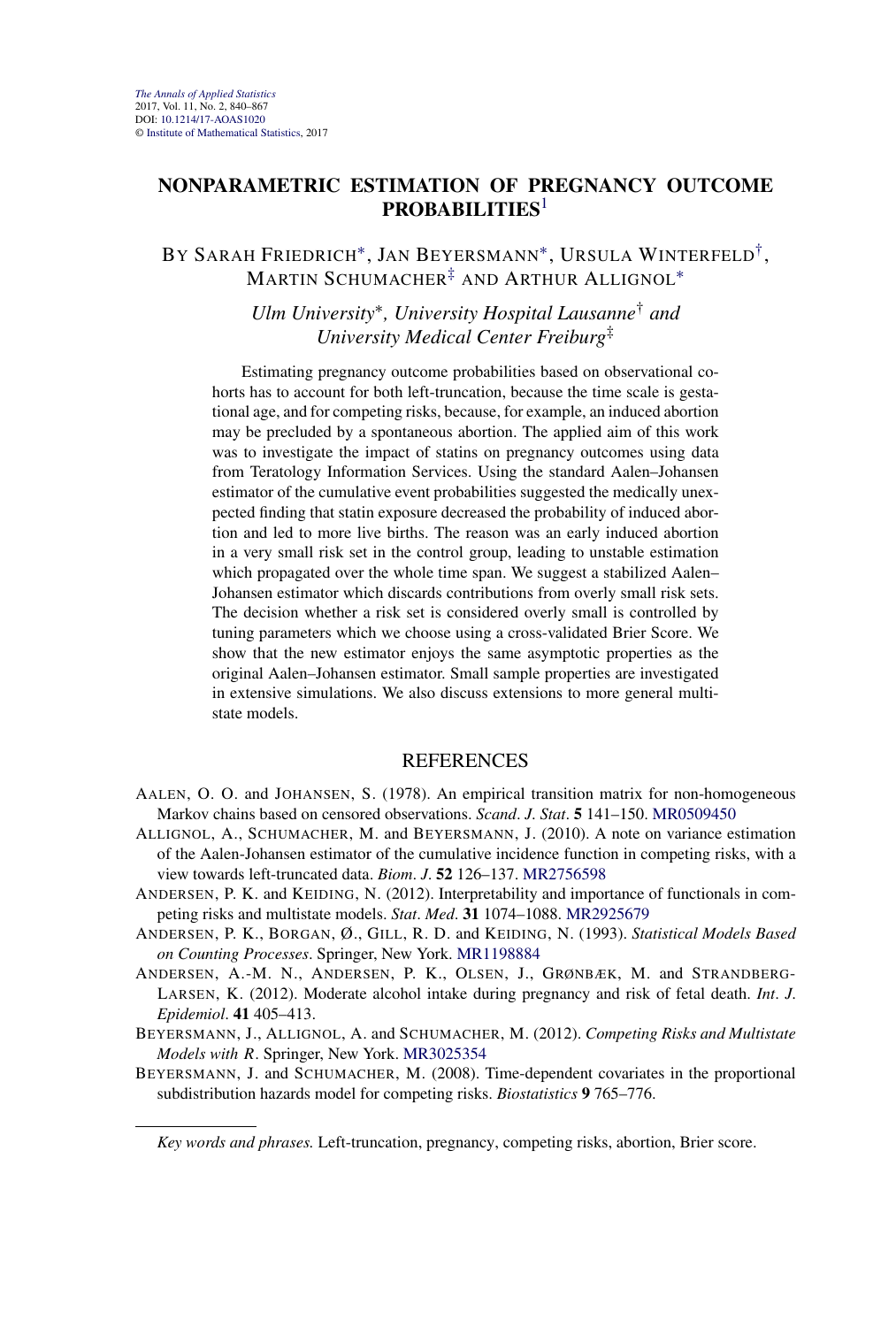*The Annals of Applied Statistics*
2017, Vol. 11, No. 2, 840–867
DOI: 10.1214/17-AOAS1020
© Institute of Mathematical Statistics, 2017

# NONPARAMETRIC ESTIMATION OF PREGNANCY OUTCOME PROBABILITIES[1]

BY SARAH FRIEDRICH[*], JAN BEYERSMANN[*], URSULA WINTERFELD[†], MARTIN SCHUMACHER[‡] AND ARTHUR ALLIGNOL[*]

*Ulm University*[*], *University Hospital Lausanne*[†] *and University Medical Center Freiburg*[‡]

Estimating pregnancy outcome probabilities based on observational cohorts has to account for both left-truncation, because the time scale is gestational age, and for competing risks, because, for example, an induced abortion may be precluded by a spontaneous abortion. The applied aim of this work was to investigate the impact of statins on pregnancy outcomes using data from Teratology Information Services. Using the standard Aalen–Johansen estimator of the cumulative event probabilities suggested the medically unexpected finding that statin exposure decreased the probability of induced abortion and led to more live births. The reason was an early induced abortion in a very small risk set in the control group, leading to unstable estimation which propagated over the whole time span. We suggest a stabilized Aalen–Johansen estimator which discards contributions from overly small risk sets. The decision whether a risk set is considered overly small is controlled by tuning parameters which we choose using a cross-validated Brier Score. We show that the new estimator enjoys the same asymptotic properties as the original Aalen–Johansen estimator. Small sample properties are investigated in extensive simulations. We also discuss extensions to more general multi-state models.

## REFERENCES

AALEN, O. O. and JOHANSEN, S. (1978). An empirical transition matrix for non-homogeneous Markov chains based on censored observations. *Scand. J. Stat.* **5** 141–150. MR0509450

ALLIGNOL, A., SCHUMACHER, M. and BEYERSMANN, J. (2010). A note on variance estimation of the Aalen-Johansen estimator of the cumulative incidence function in competing risks, with a view towards left-truncated data. *Biom. J.* **52** 126–137. MR2756598

ANDERSEN, P. K. and KEIDING, N. (2012). Interpretability and importance of functionals in competing risks and multistate models. *Stat. Med.* **31** 1074–1088. MR2925679

ANDERSEN, P. K., BORGAN, Ø., GILL, R. D. and KEIDING, N. (1993). *Statistical Models Based on Counting Processes*. Springer, New York. MR1198884

ANDERSEN, A.-M. N., ANDERSEN, P. K., OLSEN, J., GRØNBÆK, M. and STRANDBERG-LARSEN, K. (2012). Moderate alcohol intake during pregnancy and risk of fetal death. *Int. J. Epidemiol.* **41** 405–413.

BEYERSMANN, J., ALLIGNOL, A. and SCHUMACHER, M. (2012). *Competing Risks and Multistate Models with R*. Springer, New York. MR3025354

BEYERSMANN, J. and SCHUMACHER, M. (2008). Time-dependent covariates in the proportional subdistribution hazards model for competing risks. *Biostatistics* **9** 765–776.

*Key words and phrases.* Left-truncation, pregnancy, competing risks, abortion, Brier score.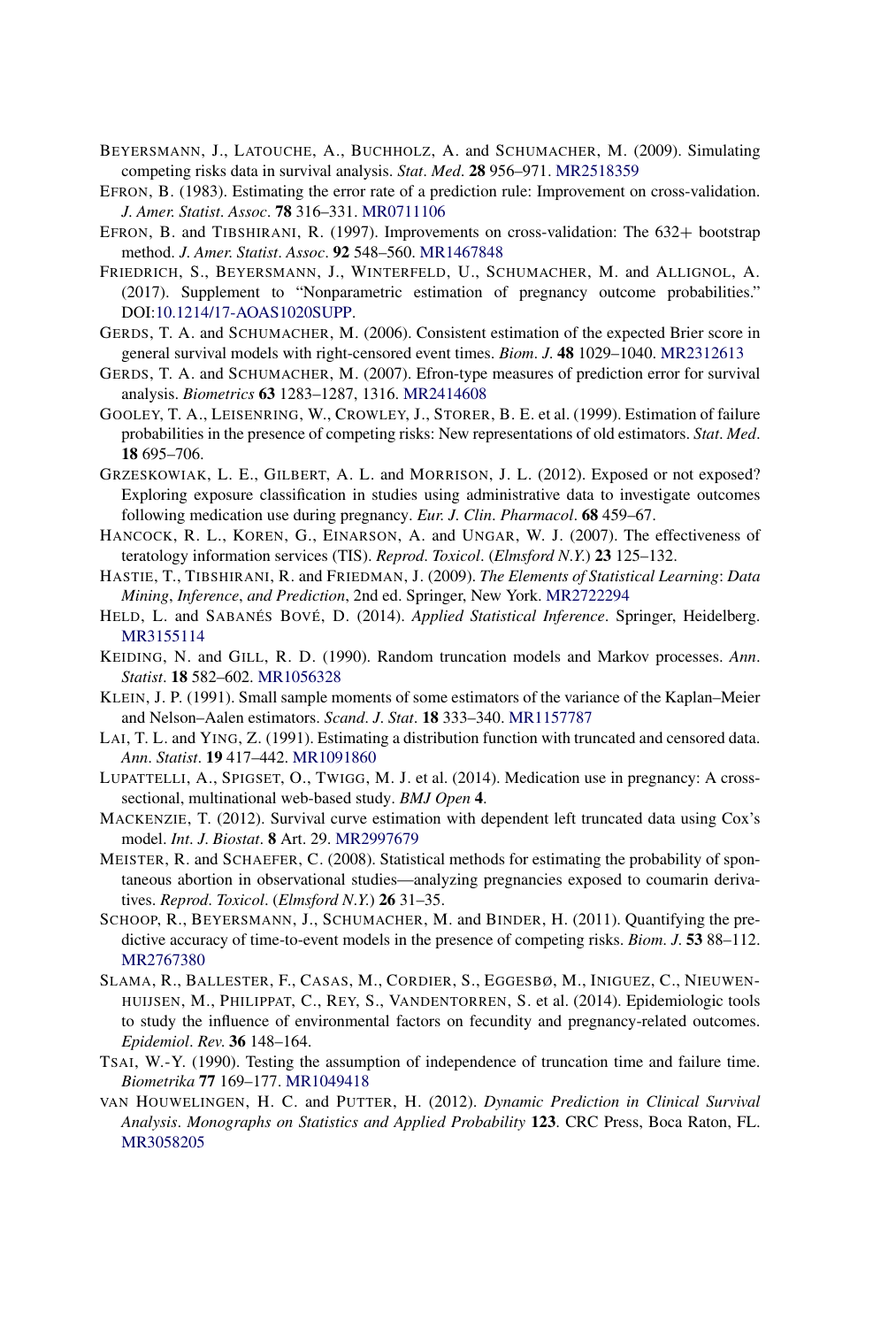BEYERSMANN, J., LATOUCHE, A., BUCHHOLZ, A. and SCHUMACHER, M. (2009). Simulating competing risks data in survival analysis. *Stat. Med.* **28** 956–971. MR2518359

EFRON, B. (1983). Estimating the error rate of a prediction rule: Improvement on cross-validation. *J. Amer. Statist. Assoc.* **78** 316–331. MR0711106

EFRON, B. and TIBSHIRANI, R. (1997). Improvements on cross-validation: The 632+ bootstrap method. *J. Amer. Statist. Assoc.* **92** 548–560. MR1467848

FRIEDRICH, S., BEYERSMANN, J., WINTERFELD, U., SCHUMACHER, M. and ALLIGNOL, A. (2017). Supplement to "Nonparametric estimation of pregnancy outcome probabilities." DOI:10.1214/17-AOAS1020SUPP.

GERDS, T. A. and SCHUMACHER, M. (2006). Consistent estimation of the expected Brier score in general survival models with right-censored event times. *Biom. J.* **48** 1029–1040. MR2312613

GERDS, T. A. and SCHUMACHER, M. (2007). Efron-type measures of prediction error for survival analysis. *Biometrics* **63** 1283–1287, 1316. MR2414608

GOOLEY, T. A., LEISENRING, W., CROWLEY, J., STORER, B. E. et al. (1999). Estimation of failure probabilities in the presence of competing risks: New representations of old estimators. *Stat. Med.* **18** 695–706.

GRZESKOWIAK, L. E., GILBERT, A. L. and MORRISON, J. L. (2012). Exposed or not exposed? Exploring exposure classification in studies using administrative data to investigate outcomes following medication use during pregnancy. *Eur. J. Clin. Pharmacol.* **68** 459–67.

HANCOCK, R. L., KOREN, G., EINARSON, A. and UNGAR, W. J. (2007). The effectiveness of teratology information services (TIS). *Reprod. Toxicol.* (*Elmsford N.Y.*) **23** 125–132.

HASTIE, T., TIBSHIRANI, R. and FRIEDMAN, J. (2009). *The Elements of Statistical Learning: Data Mining, Inference, and Prediction*, 2nd ed. Springer, New York. MR2722294

HELD, L. and SABANÉS BOVÉ, D. (2014). *Applied Statistical Inference*. Springer, Heidelberg. MR3155114

KEIDING, N. and GILL, R. D. (1990). Random truncation models and Markov processes. *Ann. Statist.* **18** 582–602. MR1056328

KLEIN, J. P. (1991). Small sample moments of some estimators of the variance of the Kaplan–Meier and Nelson–Aalen estimators. *Scand. J. Stat.* **18** 333–340. MR1157787

LAI, T. L. and YING, Z. (1991). Estimating a distribution function with truncated and censored data. *Ann. Statist.* **19** 417–442. MR1091860

LUPATTELLI, A., SPIGSET, O., TWIGG, M. J. et al. (2014). Medication use in pregnancy: A cross-sectional, multinational web-based study. *BMJ Open* **4**.

MACKENZIE, T. (2012). Survival curve estimation with dependent left truncated data using Cox's model. *Int. J. Biostat.* **8** Art. 29. MR2997679

MEISTER, R. and SCHAEFER, C. (2008). Statistical methods for estimating the probability of spontaneous abortion in observational studies—analyzing pregnancies exposed to coumarin derivatives. *Reprod. Toxicol.* (*Elmsford N.Y.*) **26** 31–35.

SCHOOP, R., BEYERSMANN, J., SCHUMACHER, M. and BINDER, H. (2011). Quantifying the predictive accuracy of time-to-event models in the presence of competing risks. *Biom. J.* **53** 88–112. MR2767380

SLAMA, R., BALLESTER, F., CASAS, M., CORDIER, S., EGGESBØ, M., INIGUEZ, C., NIEUWENHUIJSEN, M., PHILIPPAT, C., REY, S., VANDENTORREN, S. et al. (2014). Epidemiologic tools to study the influence of environmental factors on fecundity and pregnancy-related outcomes. *Epidemiol. Rev.* **36** 148–164.

TSAI, W.-Y. (1990). Testing the assumption of independence of truncation time and failure time. *Biometrika* **77** 169–177. MR1049418

VAN HOUWELINGEN, H. C. and PUTTER, H. (2012). *Dynamic Prediction in Clinical Survival Analysis*. *Monographs on Statistics and Applied Probability* **123**. CRC Press, Boca Raton, FL. MR3058205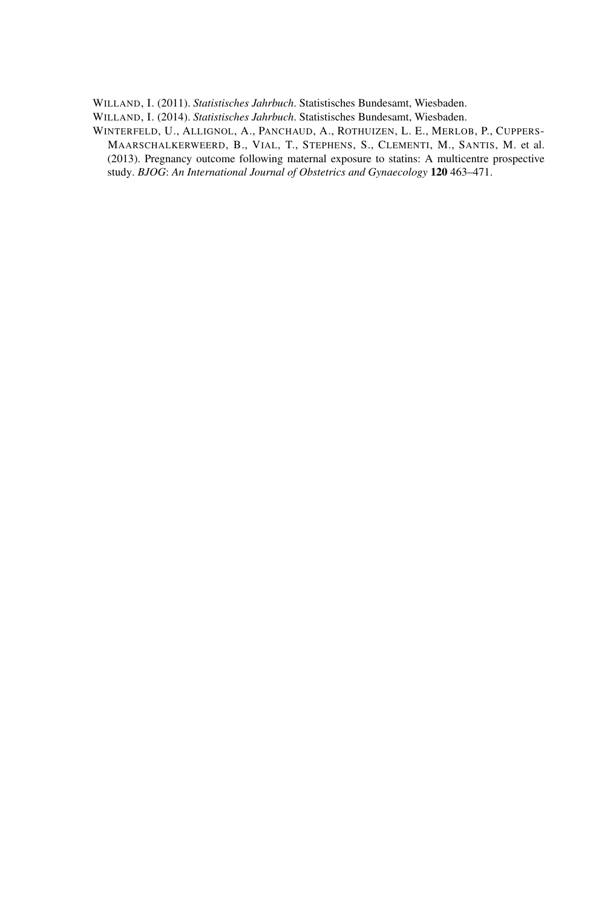WILLAND, I. (2011). *Statistisches Jahrbuch*. Statistisches Bundesamt, Wiesbaden.

WILLAND, I. (2014). *Statistisches Jahrbuch*. Statistisches Bundesamt, Wiesbaden.

WINTERFELD, U., ALLIGNOL, A., PANCHAUD, A., ROTHUIZEN, L. E., MERLOB, P., CUPPERS-MAARSCHALKERWEERD, B., VIAL, T., STEPHENS, S., CLEMENTI, M., SANTIS, M. et al. (2013). Pregnancy outcome following maternal exposure to statins: A multicentre prospective study. *BJOG*: *An International Journal of Obstetrics and Gynaecology* **120** 463–471.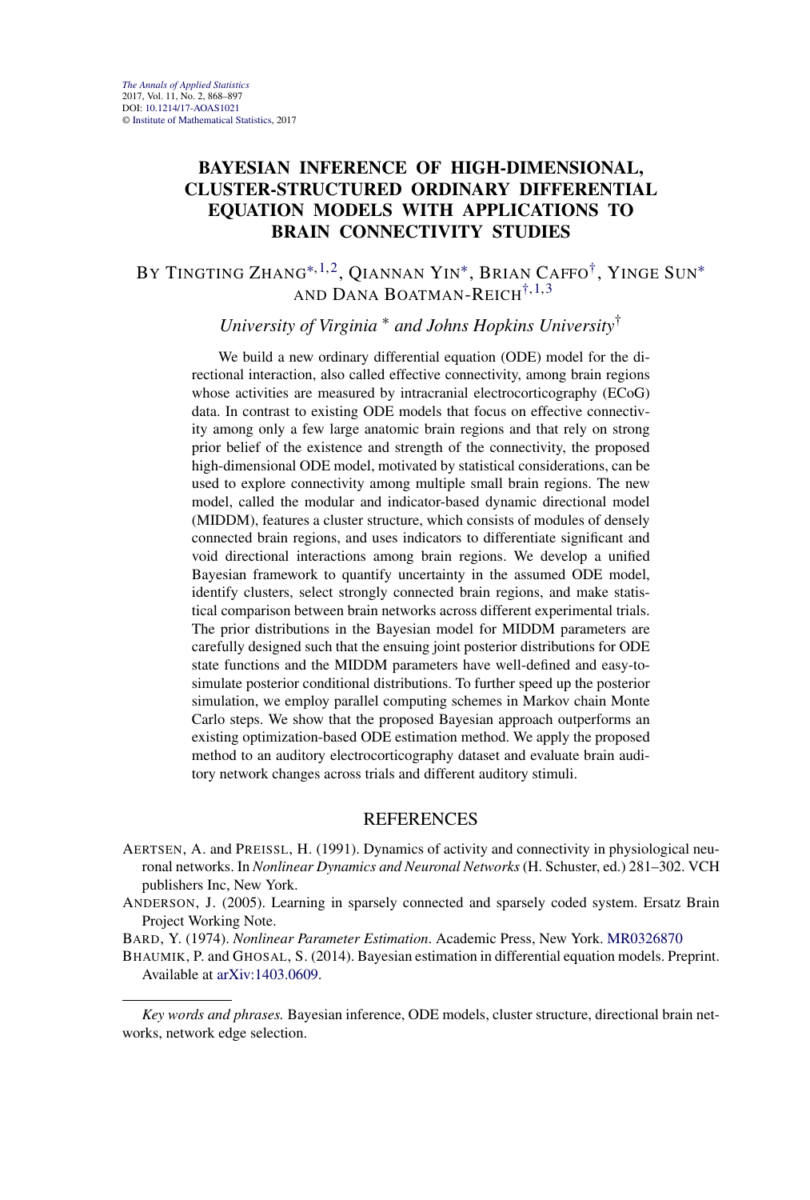*The Annals of Applied Statistics*
2017, Vol. 11, No. 2, 868–897
DOI: 10.1214/17-AOAS1021
© Institute of Mathematical Statistics, 2017

# BAYESIAN INFERENCE OF HIGH-DIMENSIONAL, CLUSTER-STRUCTURED ORDINARY DIFFERENTIAL EQUATION MODELS WITH APPLICATIONS TO BRAIN CONNECTIVITY STUDIES

BY TINGTING ZHANG[*,1,2], QIANNAN YIN[*], BRIAN CAFFO[†], YINGE SUN[*] AND DANA BOATMAN-REICH[†,1,3]

*University of Virginia* [*] *and Johns Hopkins University*[†]

We build a new ordinary differential equation (ODE) model for the directional interaction, also called effective connectivity, among brain regions whose activities are measured by intracranial electrocorticography (ECoG) data. In contrast to existing ODE models that focus on effective connectivity among only a few large anatomic brain regions and that rely on strong prior belief of the existence and strength of the connectivity, the proposed high-dimensional ODE model, motivated by statistical considerations, can be used to explore connectivity among multiple small brain regions. The new model, called the modular and indicator-based dynamic directional model (MIDDM), features a cluster structure, which consists of modules of densely connected brain regions, and uses indicators to differentiate significant and void directional interactions among brain regions. We develop a unified Bayesian framework to quantify uncertainty in the assumed ODE model, identify clusters, select strongly connected brain regions, and make statistical comparison between brain networks across different experimental trials. The prior distributions in the Bayesian model for MIDDM parameters are carefully designed such that the ensuing joint posterior distributions for ODE state functions and the MIDDM parameters have well-defined and easy-to-simulate posterior conditional distributions. To further speed up the posterior simulation, we employ parallel computing schemes in Markov chain Monte Carlo steps. We show that the proposed Bayesian approach outperforms an existing optimization-based ODE estimation method. We apply the proposed method to an auditory electrocorticography dataset and evaluate brain auditory network changes across trials and different auditory stimuli.

## REFERENCES

AERTSEN, A. and PREISSL, H. (1991). Dynamics of activity and connectivity in physiological neuronal networks. In *Nonlinear Dynamics and Neuronal Networks* (H. Schuster, ed.) 281–302. VCH publishers Inc, New York.

ANDERSON, J. (2005). Learning in sparsely connected and sparsely coded system. Ersatz Brain Project Working Note.

BARD, Y. (1974). *Nonlinear Parameter Estimation*. Academic Press, New York. MR0326870

BHAUMIK, P. and GHOSAL, S. (2014). Bayesian estimation in differential equation models. Preprint. Available at arXiv:1403.0609.

*Key words and phrases.* Bayesian inference, ODE models, cluster structure, directional brain networks, network edge selection.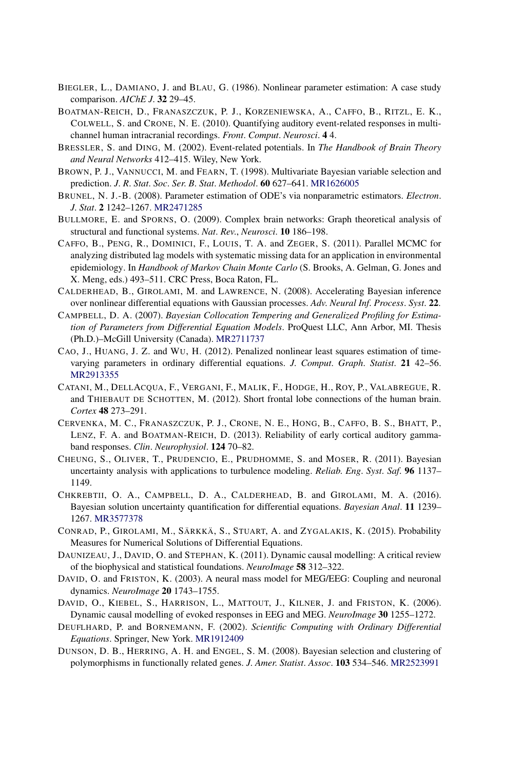BIEGLER, L., DAMIANO, J. and BLAU, G. (1986). Nonlinear parameter estimation: A case study comparison. *AIChE J*. **32** 29–45.

BOATMAN-REICH, D., FRANASZCZUK, P. J., KORZENIEWSKA, A., CAFFO, B., RITZL, E. K., COLWELL, S. and CRONE, N. E. (2010). Quantifying auditory event-related responses in multichannel human intracranial recordings. *Front. Comput. Neurosci*. **4** 4.

BRESSLER, S. and DING, M. (2002). Event-related potentials. In *The Handbook of Brain Theory and Neural Networks* 412–415. Wiley, New York.

BROWN, P. J., VANNUCCI, M. and FEARN, T. (1998). Multivariate Bayesian variable selection and prediction. *J. R. Stat. Soc. Ser. B. Stat. Methodol*. **60** 627–641. MR1626005

BRUNEL, N. J.-B. (2008). Parameter estimation of ODE's via nonparametric estimators. *Electron. J. Stat*. **2** 1242–1267. MR2471285

BULLMORE, E. and SPORNS, O. (2009). Complex brain networks: Graph theoretical analysis of structural and functional systems. *Nat. Rev., Neurosci*. **10** 186–198.

CAFFO, B., PENG, R., DOMINICI, F., LOUIS, T. A. and ZEGER, S. (2011). Parallel MCMC for analyzing distributed lag models with systematic missing data for an application in environmental epidemiology. In *Handbook of Markov Chain Monte Carlo* (S. Brooks, A. Gelman, G. Jones and X. Meng, eds.) 493–511. CRC Press, Boca Raton, FL.

CALDERHEAD, B., GIROLAMI, M. and LAWRENCE, N. (2008). Accelerating Bayesian inference over nonlinear differential equations with Gaussian processes. *Adv. Neural Inf. Process. Syst*. **22**.

CAMPBELL, D. A. (2007). *Bayesian Collocation Tempering and Generalized Profiling for Estimation of Parameters from Differential Equation Models*. ProQuest LLC, Ann Arbor, MI. Thesis (Ph.D.)–McGill University (Canada). MR2711737

CAO, J., HUANG, J. Z. and WU, H. (2012). Penalized nonlinear least squares estimation of time-varying parameters in ordinary differential equations. *J. Comput. Graph. Statist*. **21** 42–56. MR2913355

CATANI, M., DELLACQUA, F., VERGANI, F., MALIK, F., HODGE, H., ROY, P., VALABREGUE, R. and THIEBAUT DE SCHOTTEN, M. (2012). Short frontal lobe connections of the human brain. *Cortex* **48** 273–291.

CERVENKA, M. C., FRANASZCZUK, P. J., CRONE, N. E., HONG, B., CAFFO, B. S., BHATT, P., LENZ, F. A. and BOATMAN-REICH, D. (2013). Reliability of early cortical auditory gamma-band responses. *Clin. Neurophysiol*. **124** 70–82.

CHEUNG, S., OLIVER, T., PRUDENCIO, E., PRUDHOMME, S. and MOSER, R. (2011). Bayesian uncertainty analysis with applications to turbulence modeling. *Reliab. Eng. Syst. Saf.* **96** 1137–1149.

CHKREBTII, O. A., CAMPBELL, D. A., CALDERHEAD, B. and GIROLAMI, M. A. (2016). Bayesian solution uncertainty quantification for differential equations. *Bayesian Anal*. **11** 1239–1267. MR3577378

CONRAD, P., GIROLAMI, M., SÄRKKÄ, S., STUART, A. and ZYGALAKIS, K. (2015). Probability Measures for Numerical Solutions of Differential Equations.

DAUNIZEAU, J., DAVID, O. and STEPHAN, K. (2011). Dynamic causal modelling: A critical review of the biophysical and statistical foundations. *NeuroImage* **58** 312–322.

DAVID, O. and FRISTON, K. (2003). A neural mass model for MEG/EEG: Coupling and neuronal dynamics. *NeuroImage* **20** 1743–1755.

DAVID, O., KIEBEL, S., HARRISON, L., MATTOUT, J., KILNER, J. and FRISTON, K. (2006). Dynamic causal modelling of evoked responses in EEG and MEG. *NeuroImage* **30** 1255–1272.

DEUFLHARD, P. and BORNEMANN, F. (2002). *Scientific Computing with Ordinary Differential Equations*. Springer, New York. MR1912409

DUNSON, D. B., HERRING, A. H. and ENGEL, S. M. (2008). Bayesian selection and clustering of polymorphisms in functionally related genes. *J. Amer. Statist. Assoc*. **103** 534–546. MR2523991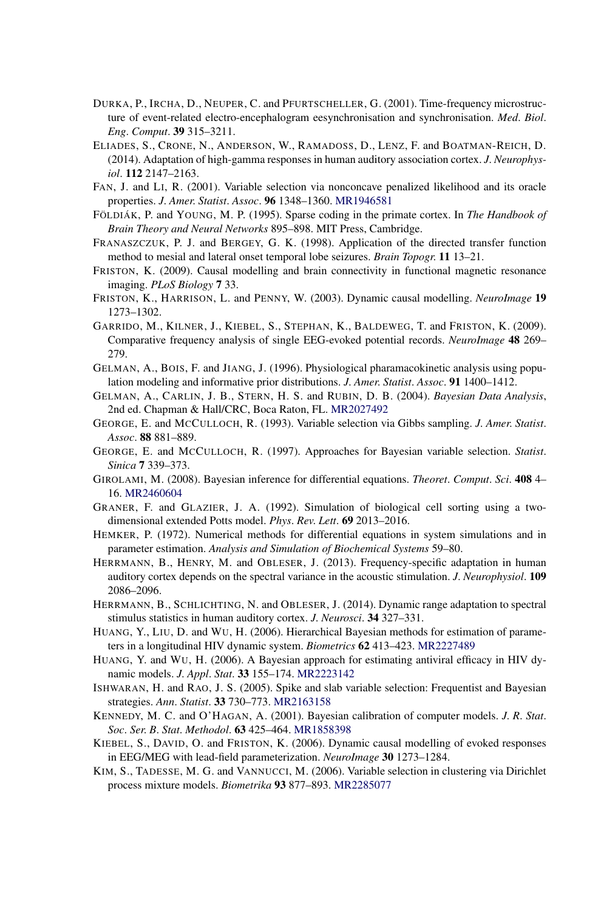DURKA, P., IRCHA, D., NEUPER, C. and PFURTSCHELLER, G. (2001). Time-frequency microstructure of event-related electro-encephalogram eesynchronisation and synchronisation. *Med. Biol. Eng. Comput.* **39** 315–3211.

ELIADES, S., CRONE, N., ANDERSON, W., RAMADOSS, D., LENZ, F. and BOATMAN-REICH, D. (2014). Adaptation of high-gamma responses in human auditory association cortex. *J. Neurophysiol.* **112** 2147–2163.

FAN, J. and LI, R. (2001). Variable selection via nonconcave penalized likelihood and its oracle properties. *J. Amer. Statist. Assoc.* **96** 1348–1360. MR1946581

FÖLDIÁK, P. and YOUNG, M. P. (1995). Sparse coding in the primate cortex. In *The Handbook of Brain Theory and Neural Networks* 895–898. MIT Press, Cambridge.

FRANASZCZUK, P. J. and BERGEY, G. K. (1998). Application of the directed transfer function method to mesial and lateral onset temporal lobe seizures. *Brain Topogr.* **11** 13–21.

FRISTON, K. (2009). Causal modelling and brain connectivity in functional magnetic resonance imaging. *PLoS Biology* **7** 33.

FRISTON, K., HARRISON, L. and PENNY, W. (2003). Dynamic causal modelling. *NeuroImage* **19** 1273–1302.

GARRIDO, M., KILNER, J., KIEBEL, S., STEPHAN, K., BALDEWEG, T. and FRISTON, K. (2009). Comparative frequency analysis of single EEG-evoked potential records. *NeuroImage* **48** 269–279.

GELMAN, A., BOIS, F. and JIANG, J. (1996). Physiological pharamacokinetic analysis using population modeling and informative prior distributions. *J. Amer. Statist. Assoc.* **91** 1400–1412.

GELMAN, A., CARLIN, J. B., STERN, H. S. and RUBIN, D. B. (2004). *Bayesian Data Analysis*, 2nd ed. Chapman & Hall/CRC, Boca Raton, FL. MR2027492

GEORGE, E. and MCCULLOCH, R. (1993). Variable selection via Gibbs sampling. *J. Amer. Statist. Assoc.* **88** 881–889.

GEORGE, E. and MCCULLOCH, R. (1997). Approaches for Bayesian variable selection. *Statist. Sinica* **7** 339–373.

GIROLAMI, M. (2008). Bayesian inference for differential equations. *Theoret. Comput. Sci.* **408** 4–16. MR2460604

GRANER, F. and GLAZIER, J. A. (1992). Simulation of biological cell sorting using a two-dimensional extended Potts model. *Phys. Rev. Lett.* **69** 2013–2016.

HEMKER, P. (1972). Numerical methods for differential equations in system simulations and in parameter estimation. *Analysis and Simulation of Biochemical Systems* 59–80.

HERRMANN, B., HENRY, M. and OBLESER, J. (2013). Frequency-specific adaptation in human auditory cortex depends on the spectral variance in the acoustic stimulation. *J. Neurophysiol.* **109** 2086–2096.

HERRMANN, B., SCHLICHTING, N. and OBLESER, J. (2014). Dynamic range adaptation to spectral stimulus statistics in human auditory cortex. *J. Neurosci.* **34** 327–331.

HUANG, Y., LIU, D. and WU, H. (2006). Hierarchical Bayesian methods for estimation of parameters in a longitudinal HIV dynamic system. *Biometrics* **62** 413–423. MR2227489

HUANG, Y. and WU, H. (2006). A Bayesian approach for estimating antiviral efficacy in HIV dynamic models. *J. Appl. Stat.* **33** 155–174. MR2223142

ISHWARAN, H. and RAO, J. S. (2005). Spike and slab variable selection: Frequentist and Bayesian strategies. *Ann. Statist.* **33** 730–773. MR2163158

KENNEDY, M. C. and O'HAGAN, A. (2001). Bayesian calibration of computer models. *J. R. Stat. Soc. Ser. B. Stat. Methodol.* **63** 425–464. MR1858398

KIEBEL, S., DAVID, O. and FRISTON, K. (2006). Dynamic causal modelling of evoked responses in EEG/MEG with lead-field parameterization. *NeuroImage* **30** 1273–1284.

KIM, S., TADESSE, M. G. and VANNUCCI, M. (2006). Variable selection in clustering via Dirichlet process mixture models. *Biometrika* **93** 877–893. MR2285077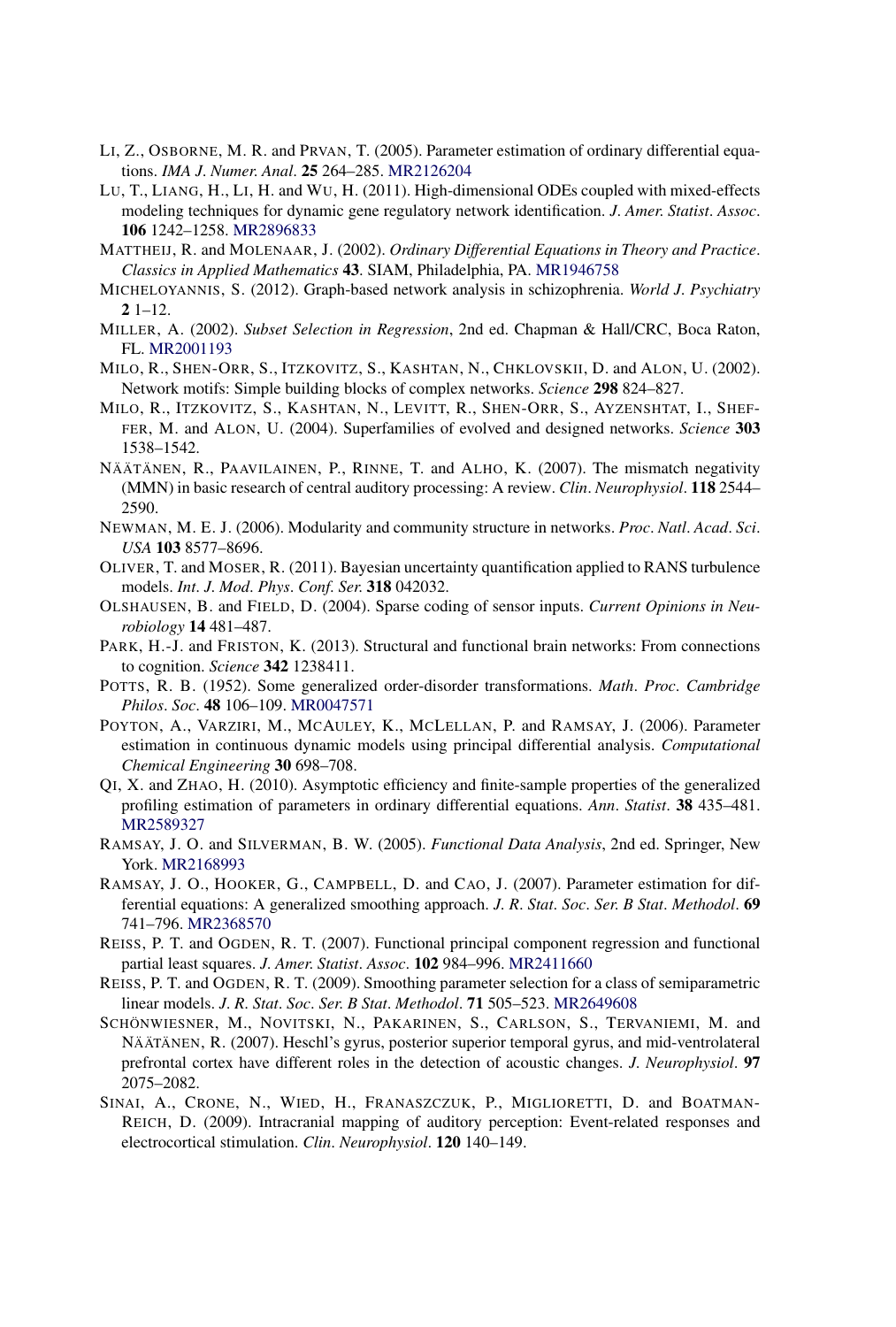LI, Z., OSBORNE, M. R. and PRVAN, T. (2005). Parameter estimation of ordinary differential equations. *IMA J. Numer. Anal.* **25** 264–285. MR2126204

LU, T., LIANG, H., LI, H. and WU, H. (2011). High-dimensional ODEs coupled with mixed-effects modeling techniques for dynamic gene regulatory network identification. *J. Amer. Statist. Assoc.* **106** 1242–1258. MR2896833

MATTHEIJ, R. and MOLENAAR, J. (2002). *Ordinary Differential Equations in Theory and Practice*. *Classics in Applied Mathematics* **43**. SIAM, Philadelphia, PA. MR1946758

MICHELOYANNIS, S. (2012). Graph-based network analysis in schizophrenia. *World J. Psychiatry* **2** 1–12.

MILLER, A. (2002). *Subset Selection in Regression*, 2nd ed. Chapman & Hall/CRC, Boca Raton, FL. MR2001193

MILO, R., SHEN-ORR, S., ITZKOVITZ, S., KASHTAN, N., CHKLOVSKII, D. and ALON, U. (2002). Network motifs: Simple building blocks of complex networks. *Science* **298** 824–827.

MILO, R., ITZKOVITZ, S., KASHTAN, N., LEVITT, R., SHEN-ORR, S., AYZENSHTAT, I., SHEFFER, M. and ALON, U. (2004). Superfamilies of evolved and designed networks. *Science* **303** 1538–1542.

NÄÄTÄNEN, R., PAAVILAINEN, P., RINNE, T. and ALHO, K. (2007). The mismatch negativity (MMN) in basic research of central auditory processing: A review. *Clin. Neurophysiol.* **118** 2544–2590.

NEWMAN, M. E. J. (2006). Modularity and community structure in networks. *Proc. Natl. Acad. Sci. USA* **103** 8577–8696.

OLIVER, T. and MOSER, R. (2011). Bayesian uncertainty quantification applied to RANS turbulence models. *Int. J. Mod. Phys. Conf. Ser.* **318** 042032.

OLSHAUSEN, B. and FIELD, D. (2004). Sparse coding of sensor inputs. *Current Opinions in Neurobiology* **14** 481–487.

PARK, H.-J. and FRISTON, K. (2013). Structural and functional brain networks: From connections to cognition. *Science* **342** 1238411.

POTTS, R. B. (1952). Some generalized order-disorder transformations. *Math. Proc. Cambridge Philos. Soc.* **48** 106–109. MR0047571

POYTON, A., VARZIRI, M., MCAULEY, K., MCLELLAN, P. and RAMSAY, J. (2006). Parameter estimation in continuous dynamic models using principal differential analysis. *Computational Chemical Engineering* **30** 698–708.

QI, X. and ZHAO, H. (2010). Asymptotic efficiency and finite-sample properties of the generalized profiling estimation of parameters in ordinary differential equations. *Ann. Statist.* **38** 435–481. MR2589327

RAMSAY, J. O. and SILVERMAN, B. W. (2005). *Functional Data Analysis*, 2nd ed. Springer, New York. MR2168993

RAMSAY, J. O., HOOKER, G., CAMPBELL, D. and CAO, J. (2007). Parameter estimation for differential equations: A generalized smoothing approach. *J. R. Stat. Soc. Ser. B Stat. Methodol.* **69** 741–796. MR2368570

REISS, P. T. and OGDEN, R. T. (2007). Functional principal component regression and functional partial least squares. *J. Amer. Statist. Assoc.* **102** 984–996. MR2411660

REISS, P. T. and OGDEN, R. T. (2009). Smoothing parameter selection for a class of semiparametric linear models. *J. R. Stat. Soc. Ser. B Stat. Methodol.* **71** 505–523. MR2649608

SCHÖNWIESNER, M., NOVITSKI, N., PAKARINEN, S., CARLSON, S., TERVANIEMI, M. and NÄÄTÄNEN, R. (2007). Heschl's gyrus, posterior superior temporal gyrus, and mid-ventrolateral prefrontal cortex have different roles in the detection of acoustic changes. *J. Neurophysiol.* **97** 2075–2082.

SINAI, A., CRONE, N., WIED, H., FRANASZCZUK, P., MIGLIORETTI, D. and BOATMAN-REICH, D. (2009). Intracranial mapping of auditory perception: Event-related responses and electrocortical stimulation. *Clin. Neurophysiol.* **120** 140–149.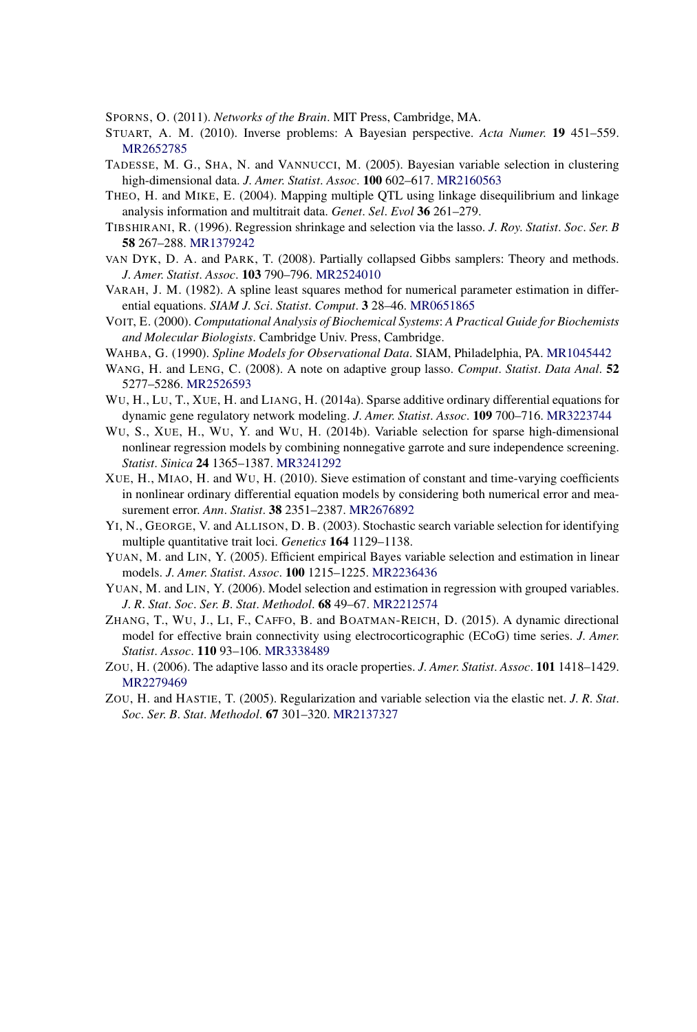SPORNS, O. (2011). *Networks of the Brain*. MIT Press, Cambridge, MA.

STUART, A. M. (2010). Inverse problems: A Bayesian perspective. *Acta Numer.* **19** 451–559. MR2652785

TADESSE, M. G., SHA, N. and VANNUCCI, M. (2005). Bayesian variable selection in clustering high-dimensional data. *J. Amer. Statist. Assoc.* **100** 602–617. MR2160563

THEO, H. and MIKE, E. (2004). Mapping multiple QTL using linkage disequilibrium and linkage analysis information and multitrait data. *Genet. Sel. Evol* **36** 261–279.

TIBSHIRANI, R. (1996). Regression shrinkage and selection via the lasso. *J. Roy. Statist. Soc. Ser. B* **58** 267–288. MR1379242

VAN DYK, D. A. and PARK, T. (2008). Partially collapsed Gibbs samplers: Theory and methods. *J. Amer. Statist. Assoc.* **103** 790–796. MR2524010

VARAH, J. M. (1982). A spline least squares method for numerical parameter estimation in differential equations. *SIAM J. Sci. Statist. Comput.* **3** 28–46. MR0651865

VOIT, E. (2000). *Computational Analysis of Biochemical Systems: A Practical Guide for Biochemists and Molecular Biologists*. Cambridge Univ. Press, Cambridge.

WAHBA, G. (1990). *Spline Models for Observational Data*. SIAM, Philadelphia, PA. MR1045442

WANG, H. and LENG, C. (2008). A note on adaptive group lasso. *Comput. Statist. Data Anal.* **52** 5277–5286. MR2526593

WU, H., LU, T., XUE, H. and LIANG, H. (2014a). Sparse additive ordinary differential equations for dynamic gene regulatory network modeling. *J. Amer. Statist. Assoc.* **109** 700–716. MR3223744

WU, S., XUE, H., WU, Y. and WU, H. (2014b). Variable selection for sparse high-dimensional nonlinear regression models by combining nonnegative garrote and sure independence screening. *Statist. Sinica* **24** 1365–1387. MR3241292

XUE, H., MIAO, H. and WU, H. (2010). Sieve estimation of constant and time-varying coefficients in nonlinear ordinary differential equation models by considering both numerical error and measurement error. *Ann. Statist.* **38** 2351–2387. MR2676892

YI, N., GEORGE, V. and ALLISON, D. B. (2003). Stochastic search variable selection for identifying multiple quantitative trait loci. *Genetics* **164** 1129–1138.

YUAN, M. and LIN, Y. (2005). Efficient empirical Bayes variable selection and estimation in linear models. *J. Amer. Statist. Assoc.* **100** 1215–1225. MR2236436

YUAN, M. and LIN, Y. (2006). Model selection and estimation in regression with grouped variables. *J. R. Stat. Soc. Ser. B. Stat. Methodol.* **68** 49–67. MR2212574

ZHANG, T., WU, J., LI, F., CAFFO, B. and BOATMAN-REICH, D. (2015). A dynamic directional model for effective brain connectivity using electrocorticographic (ECoG) time series. *J. Amer. Statist. Assoc.* **110** 93–106. MR3338489

ZOU, H. (2006). The adaptive lasso and its oracle properties. *J. Amer. Statist. Assoc.* **101** 1418–1429. MR2279469

ZOU, H. and HASTIE, T. (2005). Regularization and variable selection via the elastic net. *J. R. Stat. Soc. Ser. B. Stat. Methodol.* **67** 301–320. MR2137327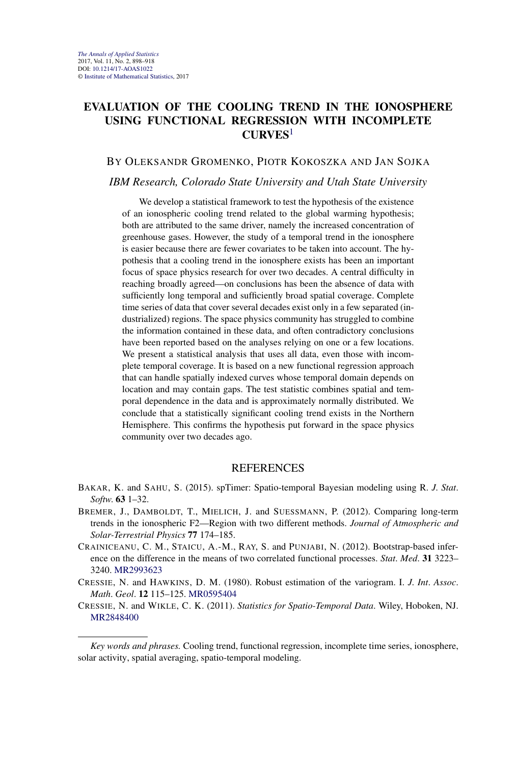*The Annals of Applied Statistics*
2017, Vol. 11, No. 2, 898–918
DOI: 10.1214/17-AOAS1022
© Institute of Mathematical Statistics, 2017

# EVALUATION OF THE COOLING TREND IN THE IONOSPHERE USING FUNCTIONAL REGRESSION WITH INCOMPLETE CURVES[1]

BY OLEKSANDR GROMENKO, PIOTR KOKOSZKA AND JAN SOJKA

*IBM Research, Colorado State University and Utah State University*

We develop a statistical framework to test the hypothesis of the existence of an ionospheric cooling trend related to the global warming hypothesis; both are attributed to the same driver, namely the increased concentration of greenhouse gases. However, the study of a temporal trend in the ionosphere is easier because there are fewer covariates to be taken into account. The hypothesis that a cooling trend in the ionosphere exists has been an important focus of space physics research for over two decades. A central difficulty in reaching broadly agreed—on conclusions has been the absence of data with sufficiently long temporal and sufficiently broad spatial coverage. Complete time series of data that cover several decades exist only in a few separated (industrialized) regions. The space physics community has struggled to combine the information contained in these data, and often contradictory conclusions have been reported based on the analyses relying on one or a few locations. We present a statistical analysis that uses all data, even those with incomplete temporal coverage. It is based on a new functional regression approach that can handle spatially indexed curves whose temporal domain depends on location and may contain gaps. The test statistic combines spatial and temporal dependence in the data and is approximately normally distributed. We conclude that a statistically significant cooling trend exists in the Northern Hemisphere. This confirms the hypothesis put forward in the space physics community over two decades ago.

## REFERENCES

BAKAR, K. and SAHU, S. (2015). spTimer: Spatio-temporal Bayesian modeling using R. *J. Stat. Softw.* **63** 1–32.

BREMER, J., DAMBOLDT, T., MIELICH, J. and SUESSMANN, P. (2012). Comparing long-term trends in the ionospheric F2—Region with two different methods. *Journal of Atmospheric and Solar-Terrestrial Physics* **77** 174–185.

CRAINICEANU, C. M., STAICU, A.-M., RAY, S. and PUNJABI, N. (2012). Bootstrap-based inference on the difference in the means of two correlated functional processes. *Stat. Med.* **31** 3223–3240. MR2993623

CRESSIE, N. and HAWKINS, D. M. (1980). Robust estimation of the variogram. I. *J. Int. Assoc. Math. Geol.* **12** 115–125. MR0595404

CRESSIE, N. and WIKLE, C. K. (2011). *Statistics for Spatio-Temporal Data*. Wiley, Hoboken, NJ. MR2848400

---

*Key words and phrases.* Cooling trend, functional regression, incomplete time series, ionosphere, solar activity, spatial averaging, spatio-temporal modeling.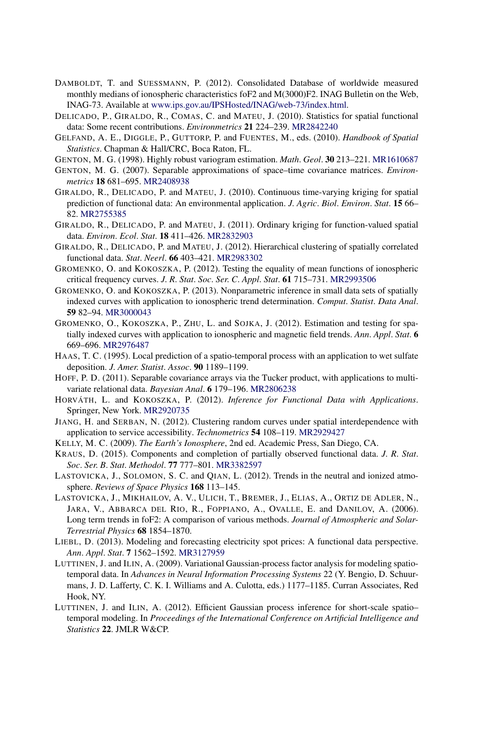DAMBOLDT, T. and SUESSMANN, P. (2012). Consolidated Database of worldwide measured monthly medians of ionospheric characteristics foF2 and M(3000)F2. INAG Bulletin on the Web, INAG-73. Available at www.ips.gov.au/IPSHosted/INAG/web-73/index.html.

DELICADO, P., GIRALDO, R., COMAS, C. and MATEU, J. (2010). Statistics for spatial functional data: Some recent contributions. *Environmetrics* **21** 224–239. MR2842240

GELFAND, A. E., DIGGLE, P., GUTTORP, P. and FUENTES, M., eds. (2010). *Handbook of Spatial Statistics*. Chapman & Hall/CRC, Boca Raton, FL.

GENTON, M. G. (1998). Highly robust variogram estimation. *Math. Geol.* **30** 213–221. MR1610687

GENTON, M. G. (2007). Separable approximations of space–time covariance matrices. *Environmetrics* **18** 681–695. MR2408938

GIRALDO, R., DELICADO, P. and MATEU, J. (2010). Continuous time-varying kriging for spatial prediction of functional data: An environmental application. *J. Agric. Biol. Environ. Stat.* **15** 66–82. MR2755385

GIRALDO, R., DELICADO, P. and MATEU, J. (2011). Ordinary kriging for function-valued spatial data. *Environ. Ecol. Stat.* **18** 411–426. MR2832903

GIRALDO, R., DELICADO, P. and MATEU, J. (2012). Hierarchical clustering of spatially correlated functional data. *Stat. Neerl.* **66** 403–421. MR2983302

GROMENKO, O. and KOKOSZKA, P. (2012). Testing the equality of mean functions of ionospheric critical frequency curves. *J. R. Stat. Soc. Ser. C. Appl. Stat.* **61** 715–731. MR2993506

GROMENKO, O. and KOKOSZKA, P. (2013). Nonparametric inference in small data sets of spatially indexed curves with application to ionospheric trend determination. *Comput. Statist. Data Anal.* **59** 82–94. MR3000043

GROMENKO, O., KOKOSZKA, P., ZHU, L. and SOJKA, J. (2012). Estimation and testing for spatially indexed curves with application to ionospheric and magnetic field trends. *Ann. Appl. Stat.* **6** 669–696. MR2976487

HAAS, T. C. (1995). Local prediction of a spatio-temporal process with an application to wet sulfate deposition. *J. Amer. Statist. Assoc.* **90** 1189–1199.

HOFF, P. D. (2011). Separable covariance arrays via the Tucker product, with applications to multivariate relational data. *Bayesian Anal.* **6** 179–196. MR2806238

HORVÁTH, L. and KOKOSZKA, P. (2012). *Inference for Functional Data with Applications*. Springer, New York. MR2920735

JIANG, H. and SERBAN, N. (2012). Clustering random curves under spatial interdependence with application to service accessibility. *Technometrics* **54** 108–119. MR2929427

KELLY, M. C. (2009). *The Earth's Ionosphere*, 2nd ed. Academic Press, San Diego, CA.

KRAUS, D. (2015). Components and completion of partially observed functional data. *J. R. Stat. Soc. Ser. B. Stat. Methodol.* **77** 777–801. MR3382597

LASTOVICKA, J., SOLOMON, S. C. and QIAN, L. (2012). Trends in the neutral and ionized atmosphere. *Reviews of Space Physics* **168** 113–145.

LASTOVICKA, J., MIKHAILOV, A. V., ULICH, T., BREMER, J., ELIAS, A., ORTIZ DE ADLER, N., JARA, V., ABBARCA DEL RIO, R., FOPPIANO, A., OVALLE, E. and DANILOV, A. (2006). Long term trends in foF2: A comparison of various methods. *Journal of Atmospheric and Solar-Terrestrial Physics* **68** 1854–1870.

LIEBL, D. (2013). Modeling and forecasting electricity spot prices: A functional data perspective. *Ann. Appl. Stat.* **7** 1562–1592. MR3127959

LUTTINEN, J. and ILIN, A. (2009). Variational Gaussian-process factor analysis for modeling spatio-temporal data. In *Advances in Neural Information Processing Systems* 22 (Y. Bengio, D. Schuurmans, J. D. Lafferty, C. K. I. Williams and A. Culotta, eds.) 1177–1185. Curran Associates, Red Hook, NY.

LUTTINEN, J. and ILIN, A. (2012). Efficient Gaussian process inference for short-scale spatio–temporal modeling. In *Proceedings of the International Conference on Artificial Intelligence and Statistics* **22**. JMLR W&CP.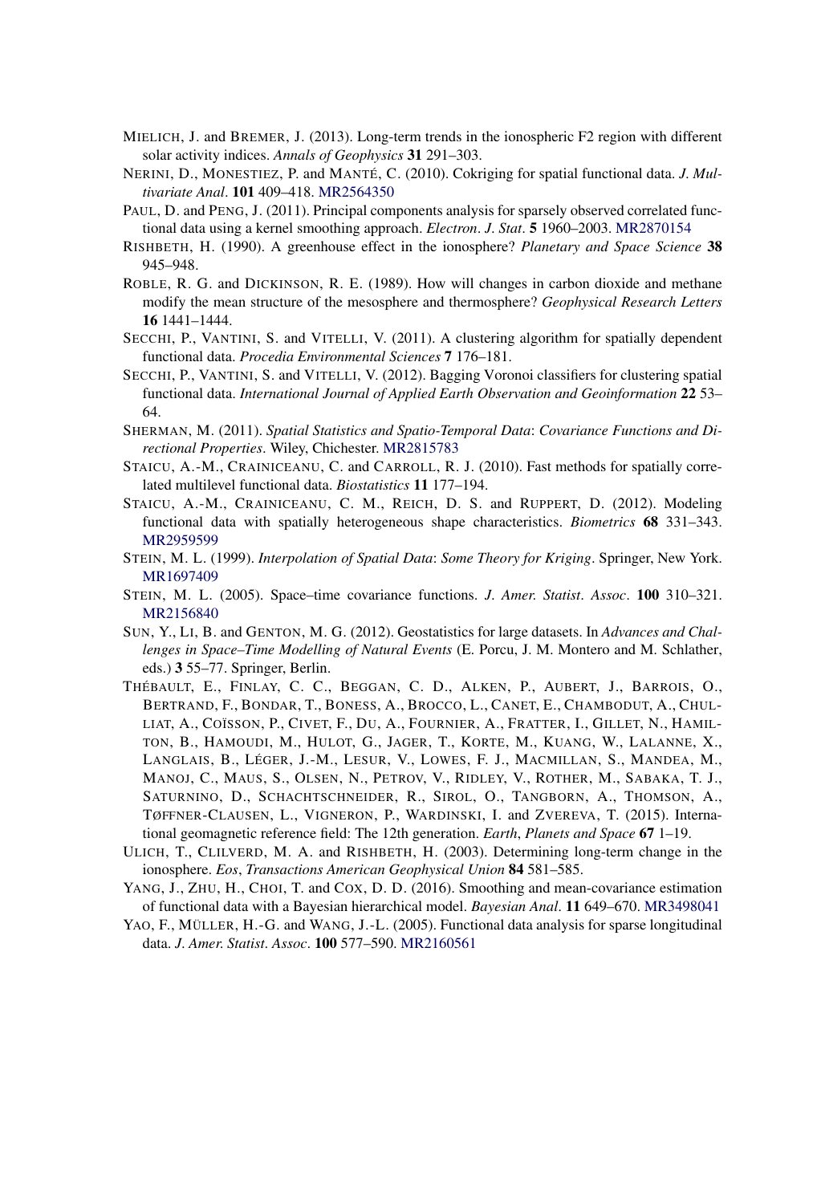MIELICH, J. and BREMER, J. (2013). Long-term trends in the ionospheric F2 region with different solar activity indices. *Annals of Geophysics* **31** 291–303.

NERINI, D., MONESTIEZ, P. and MANTÉ, C. (2010). Cokriging for spatial functional data. *J. Multivariate Anal*. **101** 409–418. MR2564350

PAUL, D. and PENG, J. (2011). Principal components analysis for sparsely observed correlated functional data using a kernel smoothing approach. *Electron. J. Stat*. **5** 1960–2003. MR2870154

RISHBETH, H. (1990). A greenhouse effect in the ionosphere? *Planetary and Space Science* **38** 945–948.

ROBLE, R. G. and DICKINSON, R. E. (1989). How will changes in carbon dioxide and methane modify the mean structure of the mesosphere and thermosphere? *Geophysical Research Letters* **16** 1441–1444.

SECCHI, P., VANTINI, S. and VITELLI, V. (2011). A clustering algorithm for spatially dependent functional data. *Procedia Environmental Sciences* **7** 176–181.

SECCHI, P., VANTINI, S. and VITELLI, V. (2012). Bagging Voronoi classifiers for clustering spatial functional data. *International Journal of Applied Earth Observation and Geoinformation* **22** 53–64.

SHERMAN, M. (2011). *Spatial Statistics and Spatio-Temporal Data*: *Covariance Functions and Directional Properties*. Wiley, Chichester. MR2815783

STAICU, A.-M., CRAINICEANU, C. and CARROLL, R. J. (2010). Fast methods for spatially correlated multilevel functional data. *Biostatistics* **11** 177–194.

STAICU, A.-M., CRAINICEANU, C. M., REICH, D. S. and RUPPERT, D. (2012). Modeling functional data with spatially heterogeneous shape characteristics. *Biometrics* **68** 331–343. MR2959599

STEIN, M. L. (1999). *Interpolation of Spatial Data*: *Some Theory for Kriging*. Springer, New York. MR1697409

STEIN, M. L. (2005). Space–time covariance functions. *J. Amer. Statist. Assoc*. **100** 310–321. MR2156840

SUN, Y., LI, B. and GENTON, M. G. (2012). Geostatistics for large datasets. In *Advances and Challenges in Space–Time Modelling of Natural Events* (E. Porcu, J. M. Montero and M. Schlather, eds.) **3** 55–77. Springer, Berlin.

THÉBAULT, E., FINLAY, C. C., BEGGAN, C. D., ALKEN, P., AUBERT, J., BARROIS, O., BERTRAND, F., BONDAR, T., BONESS, A., BROCCO, L., CANET, E., CHAMBODUT, A., CHULLIAT, A., COÏSSON, P., CIVET, F., DU, A., FOURNIER, A., FRATTER, I., GILLET, N., HAMILTON, B., HAMOUDI, M., HULOT, G., JAGER, T., KORTE, M., KUANG, W., LALANNE, X., LANGLAIS, B., LÉGER, J.-M., LESUR, V., LOWES, F. J., MACMILLAN, S., MANDEA, M., MANOJ, C., MAUS, S., OLSEN, N., PETROV, V., RIDLEY, V., ROTHER, M., SABAKA, T. J., SATURNINO, D., SCHACHTSCHNEIDER, R., SIROL, O., TANGBORN, A., THOMSON, A., TØFFNER-CLAUSEN, L., VIGNERON, P., WARDINSKI, I. and ZVEREVA, T. (2015). International geomagnetic reference field: The 12th generation. *Earth*, *Planets and Space* **67** 1–19.

ULICH, T., CLILVERD, M. A. and RISHBETH, H. (2003). Determining long-term change in the ionosphere. *Eos*, *Transactions American Geophysical Union* **84** 581–585.

YANG, J., ZHU, H., CHOI, T. and COX, D. D. (2016). Smoothing and mean-covariance estimation of functional data with a Bayesian hierarchical model. *Bayesian Anal*. **11** 649–670. MR3498041

YAO, F., MÜLLER, H.-G. and WANG, J.-L. (2005). Functional data analysis for sparse longitudinal data. *J. Amer. Statist. Assoc*. **100** 577–590. MR2160561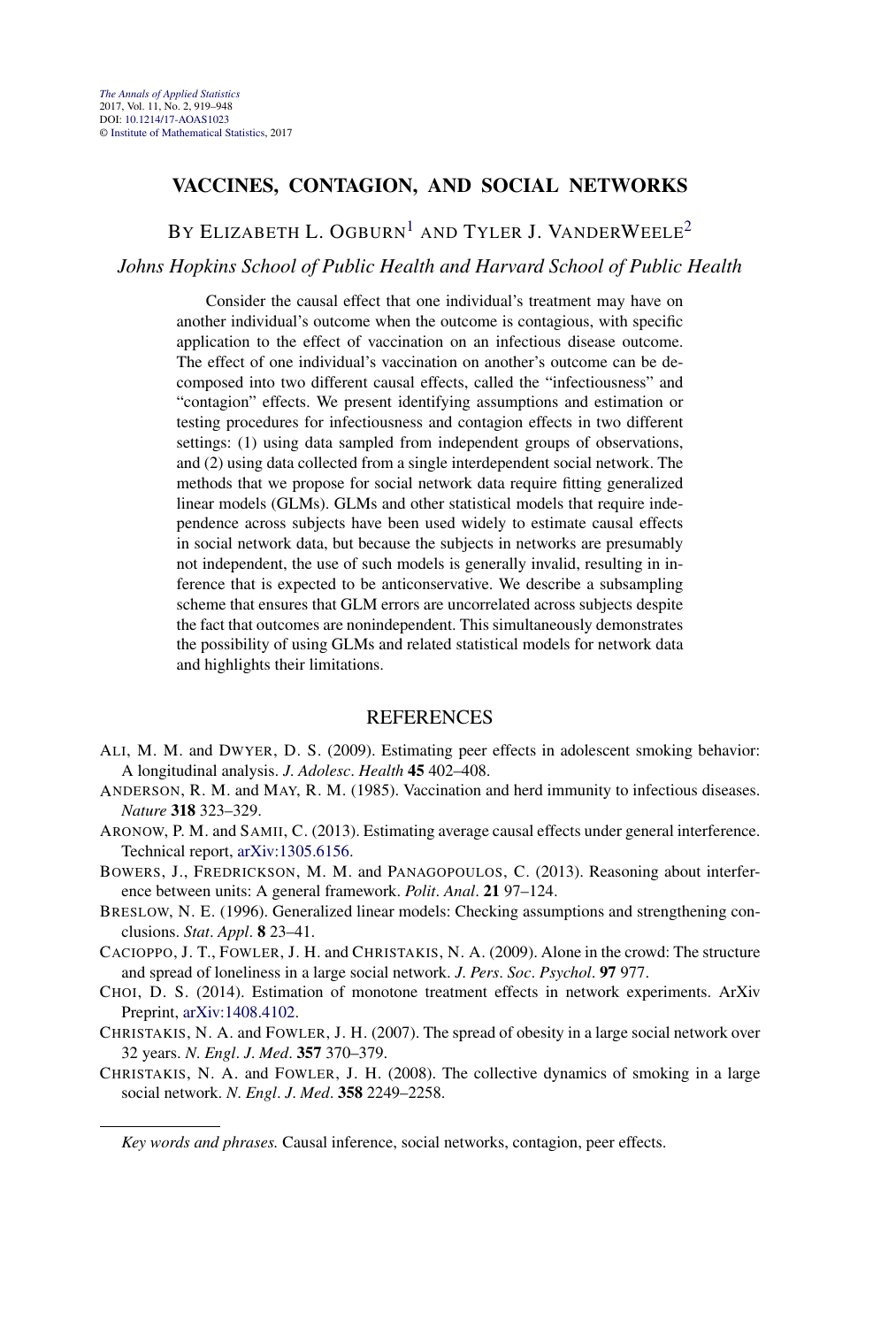# VACCINES, CONTAGION, AND SOCIAL NETWORKS

BY ELIZABETH L. OGBURN[1] AND TYLER J. VANDERWEELE[2]

*Johns Hopkins School of Public Health and Harvard School of Public Health*

Consider the causal effect that one individual's treatment may have on another individual's outcome when the outcome is contagious, with specific application to the effect of vaccination on an infectious disease outcome. The effect of one individual's vaccination on another's outcome can be decomposed into two different causal effects, called the "infectiousness" and "contagion" effects. We present identifying assumptions and estimation or testing procedures for infectiousness and contagion effects in two different settings: (1) using data sampled from independent groups of observations, and (2) using data collected from a single interdependent social network. The methods that we propose for social network data require fitting generalized linear models (GLMs). GLMs and other statistical models that require independence across subjects have been used widely to estimate causal effects in social network data, but because the subjects in networks are presumably not independent, the use of such models is generally invalid, resulting in inference that is expected to be anticonservative. We describe a subsampling scheme that ensures that GLM errors are uncorrelated across subjects despite the fact that outcomes are nonindependent. This simultaneously demonstrates the possibility of using GLMs and related statistical models for network data and highlights their limitations.

## REFERENCES

ALI, M. M. and DWYER, D. S. (2009). Estimating peer effects in adolescent smoking behavior: A longitudinal analysis. *J. Adolesc. Health* **45** 402–408.

ANDERSON, R. M. and MAY, R. M. (1985). Vaccination and herd immunity to infectious diseases. *Nature* **318** 323–329.

ARONOW, P. M. and SAMII, C. (2013). Estimating average causal effects under general interference. Technical report, arXiv:1305.6156.

BOWERS, J., FREDRICKSON, M. M. and PANAGOPOULOS, C. (2013). Reasoning about interference between units: A general framework. *Polit. Anal.* **21** 97–124.

BRESLOW, N. E. (1996). Generalized linear models: Checking assumptions and strengthening conclusions. *Stat. Appl.* **8** 23–41.

CACIOPPO, J. T., FOWLER, J. H. and CHRISTAKIS, N. A. (2009). Alone in the crowd: The structure and spread of loneliness in a large social network. *J. Pers. Soc. Psychol.* **97** 977.

CHOI, D. S. (2014). Estimation of monotone treatment effects in network experiments. ArXiv Preprint, arXiv:1408.4102.

CHRISTAKIS, N. A. and FOWLER, J. H. (2007). The spread of obesity in a large social network over 32 years. *N. Engl. J. Med.* **357** 370–379.

CHRISTAKIS, N. A. and FOWLER, J. H. (2008). The collective dynamics of smoking in a large social network. *N. Engl. J. Med.* **358** 2249–2258.

*Key words and phrases.* Causal inference, social networks, contagion, peer effects.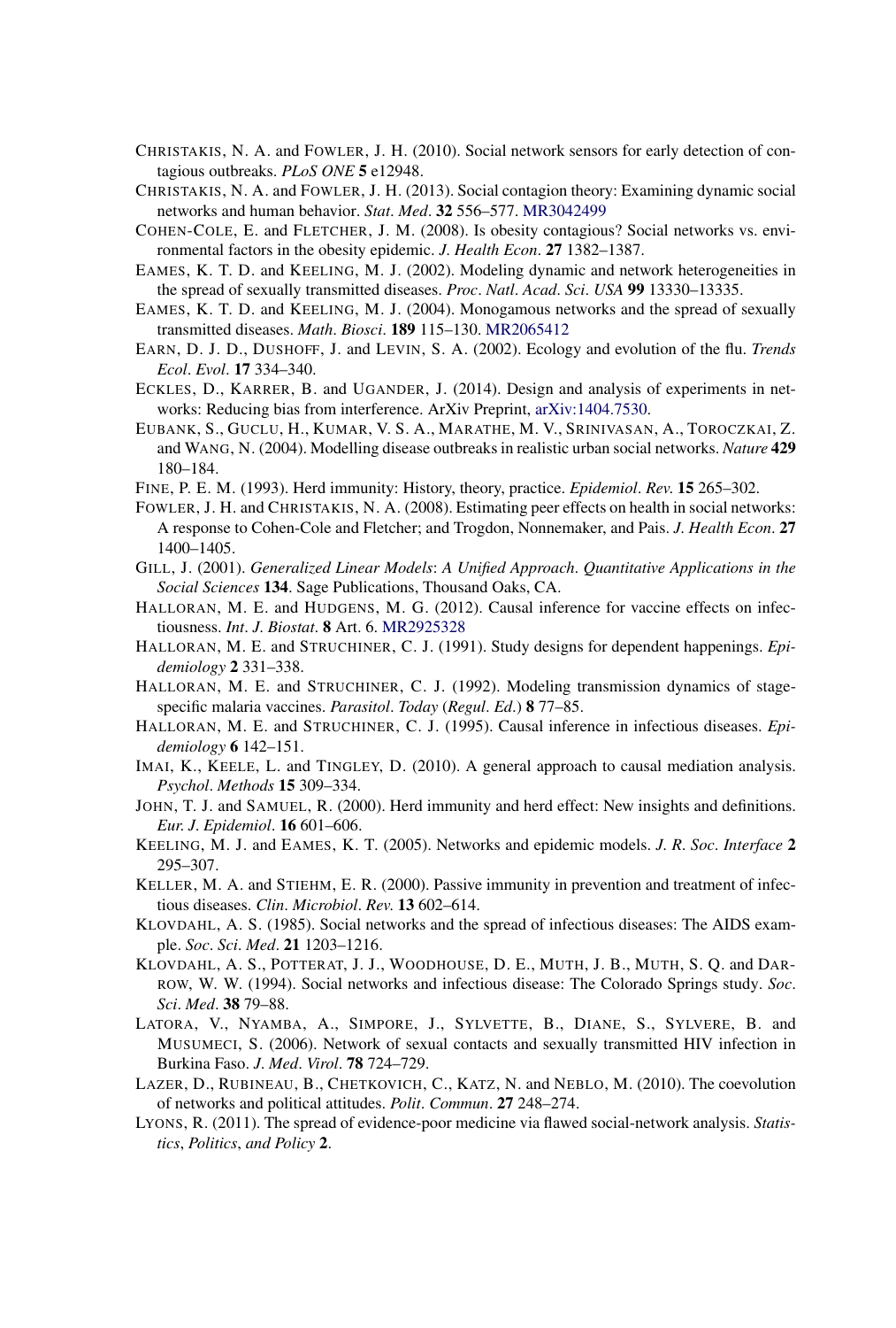CHRISTAKIS, N. A. and FOWLER, J. H. (2010). Social network sensors for early detection of contagious outbreaks. *PLoS ONE* **5** e12948.

CHRISTAKIS, N. A. and FOWLER, J. H. (2013). Social contagion theory: Examining dynamic social networks and human behavior. *Stat*. *Med*. **32** 556–577. MR3042499

COHEN-COLE, E. and FLETCHER, J. M. (2008). Is obesity contagious? Social networks vs. environmental factors in the obesity epidemic. *J*. *Health Econ*. **27** 1382–1387.

EAMES, K. T. D. and KEELING, M. J. (2002). Modeling dynamic and network heterogeneities in the spread of sexually transmitted diseases. *Proc*. *Natl*. *Acad*. *Sci*. *USA* **99** 13330–13335.

EAMES, K. T. D. and KEELING, M. J. (2004). Monogamous networks and the spread of sexually transmitted diseases. *Math*. *Biosci*. **189** 115–130. MR2065412

EARN, D. J. D., DUSHOFF, J. and LEVIN, S. A. (2002). Ecology and evolution of the flu. *Trends Ecol*. *Evol*. **17** 334–340.

ECKLES, D., KARRER, B. and UGANDER, J. (2014). Design and analysis of experiments in networks: Reducing bias from interference. ArXiv Preprint, arXiv:1404.7530.

EUBANK, S., GUCLU, H., KUMAR, V. S. A., MARATHE, M. V., SRINIVASAN, A., TOROCZKAI, Z. and WANG, N. (2004). Modelling disease outbreaks in realistic urban social networks. *Nature* **429** 180–184.

FINE, P. E. M. (1993). Herd immunity: History, theory, practice. *Epidemiol*. *Rev*. **15** 265–302.

FOWLER, J. H. and CHRISTAKIS, N. A. (2008). Estimating peer effects on health in social networks: A response to Cohen-Cole and Fletcher; and Trogdon, Nonnemaker, and Pais. *J*. *Health Econ*. **27** 1400–1405.

GILL, J. (2001). *Generalized Linear Models*: *A Unified Approach*. *Quantitative Applications in the Social Sciences* **134**. Sage Publications, Thousand Oaks, CA.

HALLORAN, M. E. and HUDGENS, M. G. (2012). Causal inference for vaccine effects on infectiousness. *Int*. *J*. *Biostat*. **8** Art. 6. MR2925328

HALLORAN, M. E. and STRUCHINER, C. J. (1991). Study designs for dependent happenings. *Epidemiology* **2** 331–338.

HALLORAN, M. E. and STRUCHINER, C. J. (1992). Modeling transmission dynamics of stage-specific malaria vaccines. *Parasitol*. *Today* (*Regul*. *Ed*.) **8** 77–85.

HALLORAN, M. E. and STRUCHINER, C. J. (1995). Causal inference in infectious diseases. *Epidemiology* **6** 142–151.

IMAI, K., KEELE, L. and TINGLEY, D. (2010). A general approach to causal mediation analysis. *Psychol*. *Methods* **15** 309–334.

JOHN, T. J. and SAMUEL, R. (2000). Herd immunity and herd effect: New insights and definitions. *Eur*. *J*. *Epidemiol*. **16** 601–606.

KEELING, M. J. and EAMES, K. T. (2005). Networks and epidemic models. *J*. *R*. *Soc*. *Interface* **2** 295–307.

KELLER, M. A. and STIEHM, E. R. (2000). Passive immunity in prevention and treatment of infectious diseases. *Clin*. *Microbiol*. *Rev*. **13** 602–614.

KLOVDAHL, A. S. (1985). Social networks and the spread of infectious diseases: The AIDS example. *Soc*. *Sci*. *Med*. **21** 1203–1216.

KLOVDAHL, A. S., POTTERAT, J. J., WOODHOUSE, D. E., MUTH, J. B., MUTH, S. Q. and DARROW, W. W. (1994). Social networks and infectious disease: The Colorado Springs study. *Soc*. *Sci*. *Med*. **38** 79–88.

LATORA, V., NYAMBA, A., SIMPORE, J., SYLVETTE, B., DIANE, S., SYLVERE, B. and MUSUMECI, S. (2006). Network of sexual contacts and sexually transmitted HIV infection in Burkina Faso. *J*. *Med*. *Virol*. **78** 724–729.

LAZER, D., RUBINEAU, B., CHETKOVICH, C., KATZ, N. and NEBLO, M. (2010). The coevolution of networks and political attitudes. *Polit*. *Commun*. **27** 248–274.

LYONS, R. (2011). The spread of evidence-poor medicine via flawed social-network analysis. *Statistics*, *Politics*, *and Policy* **2**.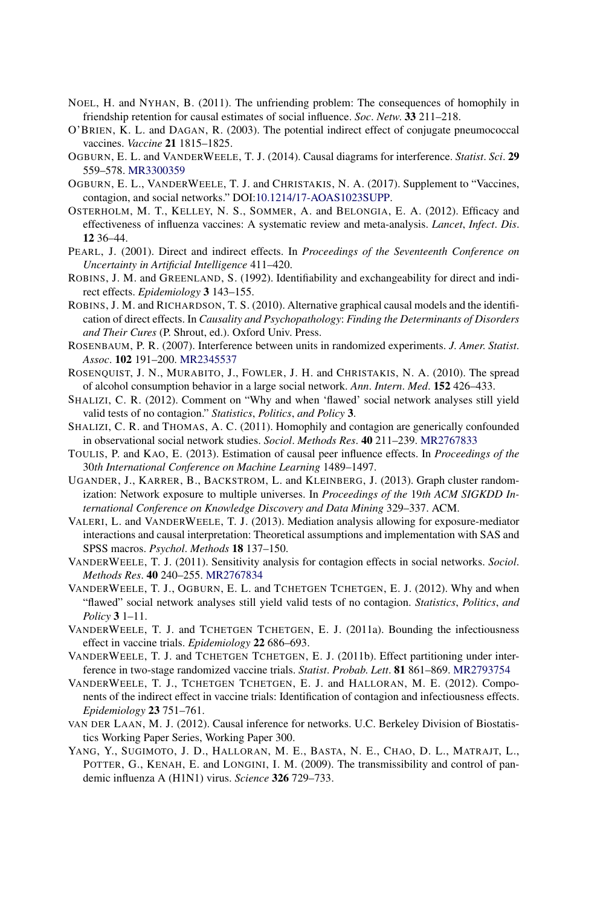NOEL, H. and NYHAN, B. (2011). The unfriending problem: The consequences of homophily in friendship retention for causal estimates of social influence. *Soc. Netw.* **33** 211–218.

O'BRIEN, K. L. and DAGAN, R. (2003). The potential indirect effect of conjugate pneumococcal vaccines. *Vaccine* **21** 1815–1825.

OGBURN, E. L. and VANDERWEELE, T. J. (2014). Causal diagrams for interference. *Statist. Sci.* **29** 559–578. MR3300359

OGBURN, E. L., VANDERWEELE, T. J. and CHRISTAKIS, N. A. (2017). Supplement to "Vaccines, contagion, and social networks." DOI:10.1214/17-AOAS1023SUPP.

OSTERHOLM, M. T., KELLEY, N. S., SOMMER, A. and BELONGIA, E. A. (2012). Efficacy and effectiveness of influenza vaccines: A systematic review and meta-analysis. *Lancet, Infect. Dis.* **12** 36–44.

PEARL, J. (2001). Direct and indirect effects. In *Proceedings of the Seventeenth Conference on Uncertainty in Artificial Intelligence* 411–420.

ROBINS, J. M. and GREENLAND, S. (1992). Identifiability and exchangeability for direct and indirect effects. *Epidemiology* **3** 143–155.

ROBINS, J. M. and RICHARDSON, T. S. (2010). Alternative graphical causal models and the identification of direct effects. In *Causality and Psychopathology: Finding the Determinants of Disorders and Their Cures* (P. Shrout, ed.). Oxford Univ. Press.

ROSENBAUM, P. R. (2007). Interference between units in randomized experiments. *J. Amer. Statist. Assoc.* **102** 191–200. MR2345537

ROSENQUIST, J. N., MURABITO, J., FOWLER, J. H. and CHRISTAKIS, N. A. (2010). The spread of alcohol consumption behavior in a large social network. *Ann. Intern. Med.* **152** 426–433.

SHALIZI, C. R. (2012). Comment on "Why and when 'flawed' social network analyses still yield valid tests of no contagion." *Statistics, Politics, and Policy* **3**.

SHALIZI, C. R. and THOMAS, A. C. (2011). Homophily and contagion are generically confounded in observational social network studies. *Sociol. Methods Res.* **40** 211–239. MR2767833

TOULIS, P. and KAO, E. (2013). Estimation of causal peer influence effects. In *Proceedings of the 30th International Conference on Machine Learning* 1489–1497.

UGANDER, J., KARRER, B., BACKSTROM, L. and KLEINBERG, J. (2013). Graph cluster randomization: Network exposure to multiple universes. In *Proceedings of the 19th ACM SIGKDD International Conference on Knowledge Discovery and Data Mining* 329–337. ACM.

VALERI, L. and VANDERWEELE, T. J. (2013). Mediation analysis allowing for exposure-mediator interactions and causal interpretation: Theoretical assumptions and implementation with SAS and SPSS macros. *Psychol. Methods* **18** 137–150.

VANDERWEELE, T. J. (2011). Sensitivity analysis for contagion effects in social networks. *Sociol. Methods Res.* **40** 240–255. MR2767834

VANDERWEELE, T. J., OGBURN, E. L. and TCHETGEN TCHETGEN, E. J. (2012). Why and when "flawed" social network analyses still yield valid tests of no contagion. *Statistics, Politics, and Policy* **3** 1–11.

VANDERWEELE, T. J. and TCHETGEN TCHETGEN, E. J. (2011a). Bounding the infectiousness effect in vaccine trials. *Epidemiology* **22** 686–693.

VANDERWEELE, T. J. and TCHETGEN TCHETGEN, E. J. (2011b). Effect partitioning under interference in two-stage randomized vaccine trials. *Statist. Probab. Lett.* **81** 861–869. MR2793754

VANDERWEELE, T. J., TCHETGEN TCHETGEN, E. J. and HALLORAN, M. E. (2012). Components of the indirect effect in vaccine trials: Identification of contagion and infectiousness effects. *Epidemiology* **23** 751–761.

VAN DER LAAN, M. J. (2012). Causal inference for networks. U.C. Berkeley Division of Biostatistics Working Paper Series, Working Paper 300.

YANG, Y., SUGIMOTO, J. D., HALLORAN, M. E., BASTA, N. E., CHAO, D. L., MATRAJT, L., POTTER, G., KENAH, E. and LONGINI, I. M. (2009). The transmissibility and control of pandemic influenza A (H1N1) virus. *Science* **326** 729–733.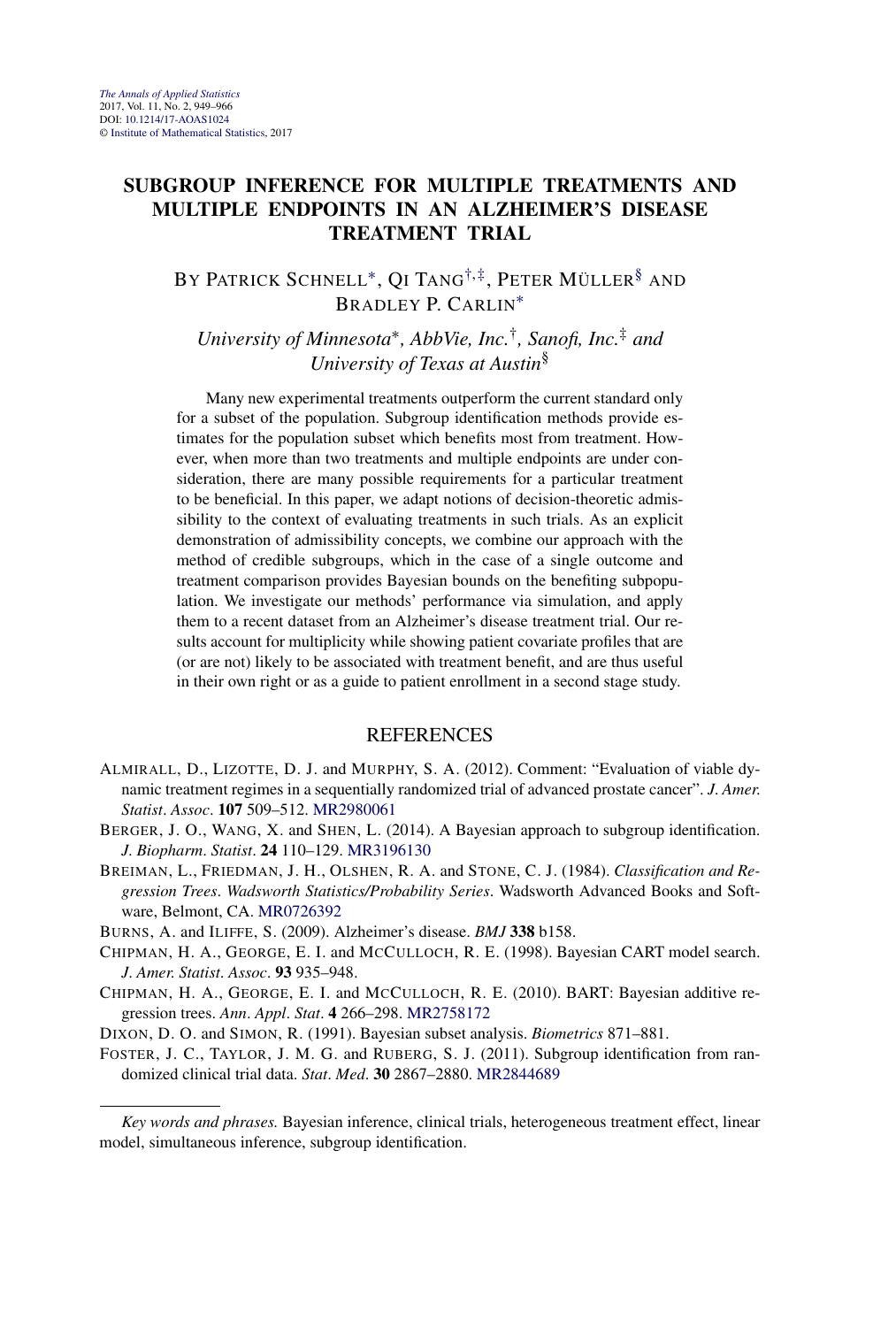*The Annals of Applied Statistics*
2017, Vol. 11, No. 2, 949–966
DOI: 10.1214/17-AOAS1024
© Institute of Mathematical Statistics, 2017

# SUBGROUP INFERENCE FOR MULTIPLE TREATMENTS AND MULTIPLE ENDPOINTS IN AN ALZHEIMER'S DISEASE TREATMENT TRIAL

BY PATRICK SCHNELL[*], QI TANG[†,‡], PETER MÜLLER[§] AND BRADLEY P. CARLIN[*]

*University of Minnesota*[*], *AbbVie, Inc.*[†], *Sanofi, Inc.*[‡] *and University of Texas at Austin*[§]

Many new experimental treatments outperform the current standard only for a subset of the population. Subgroup identification methods provide estimates for the population subset which benefits most from treatment. However, when more than two treatments and multiple endpoints are under consideration, there are many possible requirements for a particular treatment to be beneficial. In this paper, we adapt notions of decision-theoretic admissibility to the context of evaluating treatments in such trials. As an explicit demonstration of admissibility concepts, we combine our approach with the method of credible subgroups, which in the case of a single outcome and treatment comparison provides Bayesian bounds on the benefiting subpopulation. We investigate our methods' performance via simulation, and apply them to a recent dataset from an Alzheimer's disease treatment trial. Our results account for multiplicity while showing patient covariate profiles that are (or are not) likely to be associated with treatment benefit, and are thus useful in their own right or as a guide to patient enrollment in a second stage study.

## REFERENCES

ALMIRALL, D., LIZOTTE, D. J. and MURPHY, S. A. (2012). Comment: "Evaluation of viable dynamic treatment regimes in a sequentially randomized trial of advanced prostate cancer". *J. Amer. Statist. Assoc.* **107** 509–512. MR2980061

BERGER, J. O., WANG, X. and SHEN, L. (2014). A Bayesian approach to subgroup identification. *J. Biopharm. Statist.* **24** 110–129. MR3196130

BREIMAN, L., FRIEDMAN, J. H., OLSHEN, R. A. and STONE, C. J. (1984). *Classification and Regression Trees*. *Wadsworth Statistics/Probability Series*. Wadsworth Advanced Books and Software, Belmont, CA. MR0726392

BURNS, A. and ILIFFE, S. (2009). Alzheimer's disease. *BMJ* **338** b158.

CHIPMAN, H. A., GEORGE, E. I. and MCCULLOCH, R. E. (1998). Bayesian CART model search. *J. Amer. Statist. Assoc.* **93** 935–948.

CHIPMAN, H. A., GEORGE, E. I. and MCCULLOCH, R. E. (2010). BART: Bayesian additive regression trees. *Ann. Appl. Stat.* **4** 266–298. MR2758172

DIXON, D. O. and SIMON, R. (1991). Bayesian subset analysis. *Biometrics* 871–881.

FOSTER, J. C., TAYLOR, J. M. G. and RUBERG, S. J. (2011). Subgroup identification from randomized clinical trial data. *Stat. Med.* **30** 2867–2880. MR2844689

---

*Key words and phrases.* Bayesian inference, clinical trials, heterogeneous treatment effect, linear model, simultaneous inference, subgroup identification.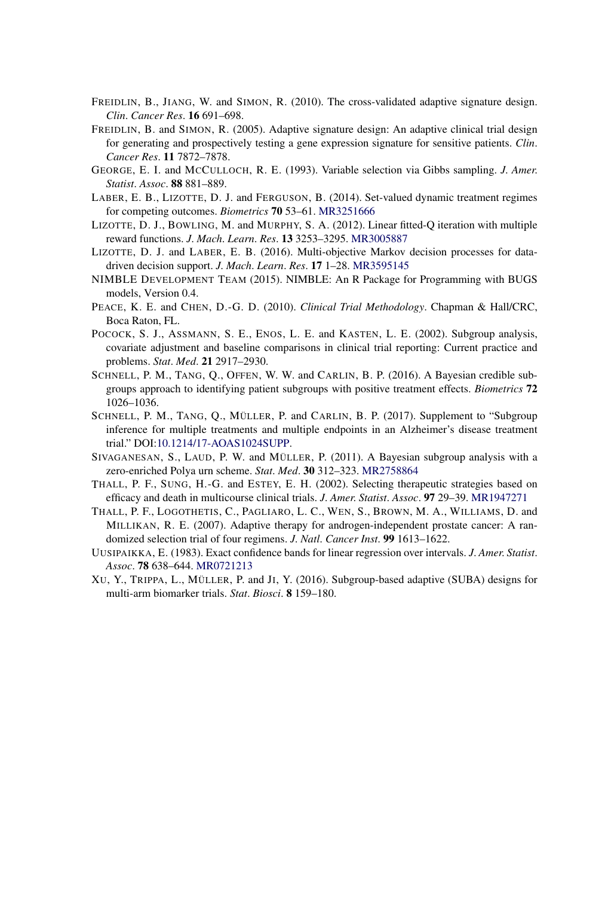FREIDLIN, B., JIANG, W. and SIMON, R. (2010). The cross-validated adaptive signature design. *Clin. Cancer Res.* **16** 691–698.

FREIDLIN, B. and SIMON, R. (2005). Adaptive signature design: An adaptive clinical trial design for generating and prospectively testing a gene expression signature for sensitive patients. *Clin. Cancer Res.* **11** 7872–7878.

GEORGE, E. I. and MCCULLOCH, R. E. (1993). Variable selection via Gibbs sampling. *J. Amer. Statist. Assoc.* **88** 881–889.

LABER, E. B., LIZOTTE, D. J. and FERGUSON, B. (2014). Set-valued dynamic treatment regimes for competing outcomes. *Biometrics* **70** 53–61. MR3251666

LIZOTTE, D. J., BOWLING, M. and MURPHY, S. A. (2012). Linear fitted-Q iteration with multiple reward functions. *J. Mach. Learn. Res.* **13** 3253–3295. MR3005887

LIZOTTE, D. J. and LABER, E. B. (2016). Multi-objective Markov decision processes for data-driven decision support. *J. Mach. Learn. Res.* **17** 1–28. MR3595145

NIMBLE DEVELOPMENT TEAM (2015). NIMBLE: An R Package for Programming with BUGS models, Version 0.4.

PEACE, K. E. and CHEN, D.-G. D. (2010). *Clinical Trial Methodology*. Chapman & Hall/CRC, Boca Raton, FL.

POCOCK, S. J., ASSMANN, S. E., ENOS, L. E. and KASTEN, L. E. (2002). Subgroup analysis, covariate adjustment and baseline comparisons in clinical trial reporting: Current practice and problems. *Stat. Med.* **21** 2917–2930.

SCHNELL, P. M., TANG, Q., OFFEN, W. W. and CARLIN, B. P. (2016). A Bayesian credible subgroups approach to identifying patient subgroups with positive treatment effects. *Biometrics* **72** 1026–1036.

SCHNELL, P. M., TANG, Q., MÜLLER, P. and CARLIN, B. P. (2017). Supplement to "Subgroup inference for multiple treatments and multiple endpoints in an Alzheimer's disease treatment trial." DOI:10.1214/17-AOAS1024SUPP.

SIVAGANESAN, S., LAUD, P. W. and MÜLLER, P. (2011). A Bayesian subgroup analysis with a zero-enriched Polya urn scheme. *Stat. Med.* **30** 312–323. MR2758864

THALL, P. F., SUNG, H.-G. and ESTEY, E. H. (2002). Selecting therapeutic strategies based on efficacy and death in multicourse clinical trials. *J. Amer. Statist. Assoc.* **97** 29–39. MR1947271

THALL, P. F., LOGOTHETIS, C., PAGLIARO, L. C., WEN, S., BROWN, M. A., WILLIAMS, D. and MILLIKAN, R. E. (2007). Adaptive therapy for androgen-independent prostate cancer: A randomized selection trial of four regimens. *J. Natl. Cancer Inst.* **99** 1613–1622.

UUSIPAIKKA, E. (1983). Exact confidence bands for linear regression over intervals. *J. Amer. Statist. Assoc.* **78** 638–644. MR0721213

XU, Y., TRIPPA, L., MÜLLER, P. and JI, Y. (2016). Subgroup-based adaptive (SUBA) designs for multi-arm biomarker trials. *Stat. Biosci.* **8** 159–180.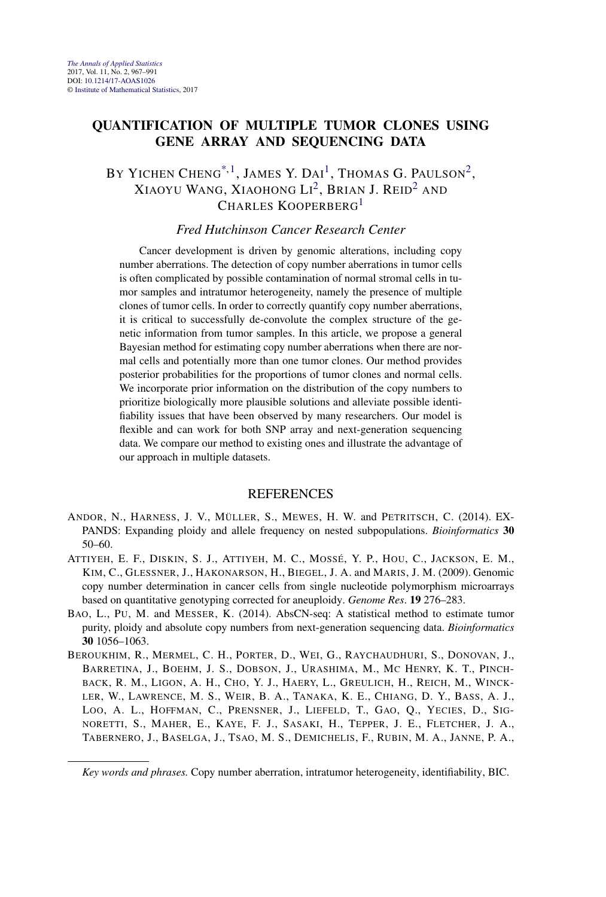*The Annals of Applied Statistics*
2017, Vol. 11, No. 2, 967–991
DOI: 10.1214/17-AOAS1026
© Institute of Mathematical Statistics, 2017

# QUANTIFICATION OF MULTIPLE TUMOR CLONES USING GENE ARRAY AND SEQUENCING DATA

BY YICHEN CHENG[*,1], JAMES Y. DAI[1], THOMAS G. PAULSON[2], XIAOYU WANG, XIAOHONG LI[2], BRIAN J. REID[2] AND CHARLES KOOPERBERG[1]

*Fred Hutchinson Cancer Research Center*

Cancer development is driven by genomic alterations, including copy number aberrations. The detection of copy number aberrations in tumor cells is often complicated by possible contamination of normal stromal cells in tumor samples and intratumor heterogeneity, namely the presence of multiple clones of tumor cells. In order to correctly quantify copy number aberrations, it is critical to successfully de-convolute the complex structure of the genetic information from tumor samples. In this article, we propose a general Bayesian method for estimating copy number aberrations when there are normal cells and potentially more than one tumor clones. Our method provides posterior probabilities for the proportions of tumor clones and normal cells. We incorporate prior information on the distribution of the copy numbers to prioritize biologically more plausible solutions and alleviate possible identifiability issues that have been observed by many researchers. Our model is flexible and can work for both SNP array and next-generation sequencing data. We compare our method to existing ones and illustrate the advantage of our approach in multiple datasets.

## REFERENCES

ANDOR, N., HARNESS, J. V., MÜLLER, S., MEWES, H. W. and PETRITSCH, C. (2014). EXPANDS: Expanding ploidy and allele frequency on nested subpopulations. *Bioinformatics* **30** 50–60.

ATTIYEH, E. F., DISKIN, S. J., ATTIYEH, M. C., MOSSÉ, Y. P., HOU, C., JACKSON, E. M., KIM, C., GLESSNER, J., HAKONARSON, H., BIEGEL, J. A. and MARIS, J. M. (2009). Genomic copy number determination in cancer cells from single nucleotide polymorphism microarrays based on quantitative genotyping corrected for aneuploidy. *Genome Res*. **19** 276–283.

BAO, L., PU, M. and MESSER, K. (2014). AbsCN-seq: A statistical method to estimate tumor purity, ploidy and absolute copy numbers from next-generation sequencing data. *Bioinformatics* **30** 1056–1063.

BEROUKHIM, R., MERMEL, C. H., PORTER, D., WEI, G., RAYCHAUDHURI, S., DONOVAN, J., BARRETINA, J., BOEHM, J. S., DOBSON, J., URASHIMA, M., MC HENRY, K. T., PINCHBACK, R. M., LIGON, A. H., CHO, Y. J., HAERY, L., GREULICH, H., REICH, M., WINCKLER, W., LAWRENCE, M. S., WEIR, B. A., TANAKA, K. E., CHIANG, D. Y., BASS, A. J., LOO, A. L., HOFFMAN, C., PRENSNER, J., LIEFELD, T., GAO, Q., YECIES, D., SIGNORETTI, S., MAHER, E., KAYE, F. J., SASAKI, H., TEPPER, J. E., FLETCHER, J. A., TABERNERO, J., BASELGA, J., TSAO, M. S., DEMICHELIS, F., RUBIN, M. A., JANNE, P. A.,

*Key words and phrases.* Copy number aberration, intratumor heterogeneity, identifiability, BIC.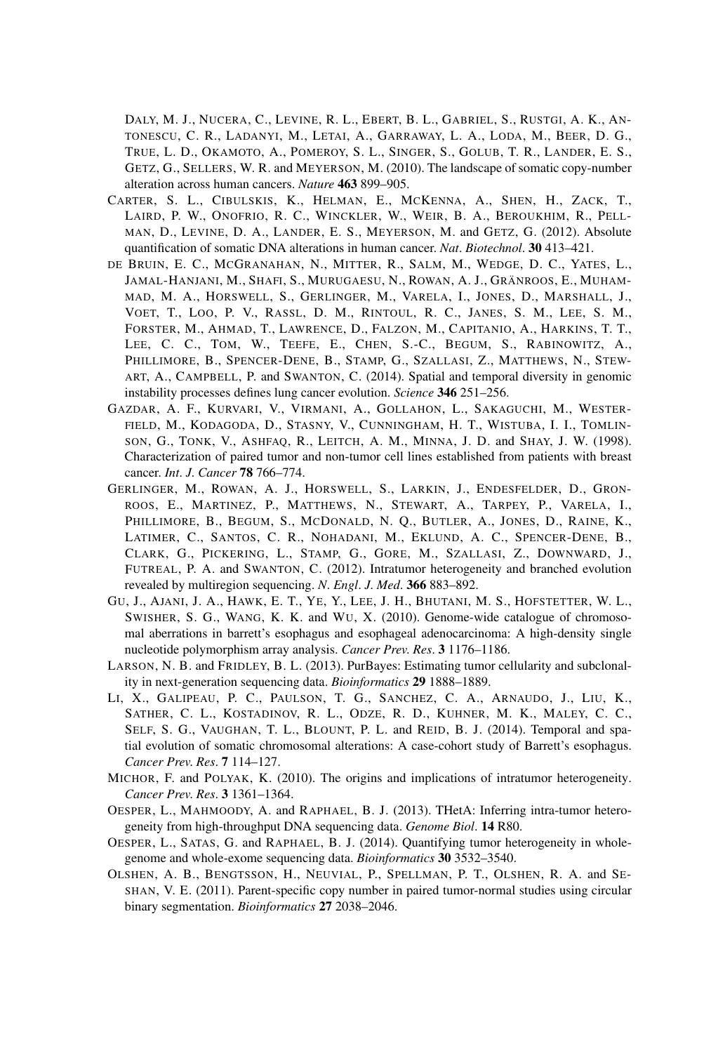DALY, M. J., NUCERA, C., LEVINE, R. L., EBERT, B. L., GABRIEL, S., RUSTGI, A. K., ANTONESCU, C. R., LADANYI, M., LETAI, A., GARRAWAY, L. A., LODA, M., BEER, D. G., TRUE, L. D., OKAMOTO, A., POMEROY, S. L., SINGER, S., GOLUB, T. R., LANDER, E. S., GETZ, G., SELLERS, W. R. and MEYERSON, M. (2010). The landscape of somatic copy-number alteration across human cancers. *Nature* **463** 899–905.

CARTER, S. L., CIBULSKIS, K., HELMAN, E., MCKENNA, A., SHEN, H., ZACK, T., LAIRD, P. W., ONOFRIO, R. C., WINCKLER, W., WEIR, B. A., BEROUKHIM, R., PELLMAN, D., LEVINE, D. A., LANDER, E. S., MEYERSON, M. and GETZ, G. (2012). Absolute quantification of somatic DNA alterations in human cancer. *Nat. Biotechnol.* **30** 413–421.

DE BRUIN, E. C., MCGRANAHAN, N., MITTER, R., SALM, M., WEDGE, D. C., YATES, L., JAMAL-HANJANI, M., SHAFI, S., MURUGAESU, N., ROWAN, A. J., GRÖNROOS, E., MUHAMMAD, M. A., HORSWELL, S., GERLINGER, M., VARELA, I., JONES, D., MARSHALL, J., VOET, T., LOO, P. V., RASSL, D. M., RINTOUL, R. C., JANES, S. M., LEE, S. M., FORSTER, M., AHMAD, T., LAWRENCE, D., FALZON, M., CAPITANIO, A., HARKINS, T. T., LEE, C. C., TOM, W., TEEFE, E., CHEN, S.-C., BEGUM, S., RABINOWITZ, A., PHILLIMORE, B., SPENCER-DENE, B., STAMP, G., SZALLASI, Z., MATTHEWS, N., STEWART, A., CAMPBELL, P. and SWANTON, C. (2014). Spatial and temporal diversity in genomic instability processes defines lung cancer evolution. *Science* **346** 251–256.

GAZDAR, A. F., KURVARI, V., VIRMANI, A., GOLLAHON, L., SAKAGUCHI, M., WESTERFIELD, M., KODAGODA, D., STASNY, V., CUNNINGHAM, H. T., WISTUBA, I. I., TOMLINSON, G., TONK, V., ASHFAQ, R., LEITCH, A. M., MINNA, J. D. and SHAY, J. W. (1998). Characterization of paired tumor and non-tumor cell lines established from patients with breast cancer. *Int. J. Cancer* **78** 766–774.

GERLINGER, M., ROWAN, A. J., HORSWELL, S., LARKIN, J., ENDESFELDER, D., GRONROOS, E., MARTINEZ, P., MATTHEWS, N., STEWART, A., TARPEY, P., VARELA, I., PHILLIMORE, B., BEGUM, S., MCDONALD, N. Q., BUTLER, A., JONES, D., RAINE, K., LATIMER, C., SANTOS, C. R., NOHADANI, M., EKLUND, A. C., SPENCER-DENE, B., CLARK, G., PICKERING, L., STAMP, G., GORE, M., SZALLASI, Z., DOWNWARD, J., FUTREAL, P. A. and SWANTON, C. (2012). Intratumor heterogeneity and branched evolution revealed by multiregion sequencing. *N. Engl. J. Med.* **366** 883–892.

GU, J., AJANI, J. A., HAWK, E. T., YE, Y., LEE, J. H., BHUTANI, M. S., HOFSTETTER, W. L., SWISHER, S. G., WANG, K. K. and WU, X. (2010). Genome-wide catalogue of chromosomal aberrations in barrett's esophagus and esophageal adenocarcinoma: A high-density single nucleotide polymorphism array analysis. *Cancer Prev. Res.* **3** 1176–1186.

LARSON, N. B. and FRIDLEY, B. L. (2013). PurBayes: Estimating tumor cellularity and subclonality in next-generation sequencing data. *Bioinformatics* **29** 1888–1889.

LI, X., GALIPEAU, P. C., PAULSON, T. G., SANCHEZ, C. A., ARNAUDO, J., LIU, K., SATHER, C. L., KOSTADINOV, R. L., ODZE, R. D., KUHNER, M. K., MALEY, C. C., SELF, S. G., VAUGHAN, T. L., BLOUNT, P. L. and REID, B. J. (2014). Temporal and spatial evolution of somatic chromosomal alterations: A case-cohort study of Barrett's esophagus. *Cancer Prev. Res.* **7** 114–127.

MICHOR, F. and POLYAK, K. (2010). The origins and implications of intratumor heterogeneity. *Cancer Prev. Res.* **3** 1361–1364.

OESPER, L., MAHMOODY, A. and RAPHAEL, B. J. (2013). THetA: Inferring intra-tumor heterogeneity from high-throughput DNA sequencing data. *Genome Biol.* **14** R80.

OESPER, L., SATAS, G. and RAPHAEL, B. J. (2014). Quantifying tumor heterogeneity in whole-genome and whole-exome sequencing data. *Bioinformatics* **30** 3532–3540.

OLSHEN, A. B., BENGTSSON, H., NEUVIAL, P., SPELLMAN, P. T., OLSHEN, R. A. and SESHAN, V. E. (2011). Parent-specific copy number in paired tumor-normal studies using circular binary segmentation. *Bioinformatics* **27** 2038–2046.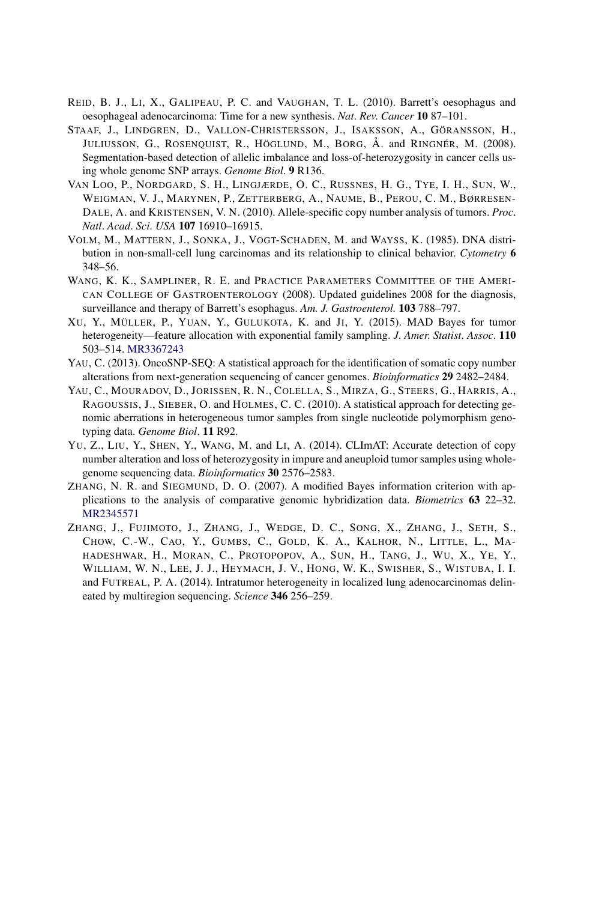REID, B. J., LI, X., GALIPEAU, P. C. and VAUGHAN, T. L. (2010). Barrett's oesophagus and oesophageal adenocarcinoma: Time for a new synthesis. *Nat. Rev. Cancer* **10** 87–101.

STAAF, J., LINDGREN, D., VALLON-CHRISTERSSON, J., ISAKSSON, A., GÖRANSSON, H., JULIUSSON, G., ROSENQUIST, R., HÖGLUND, M., BORG, Å. and RINGNÉR, M. (2008). Segmentation-based detection of allelic imbalance and loss-of-heterozygosity in cancer cells using whole genome SNP arrays. *Genome Biol.* **9** R136.

VAN LOO, P., NORDGARD, S. H., LINGJÆRDE, O. C., RUSSNES, H. G., TYE, I. H., SUN, W., WEIGMAN, V. J., MARYNEN, P., ZETTERBERG, A., NAUME, B., PEROU, C. M., BØRRESEN-DALE, A. and KRISTENSEN, V. N. (2010). Allele-specific copy number analysis of tumors. *Proc. Natl. Acad. Sci. USA* **107** 16910–16915.

VOLM, M., MATTERN, J., SONKA, J., VOGT-SCHADEN, M. and WAYSS, K. (1985). DNA distribution in non-small-cell lung carcinomas and its relationship to clinical behavior. *Cytometry* **6** 348–56.

WANG, K. K., SAMPLINER, R. E. and PRACTICE PARAMETERS COMMITTEE OF THE AMERICAN COLLEGE OF GASTROENTEROLOGY (2008). Updated guidelines 2008 for the diagnosis, surveillance and therapy of Barrett's esophagus. *Am. J. Gastroenterol.* **103** 788–797.

XU, Y., MÜLLER, P., YUAN, Y., GULUKOTA, K. and JI, Y. (2015). MAD Bayes for tumor heterogeneity—feature allocation with exponential family sampling. *J. Amer. Statist. Assoc.* **110** 503–514. MR3367243

YAU, C. (2013). OncoSNP-SEQ: A statistical approach for the identification of somatic copy number alterations from next-generation sequencing of cancer genomes. *Bioinformatics* **29** 2482–2484.

YAU, C., MOURADOV, D., JORISSEN, R. N., COLELLA, S., MIRZA, G., STEERS, G., HARRIS, A., RAGOUSSIS, J., SIEBER, O. and HOLMES, C. C. (2010). A statistical approach for detecting genomic aberrations in heterogeneous tumor samples from single nucleotide polymorphism genotyping data. *Genome Biol.* **11** R92.

YU, Z., LIU, Y., SHEN, Y., WANG, M. and LI, A. (2014). CLImAT: Accurate detection of copy number alteration and loss of heterozygosity in impure and aneuploid tumor samples using whole-genome sequencing data. *Bioinformatics* **30** 2576–2583.

ZHANG, N. R. and SIEGMUND, D. O. (2007). A modified Bayes information criterion with applications to the analysis of comparative genomic hybridization data. *Biometrics* **63** 22–32. MR2345571

ZHANG, J., FUJIMOTO, J., ZHANG, J., WEDGE, D. C., SONG, X., ZHANG, J., SETH, S., CHOW, C.-W., CAO, Y., GUMBS, C., GOLD, K. A., KALHOR, N., LITTLE, L., MAHADESHWAR, H., MORAN, C., PROTOPOPOV, A., SUN, H., TANG, J., WU, X., YE, Y., WILLIAM, W. N., LEE, J. J., HEYMACH, J. V., HONG, W. K., SWISHER, S., WISTUBA, I. I. and FUTREAL, P. A. (2014). Intratumor heterogeneity in localized lung adenocarcinomas delineated by multiregion sequencing. *Science* **346** 256–259.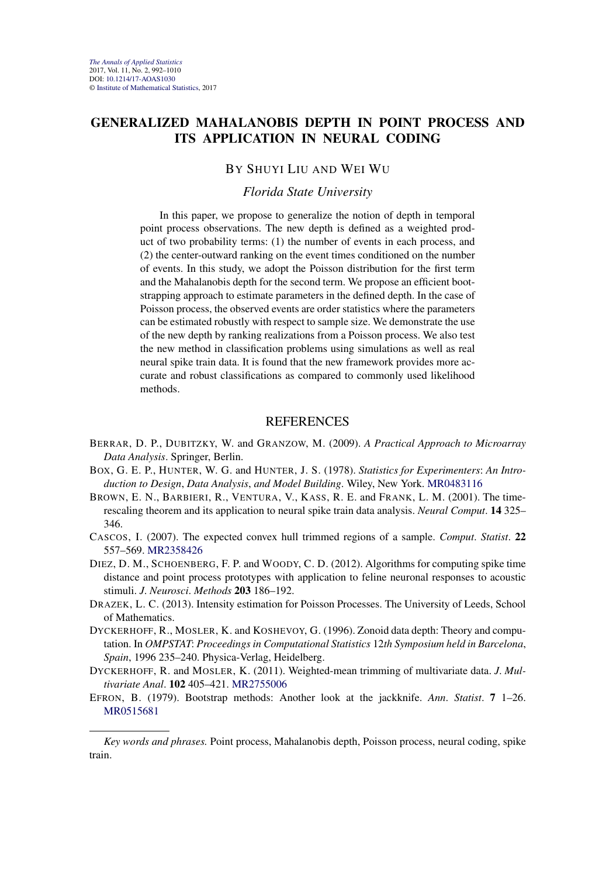# GENERALIZED MAHALANOBIS DEPTH IN POINT PROCESS AND ITS APPLICATION IN NEURAL CODING

BY SHUYI LIU AND WEI WU

*Florida State University*

In this paper, we propose to generalize the notion of depth in temporal point process observations. The new depth is defined as a weighted product of two probability terms: (1) the number of events in each process, and (2) the center-outward ranking on the event times conditioned on the number of events. In this study, we adopt the Poisson distribution for the first term and the Mahalanobis depth for the second term. We propose an efficient bootstrapping approach to estimate parameters in the defined depth. In the case of Poisson process, the observed events are order statistics where the parameters can be estimated robustly with respect to sample size. We demonstrate the use of the new depth by ranking realizations from a Poisson process. We also test the new method in classification problems using simulations as well as real neural spike train data. It is found that the new framework provides more accurate and robust classifications as compared to commonly used likelihood methods.

## REFERENCES

BERRAR, D. P., DUBITZKY, W. and GRANZOW, M. (2009). *A Practical Approach to Microarray Data Analysis*. Springer, Berlin.

BOX, G. E. P., HUNTER, W. G. and HUNTER, J. S. (1978). *Statistics for Experimenters*: *An Introduction to Design*, *Data Analysis*, *and Model Building*. Wiley, New York. MR0483116

BROWN, E. N., BARBIERI, R., VENTURA, V., KASS, R. E. and FRANK, L. M. (2001). The time-rescaling theorem and its application to neural spike train data analysis. *Neural Comput*. **14** 325–346.

CASCOS, I. (2007). The expected convex hull trimmed regions of a sample. *Comput*. *Statist*. **22** 557–569. MR2358426

DIEZ, D. M., SCHOENBERG, F. P. and WOODY, C. D. (2012). Algorithms for computing spike time distance and point process prototypes with application to feline neuronal responses to acoustic stimuli. *J*. *Neurosci*. *Methods* **203** 186–192.

DRAZEK, L. C. (2013). Intensity estimation for Poisson Processes. The University of Leeds, School of Mathematics.

DYCKERHOFF, R., MOSLER, K. and KOSHEVOY, G. (1996). Zonoid data depth: Theory and computation. In *OMPSTAT*: *Proceedings in Computational Statistics* 12*th Symposium held in Barcelona*, *Spain*, 1996 235–240. Physica-Verlag, Heidelberg.

DYCKERHOFF, R. and MOSLER, K. (2011). Weighted-mean trimming of multivariate data. *J*. *Multivariate Anal*. **102** 405–421. MR2755006

EFRON, B. (1979). Bootstrap methods: Another look at the jackknife. *Ann*. *Statist*. **7** 1–26. MR0515681

*Key words and phrases.* Point process, Mahalanobis depth, Poisson process, neural coding, spike train.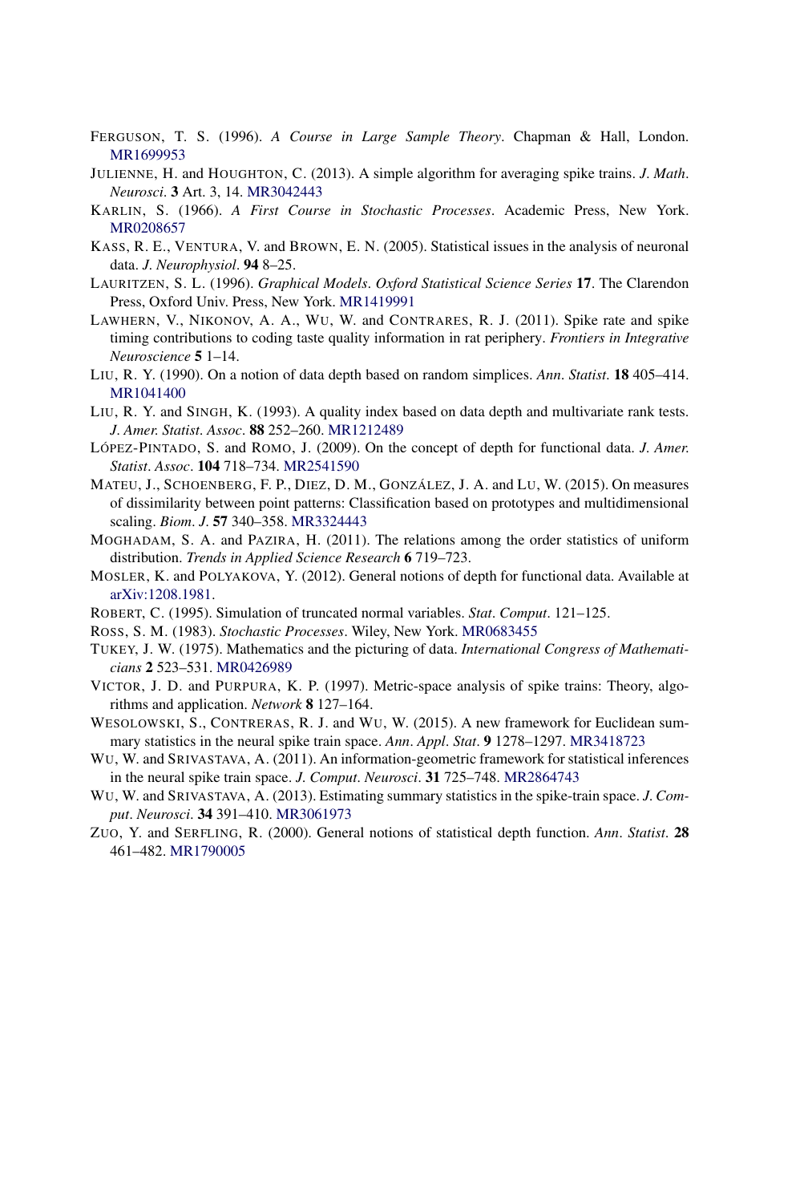FERGUSON, T. S. (1996). *A Course in Large Sample Theory*. Chapman & Hall, London. MR1699953

JULIENNE, H. and HOUGHTON, C. (2013). A simple algorithm for averaging spike trains. *J. Math. Neurosci.* **3** Art. 3, 14. MR3042443

KARLIN, S. (1966). *A First Course in Stochastic Processes*. Academic Press, New York. MR0208657

KASS, R. E., VENTURA, V. and BROWN, E. N. (2005). Statistical issues in the analysis of neuronal data. *J. Neurophysiol.* **94** 8–25.

LAURITZEN, S. L. (1996). *Graphical Models*. *Oxford Statistical Science Series* **17**. The Clarendon Press, Oxford Univ. Press, New York. MR1419991

LAWHERN, V., NIKONOV, A. A., WU, W. and CONTRARES, R. J. (2011). Spike rate and spike timing contributions to coding taste quality information in rat periphery. *Frontiers in Integrative Neuroscience* **5** 1–14.

LIU, R. Y. (1990). On a notion of data depth based on random simplices. *Ann. Statist.* **18** 405–414. MR1041400

LIU, R. Y. and SINGH, K. (1993). A quality index based on data depth and multivariate rank tests. *J. Amer. Statist. Assoc.* **88** 252–260. MR1212489

LÓPEZ-PINTADO, S. and ROMO, J. (2009). On the concept of depth for functional data. *J. Amer. Statist. Assoc.* **104** 718–734. MR2541590

MATEU, J., SCHOENBERG, F. P., DIEZ, D. M., GONZÁLEZ, J. A. and LU, W. (2015). On measures of dissimilarity between point patterns: Classification based on prototypes and multidimensional scaling. *Biom. J.* **57** 340–358. MR3324443

MOGHADAM, S. A. and PAZIRA, H. (2011). The relations among the order statistics of uniform distribution. *Trends in Applied Science Research* **6** 719–723.

MOSLER, K. and POLYAKOVA, Y. (2012). General notions of depth for functional data. Available at arXiv:1208.1981.

ROBERT, C. (1995). Simulation of truncated normal variables. *Stat. Comput.* 121–125.

ROSS, S. M. (1983). *Stochastic Processes*. Wiley, New York. MR0683455

TUKEY, J. W. (1975). Mathematics and the picturing of data. *International Congress of Mathematicians* **2** 523–531. MR0426989

VICTOR, J. D. and PURPURA, K. P. (1997). Metric-space analysis of spike trains: Theory, algorithms and application. *Network* **8** 127–164.

WESOLOWSKI, S., CONTRERAS, R. J. and WU, W. (2015). A new framework for Euclidean summary statistics in the neural spike train space. *Ann. Appl. Stat.* **9** 1278–1297. MR3418723

WU, W. and SRIVASTAVA, A. (2011). An information-geometric framework for statistical inferences in the neural spike train space. *J. Comput. Neurosci.* **31** 725–748. MR2864743

WU, W. and SRIVASTAVA, A. (2013). Estimating summary statistics in the spike-train space. *J. Comput. Neurosci.* **34** 391–410. MR3061973

ZUO, Y. and SERFLING, R. (2000). General notions of statistical depth function. *Ann. Statist.* **28** 461–482. MR1790005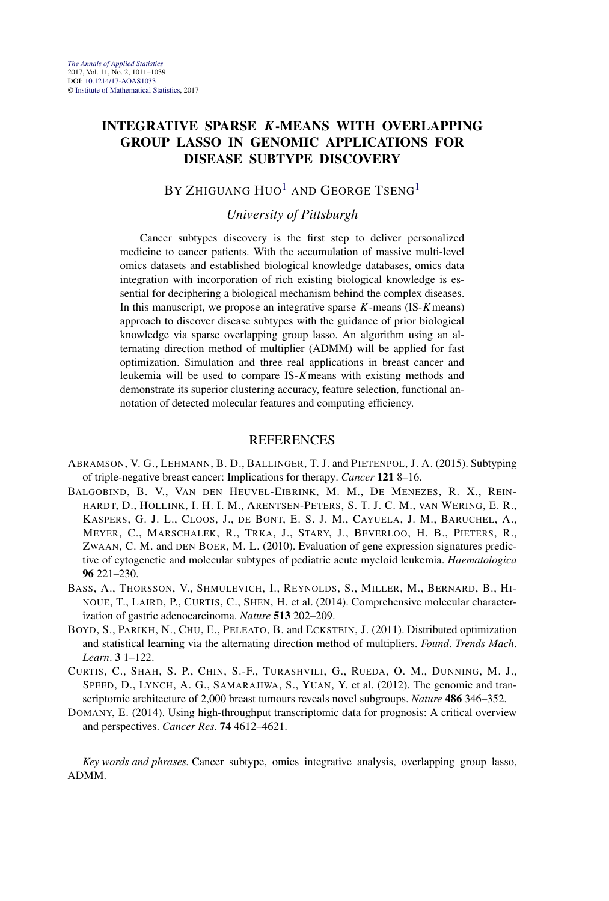*The Annals of Applied Statistics*
2017, Vol. 11, No. 2, 1011–1039
DOI: 10.1214/17-AOAS1033
© Institute of Mathematical Statistics, 2017

# INTEGRATIVE SPARSE *K*-MEANS WITH OVERLAPPING GROUP LASSO IN GENOMIC APPLICATIONS FOR DISEASE SUBTYPE DISCOVERY

BY ZHIGUANG HUO[1] AND GEORGE TSENG[1]

*University of Pittsburgh*

Cancer subtypes discovery is the first step to deliver personalized medicine to cancer patients. With the accumulation of massive multi-level omics datasets and established biological knowledge databases, omics data integration with incorporation of rich existing biological knowledge is essential for deciphering a biological mechanism behind the complex diseases. In this manuscript, we propose an integrative sparse *K*-means (IS-*K*means) approach to discover disease subtypes with the guidance of prior biological knowledge via sparse overlapping group lasso. An algorithm using an alternating direction method of multiplier (ADMM) will be applied for fast optimization. Simulation and three real applications in breast cancer and leukemia will be used to compare IS-*K*means with existing methods and demonstrate its superior clustering accuracy, feature selection, functional annotation of detected molecular features and computing efficiency.

## REFERENCES

ABRAMSON, V. G., LEHMANN, B. D., BALLINGER, T. J. and PIETENPOL, J. A. (2015). Subtyping of triple-negative breast cancer: Implications for therapy. *Cancer* **121** 8–16.

BALGOBIND, B. V., VAN DEN HEUVEL-EIBRINK, M. M., DE MENEZES, R. X., REINHARDT, D., HOLLINK, I. H. I. M., ARENTSEN-PETERS, S. T. J. C. M., VAN WERING, E. R., KASPERS, G. J. L., CLOOS, J., DE BONT, E. S. J. M., CAYUELA, J. M., BARUCHEL, A., MEYER, C., MARSCHALEK, R., TRKA, J., STARY, J., BEVERLOO, H. B., PIETERS, R., ZWAAN, C. M. and DEN BOER, M. L. (2010). Evaluation of gene expression signatures predictive of cytogenetic and molecular subtypes of pediatric acute myeloid leukemia. *Haematologica* **96** 221–230.

BASS, A., THORSSON, V., SHMULEVICH, I., REYNOLDS, S., MILLER, M., BERNARD, B., HINOUE, T., LAIRD, P., CURTIS, C., SHEN, H. et al. (2014). Comprehensive molecular characterization of gastric adenocarcinoma. *Nature* **513** 202–209.

BOYD, S., PARIKH, N., CHU, E., PELEATO, B. and ECKSTEIN, J. (2011). Distributed optimization and statistical learning via the alternating direction method of multipliers. *Found. Trends Mach. Learn.* **3** 1–122.

CURTIS, C., SHAH, S. P., CHIN, S.-F., TURASHVILI, G., RUEDA, O. M., DUNNING, M. J., SPEED, D., LYNCH, A. G., SAMARAJIWA, S., YUAN, Y. et al. (2012). The genomic and transcriptomic architecture of 2,000 breast tumours reveals novel subgroups. *Nature* **486** 346–352.

DOMANY, E. (2014). Using high-throughput transcriptomic data for prognosis: A critical overview and perspectives. *Cancer Res.* **74** 4612–4621.

*Key words and phrases.* Cancer subtype, omics integrative analysis, overlapping group lasso, ADMM.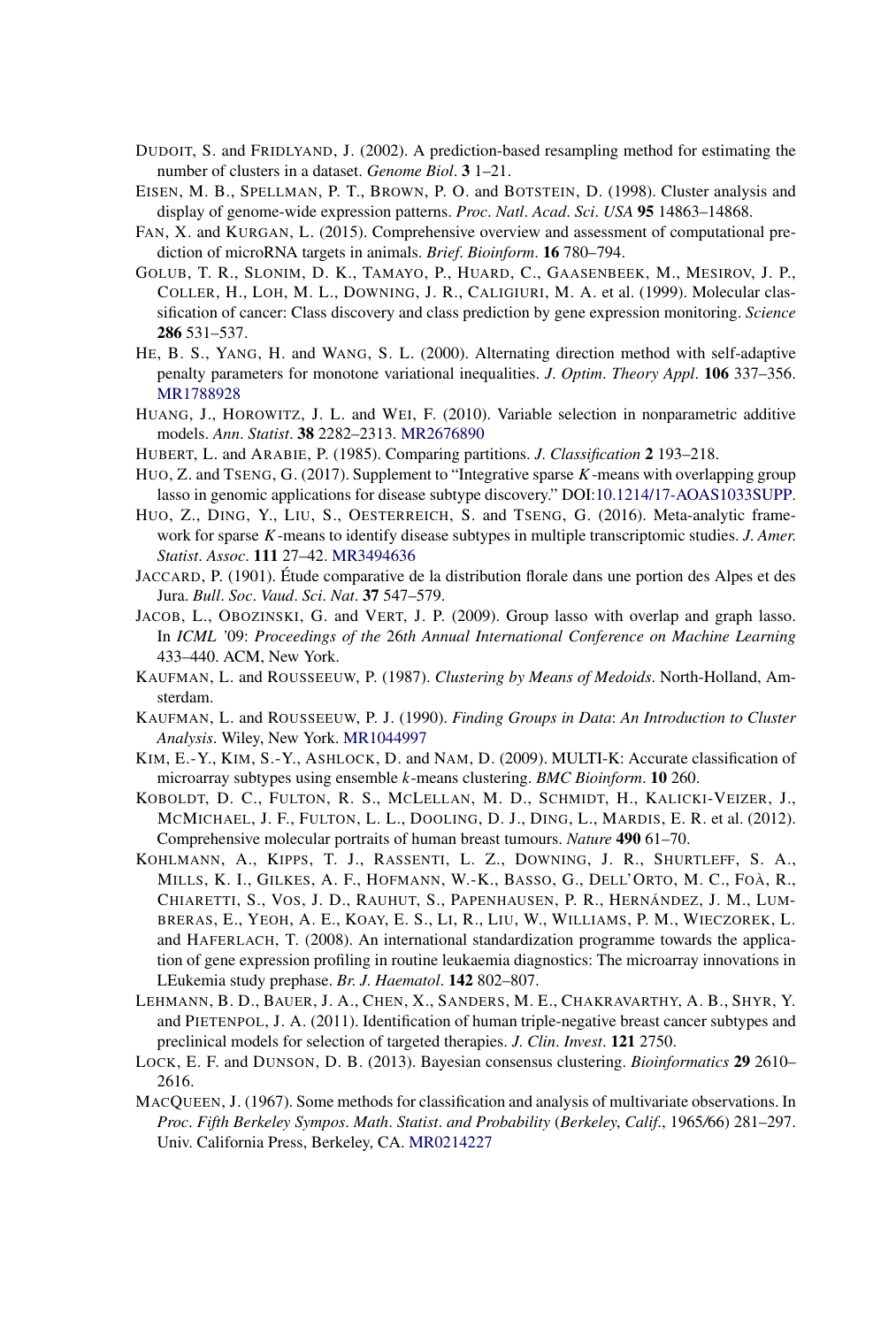DUDOIT, S. and FRIDLYAND, J. (2002). A prediction-based resampling method for estimating the number of clusters in a dataset. *Genome Biol*. **3** 1–21.

EISEN, M. B., SPELLMAN, P. T., BROWN, P. O. and BOTSTEIN, D. (1998). Cluster analysis and display of genome-wide expression patterns. *Proc. Natl. Acad. Sci. USA* **95** 14863–14868.

FAN, X. and KURGAN, L. (2015). Comprehensive overview and assessment of computational prediction of microRNA targets in animals. *Brief. Bioinform*. **16** 780–794.

GOLUB, T. R., SLONIM, D. K., TAMAYO, P., HUARD, C., GAASENBEEK, M., MESIROV, J. P., COLLER, H., LOH, M. L., DOWNING, J. R., CALIGIURI, M. A. et al. (1999). Molecular classification of cancer: Class discovery and class prediction by gene expression monitoring. *Science* **286** 531–537.

HE, B. S., YANG, H. and WANG, S. L. (2000). Alternating direction method with self-adaptive penalty parameters for monotone variational inequalities. *J. Optim. Theory Appl*. **106** 337–356. MR1788928

HUANG, J., HOROWITZ, J. L. and WEI, F. (2010). Variable selection in nonparametric additive models. *Ann. Statist*. **38** 2282–2313. MR2676890

HUBERT, L. and ARABIE, P. (1985). Comparing partitions. *J. Classification* **2** 193–218.

HUO, Z. and TSENG, G. (2017). Supplement to "Integrative sparse $K$-means with overlapping group lasso in genomic applications for disease subtype discovery." DOI:10.1214/17-AOAS1033SUPP.

HUO, Z., DING, Y., LIU, S., OESTERREICH, S. and TSENG, G. (2016). Meta-analytic framework for sparse $K$-means to identify disease subtypes in multiple transcriptomic studies. *J. Amer. Statist. Assoc*. **111** 27–42. MR3494636

JACCARD, P. (1901). Étude comparative de la distribution florale dans une portion des Alpes et des Jura. *Bull. Soc. Vaud. Sci. Nat*. **37** 547–579.

JACOB, L., OBOZINSKI, G. and VERT, J. P. (2009). Group lasso with overlap and graph lasso. In *ICML '09: Proceedings of the 26th Annual International Conference on Machine Learning* 433–440. ACM, New York.

KAUFMAN, L. and ROUSSEEUW, P. (1987). *Clustering by Means of Medoids*. North-Holland, Amsterdam.

KAUFMAN, L. and ROUSSEEUW, P. J. (1990). *Finding Groups in Data: An Introduction to Cluster Analysis*. Wiley, New York. MR1044997

KIM, E.-Y., KIM, S.-Y., ASHLOCK, D. and NAM, D. (2009). MULTI-K: Accurate classification of microarray subtypes using ensemble $k$-means clustering. *BMC Bioinform*. **10** 260.

KOBOLDT, D. C., FULTON, R. S., MCLELLAN, M. D., SCHMIDT, H., KALICKI-VEIZER, J., MCMICHAEL, J. F., FULTON, L. L., DOOLING, D. J., DING, L., MARDIS, E. R. et al. (2012). Comprehensive molecular portraits of human breast tumours. *Nature* **490** 61–70.

KOHLMANN, A., KIPPS, T. J., RASSENTI, L. Z., DOWNING, J. R., SHURTLEFF, S. A., MILLS, K. I., GILKES, A. F., HOFMANN, W.-K., BASSO, G., DELL'ORTO, M. C., FOÀ, R., CHIARETTI, S., VOS, J. D., RAUHUT, S., PAPENHAUSEN, P. R., HERNÁNDEZ, J. M., LUMBRERAS, E., YEOH, A. E., KOAY, E. S., LI, R., LIU, W., WILLIAMS, P. M., WIECZOREK, L. and HAFERLACH, T. (2008). An international standardization programme towards the application of gene expression profiling in routine leukaemia diagnostics: The microarray innovations in LEukemia study prephase. *Br. J. Haematol*. **142** 802–807.

LEHMANN, B. D., BAUER, J. A., CHEN, X., SANDERS, M. E., CHAKRAVARTHY, A. B., SHYR, Y. and PIETENPOL, J. A. (2011). Identification of human triple-negative breast cancer subtypes and preclinical models for selection of targeted therapies. *J. Clin. Invest*. **121** 2750.

LOCK, E. F. and DUNSON, D. B. (2013). Bayesian consensus clustering. *Bioinformatics* **29** 2610–2616.

MACQUEEN, J. (1967). Some methods for classification and analysis of multivariate observations. In *Proc. Fifth Berkeley Sympos. Math. Statist. and Probability* (*Berkeley, Calif.*, 1965/66) 281–297. Univ. California Press, Berkeley, CA. MR0214227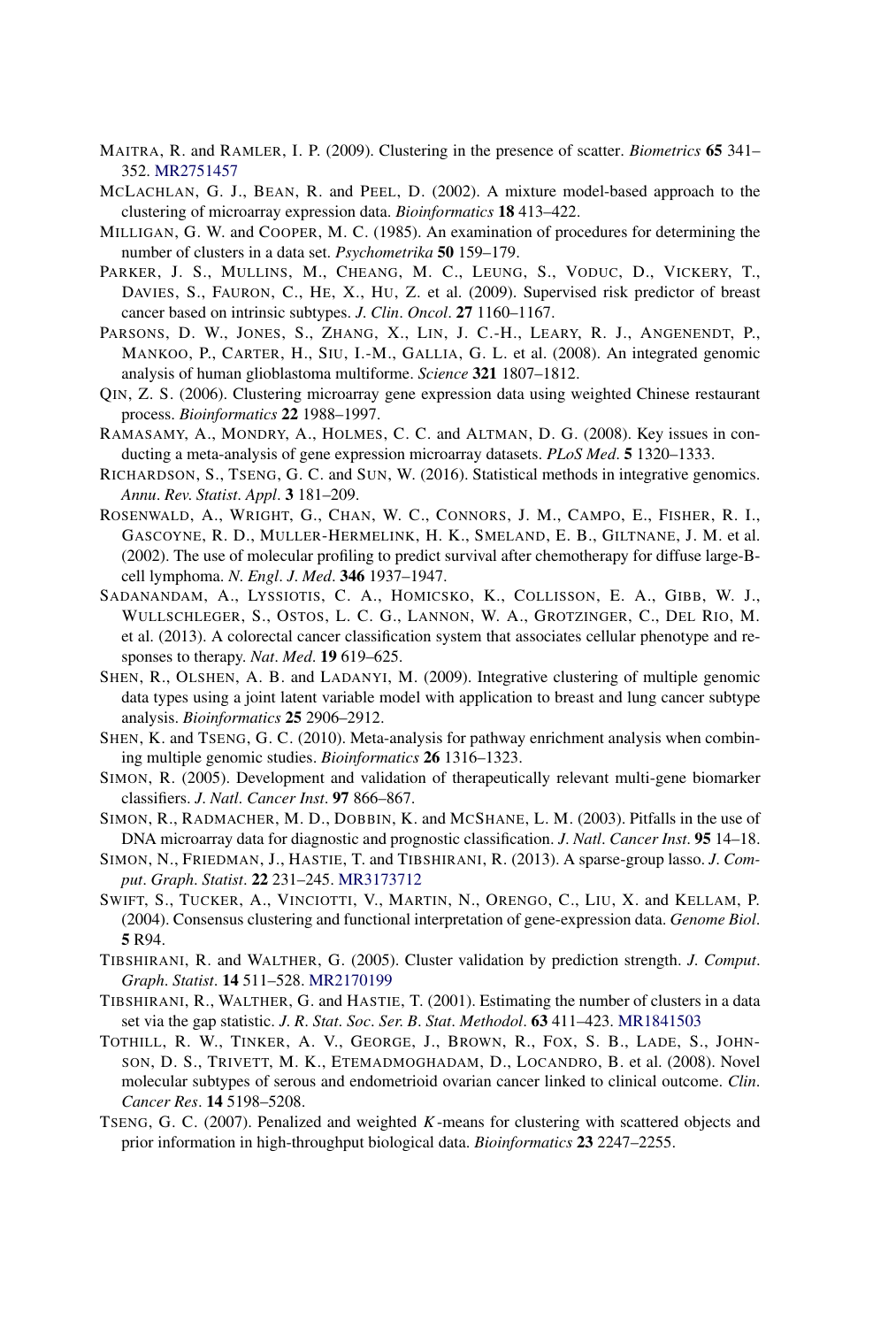MAITRA, R. and RAMLER, I. P. (2009). Clustering in the presence of scatter. *Biometrics* **65** 341–352. MR2751457

MCLACHLAN, G. J., BEAN, R. and PEEL, D. (2002). A mixture model-based approach to the clustering of microarray expression data. *Bioinformatics* **18** 413–422.

MILLIGAN, G. W. and COOPER, M. C. (1985). An examination of procedures for determining the number of clusters in a data set. *Psychometrika* **50** 159–179.

PARKER, J. S., MULLINS, M., CHEANG, M. C., LEUNG, S., VODUC, D., VICKERY, T., DAVIES, S., FAURON, C., HE, X., HU, Z. et al. (2009). Supervised risk predictor of breast cancer based on intrinsic subtypes. *J. Clin. Oncol.* **27** 1160–1167.

PARSONS, D. W., JONES, S., ZHANG, X., LIN, J. C.-H., LEARY, R. J., ANGENENDT, P., MANKOO, P., CARTER, H., SIU, I.-M., GALLIA, G. L. et al. (2008). An integrated genomic analysis of human glioblastoma multiforme. *Science* **321** 1807–1812.

QIN, Z. S. (2006). Clustering microarray gene expression data using weighted Chinese restaurant process. *Bioinformatics* **22** 1988–1997.

RAMASAMY, A., MONDRY, A., HOLMES, C. C. and ALTMAN, D. G. (2008). Key issues in conducting a meta-analysis of gene expression microarray datasets. *PLoS Med.* **5** 1320–1333.

RICHARDSON, S., TSENG, G. C. and SUN, W. (2016). Statistical methods in integrative genomics. *Annu. Rev. Statist. Appl.* **3** 181–209.

ROSENWALD, A., WRIGHT, G., CHAN, W. C., CONNORS, J. M., CAMPO, E., FISHER, R. I., GASCOYNE, R. D., MULLER-HERMELINK, H. K., SMELAND, E. B., GILTNANE, J. M. et al. (2002). The use of molecular profiling to predict survival after chemotherapy for diffuse large-B-cell lymphoma. *N. Engl. J. Med.* **346** 1937–1947.

SADANANDAM, A., LYSSIOTIS, C. A., HOMICSKO, K., COLLISSON, E. A., GIBB, W. J., WULLSCHLEGER, S., OSTOS, L. C. G., LANNON, W. A., GROTZINGER, C., DEL RIO, M. et al. (2013). A colorectal cancer classification system that associates cellular phenotype and responses to therapy. *Nat. Med.* **19** 619–625.

SHEN, R., OLSHEN, A. B. and LADANYI, M. (2009). Integrative clustering of multiple genomic data types using a joint latent variable model with application to breast and lung cancer subtype analysis. *Bioinformatics* **25** 2906–2912.

SHEN, K. and TSENG, G. C. (2010). Meta-analysis for pathway enrichment analysis when combining multiple genomic studies. *Bioinformatics* **26** 1316–1323.

SIMON, R. (2005). Development and validation of therapeutically relevant multi-gene biomarker classifiers. *J. Natl. Cancer Inst.* **97** 866–867.

SIMON, R., RADMACHER, M. D., DOBBIN, K. and MCSHANE, L. M. (2003). Pitfalls in the use of DNA microarray data for diagnostic and prognostic classification. *J. Natl. Cancer Inst.* **95** 14–18.

SIMON, N., FRIEDMAN, J., HASTIE, T. and TIBSHIRANI, R. (2013). A sparse-group lasso. *J. Comput. Graph. Statist.* **22** 231–245. MR3173712

SWIFT, S., TUCKER, A., VINCIOTTI, V., MARTIN, N., ORENGO, C., LIU, X. and KELLAM, P. (2004). Consensus clustering and functional interpretation of gene-expression data. *Genome Biol.* **5** R94.

TIBSHIRANI, R. and WALTHER, G. (2005). Cluster validation by prediction strength. *J. Comput. Graph. Statist.* **14** 511–528. MR2170199

TIBSHIRANI, R., WALTHER, G. and HASTIE, T. (2001). Estimating the number of clusters in a data set via the gap statistic. *J. R. Stat. Soc. Ser. B. Stat. Methodol.* **63** 411–423. MR1841503

TOTHILL, R. W., TINKER, A. V., GEORGE, J., BROWN, R., FOX, S. B., LADE, S., JOHNSON, D. S., TRIVETT, M. K., ETEMADMOGHADAM, D., LOCANDRO, B. et al. (2008). Novel molecular subtypes of serous and endometrioid ovarian cancer linked to clinical outcome. *Clin. Cancer Res.* **14** 5198–5208.

TSENG, G. C. (2007). Penalized and weighted $K$-means for clustering with scattered objects and prior information in high-throughput biological data. *Bioinformatics* **23** 2247–2255.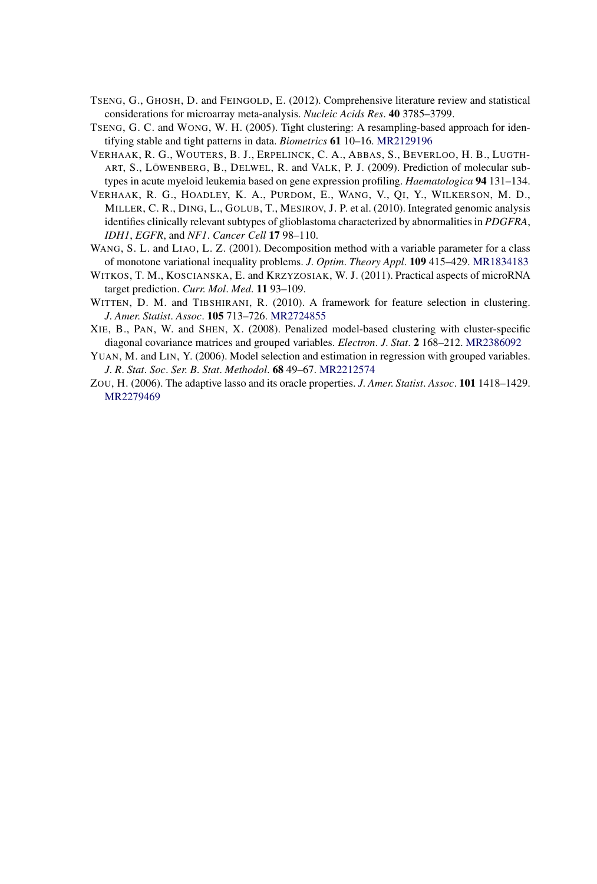TSENG, G., GHOSH, D. and FEINGOLD, E. (2012). Comprehensive literature review and statistical considerations for microarray meta-analysis. *Nucleic Acids Res*. **40** 3785–3799.

TSENG, G. C. and WONG, W. H. (2005). Tight clustering: A resampling-based approach for identifying stable and tight patterns in data. *Biometrics* **61** 10–16. MR2129196

VERHAAK, R. G., WOUTERS, B. J., ERPELINCK, C. A., ABBAS, S., BEVERLOO, H. B., LUGTHART, S., LÖWENBERG, B., DELWEL, R. and VALK, P. J. (2009). Prediction of molecular subtypes in acute myeloid leukemia based on gene expression profiling. *Haematologica* **94** 131–134.

VERHAAK, R. G., HOADLEY, K. A., PURDOM, E., WANG, V., QI, Y., WILKERSON, M. D., MILLER, C. R., DING, L., GOLUB, T., MESIROV, J. P. et al. (2010). Integrated genomic analysis identifies clinically relevant subtypes of glioblastoma characterized by abnormalities in *PDGFRA*, *IDH1*, *EGFR*, and *NF1*. *Cancer Cell* **17** 98–110.

WANG, S. L. and LIAO, L. Z. (2001). Decomposition method with a variable parameter for a class of monotone variational inequality problems. *J. Optim. Theory Appl.* **109** 415–429. MR1834183

WITKOS, T. M., KOSCIANSKA, E. and KRZYZOSIAK, W. J. (2011). Practical aspects of microRNA target prediction. *Curr. Mol. Med.* **11** 93–109.

WITTEN, D. M. and TIBSHIRANI, R. (2010). A framework for feature selection in clustering. *J. Amer. Statist. Assoc.* **105** 713–726. MR2724855

XIE, B., PAN, W. and SHEN, X. (2008). Penalized model-based clustering with cluster-specific diagonal covariance matrices and grouped variables. *Electron. J. Stat.* **2** 168–212. MR2386092

YUAN, M. and LIN, Y. (2006). Model selection and estimation in regression with grouped variables. *J. R. Stat. Soc. Ser. B. Stat. Methodol.* **68** 49–67. MR2212574

ZOU, H. (2006). The adaptive lasso and its oracle properties. *J. Amer. Statist. Assoc.* **101** 1418–1429. MR2279469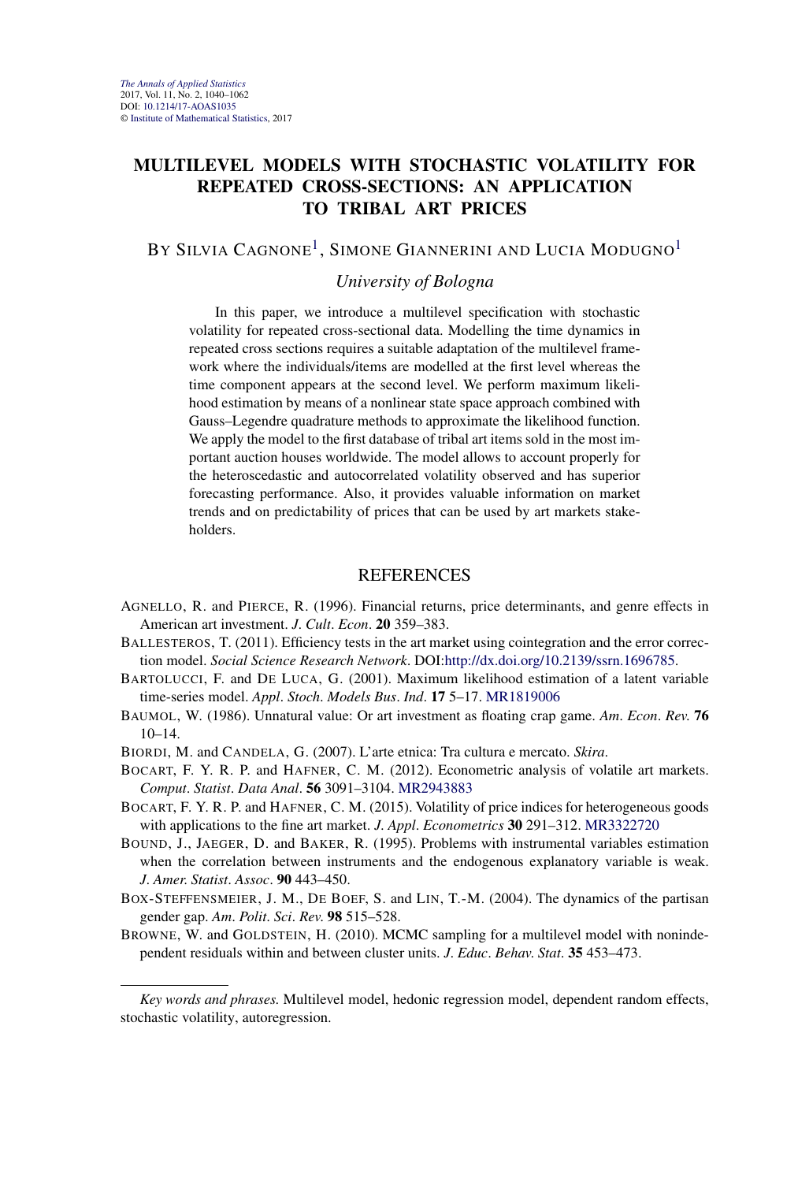*The Annals of Applied Statistics*
2017, Vol. 11, No. 2, 1040–1062
DOI: 10.1214/17-AOAS1035
© Institute of Mathematical Statistics, 2017

# MULTILEVEL MODELS WITH STOCHASTIC VOLATILITY FOR REPEATED CROSS-SECTIONS: AN APPLICATION TO TRIBAL ART PRICES

By Silvia Cagnone[1], Simone Giannerini and Lucia Modugno[1]

*University of Bologna*

In this paper, we introduce a multilevel specification with stochastic volatility for repeated cross-sectional data. Modelling the time dynamics in repeated cross sections requires a suitable adaptation of the multilevel framework where the individuals/items are modelled at the first level whereas the time component appears at the second level. We perform maximum likelihood estimation by means of a nonlinear state space approach combined with Gauss–Legendre quadrature methods to approximate the likelihood function. We apply the model to the first database of tribal art items sold in the most important auction houses worldwide. The model allows to account properly for the heteroscedastic and autocorrelated volatility observed and has superior forecasting performance. Also, it provides valuable information on market trends and on predictability of prices that can be used by art markets stakeholders.

## REFERENCES

Agnello, R. and Pierce, R. (1996). Financial returns, price determinants, and genre effects in American art investment. *J. Cult. Econ.* **20** 359–383.

Ballesteros, T. (2011). Efficiency tests in the art market using cointegration and the error correction model. *Social Science Research Network*. DOI:http://dx.doi.org/10.2139/ssrn.1696785.

Bartolucci, F. and De Luca, G. (2001). Maximum likelihood estimation of a latent variable time-series model. *Appl. Stoch. Models Bus. Ind.* **17** 5–17. MR1819006

Baumol, W. (1986). Unnatural value: Or art investment as floating crap game. *Am. Econ. Rev.* **76** 10–14.

Biordi, M. and Candela, G. (2007). L'arte etnica: Tra cultura e mercato. *Skira*.

Bocart, F. Y. R. P. and Hafner, C. M. (2012). Econometric analysis of volatile art markets. *Comput. Statist. Data Anal.* **56** 3091–3104. MR2943883

Bocart, F. Y. R. P. and Hafner, C. M. (2015). Volatility of price indices for heterogeneous goods with applications to the fine art market. *J. Appl. Econometrics* **30** 291–312. MR3322720

Bound, J., Jaeger, D. and Baker, R. (1995). Problems with instrumental variables estimation when the correlation between instruments and the endogenous explanatory variable is weak. *J. Amer. Statist. Assoc.* **90** 443–450.

Box-Steffensmeier, J. M., De Boef, S. and Lin, T.-M. (2004). The dynamics of the partisan gender gap. *Am. Polit. Sci. Rev.* **98** 515–528.

Browne, W. and Goldstein, H. (2010). MCMC sampling for a multilevel model with nonindependent residuals within and between cluster units. *J. Educ. Behav. Stat.* **35** 453–473.

---

*Key words and phrases.* Multilevel model, hedonic regression model, dependent random effects, stochastic volatility, autoregression.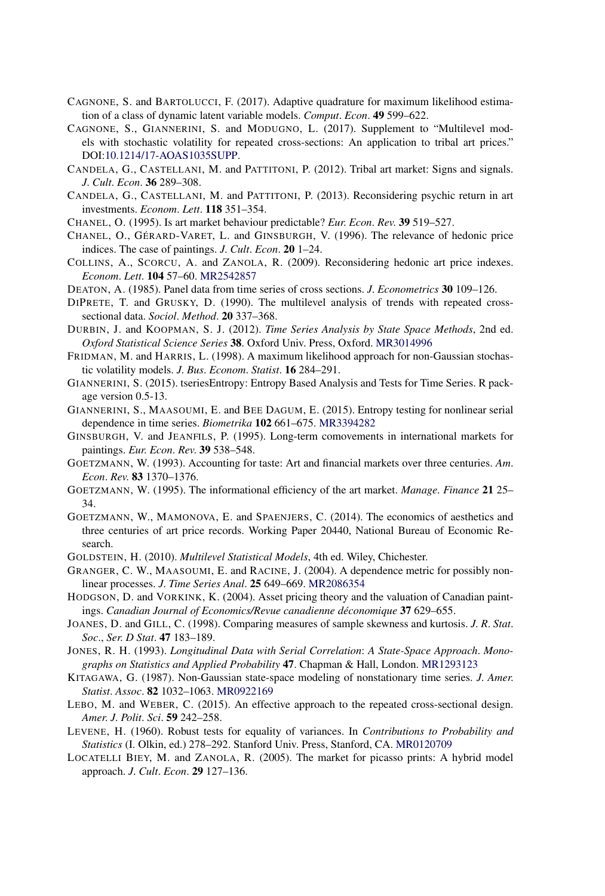CAGNONE, S. and BARTOLUCCI, F. (2017). Adaptive quadrature for maximum likelihood estimation of a class of dynamic latent variable models. *Comput*. *Econ*. **49** 599–622.

CAGNONE, S., GIANNERINI, S. and MODUGNO, L. (2017). Supplement to "Multilevel models with stochastic volatility for repeated cross-sections: An application to tribal art prices." DOI:10.1214/17-AOAS1035SUPP.

CANDELA, G., CASTELLANI, M. and PATTITONI, P. (2012). Tribal art market: Signs and signals. *J*. *Cult*. *Econ*. **36** 289–308.

CANDELA, G., CASTELLANI, M. and PATTITONI, P. (2013). Reconsidering psychic return in art investments. *Econom*. *Lett*. **118** 351–354.

CHANEL, O. (1995). Is art market behaviour predictable? *Eur*. *Econ*. *Rev*. **39** 519–527.

CHANEL, O., GÉRARD-VARET, L. and GINSBURGH, V. (1996). The relevance of hedonic price indices. The case of paintings. *J*. *Cult*. *Econ*. **20** 1–24.

COLLINS, A., SCORCU, A. and ZANOLA, R. (2009). Reconsidering hedonic art price indexes. *Econom*. *Lett*. **104** 57–60. MR2542857

DEATON, A. (1985). Panel data from time series of cross sections. *J*. *Econometrics* **30** 109–126.

DIPRETE, T. and GRUSKY, D. (1990). The multilevel analysis of trends with repeated cross-sectional data. *Sociol*. *Method*. **20** 337–368.

DURBIN, J. and KOOPMAN, S. J. (2012). *Time Series Analysis by State Space Methods*, 2nd ed. *Oxford Statistical Science Series* **38**. Oxford Univ. Press, Oxford. MR3014996

FRIDMAN, M. and HARRIS, L. (1998). A maximum likelihood approach for non-Gaussian stochastic volatility models. *J*. *Bus*. *Econom*. *Statist*. **16** 284–291.

GIANNERINI, S. (2015). tseriesEntropy: Entropy Based Analysis and Tests for Time Series. R package version 0.5-13.

GIANNERINI, S., MAASOUMI, E. and BEE DAGUM, E. (2015). Entropy testing for nonlinear serial dependence in time series. *Biometrika* **102** 661–675. MR3394282

GINSBURGH, V. and JEANFILS, P. (1995). Long-term comovements in international markets for paintings. *Eur*. *Econ*. *Rev*. **39** 538–548.

GOETZMANN, W. (1993). Accounting for taste: Art and financial markets over three centuries. *Am*. *Econ*. *Rev*. **83** 1370–1376.

GOETZMANN, W. (1995). The informational efficiency of the art market. *Manage*. *Finance* **21** 25–34.

GOETZMANN, W., MAMONOVA, E. and SPAENJERS, C. (2014). The economics of aesthetics and three centuries of art price records. Working Paper 20440, National Bureau of Economic Research.

GOLDSTEIN, H. (2010). *Multilevel Statistical Models*, 4th ed. Wiley, Chichester.

GRANGER, C. W., MAASOUMI, E. and RACINE, J. (2004). A dependence metric for possibly nonlinear processes. *J*. *Time Series Anal*. **25** 649–669. MR2086354

HODGSON, D. and VORKINK, K. (2004). Asset pricing theory and the valuation of Canadian paintings. *Canadian Journal of Economics/Revue canadienne déconomique* **37** 629–655.

JOANES, D. and GILL, C. (1998). Comparing measures of sample skewness and kurtosis. *J*. *R*. *Stat*. *Soc*., *Ser*. *D Stat*. **47** 183–189.

JONES, R. H. (1993). *Longitudinal Data with Serial Correlation*: *A State-Space Approach*. *Monographs on Statistics and Applied Probability* **47**. Chapman & Hall, London. MR1293123

KITAGAWA, G. (1987). Non-Gaussian state-space modeling of nonstationary time series. *J*. *Amer*. *Statist*. *Assoc*. **82** 1032–1063. MR0922169

LEBO, M. and WEBER, C. (2015). An effective approach to the repeated cross-sectional design. *Amer*. *J*. *Polit*. *Sci*. **59** 242–258.

LEVENE, H. (1960). Robust tests for equality of variances. In *Contributions to Probability and Statistics* (I. Olkin, ed.) 278–292. Stanford Univ. Press, Stanford, CA. MR0120709

LOCATELLI BIEY, M. and ZANOLA, R. (2005). The market for picasso prints: A hybrid model approach. *J*. *Cult*. *Econ*. **29** 127–136.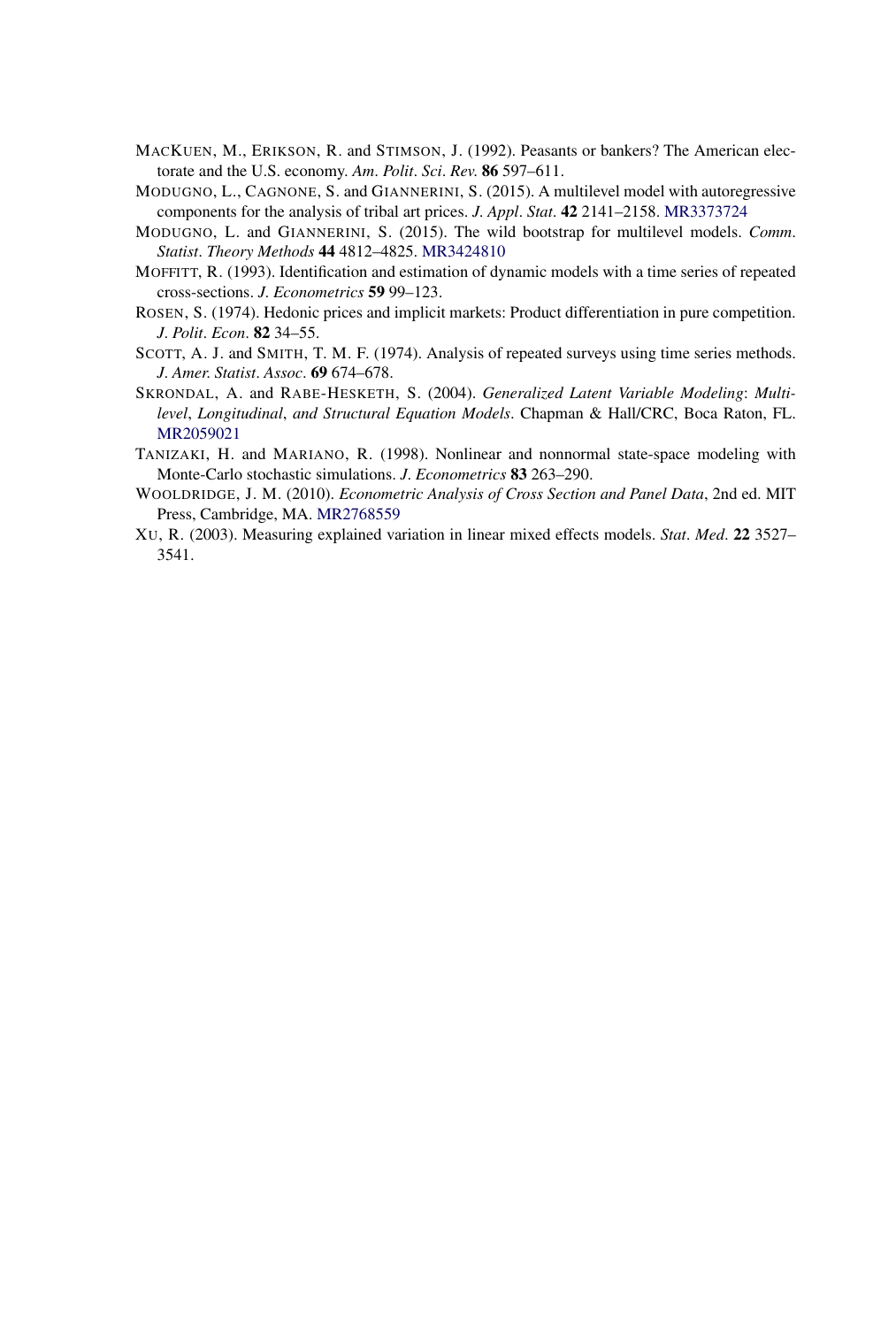MacKuen, M., Erikson, R. and Stimson, J. (1992). Peasants or bankers? The American electorate and the U.S. economy. *Am. Polit. Sci. Rev.* **86** 597–611.

Modugno, L., Cagnone, S. and Giannerini, S. (2015). A multilevel model with autoregressive components for the analysis of tribal art prices. *J. Appl. Stat.* **42** 2141–2158. MR3373724

Modugno, L. and Giannerini, S. (2015). The wild bootstrap for multilevel models. *Comm. Statist. Theory Methods* **44** 4812–4825. MR3424810

Moffitt, R. (1993). Identification and estimation of dynamic models with a time series of repeated cross-sections. *J. Econometrics* **59** 99–123.

Rosen, S. (1974). Hedonic prices and implicit markets: Product differentiation in pure competition. *J. Polit. Econ.* **82** 34–55.

Scott, A. J. and Smith, T. M. F. (1974). Analysis of repeated surveys using time series methods. *J. Amer. Statist. Assoc.* **69** 674–678.

Skrondal, A. and Rabe-Hesketh, S. (2004). *Generalized Latent Variable Modeling: Multilevel, Longitudinal, and Structural Equation Models*. Chapman & Hall/CRC, Boca Raton, FL. MR2059021

Tanizaki, H. and Mariano, R. (1998). Nonlinear and nonnormal state-space modeling with Monte-Carlo stochastic simulations. *J. Econometrics* **83** 263–290.

Wooldridge, J. M. (2010). *Econometric Analysis of Cross Section and Panel Data*, 2nd ed. MIT Press, Cambridge, MA. MR2768559

Xu, R. (2003). Measuring explained variation in linear mixed effects models. *Stat. Med.* **22** 3527–3541.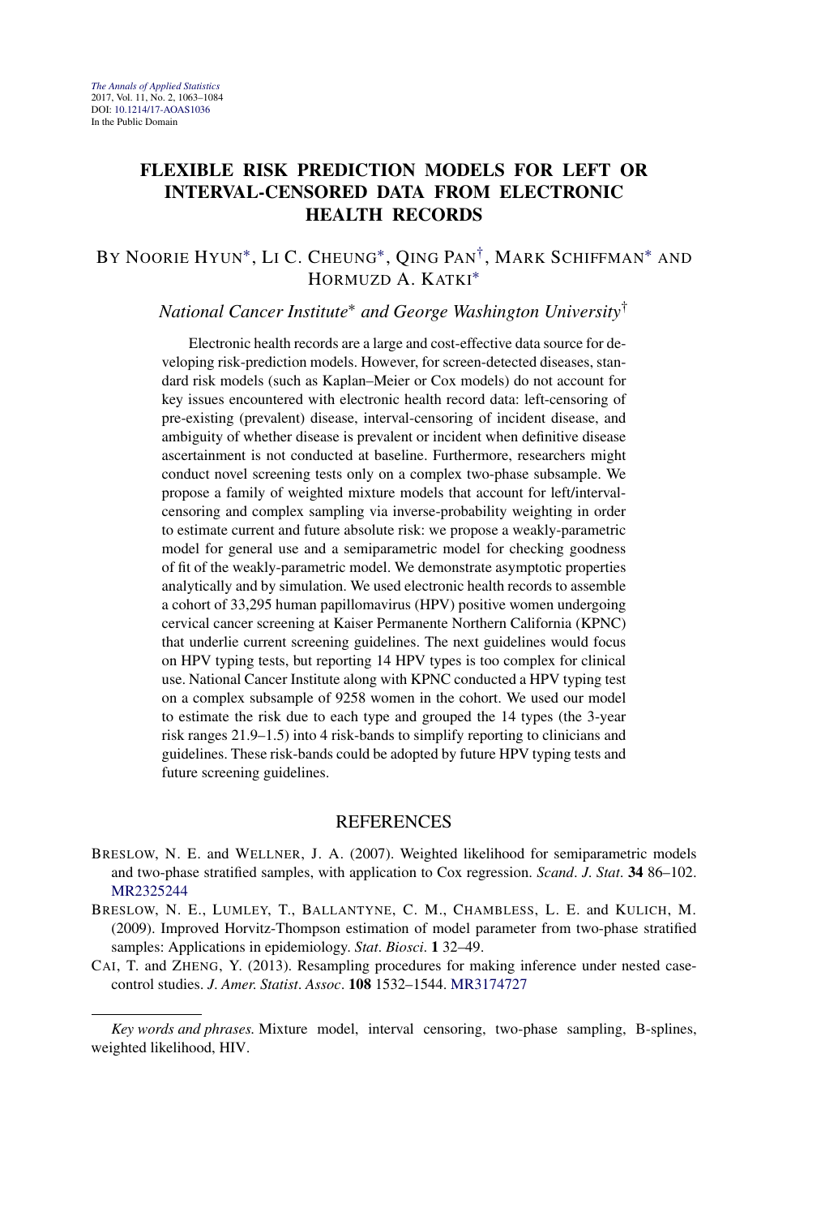# FLEXIBLE RISK PREDICTION MODELS FOR LEFT OR INTERVAL-CENSORED DATA FROM ELECTRONIC HEALTH RECORDS

BY NOORIE HYUN[*], LI C. CHEUNG[*], QING PAN[†], MARK SCHIFFMAN[*] AND HORMUZD A. KATKI[*]

*National Cancer Institute[*] and George Washington University[†]*

Electronic health records are a large and cost-effective data source for developing risk-prediction models. However, for screen-detected diseases, standard risk models (such as Kaplan–Meier or Cox models) do not account for key issues encountered with electronic health record data: left-censoring of pre-existing (prevalent) disease, interval-censoring of incident disease, and ambiguity of whether disease is prevalent or incident when definitive disease ascertainment is not conducted at baseline. Furthermore, researchers might conduct novel screening tests only on a complex two-phase subsample. We propose a family of weighted mixture models that account for left/interval-censoring and complex sampling via inverse-probability weighting in order to estimate current and future absolute risk: we propose a weakly-parametric model for general use and a semiparametric model for checking goodness of fit of the weakly-parametric model. We demonstrate asymptotic properties analytically and by simulation. We used electronic health records to assemble a cohort of 33,295 human papillomavirus (HPV) positive women undergoing cervical cancer screening at Kaiser Permanente Northern California (KPNC) that underlie current screening guidelines. The next guidelines would focus on HPV typing tests, but reporting 14 HPV types is too complex for clinical use. National Cancer Institute along with KPNC conducted a HPV typing test on a complex subsample of 9258 women in the cohort. We used our model to estimate the risk due to each type and grouped the 14 types (the 3-year risk ranges 21.9–1.5) into 4 risk-bands to simplify reporting to clinicians and guidelines. These risk-bands could be adopted by future HPV typing tests and future screening guidelines.

## REFERENCES

BRESLOW, N. E. and WELLNER, J. A. (2007). Weighted likelihood for semiparametric models and two-phase stratified samples, with application to Cox regression. *Scand. J. Stat.* **34** 86–102. MR2325244

BRESLOW, N. E., LUMLEY, T., BALLANTYNE, C. M., CHAMBLESS, L. E. and KULICH, M. (2009). Improved Horvitz-Thompson estimation of model parameter from two-phase stratified samples: Applications in epidemiology. *Stat. Biosci.* **1** 32–49.

CAI, T. and ZHENG, Y. (2013). Resampling procedures for making inference under nested case-control studies. *J. Amer. Statist. Assoc.* **108** 1532–1544. MR3174727

---

*Key words and phrases.* Mixture model, interval censoring, two-phase sampling, B-splines, weighted likelihood, HIV.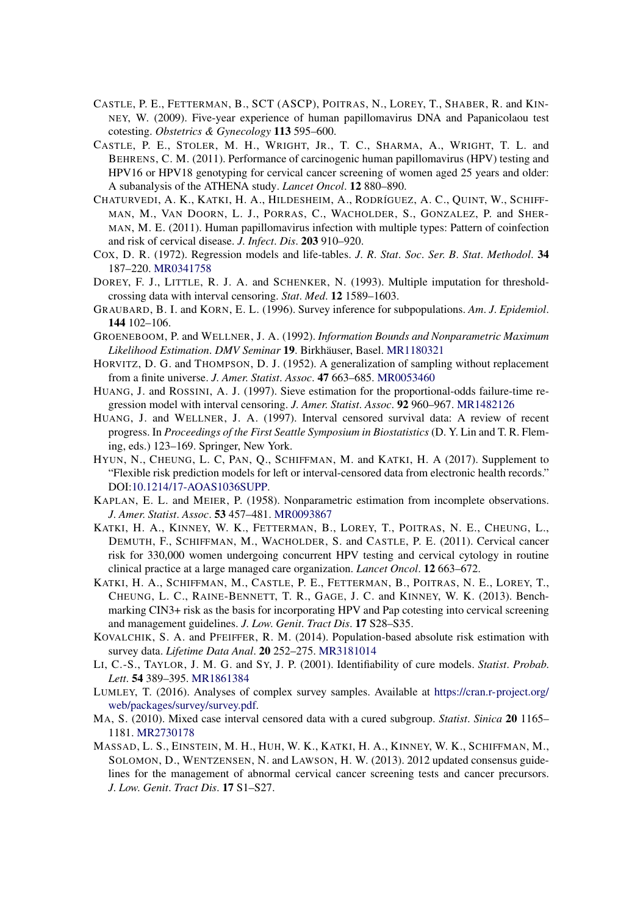CASTLE, P. E., FETTERMAN, B., SCT (ASCP), POITRAS, N., LOREY, T., SHABER, R. and KINNEY, W. (2009). Five-year experience of human papillomavirus DNA and Papanicolaou test cotesting. *Obstetrics & Gynecology* **113** 595–600.

CASTLE, P. E., STOLER, M. H., WRIGHT, JR., T. C., SHARMA, A., WRIGHT, T. L. and BEHRENS, C. M. (2011). Performance of carcinogenic human papillomavirus (HPV) testing and HPV16 or HPV18 genotyping for cervical cancer screening of women aged 25 years and older: A subanalysis of the ATHENA study. *Lancet Oncol*. **12** 880–890.

CHATURVEDI, A. K., KATKI, H. A., HILDESHEIM, A., RODRÍGUEZ, A. C., QUINT, W., SCHIFFMAN, M., VAN DOORN, L. J., PORRAS, C., WACHOLDER, S., GONZALEZ, P. and SHERMAN, M. E. (2011). Human papillomavirus infection with multiple types: Pattern of coinfection and risk of cervical disease. *J. Infect. Dis*. **203** 910–920.

COX, D. R. (1972). Regression models and life-tables. *J. R. Stat. Soc. Ser. B. Stat. Methodol*. **34** 187–220. MR0341758

DOREY, F. J., LITTLE, R. J. A. and SCHENKER, N. (1993). Multiple imputation for threshold-crossing data with interval censoring. *Stat. Med*. **12** 1589–1603.

GRAUBARD, B. I. and KORN, E. L. (1996). Survey inference for subpopulations. *Am. J. Epidemiol*. **144** 102–106.

GROENEBOOM, P. and WELLNER, J. A. (1992). *Information Bounds and Nonparametric Maximum Likelihood Estimation*. *DMV Seminar* **19**. Birkhäuser, Basel. MR1180321

HORVITZ, D. G. and THOMPSON, D. J. (1952). A generalization of sampling without replacement from a finite universe. *J. Amer. Statist. Assoc*. **47** 663–685. MR0053460

HUANG, J. and ROSSINI, A. J. (1997). Sieve estimation for the proportional-odds failure-time regression model with interval censoring. *J. Amer. Statist. Assoc*. **92** 960–967. MR1482126

HUANG, J. and WELLNER, J. A. (1997). Interval censored survival data: A review of recent progress. In *Proceedings of the First Seattle Symposium in Biostatistics* (D. Y. Lin and T. R. Fleming, eds.) 123–169. Springer, New York.

HYUN, N., CHEUNG, L. C, PAN, Q., SCHIFFMAN, M. and KATKI, H. A (2017). Supplement to "Flexible risk prediction models for left or interval-censored data from electronic health records." DOI:10.1214/17-AOAS1036SUPP.

KAPLAN, E. L. and MEIER, P. (1958). Nonparametric estimation from incomplete observations. *J. Amer. Statist. Assoc*. **53** 457–481. MR0093867

KATKI, H. A., KINNEY, W. K., FETTERMAN, B., LOREY, T., POITRAS, N. E., CHEUNG, L., DEMUTH, F., SCHIFFMAN, M., WACHOLDER, S. and CASTLE, P. E. (2011). Cervical cancer risk for 330,000 women undergoing concurrent HPV testing and cervical cytology in routine clinical practice at a large managed care organization. *Lancet Oncol*. **12** 663–672.

KATKI, H. A., SCHIFFMAN, M., CASTLE, P. E., FETTERMAN, B., POITRAS, N. E., LOREY, T., CHEUNG, L. C., RAINE-BENNETT, T. R., GAGE, J. C. and KINNEY, W. K. (2013). Benchmarking CIN3+ risk as the basis for incorporating HPV and Pap cotesting into cervical screening and management guidelines. *J. Low. Genit. Tract Dis*. **17** S28–S35.

KOVALCHIK, S. A. and PFEIFFER, R. M. (2014). Population-based absolute risk estimation with survey data. *Lifetime Data Anal*. **20** 252–275. MR3181014

LI, C.-S., TAYLOR, J. M. G. and SY, J. P. (2001). Identifiability of cure models. *Statist. Probab. Lett*. **54** 389–395. MR1861384

LUMLEY, T. (2016). Analyses of complex survey samples. Available at https://cran.r-project.org/web/packages/survey/survey.pdf.

MA, S. (2010). Mixed case interval censored data with a cured subgroup. *Statist. Sinica* **20** 1165–1181. MR2730178

MASSAD, L. S., EINSTEIN, M. H., HUH, W. K., KATKI, H. A., KINNEY, W. K., SCHIFFMAN, M., SOLOMON, D., WENTZENSEN, N. and LAWSON, H. W. (2013). 2012 updated consensus guidelines for the management of abnormal cervical cancer screening tests and cancer precursors. *J. Low. Genit. Tract Dis*. **17** S1–S27.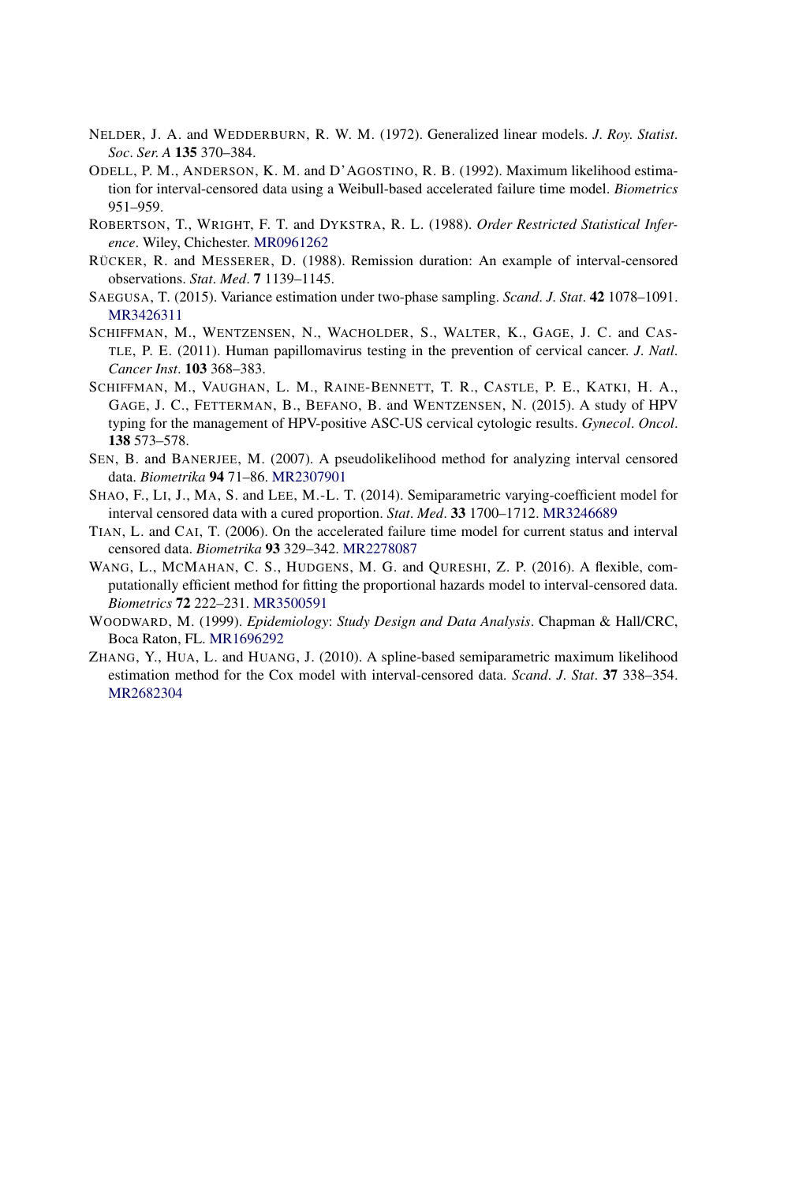NELDER, J. A. and WEDDERBURN, R. W. M. (1972). Generalized linear models. *J. Roy. Statist. Soc. Ser. A* **135** 370–384.

ODELL, P. M., ANDERSON, K. M. and D'AGOSTINO, R. B. (1992). Maximum likelihood estimation for interval-censored data using a Weibull-based accelerated failure time model. *Biometrics* 951–959.

ROBERTSON, T., WRIGHT, F. T. and DYKSTRA, R. L. (1988). *Order Restricted Statistical Inference*. Wiley, Chichester. MR0961262

RÜCKER, R. and MESSERER, D. (1988). Remission duration: An example of interval-censored observations. *Stat. Med.* **7** 1139–1145.

SAEGUSA, T. (2015). Variance estimation under two-phase sampling. *Scand. J. Stat.* **42** 1078–1091. MR3426311

SCHIFFMAN, M., WENTZENSEN, N., WACHOLDER, S., WALTER, K., GAGE, J. C. and CASTLE, P. E. (2011). Human papillomavirus testing in the prevention of cervical cancer. *J. Natl. Cancer Inst.* **103** 368–383.

SCHIFFMAN, M., VAUGHAN, L. M., RAINE-BENNETT, T. R., CASTLE, P. E., KATKI, H. A., GAGE, J. C., FETTERMAN, B., BEFANO, B. and WENTZENSEN, N. (2015). A study of HPV typing for the management of HPV-positive ASC-US cervical cytologic results. *Gynecol. Oncol.* **138** 573–578.

SEN, B. and BANERJEE, M. (2007). A pseudolikelihood method for analyzing interval censored data. *Biometrika* **94** 71–86. MR2307901

SHAO, F., LI, J., MA, S. and LEE, M.-L. T. (2014). Semiparametric varying-coefficient model for interval censored data with a cured proportion. *Stat. Med.* **33** 1700–1712. MR3246689

TIAN, L. and CAI, T. (2006). On the accelerated failure time model for current status and interval censored data. *Biometrika* **93** 329–342. MR2278087

WANG, L., MCMAHAN, C. S., HUDGENS, M. G. and QURESHI, Z. P. (2016). A flexible, computationally efficient method for fitting the proportional hazards model to interval-censored data. *Biometrics* **72** 222–231. MR3500591

WOODWARD, M. (1999). *Epidemiology: Study Design and Data Analysis*. Chapman & Hall/CRC, Boca Raton, FL. MR1696292

ZHANG, Y., HUA, L. and HUANG, J. (2010). A spline-based semiparametric maximum likelihood estimation method for the Cox model with interval-censored data. *Scand. J. Stat.* **37** 338–354. MR2682304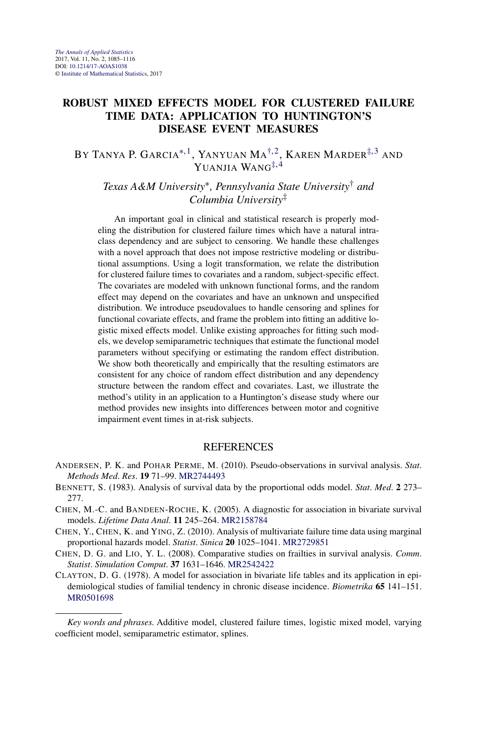*The Annals of Applied Statistics*
2017, Vol. 11, No. 2, 1085–1116
DOI: 10.1214/17-AOAS1038
© Institute of Mathematical Statistics, 2017

# ROBUST MIXED EFFECTS MODEL FOR CLUSTERED FAILURE TIME DATA: APPLICATION TO HUNTINGTON'S DISEASE EVENT MEASURES

BY TANYA P. GARCIA[*,1], YANYUAN MA[†,2], KAREN MARDER[‡,3] AND YUANJIA WANG[‡,4]

*Texas A&M University*[*], *Pennsylvania State University*[†] *and Columbia University*[‡]

An important goal in clinical and statistical research is properly modeling the distribution for clustered failure times which have a natural intraclass dependency and are subject to censoring. We handle these challenges with a novel approach that does not impose restrictive modeling or distributional assumptions. Using a logit transformation, we relate the distribution for clustered failure times to covariates and a random, subject-specific effect. The covariates are modeled with unknown functional forms, and the random effect may depend on the covariates and have an unknown and unspecified distribution. We introduce pseudovalues to handle censoring and splines for functional covariate effects, and frame the problem into fitting an additive logistic mixed effects model. Unlike existing approaches for fitting such models, we develop semiparametric techniques that estimate the functional model parameters without specifying or estimating the random effect distribution. We show both theoretically and empirically that the resulting estimators are consistent for any choice of random effect distribution and any dependency structure between the random effect and covariates. Last, we illustrate the method's utility in an application to a Huntington's disease study where our method provides new insights into differences between motor and cognitive impairment event times in at-risk subjects.

## REFERENCES

ANDERSEN, P. K. and POHAR PERME, M. (2010). Pseudo-observations in survival analysis. *Stat. Methods Med. Res.* **19** 71–99. MR2744493

BENNETT, S. (1983). Analysis of survival data by the proportional odds model. *Stat. Med.* **2** 273–277.

CHEN, M.-C. and BANDEEN-ROCHE, K. (2005). A diagnostic for association in bivariate survival models. *Lifetime Data Anal.* **11** 245–264. MR2158784

CHEN, Y., CHEN, K. and YING, Z. (2010). Analysis of multivariate failure time data using marginal proportional hazards model. *Statist. Sinica* **20** 1025–1041. MR2729851

CHEN, D. G. and LIO, Y. L. (2008). Comparative studies on frailties in survival analysis. *Comm. Statist. Simulation Comput.* **37** 1631–1646. MR2542422

CLAYTON, D. G. (1978). A model for association in bivariate life tables and its application in epidemiological studies of familial tendency in chronic disease incidence. *Biometrika* **65** 141–151. MR0501698

*Key words and phrases.* Additive model, clustered failure times, logistic mixed model, varying coefficient model, semiparametric estimator, splines.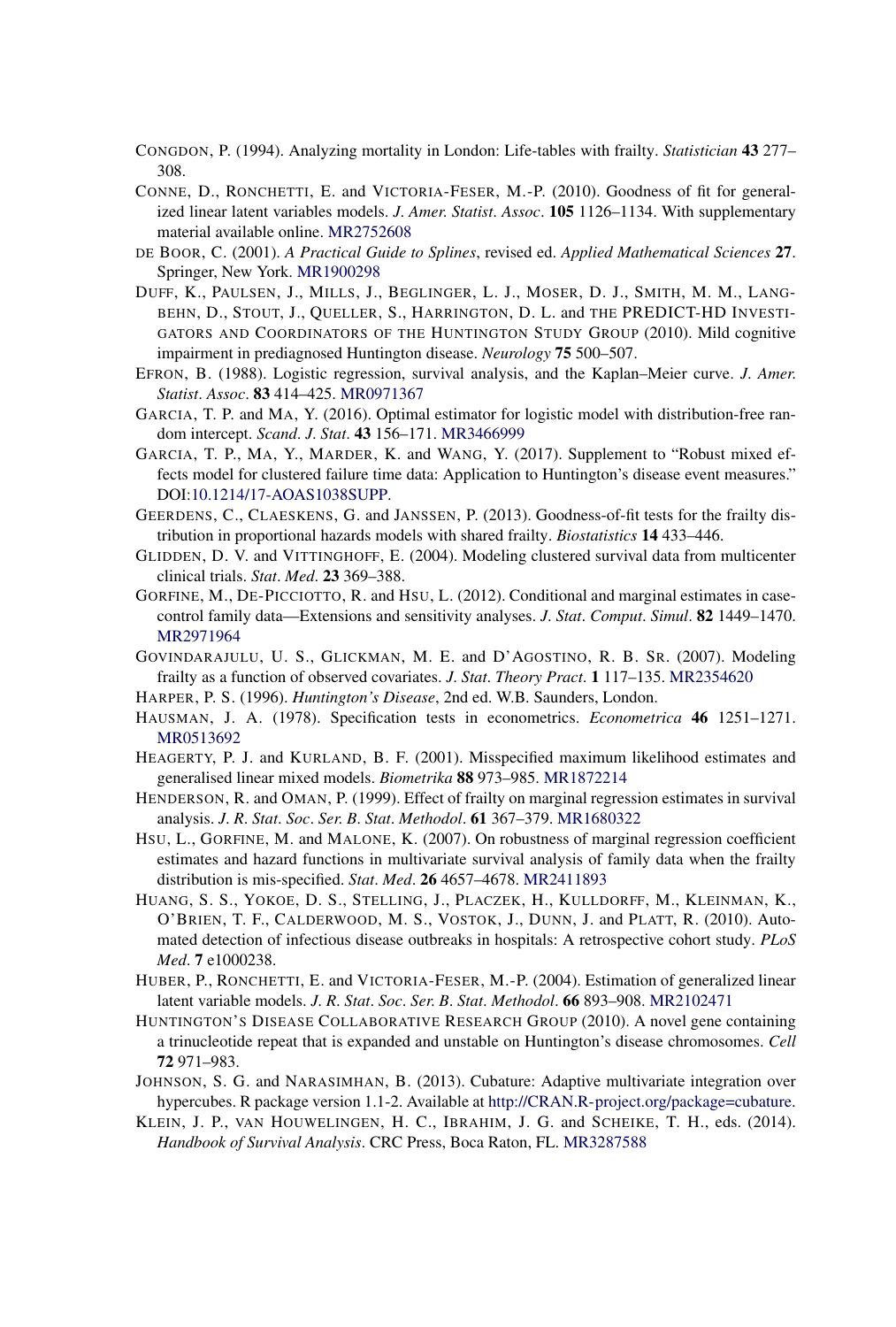CONGDON, P. (1994). Analyzing mortality in London: Life-tables with frailty. *Statistician* **43** 277–308.

CONNE, D., RONCHETTI, E. and VICTORIA-FESER, M.-P. (2010). Goodness of fit for generalized linear latent variables models. *J. Amer. Statist. Assoc.* **105** 1126–1134. With supplementary material available online. MR2752608

DE BOOR, C. (2001). *A Practical Guide to Splines*, revised ed. *Applied Mathematical Sciences* **27**. Springer, New York. MR1900298

DUFF, K., PAULSEN, J., MILLS, J., BEGLINGER, L. J., MOSER, D. J., SMITH, M. M., LANGBEHN, D., STOUT, J., QUELLER, S., HARRINGTON, D. L. and THE PREDICT-HD INVESTIGATORS AND COORDINATORS OF THE HUNTINGTON STUDY GROUP (2010). Mild cognitive impairment in prediagnosed Huntington disease. *Neurology* **75** 500–507.

EFRON, B. (1988). Logistic regression, survival analysis, and the Kaplan–Meier curve. *J. Amer. Statist. Assoc.* **83** 414–425. MR0971367

GARCIA, T. P. and MA, Y. (2016). Optimal estimator for logistic model with distribution-free random intercept. *Scand. J. Stat.* **43** 156–171. MR3466999

GARCIA, T. P., MA, Y., MARDER, K. and WANG, Y. (2017). Supplement to "Robust mixed effects model for clustered failure time data: Application to Huntington's disease event measures." DOI:10.1214/17-AOAS1038SUPP.

GEERDENS, C., CLAESKENS, G. and JANSSEN, P. (2013). Goodness-of-fit tests for the frailty distribution in proportional hazards models with shared frailty. *Biostatistics* **14** 433–446.

GLIDDEN, D. V. and VITTINGHOFF, E. (2004). Modeling clustered survival data from multicenter clinical trials. *Stat. Med.* **23** 369–388.

GORFINE, M., DE-PICCIOTTO, R. and HSU, L. (2012). Conditional and marginal estimates in case-control family data—Extensions and sensitivity analyses. *J. Stat. Comput. Simul.* **82** 1449–1470. MR2971964

GOVINDARAJULU, U. S., GLICKMAN, M. E. and D'AGOSTINO, R. B. SR. (2007). Modeling frailty as a function of observed covariates. *J. Stat. Theory Pract.* **1** 117–135. MR2354620

HARPER, P. S. (1996). *Huntington's Disease*, 2nd ed. W.B. Saunders, London.

HAUSMAN, J. A. (1978). Specification tests in econometrics. *Econometrica* **46** 1251–1271. MR0513692

HEAGERTY, P. J. and KURLAND, B. F. (2001). Misspecified maximum likelihood estimates and generalised linear mixed models. *Biometrika* **88** 973–985. MR1872214

HENDERSON, R. and OMAN, P. (1999). Effect of frailty on marginal regression estimates in survival analysis. *J. R. Stat. Soc. Ser. B. Stat. Methodol.* **61** 367–379. MR1680322

HSU, L., GORFINE, M. and MALONE, K. (2007). On robustness of marginal regression coefficient estimates and hazard functions in multivariate survival analysis of family data when the frailty distribution is mis-specified. *Stat. Med.* **26** 4657–4678. MR2411893

HUANG, S. S., YOKOE, D. S., STELLING, J., PLACZEK, H., KULLDORFF, M., KLEINMAN, K., O'BRIEN, T. F., CALDERWOOD, M. S., VOSTOK, J., DUNN, J. and PLATT, R. (2010). Automated detection of infectious disease outbreaks in hospitals: A retrospective cohort study. *PLoS Med.* **7** e1000238.

HUBER, P., RONCHETTI, E. and VICTORIA-FESER, M.-P. (2004). Estimation of generalized linear latent variable models. *J. R. Stat. Soc. Ser. B. Stat. Methodol.* **66** 893–908. MR2102471

HUNTINGTON'S DISEASE COLLABORATIVE RESEARCH GROUP (2010). A novel gene containing a trinucleotide repeat that is expanded and unstable on Huntington's disease chromosomes. *Cell* **72** 971–983.

JOHNSON, S. G. and NARASIMHAN, B. (2013). Cubature: Adaptive multivariate integration over hypercubes. R package version 1.1-2. Available at http://CRAN.R-project.org/package=cubature.

KLEIN, J. P., VAN HOUWELINGEN, H. C., IBRAHIM, J. G. and SCHEIKE, T. H., eds. (2014). *Handbook of Survival Analysis*. CRC Press, Boca Raton, FL. MR3287588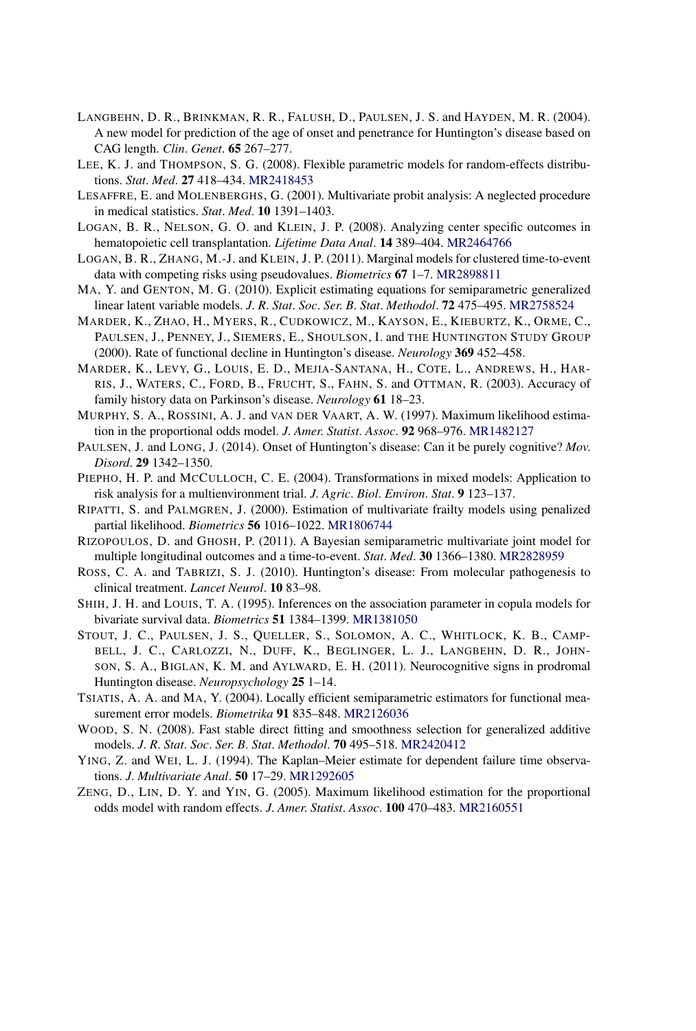LANGBEHN, D. R., BRINKMAN, R. R., FALUSH, D., PAULSEN, J. S. and HAYDEN, M. R. (2004). A new model for prediction of the age of onset and penetrance for Huntington's disease based on CAG length. *Clin. Genet.* **65** 267–277.

LEE, K. J. and THOMPSON, S. G. (2008). Flexible parametric models for random-effects distributions. *Stat. Med.* **27** 418–434. MR2418453

LESAFFRE, E. and MOLENBERGHS, G. (2001). Multivariate probit analysis: A neglected procedure in medical statistics. *Stat. Med.* **10** 1391–1403.

LOGAN, B. R., NELSON, G. O. and KLEIN, J. P. (2008). Analyzing center specific outcomes in hematopoietic cell transplantation. *Lifetime Data Anal.* **14** 389–404. MR2464766

LOGAN, B. R., ZHANG, M.-J. and KLEIN, J. P. (2011). Marginal models for clustered time-to-event data with competing risks using pseudovalues. *Biometrics* **67** 1–7. MR2898811

MA, Y. and GENTON, M. G. (2010). Explicit estimating equations for semiparametric generalized linear latent variable models. *J. R. Stat. Soc. Ser. B. Stat. Methodol.* **72** 475–495. MR2758524

MARDER, K., ZHAO, H., MYERS, R., CUDKOWICZ, M., KAYSON, E., KIEBURTZ, K., ORME, C., PAULSEN, J., PENNEY, J., SIEMERS, E., SHOULSON, I. and THE HUNTINGTON STUDY GROUP (2000). Rate of functional decline in Huntington's disease. *Neurology* **369** 452–458.

MARDER, K., LEVY, G., LOUIS, E. D., MEJIA-SANTANA, H., COTE, L., ANDREWS, H., HARRIS, J., WATERS, C., FORD, B., FRUCHT, S., FAHN, S. and OTTMAN, R. (2003). Accuracy of family history data on Parkinson's disease. *Neurology* **61** 18–23.

MURPHY, S. A., ROSSINI, A. J. and VAN DER VAART, A. W. (1997). Maximum likelihood estimation in the proportional odds model. *J. Amer. Statist. Assoc.* **92** 968–976. MR1482127

PAULSEN, J. and LONG, J. (2014). Onset of Huntington's disease: Can it be purely cognitive? *Mov. Disord.* **29** 1342–1350.

PIEPHO, H. P. and MCCULLOCH, C. E. (2004). Transformations in mixed models: Application to risk analysis for a multienvironment trial. *J. Agric. Biol. Environ. Stat.* **9** 123–137.

RIPATTI, S. and PALMGREN, J. (2000). Estimation of multivariate frailty models using penalized partial likelihood. *Biometrics* **56** 1016–1022. MR1806744

RIZOPOULOS, D. and GHOSH, P. (2011). A Bayesian semiparametric multivariate joint model for multiple longitudinal outcomes and a time-to-event. *Stat. Med.* **30** 1366–1380. MR2828959

ROSS, C. A. and TABRIZI, S. J. (2010). Huntington's disease: From molecular pathogenesis to clinical treatment. *Lancet Neurol.* **10** 83–98.

SHIH, J. H. and LOUIS, T. A. (1995). Inferences on the association parameter in copula models for bivariate survival data. *Biometrics* **51** 1384–1399. MR1381050

STOUT, J. C., PAULSEN, J. S., QUELLER, S., SOLOMON, A. C., WHITLOCK, K. B., CAMPBELL, J. C., CARLOZZI, N., DUFF, K., BEGLINGER, L. J., LANGBEHN, D. R., JOHNSON, S. A., BIGLAN, K. M. and AYLWARD, E. H. (2011). Neurocognitive signs in prodromal Huntington disease. *Neuropsychology* **25** 1–14.

TSIATIS, A. A. and MA, Y. (2004). Locally efficient semiparametric estimators for functional measurement error models. *Biometrika* **91** 835–848. MR2126036

WOOD, S. N. (2008). Fast stable direct fitting and smoothness selection for generalized additive models. *J. R. Stat. Soc. Ser. B. Stat. Methodol.* **70** 495–518. MR2420412

YING, Z. and WEI, L. J. (1994). The Kaplan–Meier estimate for dependent failure time observations. *J. Multivariate Anal.* **50** 17–29. MR1292605

ZENG, D., LIN, D. Y. and YIN, G. (2005). Maximum likelihood estimation for the proportional odds model with random effects. *J. Amer. Statist. Assoc.* **100** 470–483. MR2160551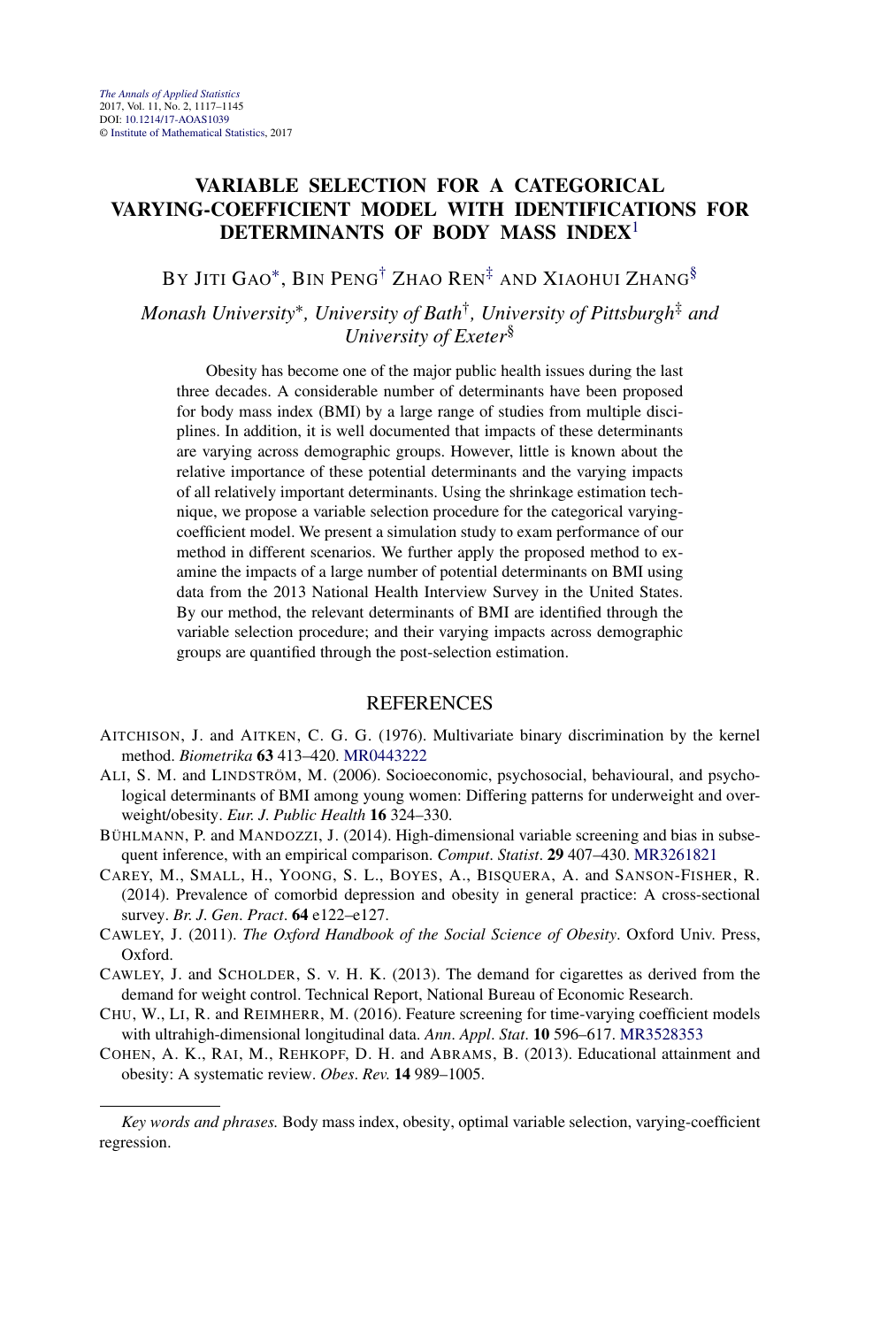*The Annals of Applied Statistics*
2017, Vol. 11, No. 2, 1117–1145
DOI: 10.1214/17-AOAS1039
© Institute of Mathematical Statistics, 2017

# VARIABLE SELECTION FOR A CATEGORICAL VARYING-COEFFICIENT MODEL WITH IDENTIFICATIONS FOR DETERMINANTS OF BODY MASS INDEX[1]

BY JITI GAO[*], BIN PENG[†] ZHAO REN[‡] AND XIAOHUI ZHANG[§]

*Monash University*[*], *University of Bath*[†], *University of Pittsburgh*[‡] *and University of Exeter*[§]

Obesity has become one of the major public health issues during the last three decades. A considerable number of determinants have been proposed for body mass index (BMI) by a large range of studies from multiple disciplines. In addition, it is well documented that impacts of these determinants are varying across demographic groups. However, little is known about the relative importance of these potential determinants and the varying impacts of all relatively important determinants. Using the shrinkage estimation technique, we propose a variable selection procedure for the categorical varying-coefficient model. We present a simulation study to exam performance of our method in different scenarios. We further apply the proposed method to examine the impacts of a large number of potential determinants on BMI using data from the 2013 National Health Interview Survey in the United States. By our method, the relevant determinants of BMI are identified through the variable selection procedure; and their varying impacts across demographic groups are quantified through the post-selection estimation.

## REFERENCES

AITCHISON, J. and AITKEN, C. G. G. (1976). Multivariate binary discrimination by the kernel method. *Biometrika* **63** 413–420. MR0443222

ALI, S. M. and LINDSTRÖM, M. (2006). Socioeconomic, psychosocial, behavioural, and psychological determinants of BMI among young women: Differing patterns for underweight and overweight/obesity. *Eur. J. Public Health* **16** 324–330.

BÜHLMANN, P. and MANDOZZI, J. (2014). High-dimensional variable screening and bias in subsequent inference, with an empirical comparison. *Comput. Statist.* **29** 407–430. MR3261821

CAREY, M., SMALL, H., YOONG, S. L., BOYES, A., BISQUERA, A. and SANSON-FISHER, R. (2014). Prevalence of comorbid depression and obesity in general practice: A cross-sectional survey. *Br. J. Gen. Pract.* **64** e122–e127.

CAWLEY, J. (2011). *The Oxford Handbook of the Social Science of Obesity*. Oxford Univ. Press, Oxford.

CAWLEY, J. and SCHOLDER, S. V. H. K. (2013). The demand for cigarettes as derived from the demand for weight control. Technical Report, National Bureau of Economic Research.

CHU, W., LI, R. and REIMHERR, M. (2016). Feature screening for time-varying coefficient models with ultrahigh-dimensional longitudinal data. *Ann. Appl. Stat.* **10** 596–617. MR3528353

COHEN, A. K., RAI, M., REHKOPF, D. H. and ABRAMS, B. (2013). Educational attainment and obesity: A systematic review. *Obes. Rev.* **14** 989–1005.

*Key words and phrases.* Body mass index, obesity, optimal variable selection, varying-coefficient regression.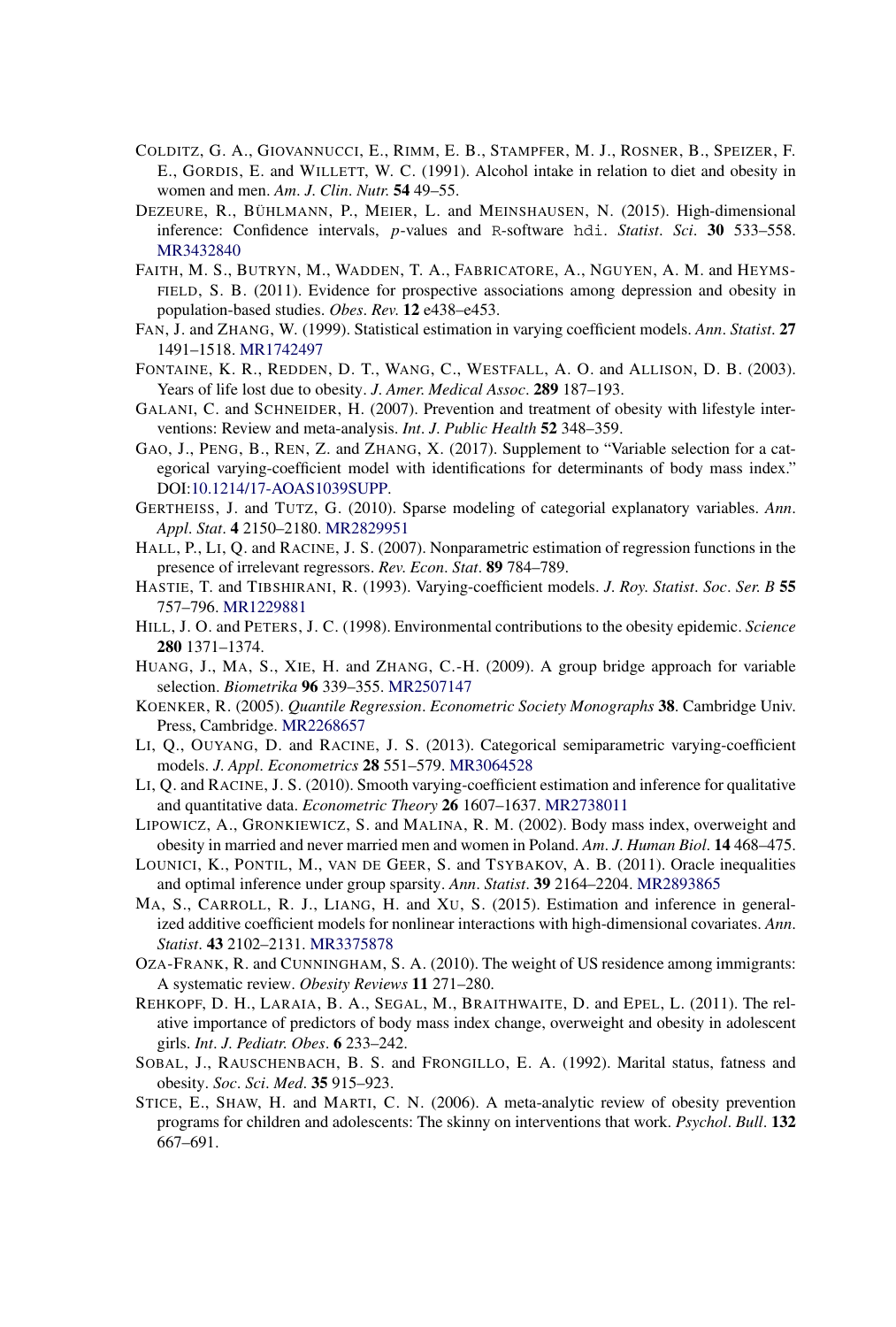COLDITZ, G. A., GIOVANNUCCI, E., RIMM, E. B., STAMPFER, M. J., ROSNER, B., SPEIZER, F. E., GORDIS, E. and WILLETT, W. C. (1991). Alcohol intake in relation to diet and obesity in women and men. *Am. J. Clin. Nutr.* **54** 49–55.

DEZEURE, R., BÜHLMANN, P., MEIER, L. and MEINSHAUSEN, N. (2015). High-dimensional inference: Confidence intervals, $p$-values and R-software hdi. *Statist. Sci.* **30** 533–558. MR3432840

FAITH, M. S., BUTRYN, M., WADDEN, T. A., FABRICATORE, A., NGUYEN, A. M. and HEYMSFIELD, S. B. (2011). Evidence for prospective associations among depression and obesity in population-based studies. *Obes. Rev.* **12** e438–e453.

FAN, J. and ZHANG, W. (1999). Statistical estimation in varying coefficient models. *Ann. Statist.* **27** 1491–1518. MR1742497

FONTAINE, K. R., REDDEN, D. T., WANG, C., WESTFALL, A. O. and ALLISON, D. B. (2003). Years of life lost due to obesity. *J. Amer. Medical Assoc.* **289** 187–193.

GALANI, C. and SCHNEIDER, H. (2007). Prevention and treatment of obesity with lifestyle interventions: Review and meta-analysis. *Int. J. Public Health* **52** 348–359.

GAO, J., PENG, B., REN, Z. and ZHANG, X. (2017). Supplement to "Variable selection for a categorical varying-coefficient model with identifications for determinants of body mass index." DOI:10.1214/17-AOAS1039SUPP.

GERTHEISS, J. and TUTZ, G. (2010). Sparse modeling of categorial explanatory variables. *Ann. Appl. Stat.* **4** 2150–2180. MR2829951

HALL, P., LI, Q. and RACINE, J. S. (2007). Nonparametric estimation of regression functions in the presence of irrelevant regressors. *Rev. Econ. Stat.* **89** 784–789.

HASTIE, T. and TIBSHIRANI, R. (1993). Varying-coefficient models. *J. Roy. Statist. Soc. Ser. B* **55** 757–796. MR1229881

HILL, J. O. and PETERS, J. C. (1998). Environmental contributions to the obesity epidemic. *Science* **280** 1371–1374.

HUANG, J., MA, S., XIE, H. and ZHANG, C.-H. (2009). A group bridge approach for variable selection. *Biometrika* **96** 339–355. MR2507147

KOENKER, R. (2005). *Quantile Regression*. *Econometric Society Monographs* **38**. Cambridge Univ. Press, Cambridge. MR2268657

LI, Q., OUYANG, D. and RACINE, J. S. (2013). Categorical semiparametric varying-coefficient models. *J. Appl. Econometrics* **28** 551–579. MR3064528

LI, Q. and RACINE, J. S. (2010). Smooth varying-coefficient estimation and inference for qualitative and quantitative data. *Econometric Theory* **26** 1607–1637. MR2738011

LIPOWICZ, A., GRONKIEWICZ, S. and MALINA, R. M. (2002). Body mass index, overweight and obesity in married and never married men and women in Poland. *Am. J. Human Biol.* **14** 468–475.

LOUNICI, K., PONTIL, M., VAN DE GEER, S. and TSYBAKOV, A. B. (2011). Oracle inequalities and optimal inference under group sparsity. *Ann. Statist.* **39** 2164–2204. MR2893865

MA, S., CARROLL, R. J., LIANG, H. and XU, S. (2015). Estimation and inference in generalized additive coefficient models for nonlinear interactions with high-dimensional covariates. *Ann. Statist.* **43** 2102–2131. MR3375878

OZA-FRANK, R. and CUNNINGHAM, S. A. (2010). The weight of US residence among immigrants: A systematic review. *Obesity Reviews* **11** 271–280.

REHKOPF, D. H., LARAIA, B. A., SEGAL, M., BRAITHWAITE, D. and EPEL, L. (2011). The relative importance of predictors of body mass index change, overweight and obesity in adolescent girls. *Int. J. Pediatr. Obes.* **6** 233–242.

SOBAL, J., RAUSCHENBACH, B. S. and FRONGILLO, E. A. (1992). Marital status, fatness and obesity. *Soc. Sci. Med.* **35** 915–923.

STICE, E., SHAW, H. and MARTI, C. N. (2006). A meta-analytic review of obesity prevention programs for children and adolescents: The skinny on interventions that work. *Psychol. Bull.* **132** 667–691.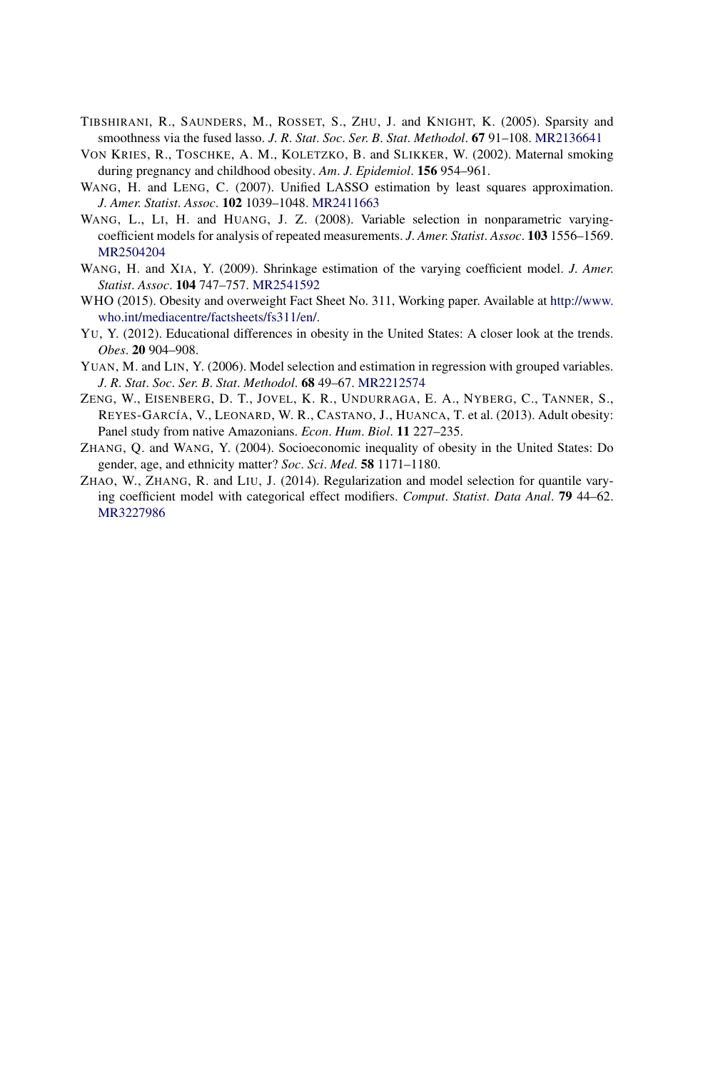TIBSHIRANI, R., SAUNDERS, M., ROSSET, S., ZHU, J. and KNIGHT, K. (2005). Sparsity and smoothness via the fused lasso. *J. R. Stat. Soc. Ser. B. Stat. Methodol.* **67** 91–108. MR2136641

VON KRIES, R., TOSCHKE, A. M., KOLETZKO, B. and SLIKKER, W. (2002). Maternal smoking during pregnancy and childhood obesity. *Am. J. Epidemiol.* **156** 954–961.

WANG, H. and LENG, C. (2007). Unified LASSO estimation by least squares approximation. *J. Amer. Statist. Assoc.* **102** 1039–1048. MR2411663

WANG, L., LI, H. and HUANG, J. Z. (2008). Variable selection in nonparametric varying-coefficient models for analysis of repeated measurements. *J. Amer. Statist. Assoc.* **103** 1556–1569. MR2504204

WANG, H. and XIA, Y. (2009). Shrinkage estimation of the varying coefficient model. *J. Amer. Statist. Assoc.* **104** 747–757. MR2541592

WHO (2015). Obesity and overweight Fact Sheet No. 311, Working paper. Available at http://www.who.int/mediacentre/factsheets/fs311/en/.

YU, Y. (2012). Educational differences in obesity in the United States: A closer look at the trends. *Obes.* **20** 904–908.

YUAN, M. and LIN, Y. (2006). Model selection and estimation in regression with grouped variables. *J. R. Stat. Soc. Ser. B. Stat. Methodol.* **68** 49–67. MR2212574

ZENG, W., EISENBERG, D. T., JOVEL, K. R., UNDURRAGA, E. A., NYBERG, C., TANNER, S., REYES-GARCÍA, V., LEONARD, W. R., CASTANO, J., HUANCA, T. et al. (2013). Adult obesity: Panel study from native Amazonians. *Econ. Hum. Biol.* **11** 227–235.

ZHANG, Q. and WANG, Y. (2004). Socioeconomic inequality of obesity in the United States: Do gender, age, and ethnicity matter? *Soc. Sci. Med.* **58** 1171–1180.

ZHAO, W., ZHANG, R. and LIU, J. (2014). Regularization and model selection for quantile varying coefficient model with categorical effect modifiers. *Comput. Statist. Data Anal.* **79** 44–62. MR3227986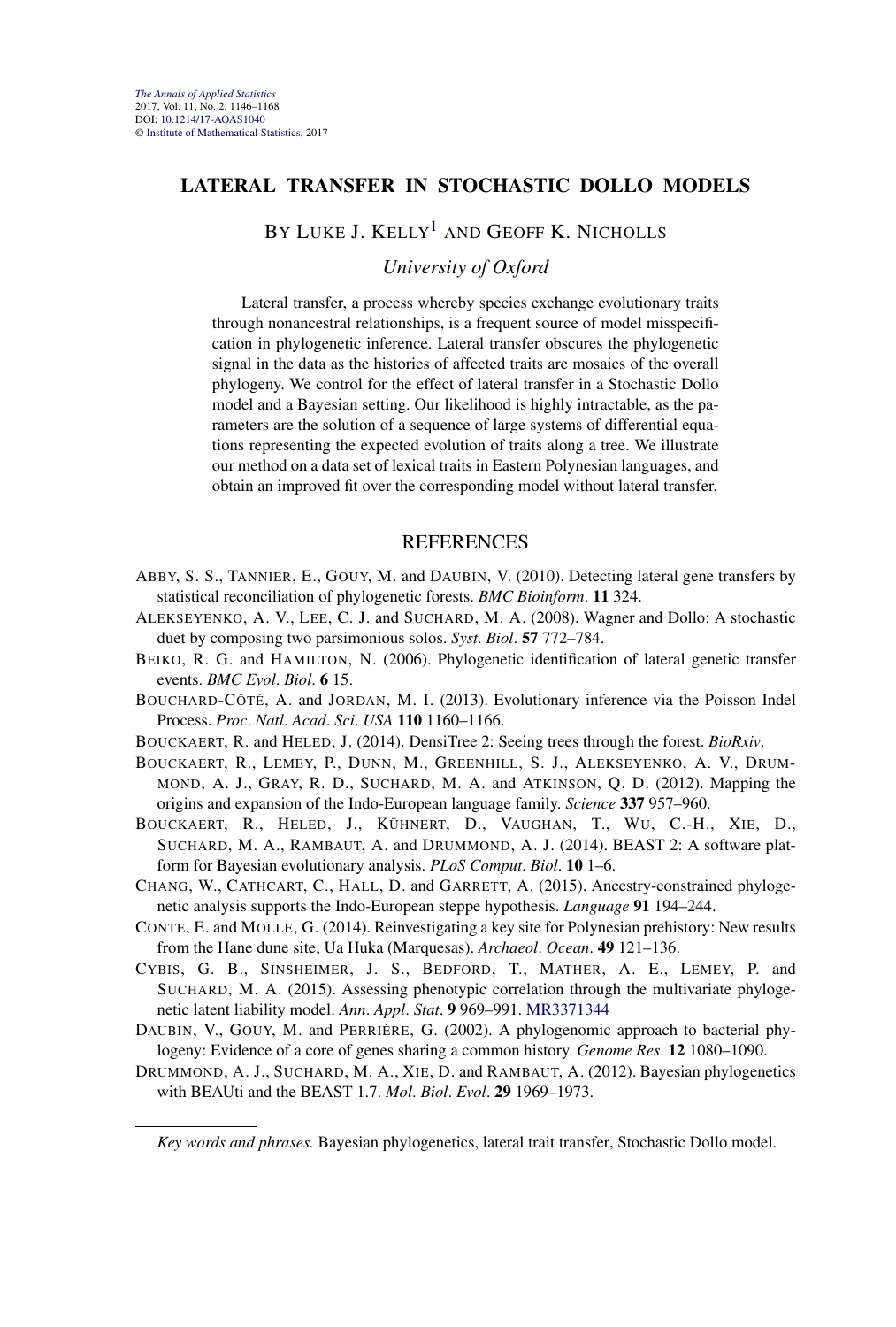# LATERAL TRANSFER IN STOCHASTIC DOLLO MODELS

BY LUKE J. KELLY[1] AND GEOFF K. NICHOLLS

*University of Oxford*

Lateral transfer, a process whereby species exchange evolutionary traits through nonancestral relationships, is a frequent source of model misspecification in phylogenetic inference. Lateral transfer obscures the phylogenetic signal in the data as the histories of affected traits are mosaics of the overall phylogeny. We control for the effect of lateral transfer in a Stochastic Dollo model and a Bayesian setting. Our likelihood is highly intractable, as the parameters are the solution of a sequence of large systems of differential equations representing the expected evolution of traits along a tree. We illustrate our method on a data set of lexical traits in Eastern Polynesian languages, and obtain an improved fit over the corresponding model without lateral transfer.

## REFERENCES

ABBY, S. S., TANNIER, E., GOUY, M. and DAUBIN, V. (2010). Detecting lateral gene transfers by statistical reconciliation of phylogenetic forests. *BMC Bioinform*. **11** 324.

ALEKSEYENKO, A. V., LEE, C. J. and SUCHARD, M. A. (2008). Wagner and Dollo: A stochastic duet by composing two parsimonious solos. *Syst*. *Biol*. **57** 772–784.

BEIKO, R. G. and HAMILTON, N. (2006). Phylogenetic identification of lateral genetic transfer events. *BMC Evol*. *Biol*. **6** 15.

BOUCHARD-CÔTÉ, A. and JORDAN, M. I. (2013). Evolutionary inference via the Poisson Indel Process. *Proc*. *Natl*. *Acad*. *Sci*. *USA* **110** 1160–1166.

BOUCKAERT, R. and HELED, J. (2014). DensiTree 2: Seeing trees through the forest. *BioRxiv*.

BOUCKAERT, R., LEMEY, P., DUNN, M., GREENHILL, S. J., ALEKSEYENKO, A. V., DRUMMOND, A. J., GRAY, R. D., SUCHARD, M. A. and ATKINSON, Q. D. (2012). Mapping the origins and expansion of the Indo-European language family. *Science* **337** 957–960.

BOUCKAERT, R., HELED, J., KÜHNERT, D., VAUGHAN, T., WU, C.-H., XIE, D., SUCHARD, M. A., RAMBAUT, A. and DRUMMOND, A. J. (2014). BEAST 2: A software platform for Bayesian evolutionary analysis. *PLoS Comput*. *Biol*. **10** 1–6.

CHANG, W., CATHCART, C., HALL, D. and GARRETT, A. (2015). Ancestry-constrained phylogenetic analysis supports the Indo-European steppe hypothesis. *Language* **91** 194–244.

CONTE, E. and MOLLE, G. (2014). Reinvestigating a key site for Polynesian prehistory: New results from the Hane dune site, Ua Huka (Marquesas). *Archaeol*. *Ocean*. **49** 121–136.

CYBIS, G. B., SINSHEIMER, J. S., BEDFORD, T., MATHER, A. E., LEMEY, P. and SUCHARD, M. A. (2015). Assessing phenotypic correlation through the multivariate phylogenetic latent liability model. *Ann*. *Appl*. *Stat*. **9** 969–991. MR3371344

DAUBIN, V., GOUY, M. and PERRIÈRE, G. (2002). A phylogenomic approach to bacterial phylogeny: Evidence of a core of genes sharing a common history. *Genome Res*. **12** 1080–1090.

DRUMMOND, A. J., SUCHARD, M. A., XIE, D. and RAMBAUT, A. (2012). Bayesian phylogenetics with BEAUti and the BEAST 1.7. *Mol*. *Biol*. *Evol*. **29** 1969–1973.

*Key words and phrases.* Bayesian phylogenetics, lateral trait transfer, Stochastic Dollo model.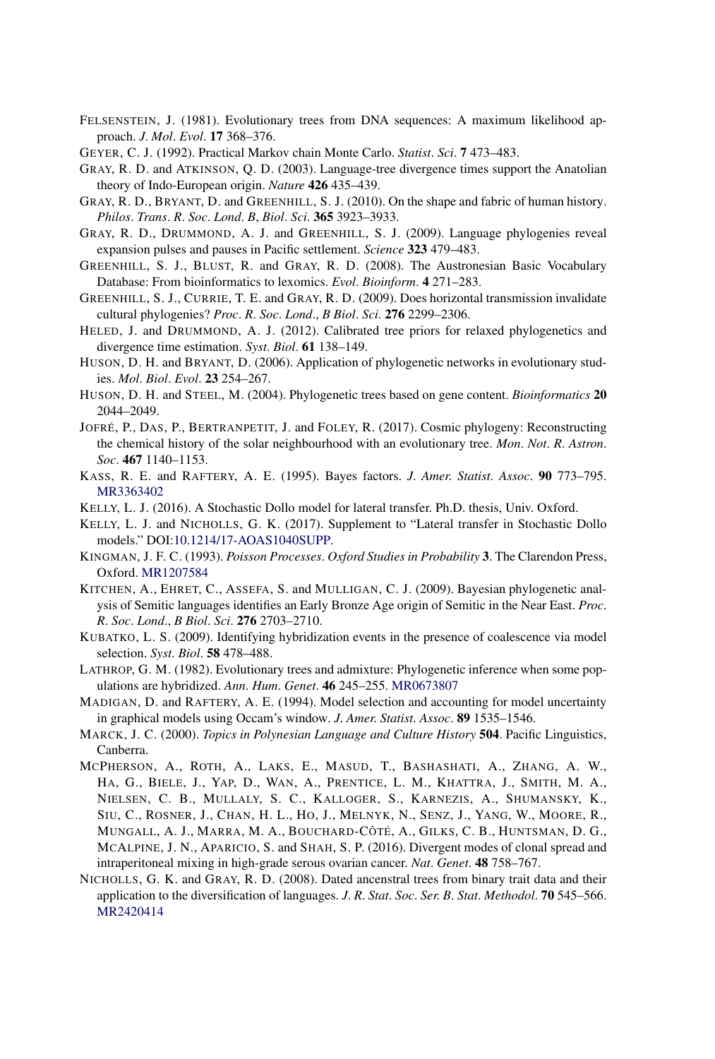FELSENSTEIN, J. (1981). Evolutionary trees from DNA sequences: A maximum likelihood approach. *J. Mol. Evol.* **17** 368–376.

GEYER, C. J. (1992). Practical Markov chain Monte Carlo. *Statist. Sci.* **7** 473–483.

GRAY, R. D. and ATKINSON, Q. D. (2003). Language-tree divergence times support the Anatolian theory of Indo-European origin. *Nature* **426** 435–439.

GRAY, R. D., BRYANT, D. and GREENHILL, S. J. (2010). On the shape and fabric of human history. *Philos. Trans. R. Soc. Lond. B, Biol. Sci.* **365** 3923–3933.

GRAY, R. D., DRUMMOND, A. J. and GREENHILL, S. J. (2009). Language phylogenies reveal expansion pulses and pauses in Pacific settlement. *Science* **323** 479–483.

GREENHILL, S. J., BLUST, R. and GRAY, R. D. (2008). The Austronesian Basic Vocabulary Database: From bioinformatics to lexomics. *Evol. Bioinform.* **4** 271–283.

GREENHILL, S. J., CURRIE, T. E. and GRAY, R. D. (2009). Does horizontal transmission invalidate cultural phylogenies? *Proc. R. Soc. Lond., B Biol. Sci.* **276** 2299–2306.

HELED, J. and DRUMMOND, A. J. (2012). Calibrated tree priors for relaxed phylogenetics and divergence time estimation. *Syst. Biol.* **61** 138–149.

HUSON, D. H. and BRYANT, D. (2006). Application of phylogenetic networks in evolutionary studies. *Mol. Biol. Evol.* **23** 254–267.

HUSON, D. H. and STEEL, M. (2004). Phylogenetic trees based on gene content. *Bioinformatics* **20** 2044–2049.

JOFRÉ, P., DAS, P., BERTRANPETIT, J. and FOLEY, R. (2017). Cosmic phylogeny: Reconstructing the chemical history of the solar neighbourhood with an evolutionary tree. *Mon. Not. R. Astron. Soc.* **467** 1140–1153.

KASS, R. E. and RAFTERY, A. E. (1995). Bayes factors. *J. Amer. Statist. Assoc.* **90** 773–795. MR3363402

KELLY, L. J. (2016). A Stochastic Dollo model for lateral transfer. Ph.D. thesis, Univ. Oxford.

KELLY, L. J. and NICHOLLS, G. K. (2017). Supplement to "Lateral transfer in Stochastic Dollo models." DOI:10.1214/17-AOAS1040SUPP.

KINGMAN, J. F. C. (1993). *Poisson Processes. Oxford Studies in Probability* **3**. The Clarendon Press, Oxford. MR1207584

KITCHEN, A., EHRET, C., ASSEFA, S. and MULLIGAN, C. J. (2009). Bayesian phylogenetic analysis of Semitic languages identifies an Early Bronze Age origin of Semitic in the Near East. *Proc. R. Soc. Lond., B Biol. Sci.* **276** 2703–2710.

KUBATKO, L. S. (2009). Identifying hybridization events in the presence of coalescence via model selection. *Syst. Biol.* **58** 478–488.

LATHROP, G. M. (1982). Evolutionary trees and admixture: Phylogenetic inference when some populations are hybridized. *Ann. Hum. Genet.* **46** 245–255. MR0673807

MADIGAN, D. and RAFTERY, A. E. (1994). Model selection and accounting for model uncertainty in graphical models using Occam's window. *J. Amer. Statist. Assoc.* **89** 1535–1546.

MARCK, J. C. (2000). *Topics in Polynesian Language and Culture History* **504**. Pacific Linguistics, Canberra.

MCPHERSON, A., ROTH, A., LAKS, E., MASUD, T., BASHASHATI, A., ZHANG, A. W., HA, G., BIELE, J., YAP, D., WAN, A., PRENTICE, L. M., KHATTRA, J., SMITH, M. A., NIELSEN, C. B., MULLALY, S. C., KALLOGER, S., KARNEZIS, A., SHUMANSKY, K., SIU, C., ROSNER, J., CHAN, H. L., HO, J., MELNYK, N., SENZ, J., YANG, W., MOORE, R., MUNGALL, A. J., MARRA, M. A., BOUCHARD-CÔTÉ, A., GILKS, C. B., HUNTSMAN, D. G., MCALPINE, J. N., APARICIO, S. and SHAH, S. P. (2016). Divergent modes of clonal spread and intraperitoneal mixing in high-grade serous ovarian cancer. *Nat. Genet.* **48** 758–767.

NICHOLLS, G. K. and GRAY, R. D. (2008). Dated ancestral trees from binary trait data and their application to the diversification of languages. *J. R. Stat. Soc. Ser. B. Stat. Methodol.* **70** 545–566. MR2420414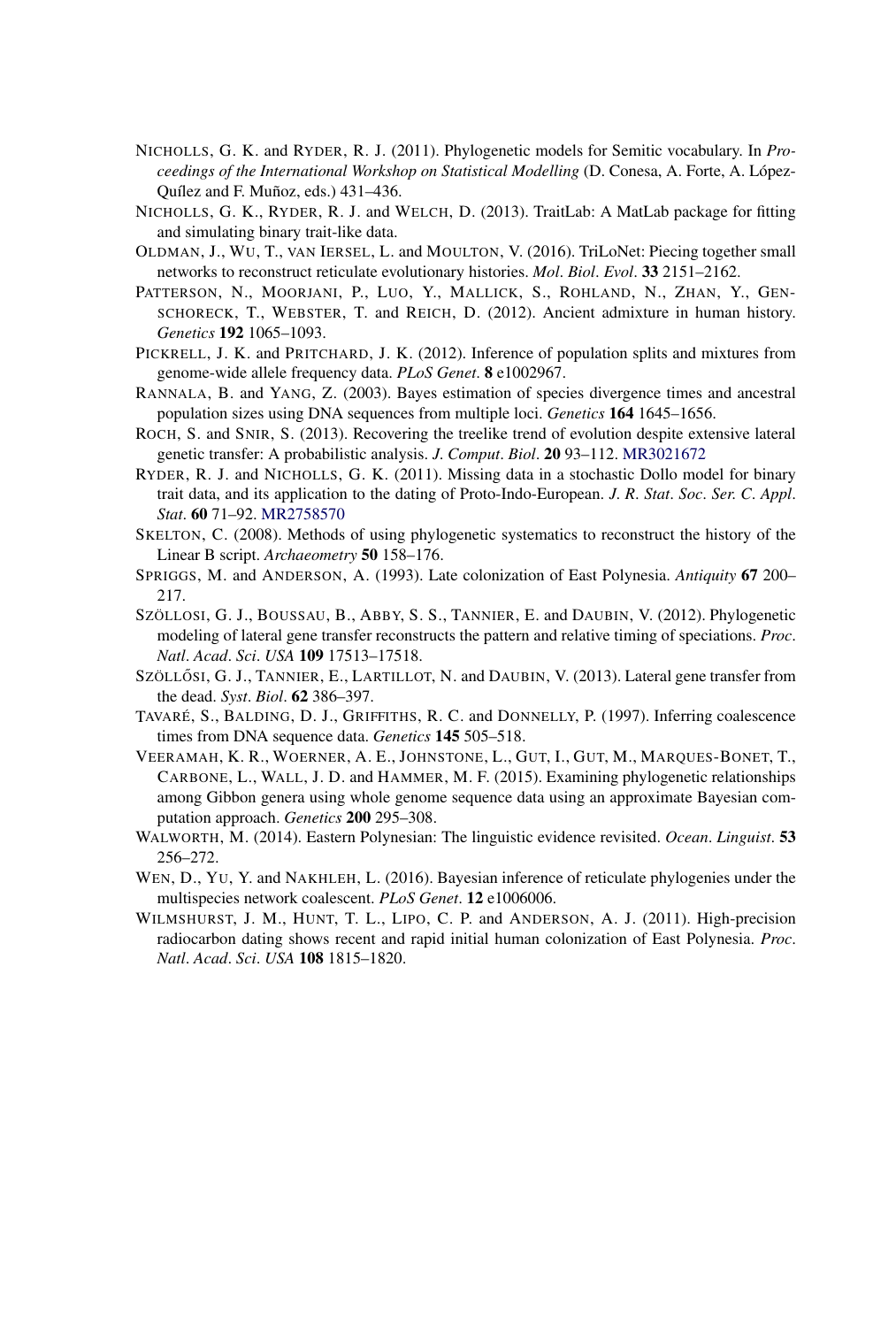NICHOLLS, G. K. and RYDER, R. J. (2011). Phylogenetic models for Semitic vocabulary. In *Proceedings of the International Workshop on Statistical Modelling* (D. Conesa, A. Forte, A. López-Quílez and F. Muñoz, eds.) 431–436.

NICHOLLS, G. K., RYDER, R. J. and WELCH, D. (2013). TraitLab: A MatLab package for fitting and simulating binary trait-like data.

OLDMAN, J., WU, T., VAN IERSEL, L. and MOULTON, V. (2016). TriLoNet: Piecing together small networks to reconstruct reticulate evolutionary histories. *Mol. Biol. Evol.* **33** 2151–2162.

PATTERSON, N., MOORJANI, P., LUO, Y., MALLICK, S., ROHLAND, N., ZHAN, Y., GENSCHORECK, T., WEBSTER, T. and REICH, D. (2012). Ancient admixture in human history. *Genetics* **192** 1065–1093.

PICKRELL, J. K. and PRITCHARD, J. K. (2012). Inference of population splits and mixtures from genome-wide allele frequency data. *PLoS Genet.* **8** e1002967.

RANNALA, B. and YANG, Z. (2003). Bayes estimation of species divergence times and ancestral population sizes using DNA sequences from multiple loci. *Genetics* **164** 1645–1656.

ROCH, S. and SNIR, S. (2013). Recovering the treelike trend of evolution despite extensive lateral genetic transfer: A probabilistic analysis. *J. Comput. Biol.* **20** 93–112. MR3021672

RYDER, R. J. and NICHOLLS, G. K. (2011). Missing data in a stochastic Dollo model for binary trait data, and its application to the dating of Proto-Indo-European. *J. R. Stat. Soc. Ser. C. Appl. Stat.* **60** 71–92. MR2758570

SKELTON, C. (2008). Methods of using phylogenetic systematics to reconstruct the history of the Linear B script. *Archaeometry* **50** 158–176.

SPRIGGS, M. and ANDERSON, A. (1993). Late colonization of East Polynesia. *Antiquity* **67** 200–217.

SZÖLLOSI, G. J., BOUSSAU, B., ABBY, S. S., TANNIER, E. and DAUBIN, V. (2012). Phylogenetic modeling of lateral gene transfer reconstructs the pattern and relative timing of speciations. *Proc. Natl. Acad. Sci. USA* **109** 17513–17518.

SZÖLLŐSI, G. J., TANNIER, E., LARTILLOT, N. and DAUBIN, V. (2013). Lateral gene transfer from the dead. *Syst. Biol.* **62** 386–397.

TAVARÉ, S., BALDING, D. J., GRIFFITHS, R. C. and DONNELLY, P. (1997). Inferring coalescence times from DNA sequence data. *Genetics* **145** 505–518.

VEERAMAH, K. R., WOERNER, A. E., JOHNSTONE, L., GUT, I., GUT, M., MARQUES-BONET, T., CARBONE, L., WALL, J. D. and HAMMER, M. F. (2015). Examining phylogenetic relationships among Gibbon genera using whole genome sequence data using an approximate Bayesian computation approach. *Genetics* **200** 295–308.

WALWORTH, M. (2014). Eastern Polynesian: The linguistic evidence revisited. *Ocean. Linguist.* **53** 256–272.

WEN, D., YU, Y. and NAKHLEH, L. (2016). Bayesian inference of reticulate phylogenies under the multispecies network coalescent. *PLoS Genet.* **12** e1006006.

WILMSHURST, J. M., HUNT, T. L., LIPO, C. P. and ANDERSON, A. J. (2011). High-precision radiocarbon dating shows recent and rapid initial human colonization of East Polynesia. *Proc. Natl. Acad. Sci. USA* **108** 1815–1820.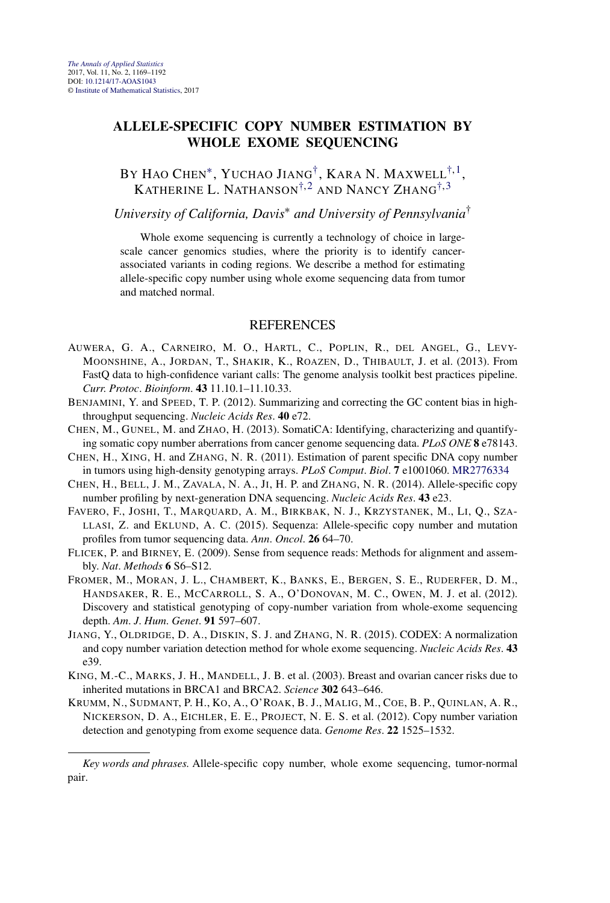*The Annals of Applied Statistics*
2017, Vol. 11, No. 2, 1169–1192
DOI: 10.1214/17-AOAS1043
© Institute of Mathematical Statistics, 2017

# ALLELE-SPECIFIC COPY NUMBER ESTIMATION BY WHOLE EXOME SEQUENCING

By Hao Chen[*], Yuchao Jiang[†], Kara N. Maxwell[†,1], Katherine L. Nathanson[†,2] and Nancy Zhang[†,3]

*University of California, Davis*[*] *and University of Pennsylvania*[†]

Whole exome sequencing is currently a technology of choice in large-scale cancer genomics studies, where the priority is to identify cancer-associated variants in coding regions. We describe a method for estimating allele-specific copy number using whole exome sequencing data from tumor and matched normal.

## REFERENCES

Auwera, G. A., Carneiro, M. O., Hartl, C., Poplin, R., del Angel, G., Levy-Moonshine, A., Jordan, T., Shakir, K., Roazen, D., Thibault, J. et al. (2013). From FastQ data to high-confidence variant calls: The genome analysis toolkit best practices pipeline. *Curr. Protoc. Bioinform.* **43** 11.10.1–11.10.33.

Benjamini, Y. and Speed, T. P. (2012). Summarizing and correcting the GC content bias in high-throughput sequencing. *Nucleic Acids Res.* **40** e72.

Chen, M., Gunel, M. and Zhao, H. (2013). SomatiCA: Identifying, characterizing and quantifying somatic copy number aberrations from cancer genome sequencing data. *PLoS ONE* **8** e78143.

Chen, H., Xing, H. and Zhang, N. R. (2011). Estimation of parent specific DNA copy number in tumors using high-density genotyping arrays. *PLoS Comput. Biol.* **7** e1001060. MR2776334

Chen, H., Bell, J. M., Zavala, N. A., Ji, H. P. and Zhang, N. R. (2014). Allele-specific copy number profiling by next-generation DNA sequencing. *Nucleic Acids Res.* **43** e23.

Favero, F., Joshi, T., Marquard, A. M., Birkbak, N. J., Krzystanek, M., Li, Q., Szallasi, Z. and Eklund, A. C. (2015). Sequenza: Allele-specific copy number and mutation profiles from tumor sequencing data. *Ann. Oncol.* **26** 64–70.

Flicek, P. and Birney, E. (2009). Sense from sequence reads: Methods for alignment and assembly. *Nat. Methods* **6** S6–S12.

Fromer, M., Moran, J. L., Chambert, K., Banks, E., Bergen, S. E., Ruderfer, D. M., Handsaker, R. E., McCarroll, S. A., O'Donovan, M. C., Owen, M. J. et al. (2012). Discovery and statistical genotyping of copy-number variation from whole-exome sequencing depth. *Am. J. Hum. Genet.* **91** 597–607.

Jiang, Y., Oldridge, D. A., Diskin, S. J. and Zhang, N. R. (2015). CODEX: A normalization and copy number variation detection method for whole exome sequencing. *Nucleic Acids Res.* **43** e39.

King, M.-C., Marks, J. H., Mandell, J. B. et al. (2003). Breast and ovarian cancer risks due to inherited mutations in BRCA1 and BRCA2. *Science* **302** 643–646.

Krumm, N., Sudmant, P. H., Ko, A., O'Roak, B. J., Malig, M., Coe, B. P., Quinlan, A. R., Nickerson, D. A., Eichler, E. E., Project, N. E. S. et al. (2012). Copy number variation detection and genotyping from exome sequence data. *Genome Res.* **22** 1525–1532.

---

*Key words and phrases.* Allele-specific copy number, whole exome sequencing, tumor-normal pair.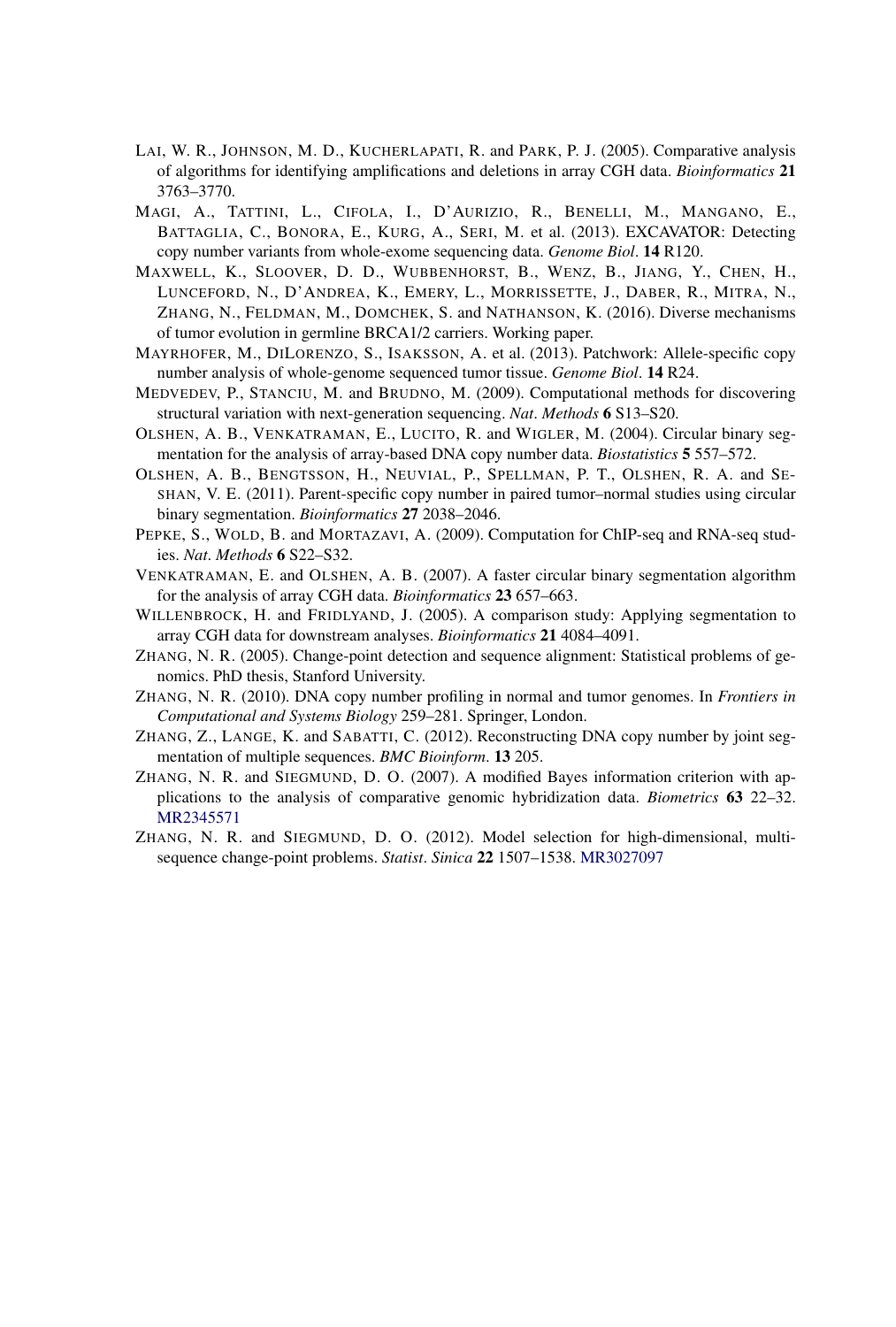LAI, W. R., JOHNSON, M. D., KUCHERLAPATI, R. and PARK, P. J. (2005). Comparative analysis of algorithms for identifying amplifications and deletions in array CGH data. *Bioinformatics* **21** 3763–3770.

MAGI, A., TATTINI, L., CIFOLA, I., D'AURIZIO, R., BENELLI, M., MANGANO, E., BATTAGLIA, C., BONORA, E., KURG, A., SERI, M. et al. (2013). EXCAVATOR: Detecting copy number variants from whole-exome sequencing data. *Genome Biol*. **14** R120.

MAXWELL, K., SLOOVER, D. D., WUBBENHORST, B., WENZ, B., JIANG, Y., CHEN, H., LUNCEFORD, N., D'ANDREA, K., EMERY, L., MORRISSETTE, J., DABER, R., MITRA, N., ZHANG, N., FELDMAN, M., DOMCHEK, S. and NATHANSON, K. (2016). Diverse mechanisms of tumor evolution in germline BRCA1/2 carriers. Working paper.

MAYRHOFER, M., DILORENZO, S., ISAKSSON, A. et al. (2013). Patchwork: Allele-specific copy number analysis of whole-genome sequenced tumor tissue. *Genome Biol*. **14** R24.

MEDVEDEV, P., STANCIU, M. and BRUDNO, M. (2009). Computational methods for discovering structural variation with next-generation sequencing. *Nat. Methods* **6** S13–S20.

OLSHEN, A. B., VENKATRAMAN, E., LUCITO, R. and WIGLER, M. (2004). Circular binary segmentation for the analysis of array-based DNA copy number data. *Biostatistics* **5** 557–572.

OLSHEN, A. B., BENGTSSON, H., NEUVIAL, P., SPELLMAN, P. T., OLSHEN, R. A. and SESHAN, V. E. (2011). Parent-specific copy number in paired tumor–normal studies using circular binary segmentation. *Bioinformatics* **27** 2038–2046.

PEPKE, S., WOLD, B. and MORTAZAVI, A. (2009). Computation for ChIP-seq and RNA-seq studies. *Nat. Methods* **6** S22–S32.

VENKATRAMAN, E. and OLSHEN, A. B. (2007). A faster circular binary segmentation algorithm for the analysis of array CGH data. *Bioinformatics* **23** 657–663.

WILLENBROCK, H. and FRIDLYAND, J. (2005). A comparison study: Applying segmentation to array CGH data for downstream analyses. *Bioinformatics* **21** 4084–4091.

ZHANG, N. R. (2005). Change-point detection and sequence alignment: Statistical problems of genomics. PhD thesis, Stanford University.

ZHANG, N. R. (2010). DNA copy number profiling in normal and tumor genomes. In *Frontiers in Computational and Systems Biology* 259–281. Springer, London.

ZHANG, Z., LANGE, K. and SABATTI, C. (2012). Reconstructing DNA copy number by joint segmentation of multiple sequences. *BMC Bioinform*. **13** 205.

ZHANG, N. R. and SIEGMUND, D. O. (2007). A modified Bayes information criterion with applications to the analysis of comparative genomic hybridization data. *Biometrics* **63** 22–32. MR2345571

ZHANG, N. R. and SIEGMUND, D. O. (2012). Model selection for high-dimensional, multi-sequence change-point problems. *Statist. Sinica* **22** 1507–1538. MR3027097